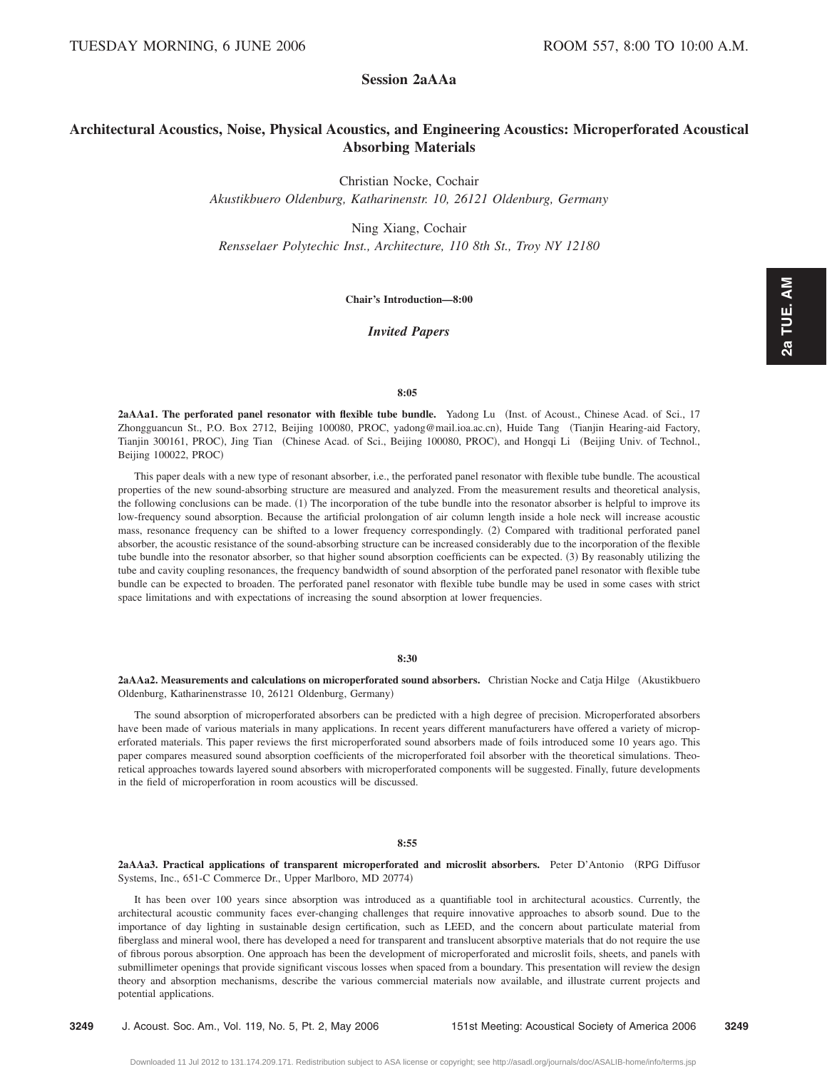# Session 2aAAa

## Architectural Acoustics, Noise, Physical Acoustics, and Engineering Acoustics: Microperforated Acoustical Absorbing Materials

Christian Nocke, Cochair
*Akustikbuero Oldenburg, Katharinenstr. 10, 26121 Oldenburg, Germany*

Ning Xiang, Cochair
*Rensselaer Polytechic Inst., Architecture, 110 8th St., Troy NY 12180*

**Chair's Introduction—8:00**

### *Invited Papers*

**8:05**

**2aAAa1. The perforated panel resonator with flexible tube bundle.** Yadong Lu (Inst. of Acoust., Chinese Acad. of Sci., 17 Zhongguancun St., P.O. Box 2712, Beijing 100080, PROC, yadong@mail.ioa.ac.cn), Huide Tang (Tianjin Hearing-aid Factory, Tianjin 300161, PROC), Jing Tian (Chinese Acad. of Sci., Beijing 100080, PROC), and Hongqi Li (Beijing Univ. of Technol., Beijing 100022, PROC)

This paper deals with a new type of resonant absorber, i.e., the perforated panel resonator with flexible tube bundle. The acoustical properties of the new sound-absorbing structure are measured and analyzed. From the measurement results and theoretical analysis, the following conclusions can be made. (1) The incorporation of the tube bundle into the resonator absorber is helpful to improve its low-frequency sound absorption. Because the artificial prolongation of air column length inside a hole neck will increase acoustic mass, resonance frequency can be shifted to a lower frequency correspondingly. (2) Compared with traditional perforated panel absorber, the acoustic resistance of the sound-absorbing structure can be increased considerably due to the incorporation of the flexible tube bundle into the resonator absorber, so that higher sound absorption coefficients can be expected. (3) By reasonably utilizing the tube and cavity coupling resonances, the frequency bandwidth of sound absorption of the perforated panel resonator with flexible tube bundle can be expected to broaden. The perforated panel resonator with flexible tube bundle may be used in some cases with strict space limitations and with expectations of increasing the sound absorption at lower frequencies.

**8:30**

**2aAAa2. Measurements and calculations on microperforated sound absorbers.** Christian Nocke and Catja Hilge (Akustikbuero Oldenburg, Katharinenstrasse 10, 26121 Oldenburg, Germany)

The sound absorption of microperforated absorbers can be predicted with a high degree of precision. Microperforated absorbers have been made of various materials in many applications. In recent years different manufacturers have offered a variety of microperforated materials. This paper reviews the first microperforated sound absorbers made of foils introduced some 10 years ago. This paper compares measured sound absorption coefficients of the microperforated foil absorber with the theoretical simulations. Theoretical approaches towards layered sound absorbers with microperforated components will be suggested. Finally, future developments in the field of microperforation in room acoustics will be discussed.

**8:55**

**2aAAa3. Practical applications of transparent microperforated and microslit absorbers.** Peter D'Antonio (RPG Diffusor Systems, Inc., 651-C Commerce Dr., Upper Marlboro, MD 20774)

It has been over 100 years since absorption was introduced as a quantifiable tool in architectural acoustics. Currently, the architectural acoustic community faces ever-changing challenges that require innovative approaches to absorb sound. Due to the importance of day lighting in sustainable design certification, such as LEED, and the concern about particulate material from fiberglass and mineral wool, there has developed a need for transparent and translucent absorptive materials that do not require the use of fibrous porous absorption. One approach has been the development of microperforated and microslit foils, sheets, and panels with submillimeter openings that provide significant viscous losses when spaced from a boundary. This presentation will review the design theory and absorption mechanisms, describe the various commercial materials now available, and illustrate current projects and potential applications.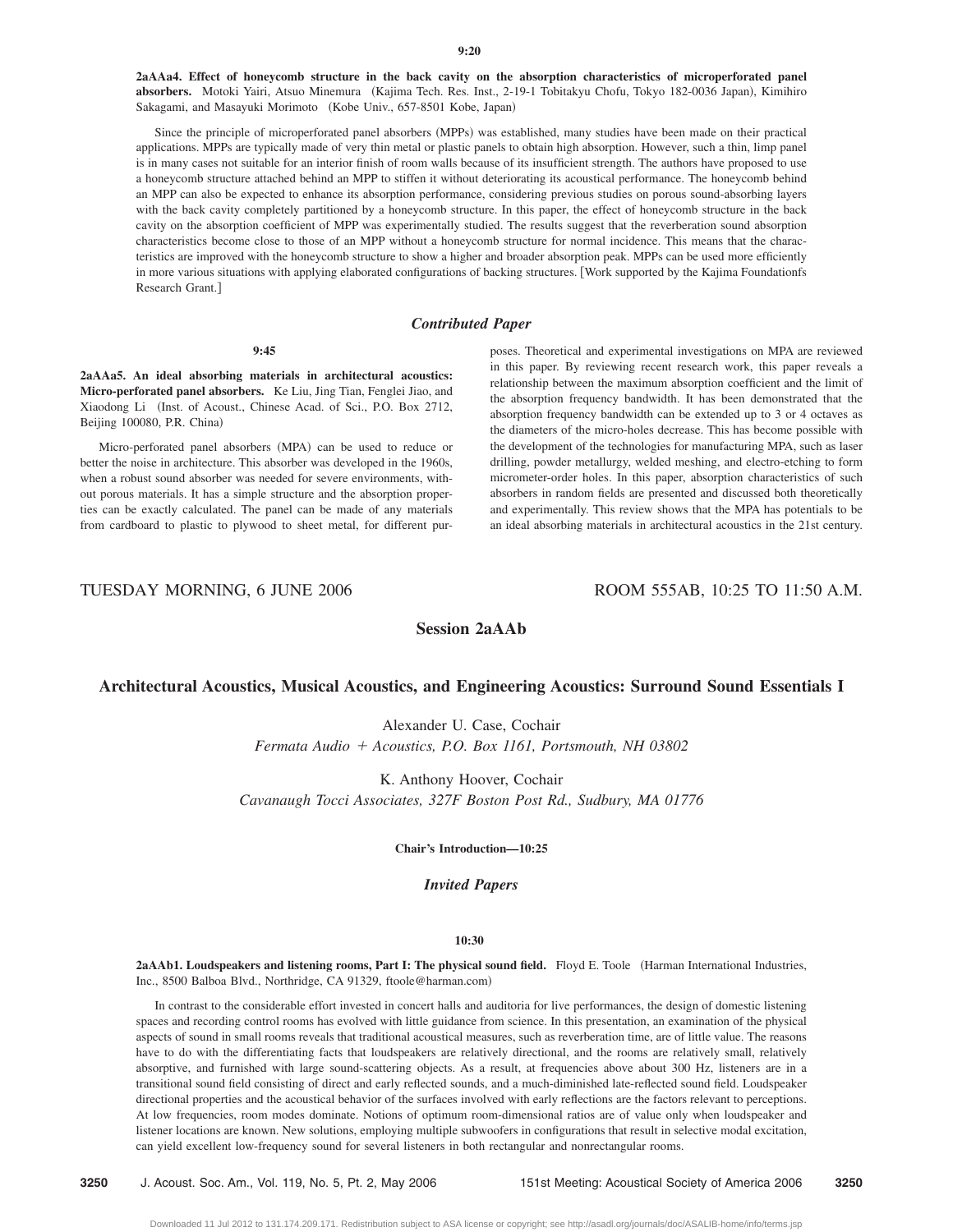**9:20**

**2aAAa4. Effect of honeycomb structure in the back cavity on the absorption characteristics of microperforated panel absorbers.** Motoki Yairi, Atsuo Minemura (Kajima Tech. Res. Inst., 2-19-1 Tobitakyu Chofu, Tokyo 182-0036 Japan), Kimihiro Sakagami, and Masayuki Morimoto (Kobe Univ., 657-8501 Kobe, Japan)

Since the principle of microperforated panel absorbers (MPPs) was established, many studies have been made on their practical applications. MPPs are typically made of very thin metal or plastic panels to obtain high absorption. However, such a thin, limp panel is in many cases not suitable for an interior finish of room walls because of its insufficient strength. The authors have proposed to use a honeycomb structure attached behind an MPP to stiffen it without deteriorating its acoustical performance. The honeycomb behind an MPP can also be expected to enhance its absorption performance, considering previous studies on porous sound-absorbing layers with the back cavity completely partitioned by a honeycomb structure. In this paper, the effect of honeycomb structure in the back cavity on the absorption coefficient of MPP was experimentally studied. The results suggest that the reverberation sound absorption characteristics become close to those of an MPP without a honeycomb structure for normal incidence. This means that the characteristics are improved with the honeycomb structure to show a higher and broader absorption peak. MPPs can be used more efficiently in more various situations with applying elaborated configurations of backing structures. [Work supported by the Kajima Foundationfs Research Grant.]

### *Contributed Paper*

**9:45**

**2aAAa5. An ideal absorbing materials in architectural acoustics: Micro-perforated panel absorbers.** Ke Liu, Jing Tian, Fenglei Jiao, and Xiaodong Li (Inst. of Acoust., Chinese Acad. of Sci., P.O. Box 2712, Beijing 100080, P.R. China)

Micro-perforated panel absorbers (MPA) can be used to reduce or better the noise in architecture. This absorber was developed in the 1960s, when a robust sound absorber was needed for severe environments, without porous materials. It has a simple structure and the absorption properties can be exactly calculated. The panel can be made of any materials from cardboard to plastic to plywood to sheet metal, for different purposes. Theoretical and experimental investigations on MPA are reviewed in this paper. By reviewing recent research work, this paper reveals a relationship between the maximum absorption coefficient and the limit of the absorption frequency bandwidth. It has been demonstrated that the absorption frequency bandwidth can be extended up to 3 or 4 octaves as the diameters of the micro-holes decrease. This has become possible with the development of the technologies for manufacturing MPA, such as laser drilling, powder metallurgy, welded meshing, and electro-etching to form micrometer-order holes. In this paper, absorption characteristics of such absorbers in random fields are presented and discussed both theoretically and experimentally. This review shows that the MPA has potentials to be an ideal absorbing materials in architectural acoustics in the 21st century.

TUESDAY MORNING, 6 JUNE 2006 — ROOM 555AB, 10:25 TO 11:50 A.M.

## Session 2aAAb

## Architectural Acoustics, Musical Acoustics, and Engineering Acoustics: Surround Sound Essentials I

Alexander U. Case, Cochair
*Fermata Audio + Acoustics, P.O. Box 1161, Portsmouth, NH 03802*

K. Anthony Hoover, Cochair
*Cavanaugh Tocci Associates, 327F Boston Post Rd., Sudbury, MA 01776*

**Chair's Introduction—10:25**

### *Invited Papers*

**10:30**

**2aAAb1. Loudspeakers and listening rooms, Part I: The physical sound field.** Floyd E. Toole (Harman International Industries, Inc., 8500 Balboa Blvd., Northridge, CA 91329, ftoole@harman.com)

In contrast to the considerable effort invested in concert halls and auditoria for live performances, the design of domestic listening spaces and recording control rooms has evolved with little guidance from science. In this presentation, an examination of the physical aspects of sound in small rooms reveals that traditional acoustical measures, such as reverberation time, are of little value. The reasons have to do with the differentiating facts that loudspeakers are relatively directional, and the rooms are relatively small, relatively absorptive, and furnished with large sound-scattering objects. As a result, at frequencies above about 300 Hz, listeners are in a transitional sound field consisting of direct and early reflected sounds, and a much-diminished late-reflected sound field. Loudspeaker directional properties and the acoustical behavior of the surfaces involved with early reflections are the factors relevant to perceptions. At low frequencies, room modes dominate. Notions of optimum room-dimensional ratios are of value only when loudspeaker and listener locations are known. New solutions, employing multiple subwoofers in configurations that result in selective modal excitation, can yield excellent low-frequency sound for several listeners in both rectangular and nonrectangular rooms.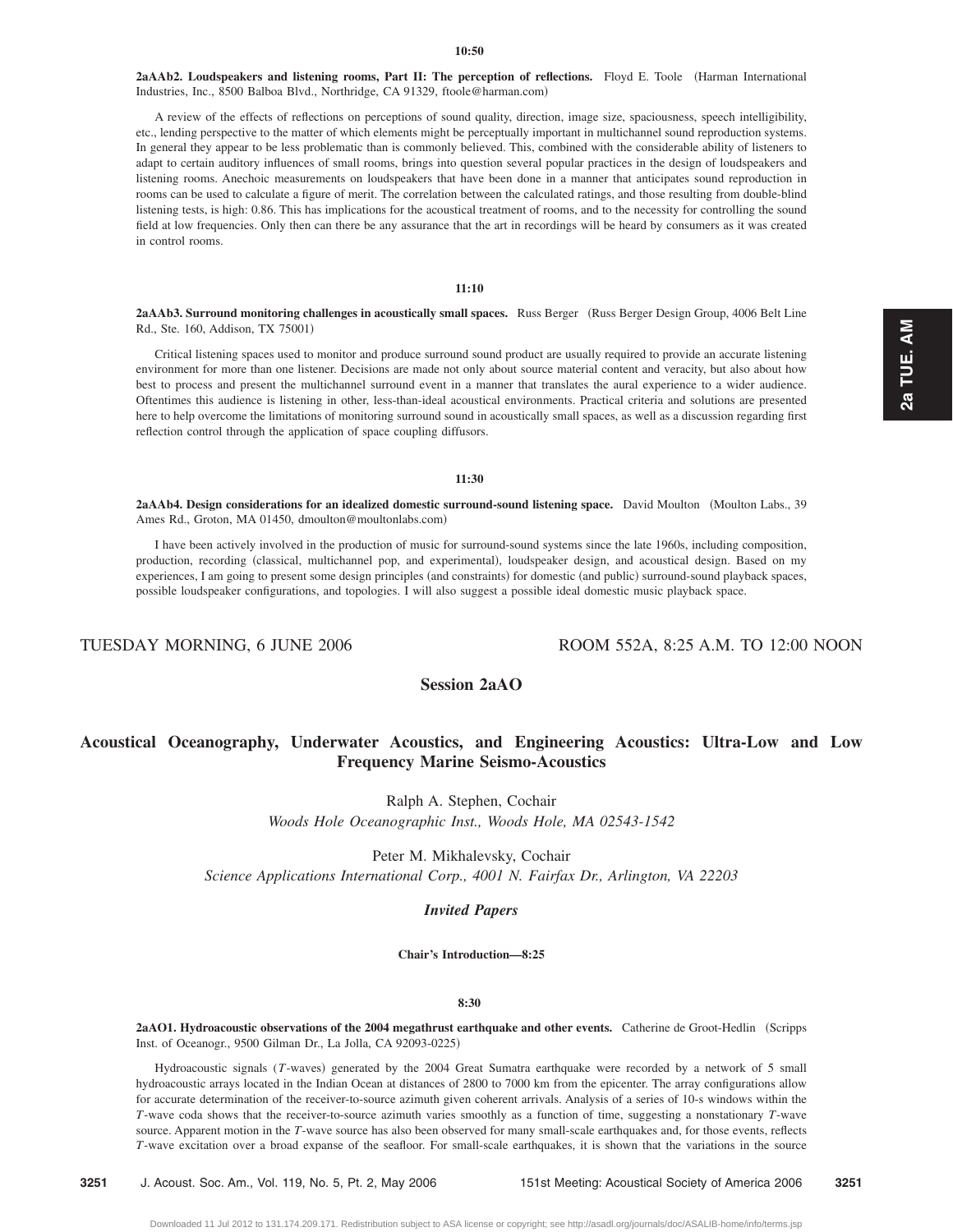**10:50**

**2aAAb2. Loudspeakers and listening rooms, Part II: The perception of reflections.** Floyd E. Toole (Harman International Industries, Inc., 8500 Balboa Blvd., Northridge, CA 91329, ftoole@harman.com)

A review of the effects of reflections on perceptions of sound quality, direction, image size, spaciousness, speech intelligibility, etc., lending perspective to the matter of which elements might be perceptually important in multichannel sound reproduction systems. In general they appear to be less problematic than is commonly believed. This, combined with the considerable ability of listeners to adapt to certain auditory influences of small rooms, brings into question several popular practices in the design of loudspeakers and listening rooms. Anechoic measurements on loudspeakers that have been done in a manner that anticipates sound reproduction in rooms can be used to calculate a figure of merit. The correlation between the calculated ratings, and those resulting from double-blind listening tests, is high: 0.86. This has implications for the acoustical treatment of rooms, and to the necessity for controlling the sound field at low frequencies. Only then can there be any assurance that the art in recordings will be heard by consumers as it was created in control rooms.

**11:10**

**2aAAb3. Surround monitoring challenges in acoustically small spaces.** Russ Berger (Russ Berger Design Group, 4006 Belt Line Rd., Ste. 160, Addison, TX 75001)

Critical listening spaces used to monitor and produce surround sound product are usually required to provide an accurate listening environment for more than one listener. Decisions are made not only about source material content and veracity, but also about how best to process and present the multichannel surround event in a manner that translates the aural experience to a wider audience. Oftentimes this audience is listening in other, less-than-ideal acoustical environments. Practical criteria and solutions are presented here to help overcome the limitations of monitoring surround sound in acoustically small spaces, as well as a discussion regarding first reflection control through the application of space coupling diffusors.

**11:30**

**2aAAb4. Design considerations for an idealized domestic surround-sound listening space.** David Moulton (Moulton Labs., 39 Ames Rd., Groton, MA 01450, dmoulton@moultonlabs.com)

I have been actively involved in the production of music for surround-sound systems since the late 1960s, including composition, production, recording (classical, multichannel pop, and experimental), loudspeaker design, and acoustical design. Based on my experiences, I am going to present some design principles (and constraints) for domestic (and public) surround-sound playback spaces, possible loudspeaker configurations, and topologies. I will also suggest a possible ideal domestic music playback space.

TUESDAY MORNING, 6 JUNE 2006 ROOM 552A, 8:25 A.M. TO 12:00 NOON

## Session 2aAO

## Acoustical Oceanography, Underwater Acoustics, and Engineering Acoustics: Ultra-Low and Low Frequency Marine Seismo-Acoustics

Ralph A. Stephen, Cochair
*Woods Hole Oceanographic Inst., Woods Hole, MA 02543-1542*

Peter M. Mikhalevsky, Cochair
*Science Applications International Corp., 4001 N. Fairfax Dr., Arlington, VA 22203*

### *Invited Papers*

**Chair's Introduction—8:25**

**8:30**

**2aAO1. Hydroacoustic observations of the 2004 megathrust earthquake and other events.** Catherine de Groot-Hedlin (Scripps Inst. of Oceanogr., 9500 Gilman Dr., La Jolla, CA 92093-0225)

Hydroacoustic signals ($T$-waves) generated by the 2004 Great Sumatra earthquake were recorded by a network of 5 small hydroacoustic arrays located in the Indian Ocean at distances of 2800 to 7000 km from the epicenter. The array configurations allow for accurate determination of the receiver-to-source azimuth given coherent arrivals. Analysis of a series of 10-s windows within the $T$-wave coda shows that the receiver-to-source azimuth varies smoothly as a function of time, suggesting a nonstationary $T$-wave source. Apparent motion in the $T$-wave source has also been observed for many small-scale earthquakes and, for those events, reflects $T$-wave excitation over a broad expanse of the seafloor. For small-scale earthquakes, it is shown that the variations in the source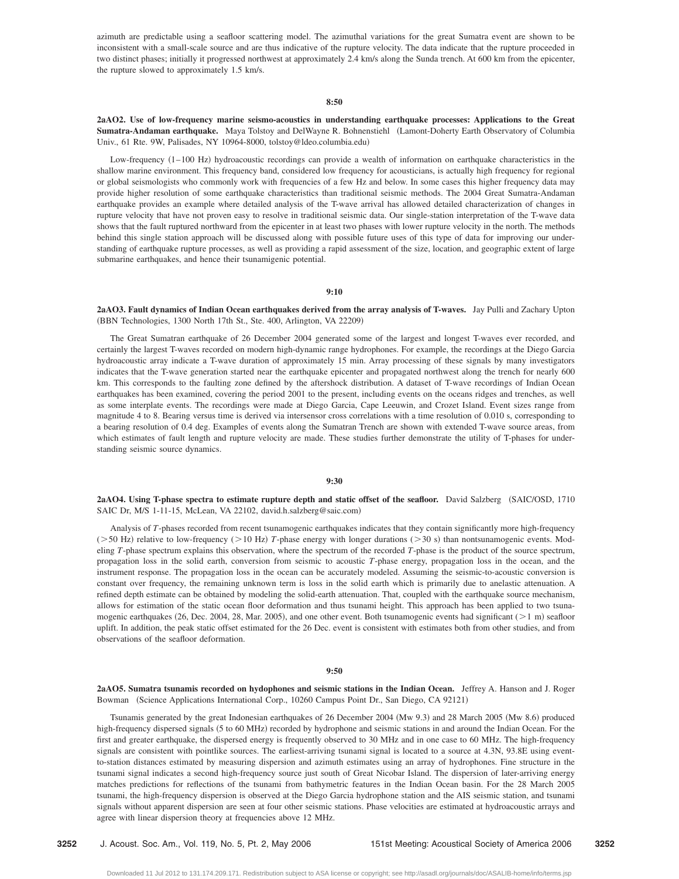azimuth are predictable using a seafloor scattering model. The azimuthal variations for the great Sumatra event are shown to be inconsistent with a small-scale source and are thus indicative of the rupture velocity. The data indicate that the rupture proceeded in two distinct phases; initially it progressed northwest at approximately 2.4 km/s along the Sunda trench. At 600 km from the epicenter, the rupture slowed to approximately 1.5 km/s.

**8:50**

**2aAO2. Use of low-frequency marine seismo-acoustics in understanding earthquake processes: Applications to the Great Sumatra-Andaman earthquake.** Maya Tolstoy and DelWayne R. Bohnenstiehl (Lamont-Doherty Earth Observatory of Columbia Univ., 61 Rte. 9W, Palisades, NY 10964-8000, tolstoy@ldeo.columbia.edu)

Low-frequency (1–100 Hz) hydroacoustic recordings can provide a wealth of information on earthquake characteristics in the shallow marine environment. This frequency band, considered low frequency for acousticians, is actually high frequency for regional or global seismologists who commonly work with frequencies of a few Hz and below. In some cases this higher frequency data may provide higher resolution of some earthquake characteristics than traditional seismic methods. The 2004 Great Sumatra-Andaman earthquake provides an example where detailed analysis of the T-wave arrival has allowed detailed characterization of changes in rupture velocity that have not proven easy to resolve in traditional seismic data. Our single-station interpretation of the T-wave data shows that the fault ruptured northward from the epicenter in at least two phases with lower rupture velocity in the north. The methods behind this single station approach will be discussed along with possible future uses of this type of data for improving our understanding of earthquake rupture processes, as well as providing a rapid assessment of the size, location, and geographic extent of large submarine earthquakes, and hence their tsunamigenic potential.

**9:10**

**2aAO3. Fault dynamics of Indian Ocean earthquakes derived from the array analysis of T-waves.** Jay Pulli and Zachary Upton (BBN Technologies, 1300 North 17th St., Ste. 400, Arlington, VA 22209)

The Great Sumatran earthquake of 26 December 2004 generated some of the largest and longest T-waves ever recorded, and certainly the largest T-waves recorded on modern high-dynamic range hydrophones. For example, the recordings at the Diego Garcia hydroacoustic array indicate a T-wave duration of approximately 15 min. Array processing of these signals by many investigators indicates that the T-wave generation started near the earthquake epicenter and propagated northwest along the trench for nearly 600 km. This corresponds to the faulting zone defined by the aftershock distribution. A dataset of T-wave recordings of Indian Ocean earthquakes has been examined, covering the period 2001 to the present, including events on the oceans ridges and trenches, as well as some interplate events. The recordings were made at Diego Garcia, Cape Leeuwin, and Crozet Island. Event sizes range from magnitude 4 to 8. Bearing versus time is derived via intersensor cross correlations with a time resolution of 0.010 s, corresponding to a bearing resolution of 0.4 deg. Examples of events along the Sumatran Trench are shown with extended T-wave source areas, from which estimates of fault length and rupture velocity are made. These studies further demonstrate the utility of T-phases for understanding seismic source dynamics.

**9:30**

**2aAO4. Using T-phase spectra to estimate rupture depth and static offset of the seafloor.** David Salzberg (SAIC/OSD, 1710 SAIC Dr, M/S 1-11-15, McLean, VA 22102, david.h.salzberg@saic.com)

Analysis of *T*-phases recorded from recent tsunamogenic earthquakes indicates that they contain significantly more high-frequency (>50 Hz) relative to low-frequency (>10 Hz) *T*-phase energy with longer durations (>30 s) than nontsunamogenic events. Modeling *T*-phase spectrum explains this observation, where the spectrum of the recorded *T*-phase is the product of the source spectrum, propagation loss in the solid earth, conversion from seismic to acoustic *T*-phase energy, propagation loss in the ocean, and the instrument response. The propagation loss in the ocean can be accurately modeled. Assuming the seismic-to-acoustic conversion is constant over frequency, the remaining unknown term is loss in the solid earth which is primarily due to anelastic attenuation. A refined depth estimate can be obtained by modeling the solid-earth attenuation. That, coupled with the earthquake source mechanism, allows for estimation of the static ocean floor deformation and thus tsunami height. This approach has been applied to two tsunamogenic earthquakes (26, Dec. 2004, 28, Mar. 2005), and one other event. Both tsunamogenic events had significant (>1 m) seafloor uplift. In addition, the peak static offset estimated for the 26 Dec. event is consistent with estimates both from other studies, and from observations of the seafloor deformation.

**9:50**

**2aAO5. Sumatra tsunamis recorded on hydophones and seismic stations in the Indian Ocean.** Jeffrey A. Hanson and J. Roger Bowman (Science Applications International Corp., 10260 Campus Point Dr., San Diego, CA 92121)

Tsunamis generated by the great Indonesian earthquakes of 26 December 2004 (Mw 9.3) and 28 March 2005 (Mw 8.6) produced high-frequency dispersed signals (5 to 60 MHz) recorded by hydrophone and seismic stations in and around the Indian Ocean. For the first and greater earthquake, the dispersed energy is frequently observed to 30 MHz and in one case to 60 MHz. The high-frequency signals are consistent with pointlike sources. The earliest-arriving tsunami signal is located to a source at 4.3N, 93.8E using event-to-station distances estimated by measuring dispersion and azimuth estimates using an array of hydrophones. Fine structure in the tsunami signal indicates a second high-frequency source just south of Great Nicobar Island. The dispersion of later-arriving energy matches predictions for reflections of the tsunami from bathymetric features in the Indian Ocean basin. For the 28 March 2005 tsunami, the high-frequency dispersion is observed at the Diego Garcia hydrophone station and the AIS seismic station, and tsunami signals without apparent dispersion are seen at four other seismic stations. Phase velocities are estimated at hydroacoustic arrays and agree with linear dispersion theory at frequencies above 12 MHz.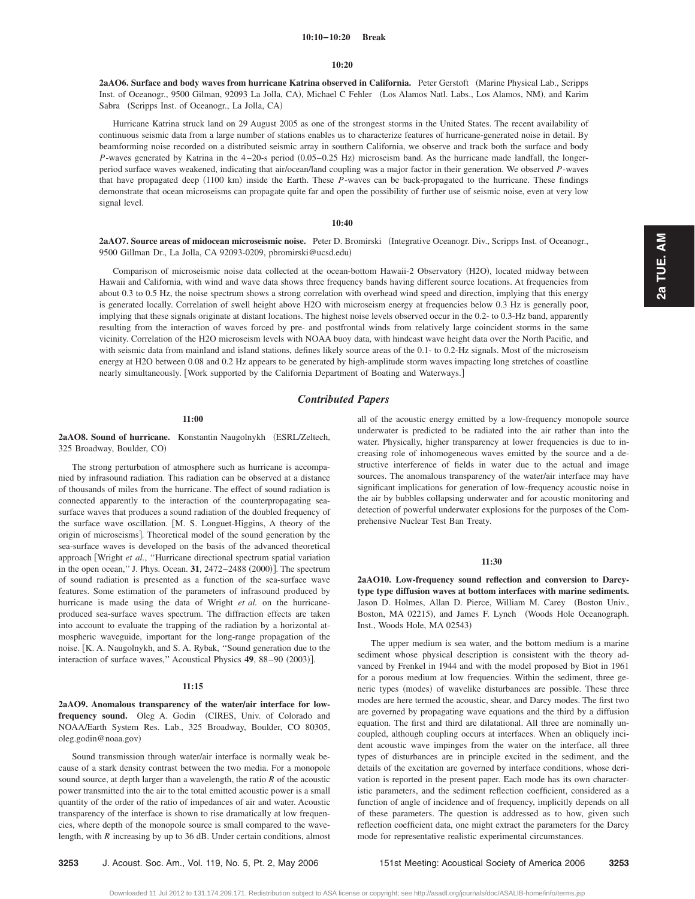**10:10–10:20 Break**

**10:20**

**2aAO6. Surface and body waves from hurricane Katrina observed in California.** Peter Gerstoft (Marine Physical Lab., Scripps Inst. of Oceanogr., 9500 Gilman, 92093 La Jolla, CA), Michael C Fehler (Los Alamos Natl. Labs., Los Alamos, NM), and Karim Sabra (Scripps Inst. of Oceanogr., La Jolla, CA)

Hurricane Katrina struck land on 29 August 2005 as one of the strongest storms in the United States. The recent availability of continuous seismic data from a large number of stations enables us to characterize features of hurricane-generated noise in detail. By beamforming noise recorded on a distributed seismic array in southern California, we observe and track both the surface and body *P*-waves generated by Katrina in the 4–20-s period (0.05–0.25 Hz) microseism band. As the hurricane made landfall, the longer-period surface waves weakened, indicating that air/ocean/land coupling was a major factor in their generation. We observed *P*-waves that have propagated deep (1100 km) inside the Earth. These *P*-waves can be back-propagated to the hurricane. These findings demonstrate that ocean microseisms can propagate quite far and open the possibility of further use of seismic noise, even at very low signal level.

**10:40**

**2aAO7. Source areas of midocean microseismic noise.** Peter D. Bromirski (Integrative Oceanogr. Div., Scripps Inst. of Oceanogr., 9500 Gillman Dr., La Jolla, CA 92093-0209, pbromirski@ucsd.edu)

Comparison of microseismic noise data collected at the ocean-bottom Hawaii-2 Observatory (H2O), located midway between Hawaii and California, with wind and wave data shows three frequency bands having different source locations. At frequencies from about 0.3 to 0.5 Hz, the noise spectrum shows a strong correlation with overhead wind speed and direction, implying that this energy is generated locally. Correlation of swell height above H2O with microseism energy at frequencies below 0.3 Hz is generally poor, implying that these signals originate at distant locations. The highest noise levels observed occur in the 0.2- to 0.3-Hz band, apparently resulting from the interaction of waves forced by pre- and postfrontal winds from relatively large coincident storms in the same vicinity. Correlation of the H2O microseism levels with NOAA buoy data, with hindcast wave height data over the North Pacific, and with seismic data from mainland and island stations, defines likely source areas of the 0.1- to 0.2-Hz signals. Most of the microseism energy at H2O between 0.08 and 0.2 Hz appears to be generated by high-amplitude storm waves impacting long stretches of coastline nearly simultaneously. [Work supported by the California Department of Boating and Waterways.]

## *Contributed Papers*

**11:00**

**2aAO8. Sound of hurricane.** Konstantin Naugolnykh (ESRL/Zeltech, 325 Broadway, Boulder, CO)

The strong perturbation of atmosphere such as hurricane is accompanied by infrasound radiation. This radiation can be observed at a distance of thousands of miles from the hurricane. The effect of sound radiation is connected apparently to the interaction of the counterpropagating sea-surface waves that produces a sound radiation of the doubled frequency of the surface wave oscillation. [M. S. Longuet-Higgins, A theory of the origin of microseisms]. Theoretical model of the sound generation by the sea-surface waves is developed on the basis of the advanced theoretical approach [Wright *et al.*, "Hurricane directional spectrum spatial variation in the open ocean," J. Phys. Ocean. **31**, 2472–2488 (2000)]. The spectrum of sound radiation is presented as a function of the sea-surface wave features. Some estimation of the parameters of infrasound produced by hurricane is made using the data of Wright *et al.* on the hurricane-produced sea-surface waves spectrum. The diffraction effects are taken into account to evaluate the trapping of the radiation by a horizontal atmospheric waveguide, important for the long-range propagation of the noise. [K. A. Naugolnykh, and S. A. Rybak, "Sound generation due to the interaction of surface waves," Acoustical Physics **49**, 88–90 (2003)].

**11:15**

**2aAO9. Anomalous transparency of the water/air interface for low-frequency sound.** Oleg A. Godin (CIRES, Univ. of Colorado and NOAA/Earth System Res. Lab., 325 Broadway, Boulder, CO 80305, oleg.godin@noaa.gov)

Sound transmission through water/air interface is normally weak because of a stark density contrast between the two media. For a monopole sound source, at depth larger than a wavelength, the ratio *R* of the acoustic power transmitted into the air to the total emitted acoustic power is a small quantity of the order of the ratio of impedances of air and water. Acoustic transparency of the interface is shown to rise dramatically at low frequencies, where depth of the monopole source is small compared to the wavelength, with *R* increasing by up to 36 dB. Under certain conditions, almost all of the acoustic energy emitted by a low-frequency monopole source underwater is predicted to be radiated into the air rather than into the water. Physically, higher transparency at lower frequencies is due to increasing role of inhomogeneous waves emitted by the source and a destructive interference of fields in water due to the actual and image sources. The anomalous transparency of the water/air interface may have significant implications for generation of low-frequency acoustic noise in the air by bubbles collapsing underwater and for acoustic monitoring and detection of powerful underwater explosions for the purposes of the Comprehensive Nuclear Test Ban Treaty.

**11:30**

**2aAO10. Low-frequency sound reflection and conversion to Darcy-type type diffusion waves at bottom interfaces with marine sediments.** Jason D. Holmes, Allan D. Pierce, William M. Carey (Boston Univ., Boston, MA 02215), and James F. Lynch (Woods Hole Oceanograph. Inst., Woods Hole, MA 02543)

The upper medium is sea water, and the bottom medium is a marine sediment whose physical description is consistent with the theory advanced by Frenkel in 1944 and with the model proposed by Biot in 1961 for a porous medium at low frequencies. Within the sediment, three generic types (modes) of wavelike disturbances are possible. These three modes are here termed the acoustic, shear, and Darcy modes. The first two are governed by propagating wave equations and the third by a diffusion equation. The first and third are dilatational. All three are nominally uncoupled, although coupling occurs at interfaces. When an obliquely incident acoustic wave impinges from the water on the interface, all three types of disturbances are in principle excited in the sediment, and the details of the excitation are governed by interface conditions, whose derivation is reported in the present paper. Each mode has its own characteristic parameters, and the sediment reflection coefficient, considered as a function of angle of incidence and of frequency, implicitly depends on all of these parameters. The question is addressed as to how, given such reflection coefficient data, one might extract the parameters for the Darcy mode for representative realistic experimental circumstances.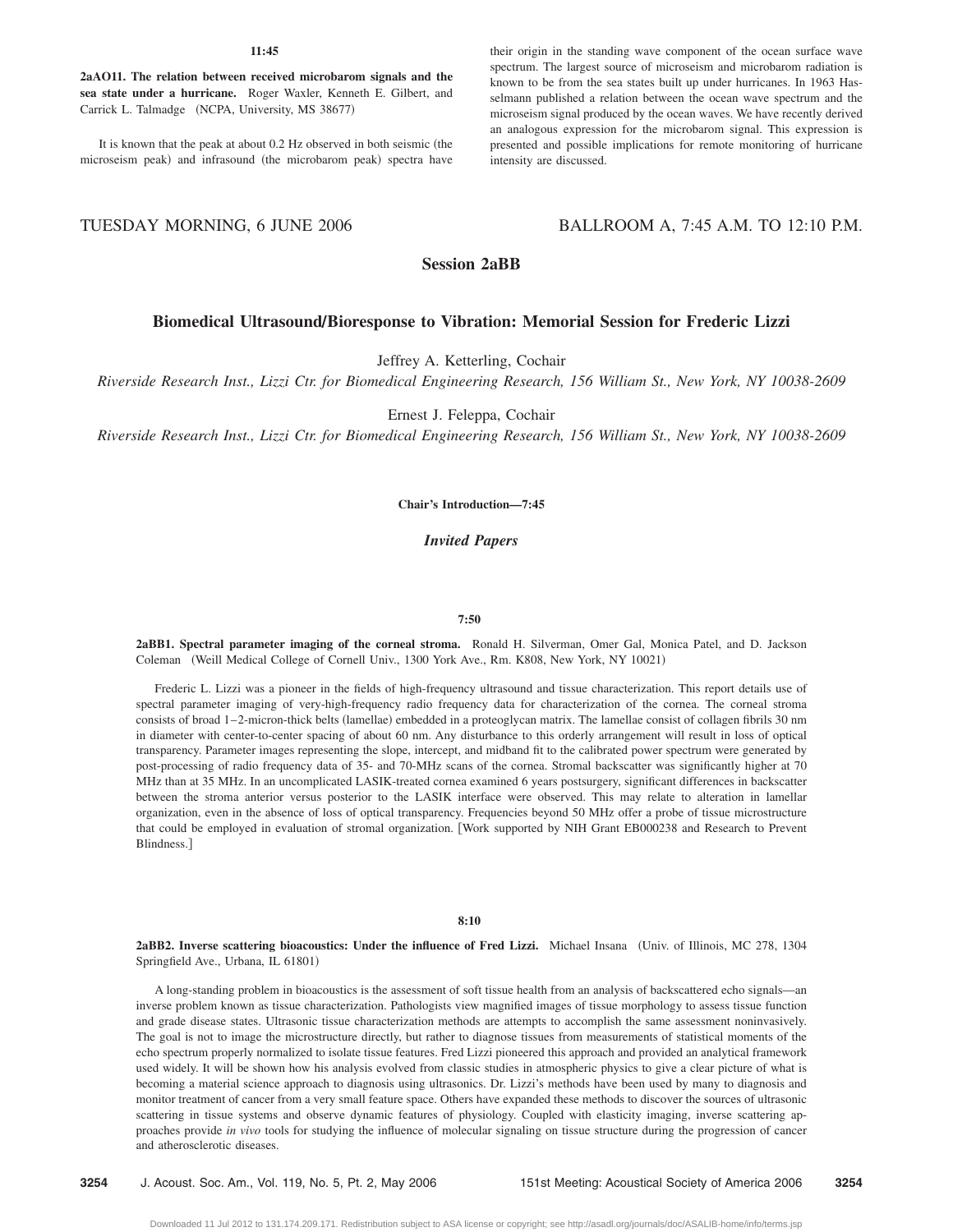**11:45**

**2aAO11. The relation between received microbarom signals and the sea state under a hurricane.** Roger Waxler, Kenneth E. Gilbert, and Carrick L. Talmadge (NCPA, University, MS 38677)

It is known that the peak at about 0.2 Hz observed in both seismic (the microseism peak) and infrasound (the microbarom peak) spectra have their origin in the standing wave component of the ocean surface wave spectrum. The largest source of microseism and microbarom radiation is known to be from the sea states built up under hurricanes. In 1963 Hasselmann published a relation between the ocean wave spectrum and the microseism signal produced by the ocean waves. We have recently derived an analogous expression for the microbarom signal. This expression is presented and possible implications for remote monitoring of hurricane intensity are discussed.

TUESDAY MORNING, 6 JUNE 2006 BALLROOM A, 7:45 A.M. TO 12:10 P.M.

## Session 2aBB

## Biomedical Ultrasound/Bioresponse to Vibration: Memorial Session for Frederic Lizzi

Jeffrey A. Ketterling, Cochair

*Riverside Research Inst., Lizzi Ctr. for Biomedical Engineering Research, 156 William St., New York, NY 10038-2609*

Ernest J. Feleppa, Cochair

*Riverside Research Inst., Lizzi Ctr. for Biomedical Engineering Research, 156 William St., New York, NY 10038-2609*

**Chair's Introduction—7:45**

### *Invited Papers*

**7:50**

**2aBB1. Spectral parameter imaging of the corneal stroma.** Ronald H. Silverman, Omer Gal, Monica Patel, and D. Jackson Coleman (Weill Medical College of Cornell Univ., 1300 York Ave., Rm. K808, New York, NY 10021)

Frederic L. Lizzi was a pioneer in the fields of high-frequency ultrasound and tissue characterization. This report details use of spectral parameter imaging of very-high-frequency radio frequency data for characterization of the cornea. The corneal stroma consists of broad 1–2-micron-thick belts (lamellae) embedded in a proteoglycan matrix. The lamellae consist of collagen fibrils 30 nm in diameter with center-to-center spacing of about 60 nm. Any disturbance to this orderly arrangement will result in loss of optical transparency. Parameter images representing the slope, intercept, and midband fit to the calibrated power spectrum were generated by post-processing of radio frequency data of 35- and 70-MHz scans of the cornea. Stromal backscatter was significantly higher at 70 MHz than at 35 MHz. In an uncomplicated LASIK-treated cornea examined 6 years postsurgery, significant differences in backscatter between the stroma anterior versus posterior to the LASIK interface were observed. This may relate to alteration in lamellar organization, even in the absence of loss of optical transparency. Frequencies beyond 50 MHz offer a probe of tissue microstructure that could be employed in evaluation of stromal organization. [Work supported by NIH Grant EB000238 and Research to Prevent Blindness.]

**8:10**

**2aBB2. Inverse scattering bioacoustics: Under the influence of Fred Lizzi.** Michael Insana (Univ. of Illinois, MC 278, 1304 Springfield Ave., Urbana, IL 61801)

A long-standing problem in bioacoustics is the assessment of soft tissue health from an analysis of backscattered echo signals—an inverse problem known as tissue characterization. Pathologists view magnified images of tissue morphology to assess tissue function and grade disease states. Ultrasonic tissue characterization methods are attempts to accomplish the same assessment noninvasively. The goal is not to image the microstructure directly, but rather to diagnose tissues from measurements of statistical moments of the echo spectrum properly normalized to isolate tissue features. Fred Lizzi pioneered this approach and provided an analytical framework used widely. It will be shown how his analysis evolved from classic studies in atmospheric physics to give a clear picture of what is becoming a material science approach to diagnosis using ultrasonics. Dr. Lizzi's methods have been used by many to diagnosis and monitor treatment of cancer from a very small feature space. Others have expanded these methods to discover the sources of ultrasonic scattering in tissue systems and observe dynamic features of physiology. Coupled with elasticity imaging, inverse scattering approaches provide *in vivo* tools for studying the influence of molecular signaling on tissue structure during the progression of cancer and atherosclerotic diseases.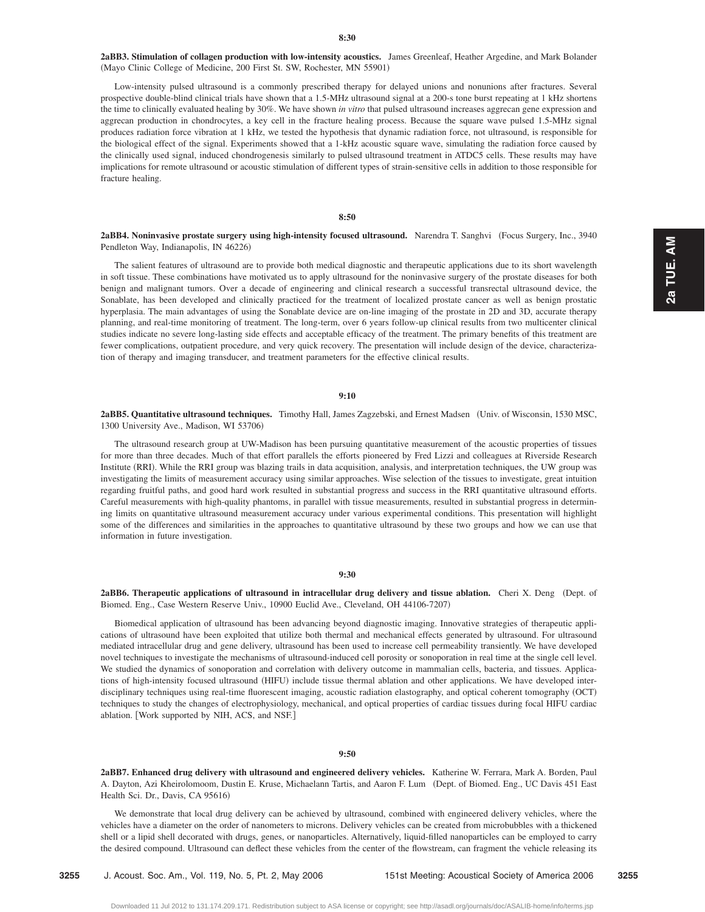**8:30**

**2aBB3. Stimulation of collagen production with low-intensity acoustics.** James Greenleaf, Heather Argedine, and Mark Bolander (Mayo Clinic College of Medicine, 200 First St. SW, Rochester, MN 55901)

Low-intensity pulsed ultrasound is a commonly prescribed therapy for delayed unions and nonunions after fractures. Several prospective double-blind clinical trials have shown that a 1.5-MHz ultrasound signal at a 200-s tone burst repeating at 1 kHz shortens the time to clinically evaluated healing by 30%. We have shown *in vitro* that pulsed ultrasound increases aggrecan gene expression and aggrecan production in chondrocytes, a key cell in the fracture healing process. Because the square wave pulsed 1.5-MHz signal produces radiation force vibration at 1 kHz, we tested the hypothesis that dynamic radiation force, not ultrasound, is responsible for the biological effect of the signal. Experiments showed that a 1-kHz acoustic square wave, simulating the radiation force caused by the clinically used signal, induced chondrogenesis similarly to pulsed ultrasound treatment in ATDC5 cells. These results may have implications for remote ultrasound or acoustic stimulation of different types of strain-sensitive cells in addition to those responsible for fracture healing.

**8:50**

**2aBB4. Noninvasive prostate surgery using high-intensity focused ultrasound.** Narendra T. Sanghvi (Focus Surgery, Inc., 3940 Pendleton Way, Indianapolis, IN 46226)

The salient features of ultrasound are to provide both medical diagnostic and therapeutic applications due to its short wavelength in soft tissue. These combinations have motivated us to apply ultrasound for the noninvasive surgery of the prostate diseases for both benign and malignant tumors. Over a decade of engineering and clinical research a successful transrectal ultrasound device, the Sonablate, has been developed and clinically practiced for the treatment of localized prostate cancer as well as benign prostatic hyperplasia. The main advantages of using the Sonablate device are on-line imaging of the prostate in 2D and 3D, accurate therapy planning, and real-time monitoring of treatment. The long-term, over 6 years follow-up clinical results from two multicenter clinical studies indicate no severe long-lasting side effects and acceptable efficacy of the treatment. The primary benefits of this treatment are fewer complications, outpatient procedure, and very quick recovery. The presentation will include design of the device, characterization of therapy and imaging transducer, and treatment parameters for the effective clinical results.

**9:10**

**2aBB5. Quantitative ultrasound techniques.** Timothy Hall, James Zagzebski, and Ernest Madsen (Univ. of Wisconsin, 1530 MSC, 1300 University Ave., Madison, WI 53706)

The ultrasound research group at UW-Madison has been pursuing quantitative measurement of the acoustic properties of tissues for more than three decades. Much of that effort parallels the efforts pioneered by Fred Lizzi and colleagues at Riverside Research Institute (RRI). While the RRI group was blazing trails in data acquisition, analysis, and interpretation techniques, the UW group was investigating the limits of measurement accuracy using similar approaches. Wise selection of the tissues to investigate, great intuition regarding fruitful paths, and good hard work resulted in substantial progress and success in the RRI quantitative ultrasound efforts. Careful measurements with high-quality phantoms, in parallel with tissue measurements, resulted in substantial progress in determining limits on quantitative ultrasound measurement accuracy under various experimental conditions. This presentation will highlight some of the differences and similarities in the approaches to quantitative ultrasound by these two groups and how we can use that information in future investigation.

**9:30**

**2aBB6. Therapeutic applications of ultrasound in intracellular drug delivery and tissue ablation.** Cheri X. Deng (Dept. of Biomed. Eng., Case Western Reserve Univ., 10900 Euclid Ave., Cleveland, OH 44106-7207)

Biomedical application of ultrasound has been advancing beyond diagnostic imaging. Innovative strategies of therapeutic applications of ultrasound have been exploited that utilize both thermal and mechanical effects generated by ultrasound. For ultrasound mediated intracellular drug and gene delivery, ultrasound has been used to increase cell permeability transiently. We have developed novel techniques to investigate the mechanisms of ultrasound-induced cell porosity or sonoporation in real time at the single cell level. We studied the dynamics of sonoporation and correlation with delivery outcome in mammalian cells, bacteria, and tissues. Applications of high-intensity focused ultrasound (HIFU) include tissue thermal ablation and other applications. We have developed interdisciplinary techniques using real-time fluorescent imaging, acoustic radiation elastography, and optical coherent tomography (OCT) techniques to study the changes of electrophysiology, mechanical, and optical properties of cardiac tissues during focal HIFU cardiac ablation. [Work supported by NIH, ACS, and NSF.]

**9:50**

**2aBB7. Enhanced drug delivery with ultrasound and engineered delivery vehicles.** Katherine W. Ferrara, Mark A. Borden, Paul A. Dayton, Azi Kheirolomoom, Dustin E. Kruse, Michaelann Tartis, and Aaron F. Lum (Dept. of Biomed. Eng., UC Davis 451 East Health Sci. Dr., Davis, CA 95616)

We demonstrate that local drug delivery can be achieved by ultrasound, combined with engineered delivery vehicles, where the vehicles have a diameter on the order of nanometers to microns. Delivery vehicles can be created from microbubbles with a thickened shell or a lipid shell decorated with drugs, genes, or nanoparticles. Alternatively, liquid-filled nanoparticles can be employed to carry the desired compound. Ultrasound can deflect these vehicles from the center of the flowstream, can fragment the vehicle releasing its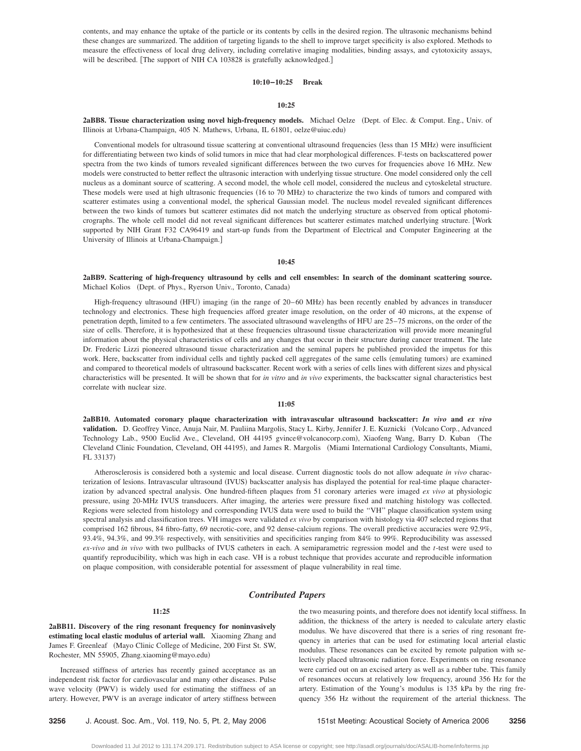contents, and may enhance the uptake of the particle or its contents by cells in the desired region. The ultrasonic mechanisms behind these changes are summarized. The addition of targeting ligands to the shell to improve target specificity is also explored. Methods to measure the effectiveness of local drug delivery, including correlative imaging modalities, binding assays, and cytotoxicity assays, will be described. [The support of NIH CA 103828 is gratefully acknowledged.]

**10:10–10:25 Break**

**10:25**

**2aBB8. Tissue characterization using novel high-frequency models.** Michael Oelze (Dept. of Elec. & Comput. Eng., Univ. of Illinois at Urbana-Champaign, 405 N. Mathews, Urbana, IL 61801, oelze@uiuc.edu)

Conventional models for ultrasound tissue scattering at conventional ultrasound frequencies (less than 15 MHz) were insufficient for differentiating between two kinds of solid tumors in mice that had clear morphological differences. F-tests on backscattered power spectra from the two kinds of tumors revealed significant differences between the two curves for frequencies above 16 MHz. New models were constructed to better reflect the ultrasonic interaction with underlying tissue structure. One model considered only the cell nucleus as a dominant source of scattering. A second model, the whole cell model, considered the nucleus and cytoskeletal structure. These models were used at high ultrasonic frequencies (16 to 70 MHz) to characterize the two kinds of tumors and compared with scatterer estimates using a conventional model, the spherical Gaussian model. The nucleus model revealed significant differences between the two kinds of tumors but scatterer estimates did not match the underlying structure as observed from optical photomicrographs. The whole cell model did not reveal significant differences but scatterer estimates matched underlying structure. [Work supported by NIH Grant F32 CA96419 and start-up funds from the Department of Electrical and Computer Engineering at the University of Illinois at Urbana-Champaign.]

**10:45**

**2aBB9. Scattering of high-frequency ultrasound by cells and cell ensembles: In search of the dominant scattering source.** Michael Kolios (Dept. of Phys., Ryerson Univ., Toronto, Canada)

High-frequency ultrasound (HFU) imaging (in the range of 20–60 MHz) has been recently enabled by advances in transducer technology and electronics. These high frequencies afford greater image resolution, on the order of 40 microns, at the expense of penetration depth, limited to a few centimeters. The associated ultrasound wavelengths of HFU are 25–75 microns, on the order of the size of cells. Therefore, it is hypothesized that at these frequencies ultrasound tissue characterization will provide more meaningful information about the physical characteristics of cells and any changes that occur in their structure during cancer treatment. The late Dr. Frederic Lizzi pioneered ultrasound tissue characterization and the seminal papers he published provided the impetus for this work. Here, backscatter from individual cells and tightly packed cell aggregates of the same cells (emulating tumors) are examined and compared to theoretical models of ultrasound backscatter. Recent work with a series of cells lines with different sizes and physical characteristics will be presented. It will be shown that for *in vitro* and *in vivo* experiments, the backscatter signal characteristics best correlate with nuclear size.

**11:05**

**2aBB10. Automated coronary plaque characterization with intravascular ultrasound backscatter: *In vivo* and *ex vivo* validation.** D. Geoffrey Vince, Anuja Nair, M. Pauliina Margolis, Stacy L. Kirby, Jennifer J. E. Kuznicki (Volcano Corp., Advanced Technology Lab., 9500 Euclid Ave., Cleveland, OH 44195 gvince@volcanocorp.com), Xiaofeng Wang, Barry D. Kuban (The Cleveland Clinic Foundation, Cleveland, OH 44195), and James R. Margolis (Miami International Cardiology Consultants, Miami, FL 33137)

Atherosclerosis is considered both a systemic and local disease. Current diagnostic tools do not allow adequate *in vivo* characterization of lesions. Intravascular ultrasound (IVUS) backscatter analysis has displayed the potential for real-time plaque characterization by advanced spectral analysis. One hundred-fifteen plaques from 51 coronary arteries were imaged *ex vivo* at physiologic pressure, using 20-MHz IVUS transducers. After imaging, the arteries were pressure fixed and matching histology was collected. Regions were selected from histology and corresponding IVUS data were used to build the "VH" plaque classification system using spectral analysis and classification trees. VH images were validated *ex vivo* by comparison with histology via 407 selected regions that comprised 162 fibrous, 84 fibro-fatty, 69 necrotic-core, and 92 dense-calcium regions. The overall predictive accuracies were 92.9%, 93.4%, 94.3%, and 99.3% respectively, with sensitivities and specificities ranging from 84% to 99%. Reproducibility was assessed *ex-vivo* and *in vivo* with two pullbacks of IVUS catheters in each. A semiparametric regression model and the *t*-test were used to quantify reproducibility, which was high in each case. VH is a robust technique that provides accurate and reproducible information on plaque composition, with considerable potential for assessment of plaque vulnerability in real time.

## *Contributed Papers*

**11:25**

**2aBB11. Discovery of the ring resonant frequency for noninvasively estimating local elastic modulus of arterial wall.** Xiaoming Zhang and James F. Greenleaf (Mayo Clinic College of Medicine, 200 First St. SW, Rochester, MN 55905, Zhang.xiaoming@mayo.edu)

Increased stiffness of arteries has recently gained acceptance as an independent risk factor for cardiovascular and many other diseases. Pulse wave velocity (PWV) is widely used for estimating the stiffness of an artery. However, PWV is an average indicator of artery stiffness between the two measuring points, and therefore does not identify local stiffness. In addition, the thickness of the artery is needed to calculate artery elastic modulus. We have discovered that there is a series of ring resonant frequency in arteries that can be used for estimating local arterial elastic modulus. These resonances can be excited by remote palpation with selectively placed ultrasonic radiation force. Experiments on ring resonance were carried out on an excised artery as well as a rubber tube. This family of resonances occurs at relatively low frequency, around 356 Hz for the artery. Estimation of the Young's modulus is 135 kPa by the ring frequency 356 Hz without the requirement of the arterial thickness. The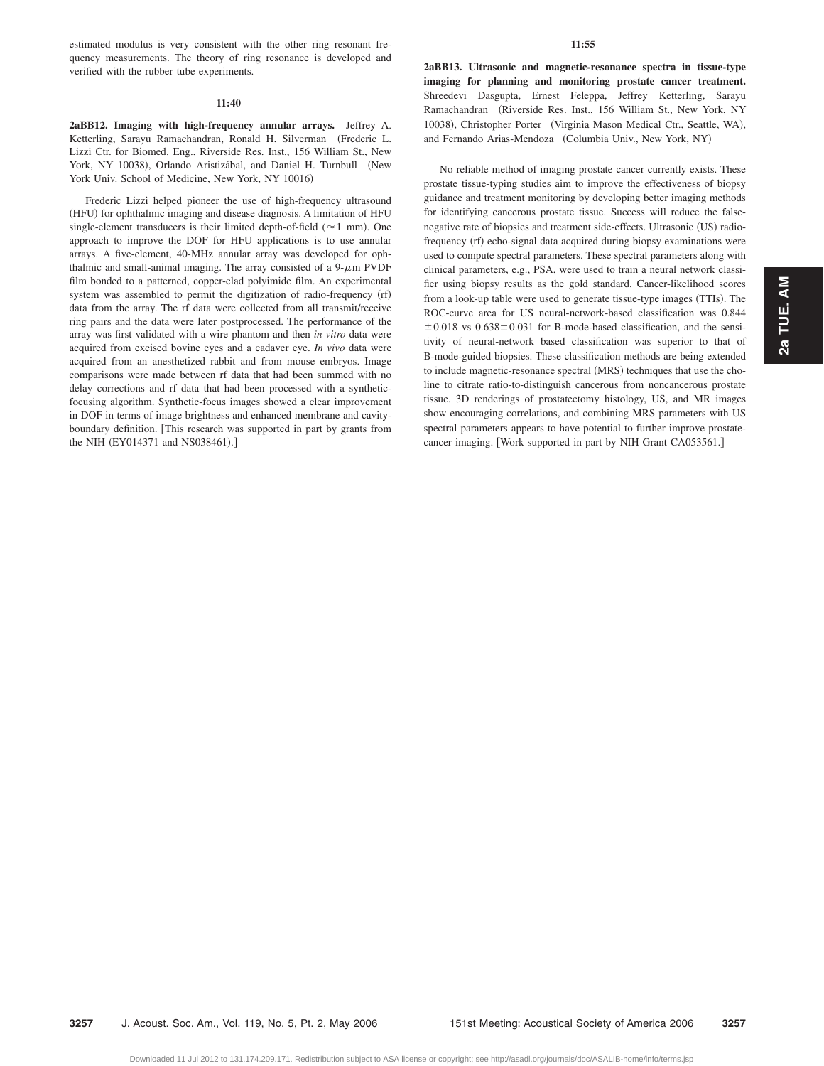estimated modulus is very consistent with the other ring resonant frequency measurements. The theory of ring resonance is developed and verified with the rubber tube experiments.

**11:40**

**2aBB12. Imaging with high-frequency annular arrays.** Jeffrey A. Ketterling, Sarayu Ramachandran, Ronald H. Silverman (Frederic L. Lizzi Ctr. for Biomed. Eng., Riverside Res. Inst., 156 William St., New York, NY 10038), Orlando Aristizábal, and Daniel H. Turnbull (New York Univ. School of Medicine, New York, NY 10016)

Frederic Lizzi helped pioneer the use of high-frequency ultrasound (HFU) for ophthalmic imaging and disease diagnosis. A limitation of HFU single-element transducers is their limited depth-of-field ($\approx 1$ mm). One approach to improve the DOF for HFU applications is to use annular arrays. A five-element, 40-MHz annular array was developed for ophthalmic and small-animal imaging. The array consisted of a 9-$\mu$m PVDF film bonded to a patterned, copper-clad polyimide film. An experimental system was assembled to permit the digitization of radio-frequency (rf) data from the array. The rf data were collected from all transmit/receive ring pairs and the data were later postprocessed. The performance of the array was first validated with a wire phantom and then *in vitro* data were acquired from excised bovine eyes and a cadaver eye. *In vivo* data were acquired from an anesthetized rabbit and from mouse embryos. Image comparisons were made between rf data that had been summed with no delay corrections and rf data that had been processed with a synthetic-focusing algorithm. Synthetic-focus images showed a clear improvement in DOF in terms of image brightness and enhanced membrane and cavity-boundary definition. [This research was supported in part by grants from the NIH (EY014371 and NS038461).]

**11:55**

**2aBB13. Ultrasonic and magnetic-resonance spectra in tissue-type imaging for planning and monitoring prostate cancer treatment.** Shreedevi Dasgupta, Ernest Feleppa, Jeffrey Ketterling, Sarayu Ramachandran (Riverside Res. Inst., 156 William St., New York, NY 10038), Christopher Porter (Virginia Mason Medical Ctr., Seattle, WA), and Fernando Arias-Mendoza (Columbia Univ., New York, NY)

No reliable method of imaging prostate cancer currently exists. These prostate tissue-typing studies aim to improve the effectiveness of biopsy guidance and treatment monitoring by developing better imaging methods for identifying cancerous prostate tissue. Success will reduce the false-negative rate of biopsies and treatment side-effects. Ultrasonic (US) radio-frequency (rf) echo-signal data acquired during biopsy examinations were used to compute spectral parameters. These spectral parameters along with clinical parameters, e.g., PSA, were used to train a neural network classifier using biopsy results as the gold standard. Cancer-likelihood scores from a look-up table were used to generate tissue-type images (TTIs). The ROC-curve area for US neural-network-based classification was $0.844 \pm 0.018$ vs $0.638 \pm 0.031$ for B-mode-based classification, and the sensitivity of neural-network based classification was superior to that of B-mode-guided biopsies. These classification methods are being extended to include magnetic-resonance spectral (MRS) techniques that use the choline to citrate ratio-to-distinguish cancerous from noncancerous prostate tissue. 3D renderings of prostatectomy histology, US, and MR images show encouraging correlations, and combining MRS parameters with US spectral parameters appears to have potential to further improve prostate-cancer imaging. [Work supported in part by NIH Grant CA053561.]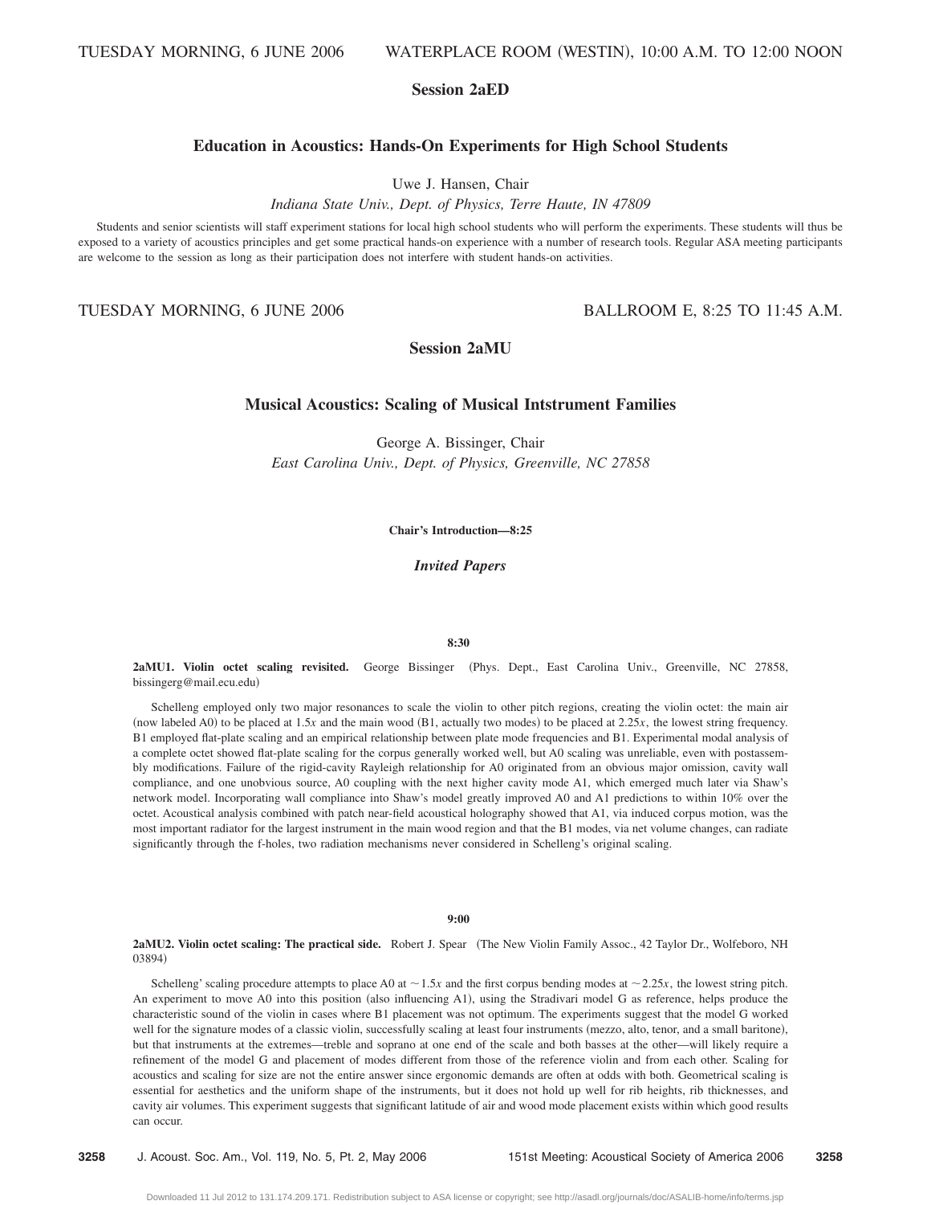TUESDAY MORNING, 6 JUNE 2006 WATERPLACE ROOM (WESTIN), 10:00 A.M. TO 12:00 NOON

## Session 2aED

### Education in Acoustics: Hands-On Experiments for High School Students

Uwe J. Hansen, Chair
*Indiana State Univ., Dept. of Physics, Terre Haute, IN 47809*

Students and senior scientists will staff experiment stations for local high school students who will perform the experiments. These students will thus be exposed to a variety of acoustics principles and get some practical hands-on experience with a number of research tools. Regular ASA meeting participants are welcome to the session as long as their participation does not interfere with student hands-on activities.

TUESDAY MORNING, 6 JUNE 2006 BALLROOM E, 8:25 TO 11:45 A.M.

## Session 2aMU

### Musical Acoustics: Scaling of Musical Intstrument Families

George A. Bissinger, Chair
*East Carolina Univ., Dept. of Physics, Greenville, NC 27858*

**Chair's Introduction—8:25**

***Invited Papers***

**8:30**

**2aMU1. Violin octet scaling revisited.** George Bissinger (Phys. Dept., East Carolina Univ., Greenville, NC 27858, bissingerg@mail.ecu.edu)

Schelleng employed only two major resonances to scale the violin to other pitch regions, creating the violin octet: the main air (now labeled A0) to be placed at $1.5x$ and the main wood (B1, actually two modes) to be placed at $2.25x$, the lowest string frequency. B1 employed flat-plate scaling and an empirical relationship between plate mode frequencies and B1. Experimental modal analysis of a complete octet showed flat-plate scaling for the corpus generally worked well, but A0 scaling was unreliable, even with postassembly modifications. Failure of the rigid-cavity Rayleigh relationship for A0 originated from an obvious major omission, cavity wall compliance, and one unobvious source, A0 coupling with the next higher cavity mode A1, which emerged much later via Shaw's network model. Incorporating wall compliance into Shaw's model greatly improved A0 and A1 predictions to within 10% over the octet. Acoustical analysis combined with patch near-field acoustical holography showed that A1, via induced corpus motion, was the most important radiator for the largest instrument in the main wood region and that the B1 modes, via net volume changes, can radiate significantly through the f-holes, two radiation mechanisms never considered in Schelleng's original scaling.

**9:00**

**2aMU2. Violin octet scaling: The practical side.** Robert J. Spear (The New Violin Family Assoc., 42 Taylor Dr., Wolfeboro, NH 03894)

Schelleng' scaling procedure attempts to place A0 at $\sim 1.5x$ and the first corpus bending modes at $\sim 2.25x$, the lowest string pitch. An experiment to move A0 into this position (also influencing A1), using the Stradivari model G as reference, helps produce the characteristic sound of the violin in cases where B1 placement was not optimum. The experiments suggest that the model G worked well for the signature modes of a classic violin, successfully scaling at least four instruments (mezzo, alto, tenor, and a small baritone), but that instruments at the extremes—treble and soprano at one end of the scale and both basses at the other—will likely require a refinement of the model G and placement of modes different from those of the reference violin and from each other. Scaling for acoustics and scaling for size are not the entire answer since ergonomic demands are often at odds with both. Geometrical scaling is essential for aesthetics and the uniform shape of the instruments, but it does not hold up well for rib heights, rib thicknesses, and cavity air volumes. This experiment suggests that significant latitude of air and wood mode placement exists within which good results can occur.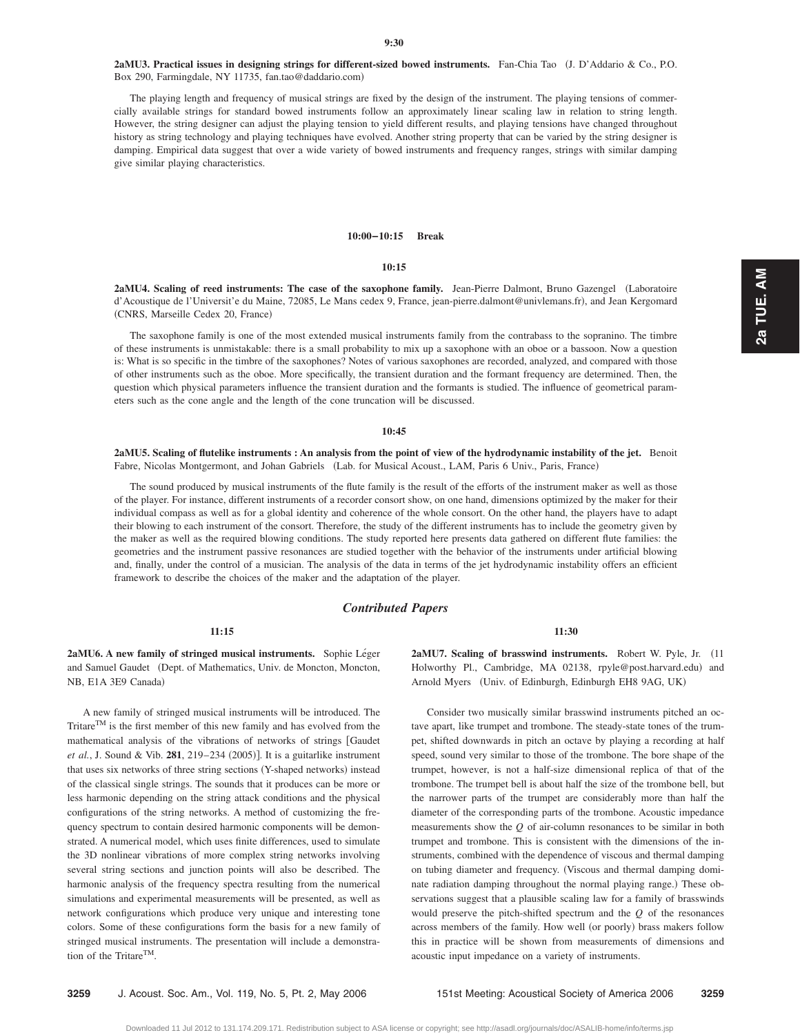**9:30**

**2aMU3. Practical issues in designing strings for different-sized bowed instruments.** Fan-Chia Tao (J. D'Addario & Co., P.O. Box 290, Farmingdale, NY 11735, fan.tao@daddario.com)

The playing length and frequency of musical strings are fixed by the design of the instrument. The playing tensions of commercially available strings for standard bowed instruments follow an approximately linear scaling law in relation to string length. However, the string designer can adjust the playing tension to yield different results, and playing tensions have changed throughout history as string technology and playing techniques have evolved. Another string property that can be varied by the string designer is damping. Empirical data suggest that over a wide variety of bowed instruments and frequency ranges, strings with similar damping give similar playing characteristics.

**10:00–10:15 Break**

**10:15**

**2aMU4. Scaling of reed instruments: The case of the saxophone family.** Jean-Pierre Dalmont, Bruno Gazengel (Laboratoire d'Acoustique de l'Universit'e du Maine, 72085, Le Mans cedex 9, France, jean-pierre.dalmont@univlemans.fr), and Jean Kergomard (CNRS, Marseille Cedex 20, France)

The saxophone family is one of the most extended musical instruments family from the contrabass to the sopranino. The timbre of these instruments is unmistakable: there is a small probability to mix up a saxophone with an oboe or a bassoon. Now a question is: What is so specific in the timbre of the saxophones? Notes of various saxophones are recorded, analyzed, and compared with those of other instruments such as the oboe. More specifically, the transient duration and the formant frequency are determined. Then, the question which physical parameters influence the transient duration and the formants is studied. The influence of geometrical parameters such as the cone angle and the length of the cone truncation will be discussed.

**10:45**

**2aMU5. Scaling of flutelike instruments : An analysis from the point of view of the hydrodynamic instability of the jet.** Benoit Fabre, Nicolas Montgermont, and Johan Gabriels (Lab. for Musical Acoust., LAM, Paris 6 Univ., Paris, France)

The sound produced by musical instruments of the flute family is the result of the efforts of the instrument maker as well as those of the player. For instance, different instruments of a recorder consort show, on one hand, dimensions optimized by the maker for their individual compass as well as for a global identity and coherence of the whole consort. On the other hand, the players have to adapt their blowing to each instrument of the consort. Therefore, the study of the different instruments has to include the geometry given by the maker as well as the required blowing conditions. The study reported here presents data gathered on different flute families: the geometries and the instrument passive resonances are studied together with the behavior of the instruments under artificial blowing and, finally, under the control of a musician. The analysis of the data in terms of the jet hydrodynamic instability offers an efficient framework to describe the choices of the maker and the adaptation of the player.

## *Contributed Papers*

**11:15**

**2aMU6. A new family of stringed musical instruments.** Sophie Léger and Samuel Gaudet (Dept. of Mathematics, Univ. de Moncton, Moncton, NB, E1A 3E9 Canada)

A new family of stringed musical instruments will be introduced. The Tritare™ is the first member of this new family and has evolved from the mathematical analysis of the vibrations of networks of strings [Gaudet *et al.*, J. Sound & Vib. **281**, 219–234 (2005)]. It is a guitarlike instrument that uses six networks of three string sections (Y-shaped networks) instead of the classical single strings. The sounds that it produces can be more or less harmonic depending on the string attack conditions and the physical configurations of the string networks. A method of customizing the frequency spectrum to contain desired harmonic components will be demonstrated. A numerical model, which uses finite differences, used to simulate the 3D nonlinear vibrations of more complex string networks involving several string sections and junction points will also be described. The harmonic analysis of the frequency spectra resulting from the numerical simulations and experimental measurements will be presented, as well as network configurations which produce very unique and interesting tone colors. Some of these configurations form the basis for a new family of stringed musical instruments. The presentation will include a demonstration of the Tritare™.

**11:30**

**2aMU7. Scaling of brasswind instruments.** Robert W. Pyle, Jr. (11 Holworthy Pl., Cambridge, MA 02138, rpyle@post.harvard.edu) and Arnold Myers (Univ. of Edinburgh, Edinburgh EH8 9AG, UK)

Consider two musically similar brasswind instruments pitched an octave apart, like trumpet and trombone. The steady-state tones of the trumpet, shifted downwards in pitch an octave by playing a recording at half speed, sound very similar to those of the trombone. The bore shape of the trumpet, however, is not a half-size dimensional replica of that of the trombone. The trumpet bell is about half the size of the trombone bell, but the narrower parts of the trumpet are considerably more than half the diameter of the corresponding parts of the trombone. Acoustic impedance measurements show the $Q$ of air-column resonances to be similar in both trumpet and trombone. This is consistent with the dimensions of the instruments, combined with the dependence of viscous and thermal damping on tubing diameter and frequency. (Viscous and thermal damping dominate radiation damping throughout the normal playing range.) These observations suggest that a plausible scaling law for a family of brasswinds would preserve the pitch-shifted spectrum and the $Q$ of the resonances across members of the family. How well (or poorly) brass makers follow this in practice will be shown from measurements of dimensions and acoustic input impedance on a variety of instruments.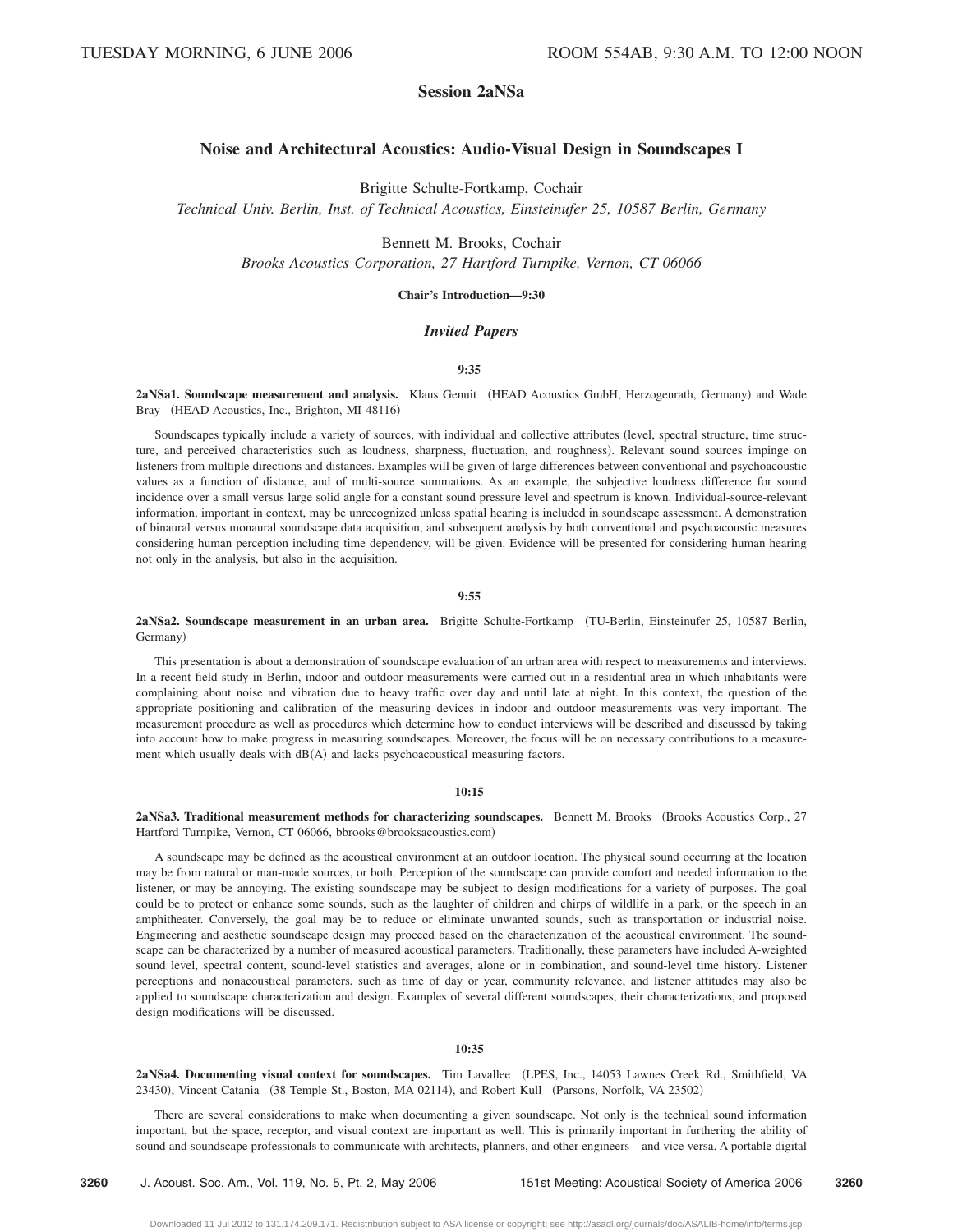TUESDAY MORNING, 6 JUNE 2006 ROOM 554AB, 9:30 A.M. TO 12:00 NOON

# Session 2aNSa

## Noise and Architectural Acoustics: Audio-Visual Design in Soundscapes I

Brigitte Schulte-Fortkamp, Cochair
*Technical Univ. Berlin, Inst. of Technical Acoustics, Einsteinufer 25, 10587 Berlin, Germany*

Bennett M. Brooks, Cochair
*Brooks Acoustics Corporation, 27 Hartford Turnpike, Vernon, CT 06066*

**Chair's Introduction—9:30**

### *Invited Papers*

**9:35**

**2aNSa1. Soundscape measurement and analysis.** Klaus Genuit (HEAD Acoustics GmbH, Herzogenrath, Germany) and Wade Bray (HEAD Acoustics, Inc., Brighton, MI 48116)

Soundscapes typically include a variety of sources, with individual and collective attributes (level, spectral structure, time structure, and perceived characteristics such as loudness, sharpness, fluctuation, and roughness). Relevant sound sources impinge on listeners from multiple directions and distances. Examples will be given of large differences between conventional and psychoacoustic values as a function of distance, and of multi-source summations. As an example, the subjective loudness difference for sound incidence over a small versus large solid angle for a constant sound pressure level and spectrum is known. Individual-source-relevant information, important in context, may be unrecognized unless spatial hearing is included in soundscape assessment. A demonstration of binaural versus monaural soundscape data acquisition, and subsequent analysis by both conventional and psychoacoustic measures considering human perception including time dependency, will be given. Evidence will be presented for considering human hearing not only in the analysis, but also in the acquisition.

**9:55**

**2aNSa2. Soundscape measurement in an urban area.** Brigitte Schulte-Fortkamp (TU-Berlin, Einsteinufer 25, 10587 Berlin, Germany)

This presentation is about a demonstration of soundscape evaluation of an urban area with respect to measurements and interviews. In a recent field study in Berlin, indoor and outdoor measurements were carried out in a residential area in which inhabitants were complaining about noise and vibration due to heavy traffic over day and until late at night. In this context, the question of the appropriate positioning and calibration of the measuring devices in indoor and outdoor measurements was very important. The measurement procedure as well as procedures which determine how to conduct interviews will be described and discussed by taking into account how to make progress in measuring soundscapes. Moreover, the focus will be on necessary contributions to a measurement which usually deals with dB(A) and lacks psychoacoustical measuring factors.

**10:15**

**2aNSa3. Traditional measurement methods for characterizing soundscapes.** Bennett M. Brooks (Brooks Acoustics Corp., 27 Hartford Turnpike, Vernon, CT 06066, bbrooks@brooksacoustics.com)

A soundscape may be defined as the acoustical environment at an outdoor location. The physical sound occurring at the location may be from natural or man-made sources, or both. Perception of the soundscape can provide comfort and needed information to the listener, or may be annoying. The existing soundscape may be subject to design modifications for a variety of purposes. The goal could be to protect or enhance some sounds, such as the laughter of children and chirps of wildlife in a park, or the speech in an amphitheater. Conversely, the goal may be to reduce or eliminate unwanted sounds, such as transportation or industrial noise. Engineering and aesthetic soundscape design may proceed based on the characterization of the acoustical environment. The soundscape can be characterized by a number of measured acoustical parameters. Traditionally, these parameters have included A-weighted sound level, spectral content, sound-level statistics and averages, alone or in combination, and sound-level time history. Listener perceptions and nonacoustical parameters, such as time of day or year, community relevance, and listener attitudes may also be applied to soundscape characterization and design. Examples of several different soundscapes, their characterizations, and proposed design modifications will be discussed.

**10:35**

**2aNSa4. Documenting visual context for soundscapes.** Tim Lavallee (LPES, Inc., 14053 Lawnes Creek Rd., Smithfield, VA 23430), Vincent Catania (38 Temple St., Boston, MA 02114), and Robert Kull (Parsons, Norfolk, VA 23502)

There are several considerations to make when documenting a given soundscape. Not only is the technical sound information important, but the space, receptor, and visual context are important as well. This is primarily important in furthering the ability of sound and soundscape professionals to communicate with architects, planners, and other engineers—and vice versa. A portable digital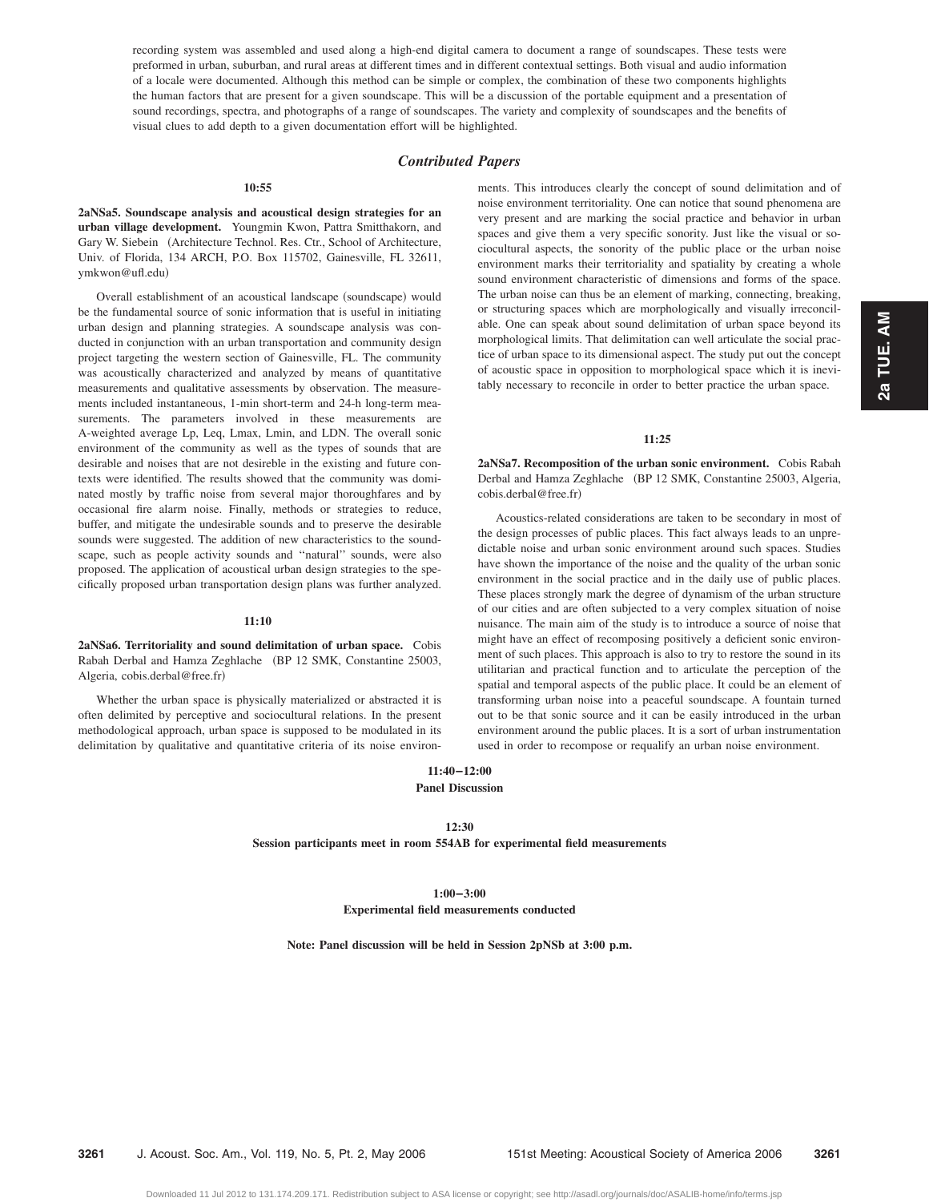recording system was assembled and used along a high-end digital camera to document a range of soundscapes. These tests were preformed in urban, suburban, and rural areas at different times and in different contextual settings. Both visual and audio information of a locale were documented. Although this method can be simple or complex, the combination of these two components highlights the human factors that are present for a given soundscape. This will be a discussion of the portable equipment and a presentation of sound recordings, spectra, and photographs of a range of soundscapes. The variety and complexity of soundscapes and the benefits of visual clues to add depth to a given documentation effort will be highlighted.

## *Contributed Papers*

**10:55**

**2aNSa5. Soundscape analysis and acoustical design strategies for an urban village development.** Youngmin Kwon, Pattra Smitthakorn, and Gary W. Siebein (Architecture Technol. Res. Ctr., School of Architecture, Univ. of Florida, 134 ARCH, P.O. Box 115702, Gainesville, FL 32611, ymkwon@ufl.edu)

Overall establishment of an acoustical landscape (soundscape) would be the fundamental source of sonic information that is useful in initiating urban design and planning strategies. A soundscape analysis was conducted in conjunction with an urban transportation and community design project targeting the western section of Gainesville, FL. The community was acoustically characterized and analyzed by means of quantitative measurements and qualitative assessments by observation. The measurements included instantaneous, 1-min short-term and 24-h long-term measurements. The parameters involved in these measurements are A-weighted average Lp, Leq, Lmax, Lmin, and LDN. The overall sonic environment of the community as well as the types of sounds that are desirable and noises that are not desireble in the existing and future contexts were identified. The results showed that the community was dominated mostly by traffic noise from several major thoroughfares and by occasional fire alarm noise. Finally, methods or strategies to reduce, buffer, and mitigate the undesirable sounds and to preserve the desirable sounds were suggested. The addition of new characteristics to the soundscape, such as people activity sounds and "natural" sounds, were also proposed. The application of acoustical urban design strategies to the specifically proposed urban transportation design plans was further analyzed.

**11:10**

**2aNSa6. Territoriality and sound delimitation of urban space.** Cobis Rabah Derbal and Hamza Zeghlache (BP 12 SMK, Constantine 25003, Algeria, cobis.derbal@free.fr)

Whether the urban space is physically materialized or abstracted it is often delimited by perceptive and sociocultural relations. In the present methodological approach, urban space is supposed to be modulated in its delimitation by qualitative and quantitative criteria of its noise environments. This introduces clearly the concept of sound delimitation and of noise environment territoriality. One can notice that sound phenomena are very present and are marking the social practice and behavior in urban spaces and give them a very specific sonority. Just like the visual or sociocultural aspects, the sonority of the public place or the urban noise environment marks their territoriality and spatiality by creating a whole sound environment characteristic of dimensions and forms of the space. The urban noise can thus be an element of marking, connecting, breaking, or structuring spaces which are morphologically and visually irreconcilable. One can speak about sound delimitation of urban space beyond its morphological limits. That delimitation can well articulate the social practice of urban space to its dimensional aspect. The study put out the concept of acoustic space in opposition to morphological space which it is inevitably necessary to reconcile in order to better practice the urban space.

**11:25**

**2aNSa7. Recomposition of the urban sonic environment.** Cobis Rabah Derbal and Hamza Zeghlache (BP 12 SMK, Constantine 25003, Algeria, cobis.derbal@free.fr)

Acoustics-related considerations are taken to be secondary in most of the design processes of public places. This fact always leads to an unpredictable noise and urban sonic environment around such spaces. Studies have shown the importance of the noise and the quality of the urban sonic environment in the social practice and in the daily use of public places. These places strongly mark the degree of dynamism of the urban structure of our cities and are often subjected to a very complex situation of noise nuisance. The main aim of the study is to introduce a source of noise that might have an effect of recomposing positively a deficient sonic environment of such places. This approach is also to try to restore the sound in its utilitarian and practical function and to articulate the perception of the spatial and temporal aspects of the public place. It could be an element of transforming urban noise into a peaceful soundscape. A fountain turned out to be that sonic source and it can be easily introduced in the urban environment around the public places. It is a sort of urban instrumentation used in order to recompose or requalify an urban noise environment.

**11:40–12:00**
**Panel Discussion**

**12:30**
**Session participants meet in room 554AB for experimental field measurements**

**1:00–3:00**
**Experimental field measurements conducted**

**Note: Panel discussion will be held in Session 2pNSb at 3:00 p.m.**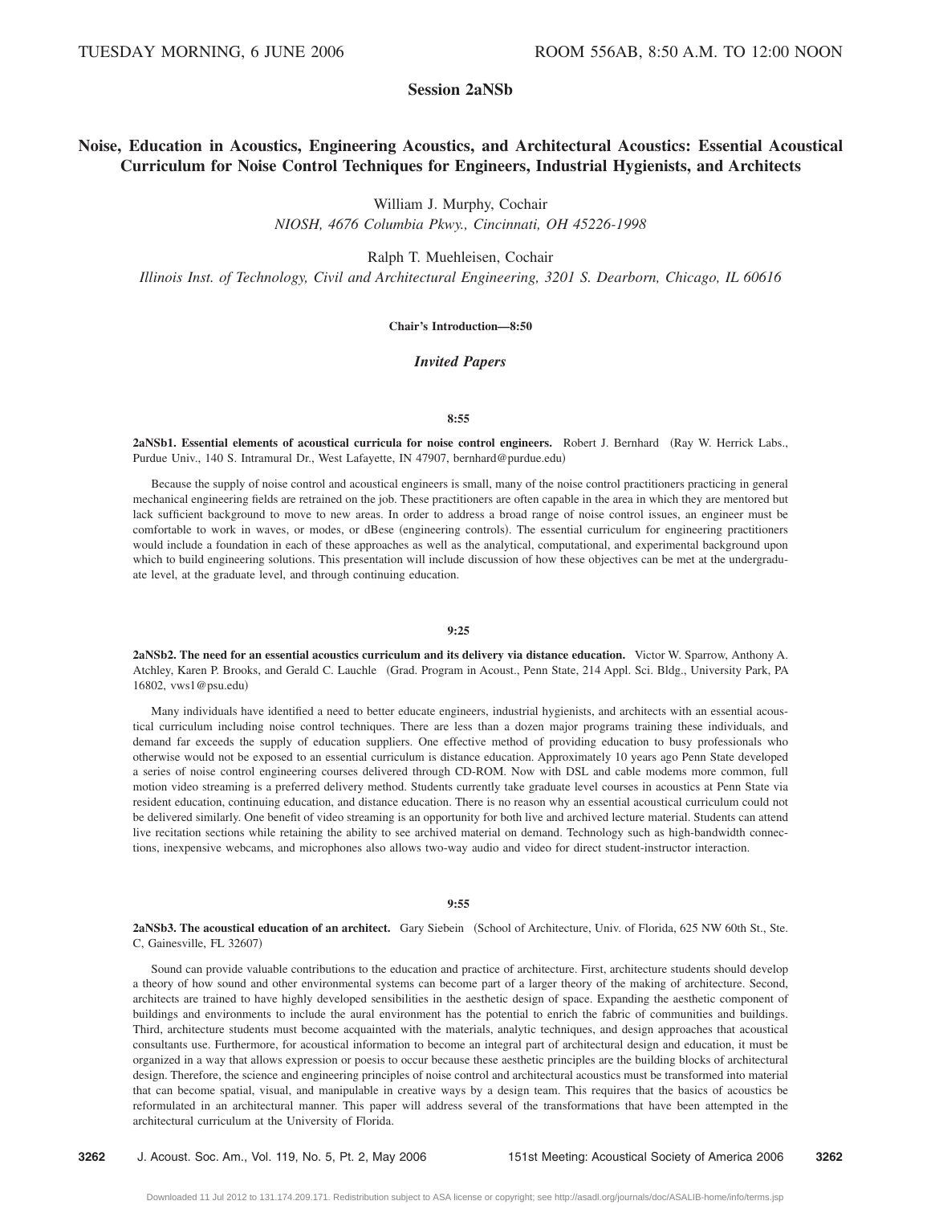TUESDAY MORNING, 6 JUNE 2006 ROOM 556AB, 8:50 A.M. TO 12:00 NOON

## Session 2aNSb

# Noise, Education in Acoustics, Engineering Acoustics, and Architectural Acoustics: Essential Acoustical Curriculum for Noise Control Techniques for Engineers, Industrial Hygienists, and Architects

William J. Murphy, Cochair
*NIOSH, 4676 Columbia Pkwy., Cincinnati, OH 45226-1998*

Ralph T. Muehleisen, Cochair
*Illinois Inst. of Technology, Civil and Architectural Engineering, 3201 S. Dearborn, Chicago, IL 60616*

**Chair's Introduction—8:50**

### *Invited Papers*

**8:55**

**2aNSb1. Essential elements of acoustical curricula for noise control engineers.** Robert J. Bernhard (Ray W. Herrick Labs., Purdue Univ., 140 S. Intramural Dr., West Lafayette, IN 47907, bernhard@purdue.edu)

Because the supply of noise control and acoustical engineers is small, many of the noise control practitioners practicing in general mechanical engineering fields are retrained on the job. These practitioners are often capable in the area in which they are mentored but lack sufficient background to move to new areas. In order to address a broad range of noise control issues, an engineer must be comfortable to work in waves, or modes, or dBese (engineering controls). The essential curriculum for engineering practitioners would include a foundation in each of these approaches as well as the analytical, computational, and experimental background upon which to build engineering solutions. This presentation will include discussion of how these objectives can be met at the undergraduate level, at the graduate level, and through continuing education.

**9:25**

**2aNSb2. The need for an essential acoustics curriculum and its delivery via distance education.** Victor W. Sparrow, Anthony A. Atchley, Karen P. Brooks, and Gerald C. Lauchle (Grad. Program in Acoust., Penn State, 214 Appl. Sci. Bldg., University Park, PA 16802, vws1@psu.edu)

Many individuals have identified a need to better educate engineers, industrial hygienists, and architects with an essential acoustical curriculum including noise control techniques. There are less than a dozen major programs training these individuals, and demand far exceeds the supply of education suppliers. One effective method of providing education to busy professionals who otherwise would not be exposed to an essential curriculum is distance education. Approximately 10 years ago Penn State developed a series of noise control engineering courses delivered through CD-ROM. Now with DSL and cable modems more common, full motion video streaming is a preferred delivery method. Students currently take graduate level courses in acoustics at Penn State via resident education, continuing education, and distance education. There is no reason why an essential acoustical curriculum could not be delivered similarly. One benefit of video streaming is an opportunity for both live and archived lecture material. Students can attend live recitation sections while retaining the ability to see archived material on demand. Technology such as high-bandwidth connections, inexpensive webcams, and microphones also allows two-way audio and video for direct student-instructor interaction.

**9:55**

**2aNSb3. The acoustical education of an architect.** Gary Siebein (School of Architecture, Univ. of Florida, 625 NW 60th St., Ste. C, Gainesville, FL 32607)

Sound can provide valuable contributions to the education and practice of architecture. First, architecture students should develop a theory of how sound and other environmental systems can become part of a larger theory of the making of architecture. Second, architects are trained to have highly developed sensibilities in the aesthetic design of space. Expanding the aesthetic component of buildings and environments to include the aural environment has the potential to enrich the fabric of communities and buildings. Third, architecture students must become acquainted with the materials, analytic techniques, and design approaches that acoustical consultants use. Furthermore, for acoustical information to become an integral part of architectural design and education, it must be organized in a way that allows expression or poesis to occur because these aesthetic principles are the building blocks of architectural design. Therefore, the science and engineering principles of noise control and architectural acoustics must be transformed into material that can become spatial, visual, and manipulable in creative ways by a design team. This requires that the basics of acoustics be reformulated in an architectural manner. This paper will address several of the transformations that have been attempted in the architectural curriculum at the University of Florida.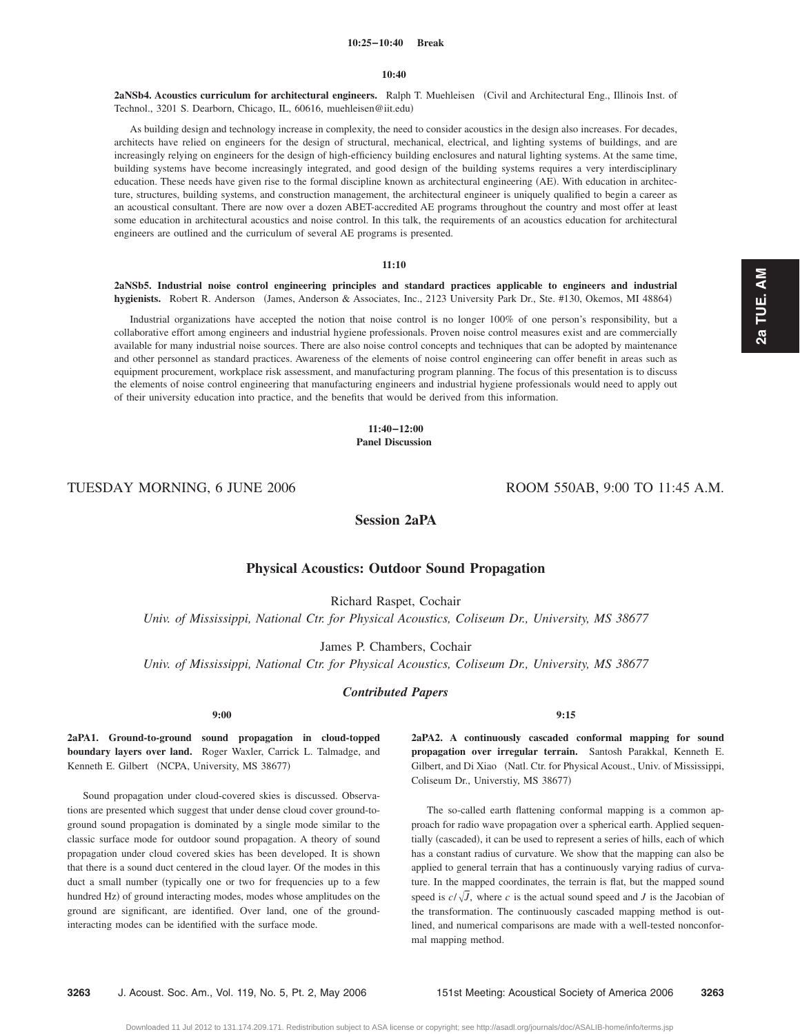**10:25–10:40 Break**

**10:40**

**2aNSb4. Acoustics curriculum for architectural engineers.** Ralph T. Muehleisen (Civil and Architectural Eng., Illinois Inst. of Technol., 3201 S. Dearborn, Chicago, IL, 60616, muehleisen@iit.edu)

As building design and technology increase in complexity, the need to consider acoustics in the design also increases. For decades, architects have relied on engineers for the design of structural, mechanical, electrical, and lighting systems of buildings, and are increasingly relying on engineers for the design of high-efficiency building enclosures and natural lighting systems. At the same time, building systems have become increasingly integrated, and good design of the building systems requires a very interdisciplinary education. These needs have given rise to the formal discipline known as architectural engineering (AE). With education in architecture, structures, building systems, and construction management, the architectural engineer is uniquely qualified to begin a career as an acoustical consultant. There are now over a dozen ABET-accredited AE programs throughout the country and most offer at least some education in architectural acoustics and noise control. In this talk, the requirements of an acoustics education for architectural engineers are outlined and the curriculum of several AE programs is presented.

**11:10**

**2aNSb5. Industrial noise control engineering principles and standard practices applicable to engineers and industrial hygienists.** Robert R. Anderson (James, Anderson & Associates, Inc., 2123 University Park Dr., Ste. #130, Okemos, MI 48864)

Industrial organizations have accepted the notion that noise control is no longer 100% of one person's responsibility, but a collaborative effort among engineers and industrial hygiene professionals. Proven noise control measures exist and are commercially available for many industrial noise sources. There are also noise control concepts and techniques that can be adopted by maintenance and other personnel as standard practices. Awareness of the elements of noise control engineering can offer benefit in areas such as equipment procurement, workplace risk assessment, and manufacturing program planning. The focus of this presentation is to discuss the elements of noise control engineering that manufacturing engineers and industrial hygiene professionals would need to apply out of their university education into practice, and the benefits that would be derived from this information.

**11:40–12:00**
**Panel Discussion**

TUESDAY MORNING, 6 JUNE 2006 ROOM 550AB, 9:00 TO 11:45 A.M.

## Session 2aPA

### Physical Acoustics: Outdoor Sound Propagation

Richard Raspet, Cochair
*Univ. of Mississippi, National Ctr. for Physical Acoustics, Coliseum Dr., University, MS 38677*

James P. Chambers, Cochair
*Univ. of Mississippi, National Ctr. for Physical Acoustics, Coliseum Dr., University, MS 38677*

### *Contributed Papers*

**9:00**

**2aPA1. Ground-to-ground sound propagation in cloud-topped boundary layers over land.** Roger Waxler, Carrick L. Talmadge, and Kenneth E. Gilbert (NCPA, University, MS 38677)

Sound propagation under cloud-covered skies is discussed. Observations are presented which suggest that under dense cloud cover ground-to-ground sound propagation is dominated by a single mode similar to the classic surface mode for outdoor sound propagation. A theory of sound propagation under cloud covered skies has been developed. It is shown that there is a sound duct centered in the cloud layer. Of the modes in this duct a small number (typically one or two for frequencies up to a few hundred Hz) of ground interacting modes, modes whose amplitudes on the ground are significant, are identified. Over land, one of the ground-interacting modes can be identified with the surface mode.

**9:15**

**2aPA2. A continuously cascaded conformal mapping for sound propagation over irregular terrain.** Santosh Parakkal, Kenneth E. Gilbert, and Di Xiao (Natl. Ctr. for Physical Acoust., Univ. of Mississippi, Coliseum Dr., Universtiy, MS 38677)

The so-called earth flattening conformal mapping is a common approach for radio wave propagation over a spherical earth. Applied sequentially (cascaded), it can be used to represent a series of hills, each of which has a constant radius of curvature. We show that the mapping can also be applied to general terrain that has a continuously varying radius of curvature. In the mapped coordinates, the terrain is flat, but the mapped sound speed is $c/\sqrt{J}$, where $c$ is the actual sound speed and $J$ is the Jacobian of the transformation. The continuously cascaded mapping method is outlined, and numerical comparisons are made with a well-tested nonconformal mapping method.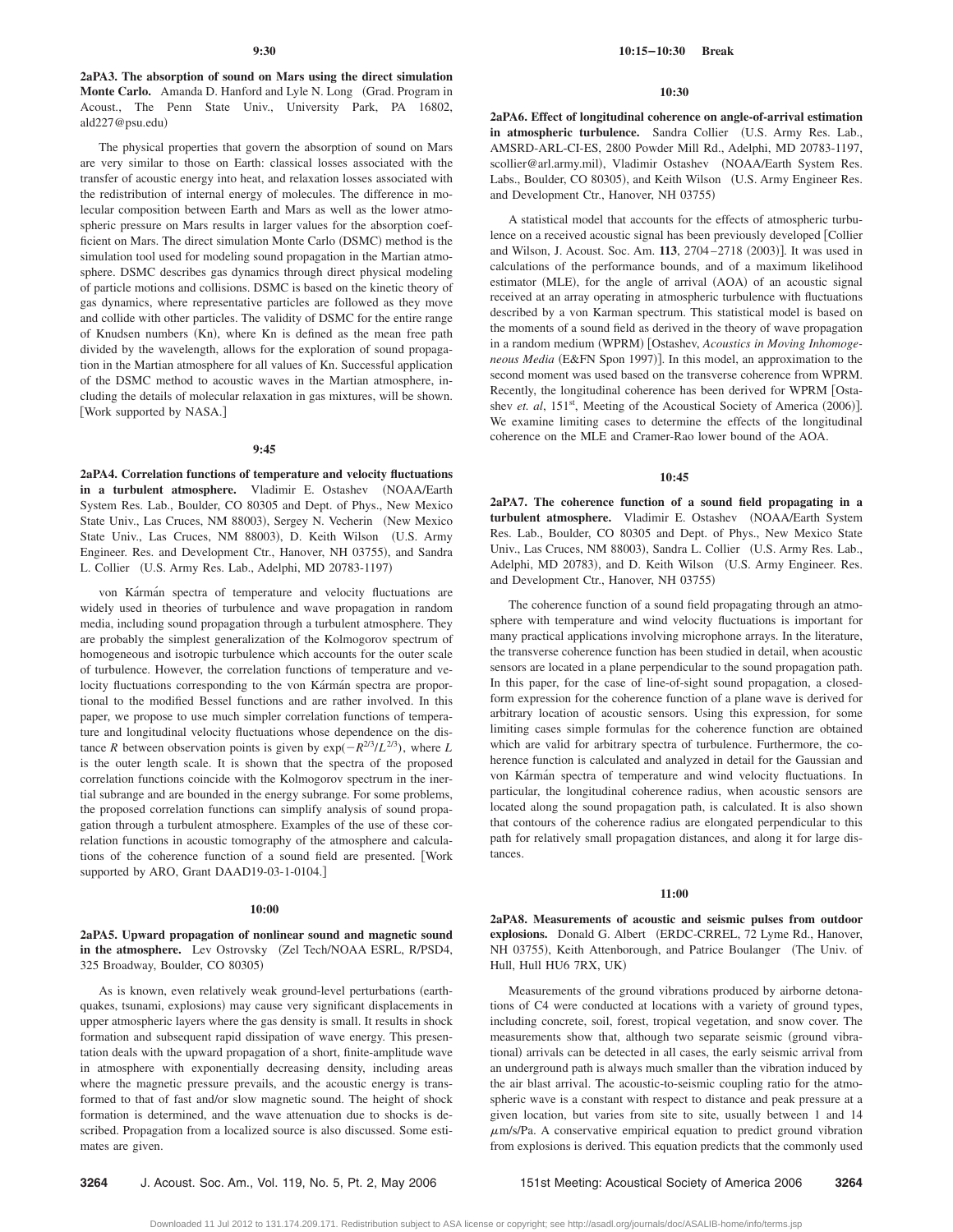**9:30**

**2aPA3. The absorption of sound on Mars using the direct simulation Monte Carlo.** Amanda D. Hanford and Lyle N. Long (Grad. Program in Acoust., The Penn State Univ., University Park, PA 16802, ald227@psu.edu)

The physical properties that govern the absorption of sound on Mars are very similar to those on Earth: classical losses associated with the transfer of acoustic energy into heat, and relaxation losses associated with the redistribution of internal energy of molecules. The difference in molecular composition between Earth and Mars as well as the lower atmospheric pressure on Mars results in larger values for the absorption coefficient on Mars. The direct simulation Monte Carlo (DSMC) method is the simulation tool used for modeling sound propagation in the Martian atmosphere. DSMC describes gas dynamics through direct physical modeling of particle motions and collisions. DSMC is based on the kinetic theory of gas dynamics, where representative particles are followed as they move and collide with other particles. The validity of DSMC for the entire range of Knudsen numbers (Kn), where Kn is defined as the mean free path divided by the wavelength, allows for the exploration of sound propagation in the Martian atmosphere for all values of Kn. Successful application of the DSMC method to acoustic waves in the Martian atmosphere, including the details of molecular relaxation in gas mixtures, will be shown. [Work supported by NASA.]

**9:45**

**2aPA4. Correlation functions of temperature and velocity fluctuations in a turbulent atmosphere.** Vladimir E. Ostashev (NOAA/Earth System Res. Lab., Boulder, CO 80305 and Dept. of Phys., New Mexico State Univ., Las Cruces, NM 88003), Sergey N. Vecherin (New Mexico State Univ., Las Cruces, NM 88003), D. Keith Wilson (U.S. Army Engineer. Res. and Development Ctr., Hanover, NH 03755), and Sandra L. Collier (U.S. Army Res. Lab., Adelphi, MD 20783-1197)

von Kármán spectra of temperature and velocity fluctuations are widely used in theories of turbulence and wave propagation in random media, including sound propagation through a turbulent atmosphere. They are probably the simplest generalization of the Kolmogorov spectrum of homogeneous and isotropic turbulence which accounts for the outer scale of turbulence. However, the correlation functions of temperature and velocity fluctuations corresponding to the von Kármán spectra are proportional to the modified Bessel functions and are rather involved. In this paper, we propose to use much simpler correlation functions of temperature and longitudinal velocity fluctuations whose dependence on the distance $R$ between observation points is given by $\exp(-R^{2/3}/L^{2/3})$, where $L$ is the outer length scale. It is shown that the spectra of the proposed correlation functions coincide with the Kolmogorov spectrum in the inertial subrange and are bounded in the energy subrange. For some problems, the proposed correlation functions can simplify analysis of sound propagation through a turbulent atmosphere. Examples of the use of these correlation functions in acoustic tomography of the atmosphere and calculations of the coherence function of a sound field are presented. [Work supported by ARO, Grant DAAD19-03-1-0104.]

**10:00**

**2aPA5. Upward propagation of nonlinear sound and magnetic sound in the atmosphere.** Lev Ostrovsky (Zel Tech/NOAA ESRL, R/PSD4, 325 Broadway, Boulder, CO 80305)

As is known, even relatively weak ground-level perturbations (earthquakes, tsunami, explosions) may cause very significant displacements in upper atmospheric layers where the gas density is small. It results in shock formation and subsequent rapid dissipation of wave energy. This presentation deals with the upward propagation of a short, finite-amplitude wave in atmosphere with exponentially decreasing density, including areas where the magnetic pressure prevails, and the acoustic energy is transformed to that of fast and/or slow magnetic sound. The height of shock formation is determined, and the wave attenuation due to shocks is described. Propagation from a localized source is also discussed. Some estimates are given.

**10:15–10:30 Break**

**10:30**

**2aPA6. Effect of longitudinal coherence on angle-of-arrival estimation in atmospheric turbulence.** Sandra Collier (U.S. Army Res. Lab., AMSRD-ARL-CI-ES, 2800 Powder Mill Rd., Adelphi, MD 20783-1197, scollier@arl.army.mil), Vladimir Ostashev (NOAA/Earth System Res. Labs., Boulder, CO 80305), and Keith Wilson (U.S. Army Engineer Res. and Development Ctr., Hanover, NH 03755)

A statistical model that accounts for the effects of atmospheric turbulence on a received acoustic signal has been previously developed [Collier and Wilson, J. Acoust. Soc. Am. **113**, 2704–2718 (2003)]. It was used in calculations of the performance bounds, and of a maximum likelihood estimator (MLE), for the angle of arrival (AOA) of an acoustic signal received at an array operating in atmospheric turbulence with fluctuations described by a von Karman spectrum. This statistical model is based on the moments of a sound field as derived in the theory of wave propagation in a random medium (WPRM) [Ostashev, *Acoustics in Moving Inhomogeneous Media* (E&FN Spon 1997)]. In this model, an approximation to the second moment was used based on the transverse coherence from WPRM. Recently, the longitudinal coherence has been derived for WPRM [Ostashev *et. al*, 151st, Meeting of the Acoustical Society of America (2006)]. We examine limiting cases to determine the effects of the longitudinal coherence on the MLE and Cramer-Rao lower bound of the AOA.

**10:45**

**2aPA7. The coherence function of a sound field propagating in a turbulent atmosphere.** Vladimir E. Ostashev (NOAA/Earth System Res. Lab., Boulder, CO 80305 and Dept. of Phys., New Mexico State Univ., Las Cruces, NM 88003), Sandra L. Collier (U.S. Army Res. Lab., Adelphi, MD 20783), and D. Keith Wilson (U.S. Army Engineer. Res. and Development Ctr., Hanover, NH 03755)

The coherence function of a sound field propagating through an atmosphere with temperature and wind velocity fluctuations is important for many practical applications involving microphone arrays. In the literature, the transverse coherence function has been studied in detail, when acoustic sensors are located in a plane perpendicular to the sound propagation path. In this paper, for the case of line-of-sight sound propagation, a closed-form expression for the coherence function of a plane wave is derived for arbitrary location of acoustic sensors. Using this expression, for some limiting cases simple formulas for the coherence function are obtained which are valid for arbitrary spectra of turbulence. Furthermore, the coherence function is calculated and analyzed in detail for the Gaussian and von Kármán spectra of temperature and wind velocity fluctuations. In particular, the longitudinal coherence radius, when acoustic sensors are located along the sound propagation path, is calculated. It is also shown that contours of the coherence radius are elongated perpendicular to this path for relatively small propagation distances, and along it for large distances.

**11:00**

**2aPA8. Measurements of acoustic and seismic pulses from outdoor explosions.** Donald G. Albert (ERDC-CRREL, 72 Lyme Rd., Hanover, NH 03755), Keith Attenborough, and Patrice Boulanger (The Univ. of Hull, Hull HU6 7RX, UK)

Measurements of the ground vibrations produced by airborne detonations of C4 were conducted at locations with a variety of ground types, including concrete, soil, forest, tropical vegetation, and snow cover. The measurements show that, although two separate seismic (ground vibrational) arrivals can be detected in all cases, the early seismic arrival from an underground path is always much smaller than the vibration induced by the air blast arrival. The acoustic-to-seismic coupling ratio for the atmospheric wave is a constant with respect to distance and peak pressure at a given location, but varies from site to site, usually between 1 and 14 $\mu$m/s/Pa. A conservative empirical equation to predict ground vibration from explosions is derived. This equation predicts that the commonly used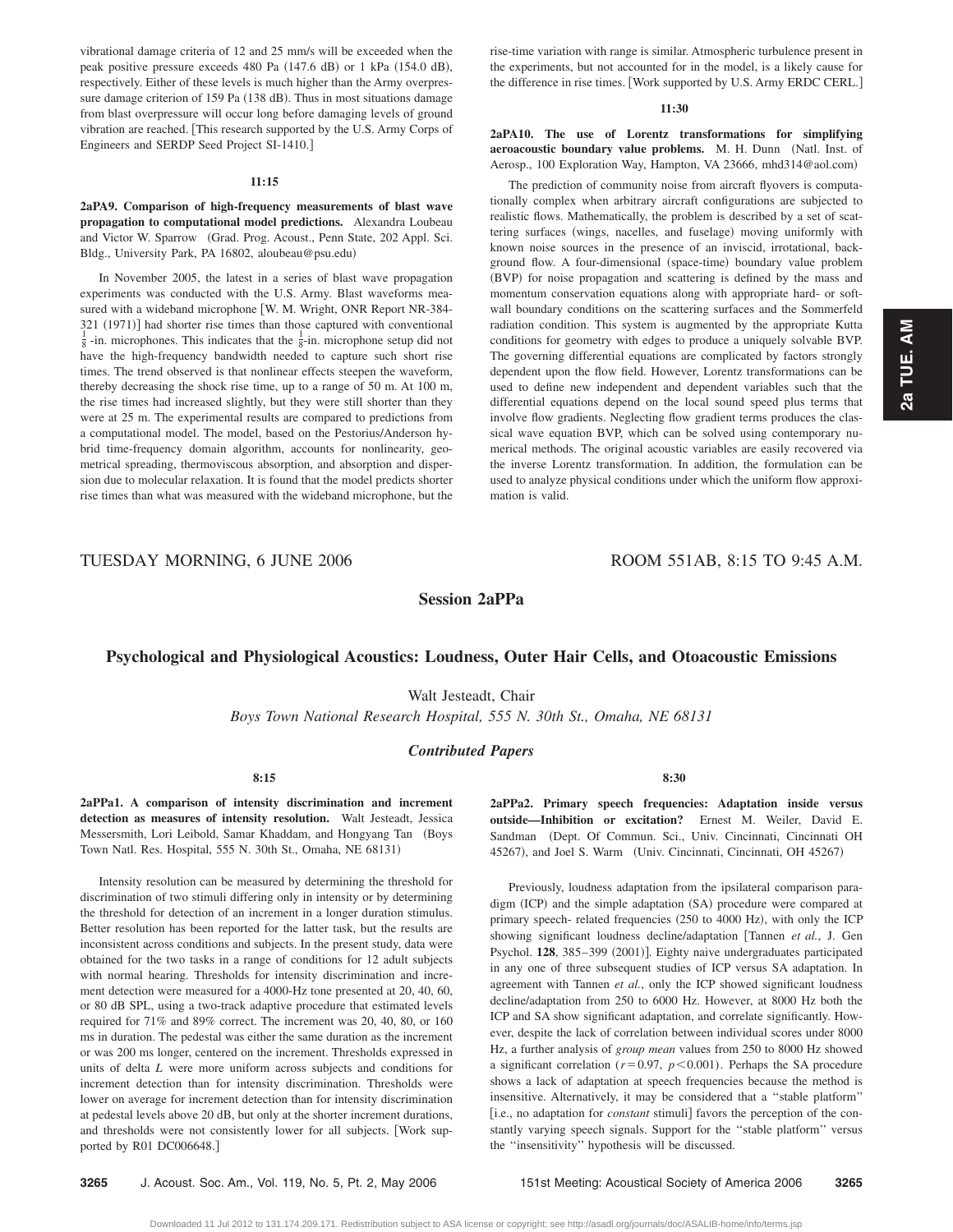vibrational damage criteria of 12 and 25 mm/s will be exceeded when the peak positive pressure exceeds 480 Pa (147.6 dB) or 1 kPa (154.0 dB), respectively. Either of these levels is much higher than the Army overpressure damage criterion of 159 Pa (138 dB). Thus in most situations damage from blast overpressure will occur long before damaging levels of ground vibration are reached. [This research supported by the U.S. Army Corps of Engineers and SERDP Seed Project SI-1410.]

**11:15**

**2aPA9. Comparison of high-frequency measurements of blast wave propagation to computational model predictions.** Alexandra Loubeau and Victor W. Sparrow (Grad. Prog. Acoust., Penn State, 202 Appl. Sci. Bldg., University Park, PA 16802, aloubeau@psu.edu)

In November 2005, the latest in a series of blast wave propagation experiments was conducted with the U.S. Army. Blast waveforms measured with a wideband microphone [W. M. Wright, ONR Report NR-384-321 (1971)] had shorter rise times than those captured with conventional $\frac{1}{8}$-in. microphones. This indicates that the $\frac{1}{8}$-in. microphone setup did not have the high-frequency bandwidth needed to capture such short rise times. The trend observed is that nonlinear effects steepen the waveform, thereby decreasing the shock rise time, up to a range of 50 m. At 100 m, the rise times had increased slightly, but they were still shorter than they were at 25 m. The experimental results are compared to predictions from a computational model. The model, based on the Pestorius/Anderson hybrid time-frequency domain algorithm, accounts for nonlinearity, geometrical spreading, thermoviscous absorption, and absorption and dispersion due to molecular relaxation. It is found that the model predicts shorter rise times than what was measured with the wideband microphone, but the rise-time variation with range is similar. Atmospheric turbulence present in the experiments, but not accounted for in the model, is a likely cause for the difference in rise times. [Work supported by U.S. Army ERDC CERL.]

**11:30**

**2aPA10. The use of Lorentz transformations for simplifying aeroacoustic boundary value problems.** M. H. Dunn (Natl. Inst. of Aerosp., 100 Exploration Way, Hampton, VA 23666, mhd314@aol.com)

The prediction of community noise from aircraft flyovers is computationally complex when arbitrary aircraft configurations are subjected to realistic flows. Mathematically, the problem is described by a set of scattering surfaces (wings, nacelles, and fuselage) moving uniformly with known noise sources in the presence of an inviscid, irrotational, background flow. A four-dimensional (space-time) boundary value problem (BVP) for noise propagation and scattering is defined by the mass and momentum conservation equations along with appropriate hard- or soft-wall boundary conditions on the scattering surfaces and the Sommerfeld radiation condition. This system is augmented by the appropriate Kutta conditions for geometry with edges to produce a uniquely solvable BVP. The governing differential equations are complicated by factors strongly dependent upon the flow field. However, Lorentz transformations can be used to define new independent and dependent variables such that the differential equations depend on the local sound speed plus terms that involve flow gradients. Neglecting flow gradient terms produces the classical wave equation BVP, which can be solved using contemporary numerical methods. The original acoustic variables are easily recovered via the inverse Lorentz transformation. In addition, the formulation can be used to analyze physical conditions under which the uniform flow approximation is valid.

TUESDAY MORNING, 6 JUNE 2006 — ROOM 551AB, 8:15 TO 9:45 A.M.

## Session 2aPPa

## Psychological and Physiological Acoustics: Loudness, Outer Hair Cells, and Otoacoustic Emissions

Walt Jesteadt, Chair

*Boys Town National Research Hospital, 555 N. 30th St., Omaha, NE 68131*

### *Contributed Papers*

**8:15**

**2aPPa1. A comparison of intensity discrimination and increment detection as measures of intensity resolution.** Walt Jesteadt, Jessica Messersmith, Lori Leibold, Samar Khaddam, and Hongyang Tan (Boys Town Natl. Res. Hospital, 555 N. 30th St., Omaha, NE 68131)

Intensity resolution can be measured by determining the threshold for discrimination of two stimuli differing only in intensity or by determining the threshold for detection of an increment in a longer duration stimulus. Better resolution has been reported for the latter task, but the results are inconsistent across conditions and subjects. In the present study, data were obtained for the two tasks in a range of conditions for 12 adult subjects with normal hearing. Thresholds for intensity discrimination and increment detection were measured for a 4000-Hz tone presented at 20, 40, 60, or 80 dB SPL, using a two-track adaptive procedure that estimated levels required for 71% and 89% correct. The increment was 20, 40, 80, or 160 ms in duration. The pedestal was either the same duration as the increment or was 200 ms longer, centered on the increment. Thresholds expressed in units of delta *L* were more uniform across subjects and conditions for increment detection than for intensity discrimination. Thresholds were lower on average for increment detection than for intensity discrimination at pedestal levels above 20 dB, but only at the shorter increment durations, and thresholds were not consistently lower for all subjects. [Work supported by R01 DC006648.]

**8:30**

**2aPPa2. Primary speech frequencies: Adaptation inside versus outside—Inhibition or excitation?** Ernest M. Weiler, David E. Sandman (Dept. Of Commun. Sci., Univ. Cincinnati, Cincinnati OH 45267), and Joel S. Warm (Univ. Cincinnati, Cincinnati, OH 45267)

Previously, loudness adaptation from the ipsilateral comparison paradigm (ICP) and the simple adaptation (SA) procedure were compared at primary speech- related frequencies (250 to 4000 Hz), with only the ICP showing significant loudness decline/adaptation [Tannen *et al.*, J. Gen Psychol. **128**, 385–399 (2001)]. Eighty naive undergraduates participated in any one of three subsequent studies of ICP versus SA adaptation. In agreement with Tannen *et al.*, only the ICP showed significant loudness decline/adaptation from 250 to 6000 Hz. However, at 8000 Hz both the ICP and SA show significant adaptation, and correlate significantly. However, despite the lack of correlation between individual scores under 8000 Hz, a further analysis of *group mean* values from 250 to 8000 Hz showed a significant correlation ($r=0.97$, $p<0.001$). Perhaps the SA procedure shows a lack of adaptation at speech frequencies because the method is insensitive. Alternatively, it may be considered that a "stable platform" [i.e., no adaptation for *constant* stimuli] favors the perception of the constantly varying speech signals. Support for the "stable platform" versus the "insensitivity" hypothesis will be discussed.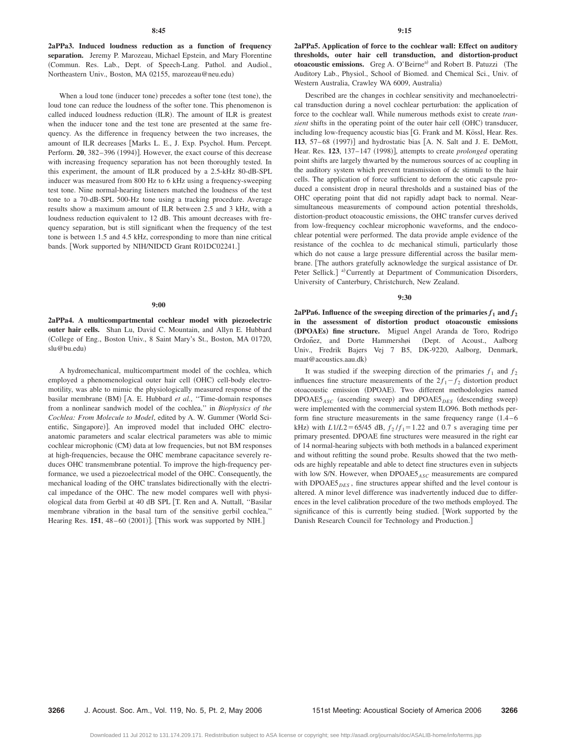**8:45**

**2aPPa3. Induced loudness reduction as a function of frequency separation.** Jeremy P. Marozeau, Michael Epstein, and Mary Florentine (Commun. Res. Lab., Dept. of Speech-Lang. Pathol. and Audiol., Northeastern Univ., Boston, MA 02155, marozeau@neu.edu)

When a loud tone (inducer tone) precedes a softer tone (test tone), the loud tone can reduce the loudness of the softer tone. This phenomenon is called induced loudness reduction (ILR). The amount of ILR is greatest when the inducer tone and the test tone are presented at the same frequency. As the difference in frequency between the two increases, the amount of ILR decreases [Marks L. E., J. Exp. Psychol. Hum. Percept. Perform. **20**, 382–396 (1994)]. However, the exact course of this decrease with increasing frequency separation has not been thoroughly tested. In this experiment, the amount of ILR produced by a 2.5-kHz 80-dB-SPL inducer was measured from 800 Hz to 6 kHz using a frequency-sweeping test tone. Nine normal-hearing listeners matched the loudness of the test tone to a 70-dB-SPL 500-Hz tone using a tracking procedure. Average results show a maximum amount of ILR between 2.5 and 3 kHz, with a loudness reduction equivalent to 12 dB. This amount decreases with frequency separation, but is still significant when the frequency of the test tone is between 1.5 and 4.5 kHz, corresponding to more than nine critical bands. [Work supported by NIH/NIDCD Grant R01DC02241.]

**9:00**

**2aPPa4. A multicompartmental cochlear model with piezoelectric outer hair cells.** Shan Lu, David C. Mountain, and Allyn E. Hubbard (College of Eng., Boston Univ., 8 Saint Mary's St., Boston, MA 01720, slu@bu.edu)

A hydromechanical, multicompartment model of the cochlea, which employed a phenomenological outer hair cell (OHC) cell-body electromotility, was able to mimic the physiologically measured response of the basilar membrane (BM) [A. E. Hubbard *et al.*, "Time-domain responses from a nonlinear sandwich model of the cochlea," in *Biophysics of the Cochlea: From Molecule to Model*, edited by A. W. Gummer (World Scientific, Singapore)]. An improved model that included OHC electroanatomic parameters and scalar electrical parameters was able to mimic cochlear microphonic (CM) data at low frequencies, but not BM responses at high-frequencies, because the OHC membrane capacitance severely reduces OHC transmembrane potential. To improve the high-frequency performance, we used a piezoelectrical model of the OHC. Consequently, the mechanical loading of the OHC translates bidirectionally with the electrical impedance of the OHC. The new model compares well with physiological data from Gerbil at 40 dB SPL [T. Ren and A. Nuttall, "Basilar membrane vibration in the basal turn of the sensitive gerbil cochlea," Hearing Res. **151**, 48–60 (2001)]. [This work was supported by NIH.]

**9:15**

**2aPPa5. Application of force to the cochlear wall: Effect on auditory thresholds, outer hair cell transduction, and distortion-product otoacoustic emissions.** Greg A. O'Beirne[a] and Robert B. Patuzzi (The Auditory Lab., Physiol., School of Biomed. and Chemical Sci., Univ. of Western Australia, Crawley WA 6009, Australia)

Described are the changes in cochlear sensitivity and mechanoelectrical transduction during a novel cochlear perturbation: the application of force to the cochlear wall. While numerous methods exist to create *transient* shifts in the operating point of the outer hair cell (OHC) transducer, including low-frequency acoustic bias [G. Frank and M. Kössl, Hear. Res. **113**, 57–68 (1997)] and hydrostatic bias [A. N. Salt and J. E. DeMott, Hear. Res. **123**, 137–147 (1998)], attempts to create *prolonged* operating point shifts are largely thwarted by the numerous sources of ac coupling in the auditory system which prevent transmission of dc stimuli to the hair cells. The application of force sufficient to deform the otic capsule produced a consistent drop in neural thresholds and a sustained bias of the OHC operating point that did not rapidly adapt back to normal. Near-simultaneous measurements of compound action potential thresholds, distortion-product otoacoustic emissions, the OHC transfer curves derived from low-frequency cochlear microphonic waveforms, and the endocochlear potential were performed. The data provide ample evidence of the resistance of the cochlea to dc mechanical stimuli, particularly those which do not cause a large pressure differential across the basilar membrane. [The authors gratefully acknowledge the surgical assistance of Dr. Peter Sellick.] [a]Currently at Department of Communication Disorders, University of Canterbury, Christchurch, New Zealand.

**9:30**

**2aPPa6. Influence of the sweeping direction of the primaries $f_1$ and $f_2$ in the assessment of distortion product otoacoustic emissions (DPOAEs) fine structure.** Miguel Angel Aranda de Toro, Rodrigo Ordoñez, and Dorte Hammershøi (Dept. of Acoust., Aalborg Univ., Fredrik Bajers Vej 7 B5, DK-9220, Aalborg, Denmark, maat@acoustics.aau.dk)

It was studied if the sweeping direction of the primaries $f_1$ and $f_2$ influences fine structure measurements of the $2f_1-f_2$ distortion product otoacoustic emission (DPOAE). Two different methodologies named $DPOAE5_{ASC}$ (ascending sweep) and $DPOAE5_{DES}$ (descending sweep) were implemented with the commercial system ILO96. Both methods perform fine structure measurements in the same frequency range (1.4–6 kHz) with $L1/L2=65/45$ dB, $f_2/f_1=1.22$ and 0.7 s averaging time per primary presented. DPOAE fine structures were measured in the right ear of 14 normal-hearing subjects with both methods in a balanced experiment and without refitting the sound probe. Results showed that the two methods are highly repeatable and able to detect fine structures even in subjects with low S/N. However, when $DPOAE5_{ASC}$ measurements are compared with $DPOAE5_{DES}$, fine structures appear shifted and the level contour is altered. A minor level difference was inadvertently induced due to differences in the level calibration procedure of the two methods employed. The significance of this is currently being studied. [Work supported by the Danish Research Council for Technology and Production.]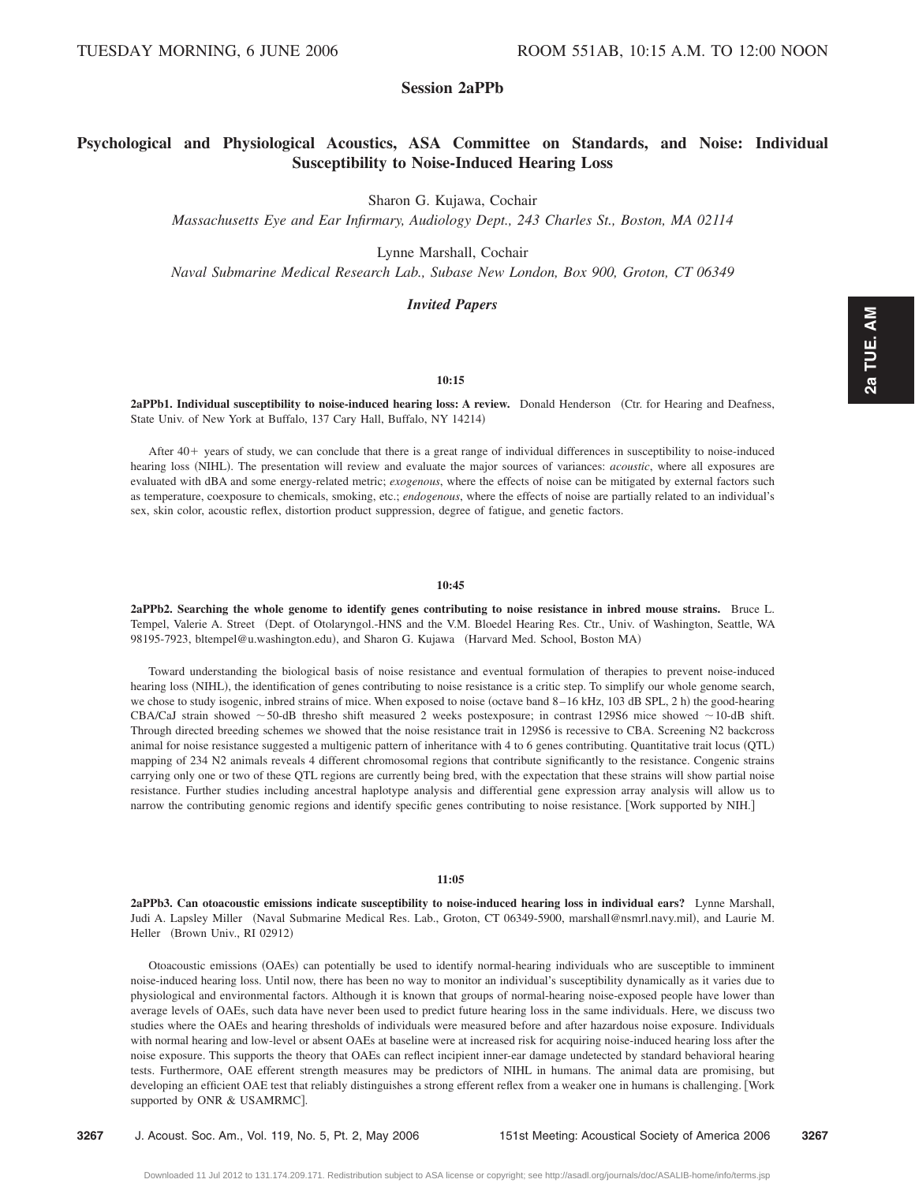TUESDAY MORNING, 6 JUNE 2006 ROOM 551AB, 10:15 A.M. TO 12:00 NOON

## Session 2aPPb

## Psychological and Physiological Acoustics, ASA Committee on Standards, and Noise: Individual Susceptibility to Noise-Induced Hearing Loss

Sharon G. Kujawa, Cochair
*Massachusetts Eye and Ear Infirmary, Audiology Dept., 243 Charles St., Boston, MA 02114*

Lynne Marshall, Cochair
*Naval Submarine Medical Research Lab., Subase New London, Box 900, Groton, CT 06349*

### *Invited Papers*

**10:15**

**2aPPb1. Individual susceptibility to noise-induced hearing loss: A review.** Donald Henderson (Ctr. for Hearing and Deafness, State Univ. of New York at Buffalo, 137 Cary Hall, Buffalo, NY 14214)

After 40+ years of study, we can conclude that there is a great range of individual differences in susceptibility to noise-induced hearing loss (NIHL). The presentation will review and evaluate the major sources of variances: *acoustic*, where all exposures are evaluated with dBA and some energy-related metric; *exogenous*, where the effects of noise can be mitigated by external factors such as temperature, coexposure to chemicals, smoking, etc.; *endogenous*, where the effects of noise are partially related to an individual's sex, skin color, acoustic reflex, distortion product suppression, degree of fatigue, and genetic factors.

**10:45**

**2aPPb2. Searching the whole genome to identify genes contributing to noise resistance in inbred mouse strains.** Bruce L. Tempel, Valerie A. Street (Dept. of Otolaryngol.-HNS and the V.M. Bloedel Hearing Res. Ctr., Univ. of Washington, Seattle, WA 98195-7923, bltempel@u.washington.edu), and Sharon G. Kujawa (Harvard Med. School, Boston MA)

Toward understanding the biological basis of noise resistance and eventual formulation of therapies to prevent noise-induced hearing loss (NIHL), the identification of genes contributing to noise resistance is a critic step. To simplify our whole genome search, we chose to study isogenic, inbred strains of mice. When exposed to noise (octave band 8–16 kHz, 103 dB SPL, 2 h) the good-hearing CBA/CaJ strain showed ~50-dB thresho shift measured 2 weeks postexposure; in contrast 129S6 mice showed ~10-dB shift. Through directed breeding schemes we showed that the noise resistance trait in 129S6 is recessive to CBA. Screening N2 backcross animal for noise resistance suggested a multigenic pattern of inheritance with 4 to 6 genes contributing. Quantitative trait locus (QTL) mapping of 234 N2 animals reveals 4 different chromosomal regions that contribute significantly to the resistance. Congenic strains carrying only one or two of these QTL regions are currently being bred, with the expectation that these strains will show partial noise resistance. Further studies including ancestral haplotype analysis and differential gene expression array analysis will allow us to narrow the contributing genomic regions and identify specific genes contributing to noise resistance. [Work supported by NIH.]

**11:05**

**2aPPb3. Can otoacoustic emissions indicate susceptibility to noise-induced hearing loss in individual ears?** Lynne Marshall, Judi A. Lapsley Miller (Naval Submarine Medical Res. Lab., Groton, CT 06349-5900, marshall@nsmrl.navy.mil), and Laurie M. Heller (Brown Univ., RI 02912)

Otoacoustic emissions (OAEs) can potentially be used to identify normal-hearing individuals who are susceptible to imminent noise-induced hearing loss. Until now, there has been no way to monitor an individual's susceptibility dynamically as it varies due to physiological and environmental factors. Although it is known that groups of normal-hearing noise-exposed people have lower than average levels of OAEs, such data have never been used to predict future hearing loss in the same individuals. Here, we discuss two studies where the OAEs and hearing thresholds of individuals were measured before and after hazardous noise exposure. Individuals with normal hearing and low-level or absent OAEs at baseline were at increased risk for acquiring noise-induced hearing loss after the noise exposure. This supports the theory that OAEs can reflect incipient inner-ear damage undetected by standard behavioral hearing tests. Furthermore, OAE efferent strength measures may be predictors of NIHL in humans. The animal data are promising, but developing an efficient OAE test that reliably distinguishes a strong efferent reflex from a weaker one in humans is challenging. [Work supported by ONR & USAMRMC].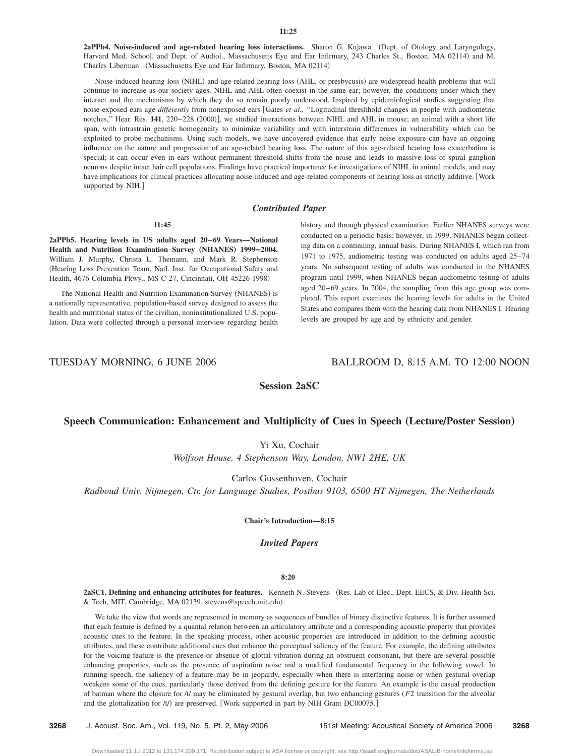**11:25**

**2aPPb4. Noise-induced and age-related hearing loss interactions.** Sharon G. Kujawa (Dept. of Otology and Laryngology, Harvard Med. School, and Dept. of Audiol., Massachusetts Eye and Ear Infirmary, 243 Charles St., Boston, MA 02114) and M. Charles Liberman (Massachusetts Eye and Ear Infirmary, Boston, MA 02114)

Noise-induced hearing loss (NIHL) and age-related hearing loss (AHL, or presbycusis) are widespread health problems that will continue to increase as our society ages. NIHL and AHL often coexist in the same ear; however, the conditions under which they interact and the mechanisms by which they do so remain poorly understood. Inspired by epidemiological studies suggesting that noise-exposed ears age *differently* from nonexposed ears [Gates *et al.*, "Logitudinal threshhold changes in people with audiometric notches," Hear. Res. **141**, 220–228 (2000)], we studied interactions between NIHL and AHL in mouse; an animal with a short life span, with intrastrain genetic homogeneity to minimize variability and with interstrain differences in vulnerability which can be exploited to probe mechanisms. Using such models, we have uncovered evidence that early noise exposure can have an ongoing influence on the nature and progression of an age-related hearing loss. The nature of this age-related hearing loss exacerbation is special; it can occur even in ears without permanent threshold shifts from the noise and leads to massive loss of spiral ganglion neurons despite intact hair cell populations. Findings have practical importance for investigations of NIHL in animal models, and may have implications for clinical practices allocating noise-induced and age-related components of hearing loss as strictly additive. [Work supported by NIH.]

### *Contributed Paper*

**11:45**

**2aPPb5. Hearing levels in US adults aged 20–69 Years—National Health and Nutrition Examination Survey (NHANES) 1999–2004.** William J. Murphy, Christa L. Themann, and Mark R. Stephenson (Hearing Loss Prevention Team, Natl. Inst. for Occupational Safety and Health, 4676 Columbia Pkwy., MS C-27, Cincinnati, OH 45226-1998)

The National Health and Nutrition Examination Survey (NHANES) is a nationally representative, population-based survey designed to assess the health and nutritional status of the civilian, noninstitutionalized U.S. population. Data were collected through a personal interview regarding health history and through physical examination. Earlier NHANES surveys were conducted on a periodic basis; however, in 1999, NHANES began collecting data on a continuing, annual basis. During NHANES I, which ran from 1971 to 1975, audiometric testing was conducted on adults aged 25–74 years. No subsequent testing of adults was conducted in the NHANES program until 1999, when NHANES began audiometric testing of adults aged 20–69 years. In 2004, the sampling from this age group was completed. This report examines the hearing levels for adults in the United States and compares them with the hearing data from NHANES I. Hearing levels are grouped by age and by ethnicity and gender.

TUESDAY MORNING, 6 JUNE 2006 BALLROOM D, 8:15 A.M. TO 12:00 NOON

## Session 2aSC

## Speech Communication: Enhancement and Multiplicity of Cues in Speech (Lecture/Poster Session)

Yi Xu, Cochair
*Wolfson House, 4 Stephenson Way, London, NW1 2HE, UK*

Carlos Gussenhoven, Cochair
*Radboud Univ. Nijmegen, Ctr. for Language Studies, Postbus 9103, 6500 HT Nijmegen, The Netherlands*

**Chair's Introduction—8:15**

### *Invited Papers*

**8:20**

**2aSC1. Defining and enhancing attributes for features.** Kenneth N. Stevens (Res. Lab of Elec., Dept. EECS, & Div. Health Sci. & Tech, MIT, Cambridge, MA 02139, stevens@speech.mit.edu)

We take the view that words are represented in memory as sequences of bundles of binary distinctive features. It is further assumed that each feature is defined by a quantal relation between an articulatory attribute and a corresponding acoustic property that provides acoustic cues to the feature. In the speaking process, other acoustic properties are introduced in addition to the defining acoustic attributes, and these contribute additional cues that enhance the perceptual saliency of the feature. For example, the defining attributes for the voicing feature is the presence or absence of glottal vibration during an obstruent consonant, but there are several possible enhancing properties, such as the presence of aspiration noise and a modified fundamental frequency in the following vowel. In running speech, the saliency of a feature may be in jeopardy, especially when there is interfering noise or when gestural overlap weakens some of the cues, particularly those derived from the defining gesture for the feature. An example is the casual production of batman where the closure for /t/ may be eliminated by gestural overlap, but two enhancing gestures ($F2$ transition for the alveolar and the glottalization for /t/) are preserved. [Work supported in part by NIH Grant DC00075.]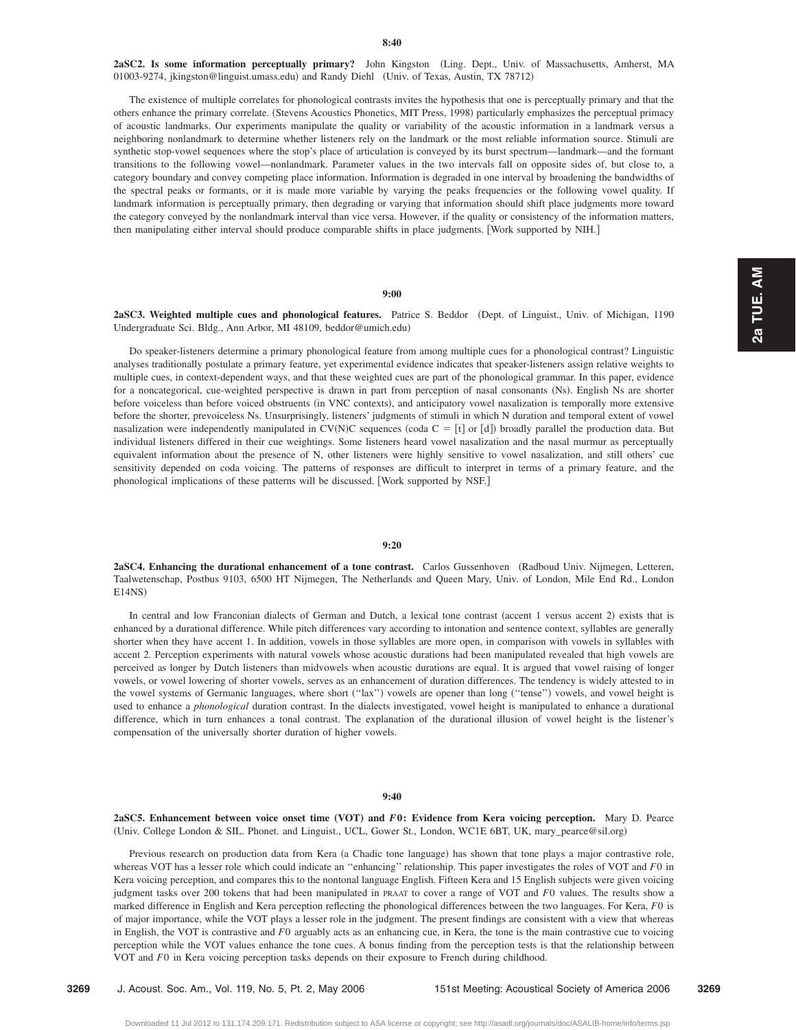**8:40**

**2aSC2. Is some information perceptually primary?** John Kingston (Ling. Dept., Univ. of Massachusetts, Amherst, MA 01003-9274, jkingston@linguist.umass.edu) and Randy Diehl (Univ. of Texas, Austin, TX 78712)

The existence of multiple correlates for phonological contrasts invites the hypothesis that one is perceptually primary and that the others enhance the primary correlate. (Stevens Acoustics Phonetics, MIT Press, 1998) particularly emphasizes the perceptual primacy of acoustic landmarks. Our experiments manipulate the quality or variability of the acoustic information in a landmark versus a neighboring nonlandmark to determine whether listeners rely on the landmark or the most reliable information source. Stimuli are synthetic stop-vowel sequences where the stop's place of articulation is conveyed by its burst spectrum—landmark—and the formant transitions to the following vowel—nonlandmark. Parameter values in the two intervals fall on opposite sides of, but close to, a category boundary and convey competing place information. Information is degraded in one interval by broadening the bandwidths of the spectral peaks or formants, or it is made more variable by varying the peaks frequencies or the following vowel quality. If landmark information is perceptually primary, then degrading or varying that information should shift place judgments more toward the category conveyed by the nonlandmark interval than vice versa. However, if the quality or consistency of the information matters, then manipulating either interval should produce comparable shifts in place judgments. [Work supported by NIH.]

**9:00**

**2aSC3. Weighted multiple cues and phonological features.** Patrice S. Beddor (Dept. of Linguist., Univ. of Michigan, 1190 Undergraduate Sci. Bldg., Ann Arbor, MI 48109, beddor@umich.edu)

Do speaker-listeners determine a primary phonological feature from among multiple cues for a phonological contrast? Linguistic analyses traditionally postulate a primary feature, yet experimental evidence indicates that speaker-listeners assign relative weights to multiple cues, in context-dependent ways, and that these weighted cues are part of the phonological grammar. In this paper, evidence for a noncategorical, cue-weighted perspective is drawn in part from perception of nasal consonants (Ns). English Ns are shorter before voiceless than before voiced obstruents (in VNC contexts), and anticipatory vowel nasalization is temporally more extensive before the shorter, prevoiceless Ns. Unsurprisingly, listeners' judgments of stimuli in which N duration and temporal extent of vowel nasalization were independently manipulated in CV(N)C sequences (coda C = [t] or [d]) broadly parallel the production data. But individual listeners differed in their cue weightings. Some listeners heard vowel nasalization and the nasal murmur as perceptually equivalent information about the presence of N, other listeners were highly sensitive to vowel nasalization, and still others' cue sensitivity depended on coda voicing. The patterns of responses are difficult to interpret in terms of a primary feature, and the phonological implications of these patterns will be discussed. [Work supported by NSF.]

**9:20**

**2aSC4. Enhancing the durational enhancement of a tone contrast.** Carlos Gussenhoven (Radboud Univ. Nijmegen, Letteren, Taalwetenschap, Postbus 9103, 6500 HT Nijmegen, The Netherlands and Queen Mary, Univ. of London, Mile End Rd., London E14NS)

In central and low Franconian dialects of German and Dutch, a lexical tone contrast (accent 1 versus accent 2) exists that is enhanced by a durational difference. While pitch differences vary according to intonation and sentence context, syllables are generally shorter when they have accent 1. In addition, vowels in those syllables are more open, in comparison with vowels in syllables with accent 2. Perception experiments with natural vowels whose acoustic durations had been manipulated revealed that high vowels are perceived as longer by Dutch listeners than midvowels when acoustic durations are equal. It is argued that vowel raising of longer vowels, or vowel lowering of shorter vowels, serves as an enhancement of duration differences. The tendency is widely attested to in the vowel systems of Germanic languages, where short ("lax") vowels are opener than long ("tense") vowels, and vowel height is used to enhance a *phonological* duration contrast. In the dialects investigated, vowel height is manipulated to enhance a durational difference, which in turn enhances a tonal contrast. The explanation of the durational illusion of vowel height is the listener's compensation of the universally shorter duration of higher vowels.

**9:40**

**2aSC5. Enhancement between voice onset time (VOT) and $F0$: Evidence from Kera voicing perception.** Mary D. Pearce (Univ. College London & SIL. Phonet. and Linguist., UCL, Gower St., London, WC1E 6BT, UK, mary_pearce@sil.org)

Previous research on production data from Kera (a Chadic tone language) has shown that tone plays a major contrastive role, whereas VOT has a lesser role which could indicate an "enhancing" relationship. This paper investigates the roles of VOT and $F0$ in Kera voicing perception, and compares this to the nontonal language English. Fifteen Kera and 15 English subjects were given voicing judgment tasks over 200 tokens that had been manipulated in PRAAT to cover a range of VOT and $F0$ values. The results show a marked difference in English and Kera perception reflecting the phonological differences between the two languages. For Kera, $F0$ is of major importance, while the VOT plays a lesser role in the judgment. The present findings are consistent with a view that whereas in English, the VOT is contrastive and $F0$ arguably acts as an enhancing cue, in Kera, the tone is the main contrastive cue to voicing perception while the VOT values enhance the tone cues. A bonus finding from the perception tests is that the relationship between VOT and $F0$ in Kera voicing perception tasks depends on their exposure to French during childhood.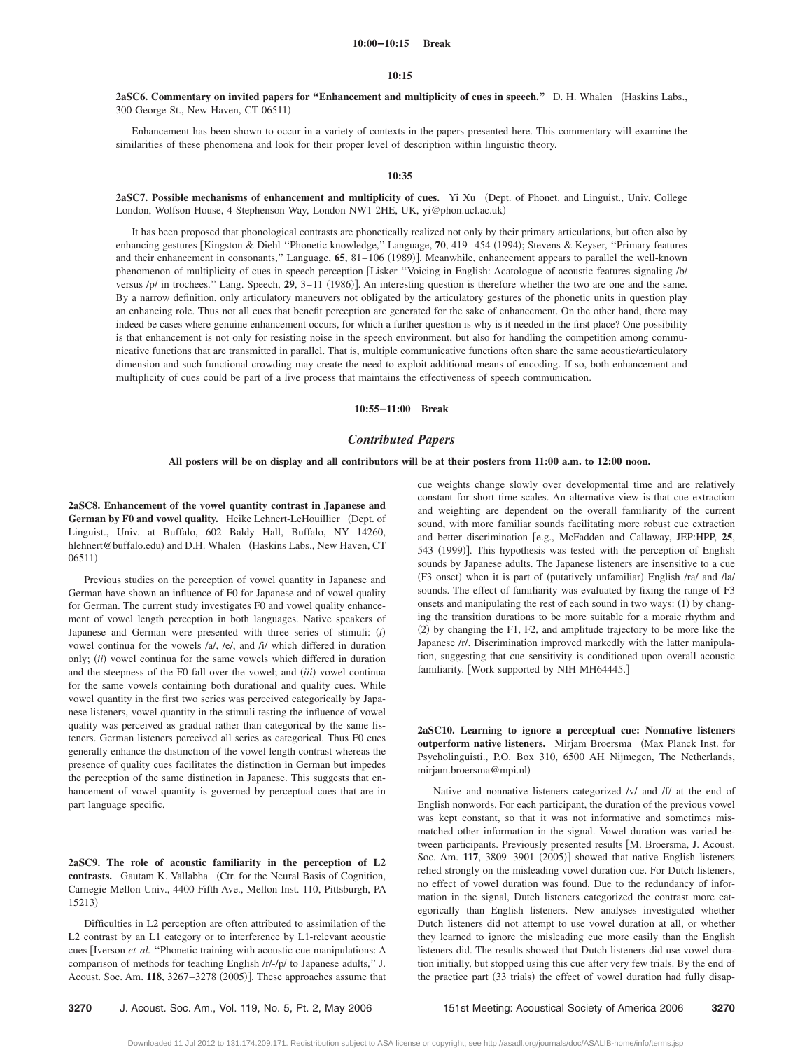**10:00–10:15 Break**

**10:15**

**2aSC6. Commentary on invited papers for "Enhancement and multiplicity of cues in speech."** D. H. Whalen (Haskins Labs., 300 George St., New Haven, CT 06511)

Enhancement has been shown to occur in a variety of contexts in the papers presented here. This commentary will examine the similarities of these phenomena and look for their proper level of description within linguistic theory.

**10:35**

**2aSC7. Possible mechanisms of enhancement and multiplicity of cues.** Yi Xu (Dept. of Phonet. and Linguist., Univ. College London, Wolfson House, 4 Stephenson Way, London NW1 2HE, UK, yi@phon.ucl.ac.uk)

It has been proposed that phonological contrasts are phonetically realized not only by their primary articulations, but often also by enhancing gestures [Kingston & Diehl "Phonetic knowledge," Language, **70**, 419–454 (1994); Stevens & Keyser, "Primary features and their enhancement in consonants," Language, **65**, 81–106 (1989)]. Meanwhile, enhancement appears to parallel the well-known phenomenon of multiplicity of cues in speech perception [Lisker "Voicing in English: Acatologue of acoustic features signaling /b/ versus /p/ in trochees." Lang. Speech, **29**, 3–11 (1986)]. An interesting question is therefore whether the two are one and the same. By a narrow definition, only articulatory maneuvers not obligated by the articulatory gestures of the phonetic units in question play an enhancing role. Thus not all cues that benefit perception are generated for the sake of enhancement. On the other hand, there may indeed be cases where genuine enhancement occurs, for which a further question is why is it needed in the first place? One possibility is that enhancement is not only for resisting noise in the speech environment, but also for handling the competition among communicative functions that are transmitted in parallel. That is, multiple communicative functions often share the same acoustic/articulatory dimension and such functional crowding may create the need to exploit additional means of encoding. If so, both enhancement and multiplicity of cues could be part of a live process that maintains the effectiveness of speech communication.

**10:55–11:00 Break**

## *Contributed Papers*

**All posters will be on display and all contributors will be at their posters from 11:00 a.m. to 12:00 noon.**

**2aSC8. Enhancement of the vowel quantity contrast in Japanese and German by F0 and vowel quality.** Heike Lehnert-LeHouillier (Dept. of Linguist., Univ. at Buffalo, 602 Baldy Hall, Buffalo, NY 14260, hlehnert@buffalo.edu) and D.H. Whalen (Haskins Labs., New Haven, CT 06511)

Previous studies on the perception of vowel quantity in Japanese and German have shown an influence of F0 for Japanese and of vowel quality for German. The current study investigates F0 and vowel quality enhancement of vowel length perception in both languages. Native speakers of Japanese and German were presented with three series of stimuli: (*i*) vowel continua for the vowels /a/, /e/, and /i/ which differed in duration only; (*ii*) vowel continua for the same vowels which differed in duration and the steepness of the F0 fall over the vowel; and (*iii*) vowel continua for the same vowels containing both durational and quality cues. While vowel quantity in the first two series was perceived categorically by Japanese listeners, vowel quantity in the stimuli testing the influence of vowel quality was perceived as gradual rather than categorical by the same listeners. German listeners perceived all series as categorical. Thus F0 cues generally enhance the distinction of the vowel length contrast whereas the presence of quality cues facilitates the distinction in German but impedes the perception of the same distinction in Japanese. This suggests that enhancement of vowel quantity is governed by perceptual cues that are in part language specific.

**2aSC9. The role of acoustic familiarity in the perception of L2 contrasts.** Gautam K. Vallabha (Ctr. for the Neural Basis of Cognition, Carnegie Mellon Univ., 4400 Fifth Ave., Mellon Inst. 110, Pittsburgh, PA 15213)

Difficulties in L2 perception are often attributed to assimilation of the L2 contrast by an L1 category or to interference by L1-relevant acoustic cues [Iverson *et al.* "Phonetic training with acoustic cue manipulations: A comparison of methods for teaching English /r/-/p/ to Japanese adults," J. Acoust. Soc. Am. **118**, 3267–3278 (2005)]. These approaches assume that cue weights change slowly over developmental time and are relatively constant for short time scales. An alternative view is that cue extraction and weighting are dependent on the overall familiarity of the current sound, with more familiar sounds facilitating more robust cue extraction and better discrimination [e.g., McFadden and Callaway, JEP:HPP, **25**, 543 (1999)]. This hypothesis was tested with the perception of English sounds by Japanese adults. The Japanese listeners are insensitive to a cue (F3 onset) when it is part of (putatively unfamiliar) English /ra/ and /la/ sounds. The effect of familiarity was evaluated by fixing the range of F3 onsets and manipulating the rest of each sound in two ways: (1) by changing the transition durations to be more suitable for a moraic rhythm and (2) by changing the F1, F2, and amplitude trajectory to be more like the Japanese /r/. Discrimination improved markedly with the latter manipulation, suggesting that cue sensitivity is conditioned upon overall acoustic familiarity. [Work supported by NIH MH64445.]

**2aSC10. Learning to ignore a perceptual cue: Nonnative listeners outperform native listeners.** Mirjam Broersma (Max Planck Inst. for Psycholinguisti., P.O. Box 310, 6500 AH Nijmegen, The Netherlands, mirjam.broersma@mpi.nl)

Native and nonnative listeners categorized /v/ and /f/ at the end of English nonwords. For each participant, the duration of the previous vowel was kept constant, so that it was not informative and sometimes mismatched other information in the signal. Vowel duration was varied between participants. Previously presented results [M. Broersma, J. Acoust. Soc. Am. **117**, 3809–3901 (2005)] showed that native English listeners relied strongly on the misleading vowel duration cue. For Dutch listeners, no effect of vowel duration was found. Due to the redundancy of information in the signal, Dutch listeners categorized the contrast more categorically than English listeners. New analyses investigated whether Dutch listeners did not attempt to use vowel duration at all, or whether they learned to ignore the misleading cue more easily than the English listeners did. The results showed that Dutch listeners did use vowel duration initially, but stopped using this cue after very few trials. By the end of the practice part (33 trials) the effect of vowel duration had fully disap-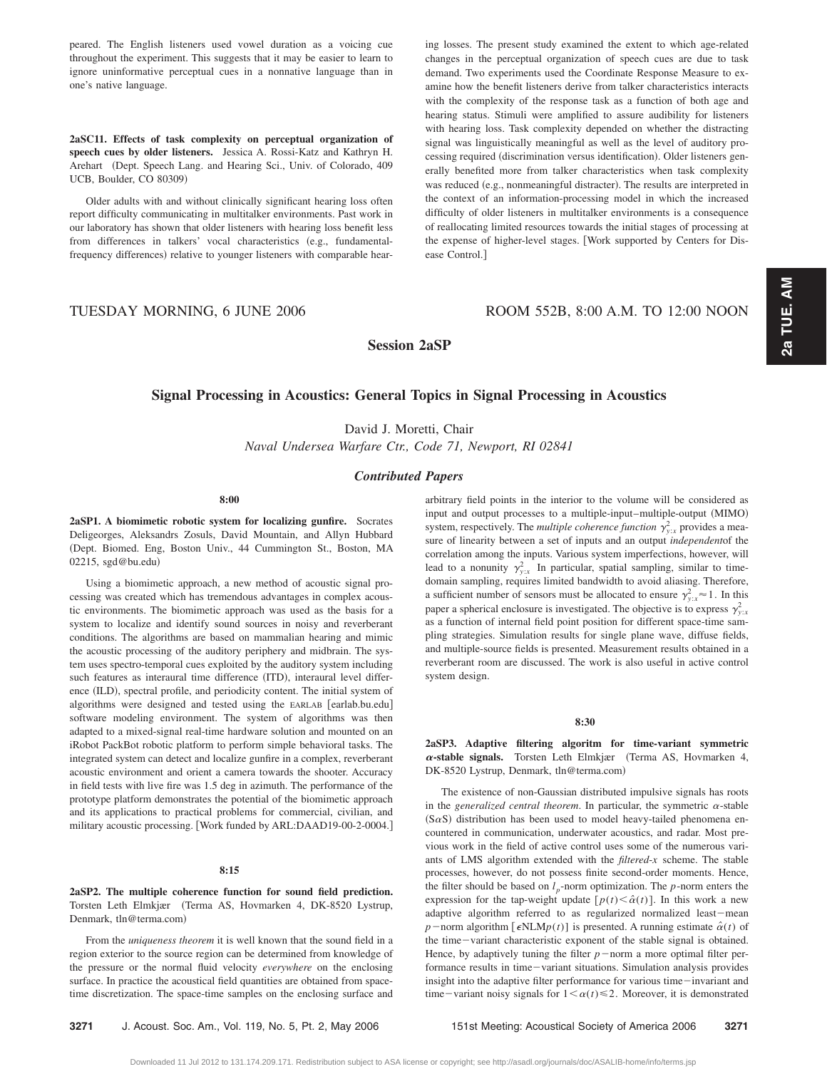peared. The English listeners used vowel duration as a voicing cue throughout the experiment. This suggests that it may be easier to learn to ignore uninformative perceptual cues in a nonnative language than in one's native language.

**2aSC11. Effects of task complexity on perceptual organization of speech cues by older listeners.** Jessica A. Rossi-Katz and Kathryn H. Arehart (Dept. Speech Lang. and Hearing Sci., Univ. of Colorado, 409 UCB, Boulder, CO 80309)

Older adults with and without clinically significant hearing loss often report difficulty communicating in multitalker environments. Past work in our laboratory has shown that older listeners with hearing loss benefit less from differences in talkers' vocal characteristics (e.g., fundamental-frequency differences) relative to younger listeners with comparable hearing losses. The present study examined the extent to which age-related changes in the perceptual organization of speech cues are due to task demand. Two experiments used the Coordinate Response Measure to examine how the benefit listeners derive from talker characteristics interacts with the complexity of the response task as a function of both age and hearing status. Stimuli were amplified to assure audibility for listeners with hearing loss. Task complexity depended on whether the distracting signal was linguistically meaningful as well as the level of auditory processing required (discrimination versus identification). Older listeners generally benefited more from talker characteristics when task complexity was reduced (e.g., nonmeaningful distracter). The results are interpreted in the context of an information-processing model in which the increased difficulty of older listeners in multitalker environments is a consequence of reallocating limited resources towards the initial stages of processing at the expense of higher-level stages. [Work supported by Centers for Disease Control.]

TUESDAY MORNING, 6 JUNE 2006 ROOM 552B, 8:00 A.M. TO 12:00 NOON

## Session 2aSP

## Signal Processing in Acoustics: General Topics in Signal Processing in Acoustics

David J. Moretti, Chair

*Naval Undersea Warfare Ctr., Code 71, Newport, RI 02841*

### *Contributed Papers*

**8:00**

**2aSP1. A biomimetic robotic system for localizing gunfire.** Socrates Deligeorges, Aleksandrs Zosuls, David Mountain, and Allyn Hubbard (Dept. Biomed. Eng, Boston Univ., 44 Cummington St., Boston, MA 02215, sgd@bu.edu)

Using a biomimetic approach, a new method of acoustic signal processing was created which has tremendous advantages in complex acoustic environments. The biomimetic approach was used as the basis for a system to localize and identify sound sources in noisy and reverberant conditions. The algorithms are based on mammalian hearing and mimic the acoustic processing of the auditory periphery and midbrain. The system uses spectro-temporal cues exploited by the auditory system including such features as interaural time difference (ITD), interaural level difference (ILD), spectral profile, and periodicity content. The initial system of algorithms were designed and tested using the EARLAB [earlab.bu.edu] software modeling environment. The system of algorithms was then adapted to a mixed-signal real-time hardware solution and mounted on an iRobot PackBot robotic platform to perform simple behavioral tasks. The integrated system can detect and localize gunfire in a complex, reverberant acoustic environment and orient a camera towards the shooter. Accuracy in field tests with live fire was 1.5 deg in azimuth. The performance of the prototype platform demonstrates the potential of the biomimetic approach and its applications to practical problems for commercial, civilian, and military acoustic processing. [Work funded by ARL:DAAD19-00-2-0004.]

**8:15**

**2aSP2. The multiple coherence function for sound field prediction.** Torsten Leth Elmkjær (Terma AS, Hovmarken 4, DK-8520 Lystrup, Denmark, tln@terma.com)

From the *uniqueness theorem* it is well known that the sound field in a region exterior to the source region can be determined from knowledge of the pressure or the normal fluid velocity *everywhere* on the enclosing surface. In practice the acoustical field quantities are obtained from space-time discretization. The space-time samples on the enclosing surface and arbitrary field points in the interior to the volume will be considered as input and output processes to a multiple-input–multiple-output (MIMO) system, respectively. The *multiple coherence function* $\gamma^2_{y:x}$ provides a measure of linearity between a set of inputs and an output *independent*of the correlation among the inputs. Various system imperfections, however, will lead to a nonunity $\gamma^2_{y:x}$ In particular, spatial sampling, similar to time-domain sampling, requires limited bandwidth to avoid aliasing. Therefore, a sufficient number of sensors must be allocated to ensure $\gamma^2_{y:x}\approx 1$. In this paper a spherical enclosure is investigated. The objective is to express $\gamma^2_{y:x}$ as a function of internal field point position for different space-time sampling strategies. Simulation results for single plane wave, diffuse fields, and multiple-source fields is presented. Measurement results obtained in a reverberant room are discussed. The work is also useful in active control system design.

**8:30**

**2aSP3. Adaptive filtering algoritm for time-variant symmetric $\alpha$-stable signals.** Torsten Leth Elmkjær (Terma AS, Hovmarken 4, DK-8520 Lystrup, Denmark, tln@terma.com)

The existence of non-Gaussian distributed impulsive signals has roots in the *generalized central theorem*. In particular, the symmetric $\alpha$-stable (S$\alpha$S) distribution has been used to model heavy-tailed phenomena encountered in communication, underwater acoustics, and radar. Most previous work in the field of active control uses some of the numerous variants of LMS algorithm extended with the *filtered-x* scheme. The stable processes, however, do not possess finite second-order moments. Hence, the filter should be based on $l_p$-norm optimization. The $p$-norm enters the expression for the tap-weight update [$p(t)<\hat{\alpha}(t)$]. In this work a new adaptive algorithm referred to as regularized normalized least−mean $p$−norm algorithm [$\epsilon$NLM$p(t)$] is presented. A running estimate $\hat{\alpha}(t)$ of the time−variant characteristic exponent of the stable signal is obtained. Hence, by adaptively tuning the filter $p$−norm a more optimal filter performance results in time−variant situations. Simulation analysis provides insight into the adaptive filter performance for various time−invariant and time−variant noisy signals for $1<\alpha(t)\leq 2$. Moreover, it is demonstrated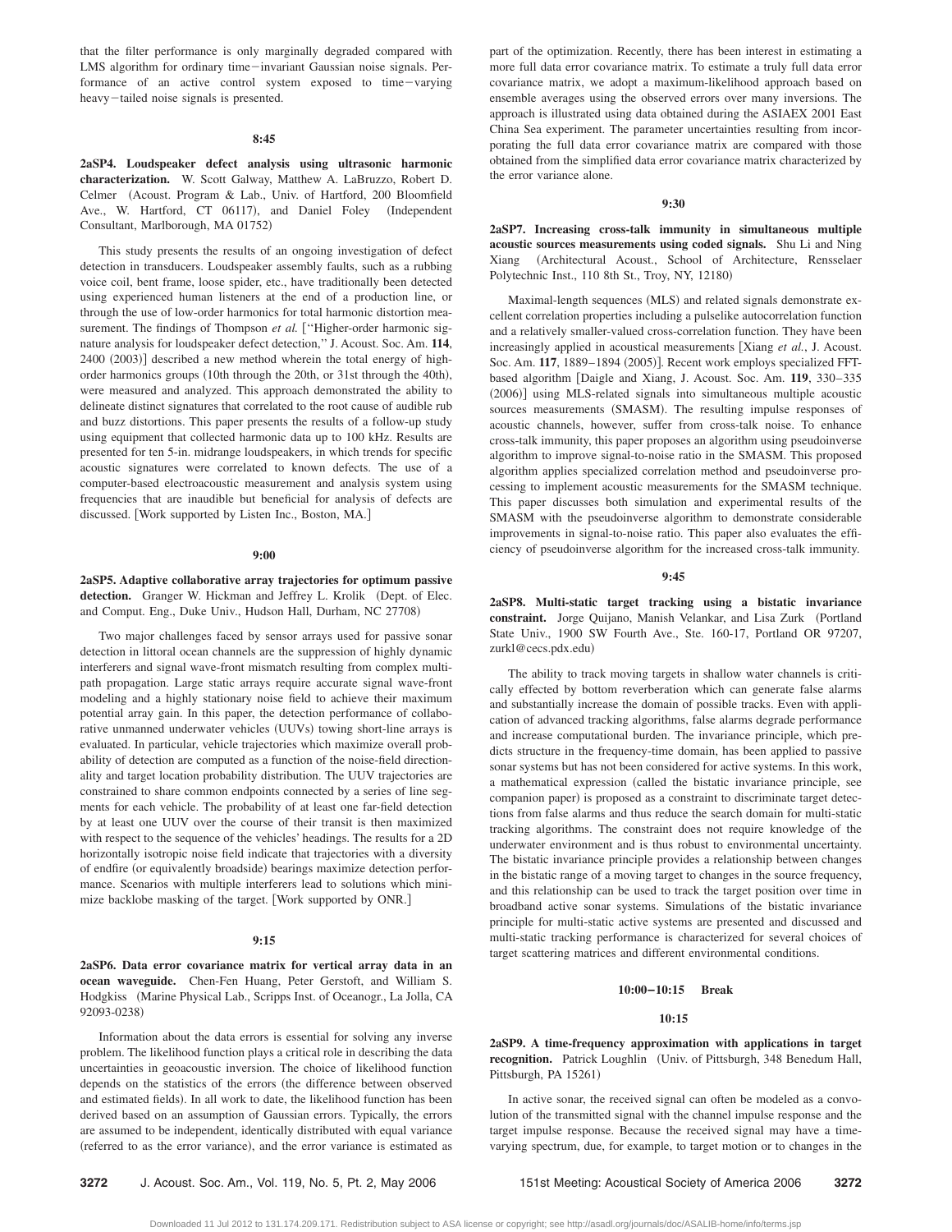that the filter performance is only marginally degraded compared with LMS algorithm for ordinary time−invariant Gaussian noise signals. Performance of an active control system exposed to time−varying heavy−tailed noise signals is presented.

**8:45**

**2aSP4. Loudspeaker defect analysis using ultrasonic harmonic characterization.** W. Scott Galway, Matthew A. LaBruzzo, Robert D. Celmer (Acoust. Program & Lab., Univ. of Hartford, 200 Bloomfield Ave., W. Hartford, CT 06117), and Daniel Foley (Independent Consultant, Marlborough, MA 01752)

This study presents the results of an ongoing investigation of defect detection in transducers. Loudspeaker assembly faults, such as a rubbing voice coil, bent frame, loose spider, etc., have traditionally been detected using experienced human listeners at the end of a production line, or through the use of low-order harmonics for total harmonic distortion measurement. The findings of Thompson *et al.* [''Higher-order harmonic signature analysis for loudspeaker defect detection,'' J. Acoust. Soc. Am. **114**, 2400 (2003)] described a new method wherein the total energy of high-order harmonics groups (10th through the 20th, or 31st through the 40th), were measured and analyzed. This approach demonstrated the ability to delineate distinct signatures that correlated to the root cause of audible rub and buzz distortions. This paper presents the results of a follow-up study using equipment that collected harmonic data up to 100 kHz. Results are presented for ten 5-in. midrange loudspeakers, in which trends for specific acoustic signatures were correlated to known defects. The use of a computer-based electroacoustic measurement and analysis system using frequencies that are inaudible but beneficial for analysis of defects are discussed. [Work supported by Listen Inc., Boston, MA.]

**9:00**

**2aSP5. Adaptive collaborative array trajectories for optimum passive detection.** Granger W. Hickman and Jeffrey L. Krolik (Dept. of Elec. and Comput. Eng., Duke Univ., Hudson Hall, Durham, NC 27708)

Two major challenges faced by sensor arrays used for passive sonar detection in littoral ocean channels are the suppression of highly dynamic interferers and signal wave-front mismatch resulting from complex multipath propagation. Large static arrays require accurate signal wave-front modeling and a highly stationary noise field to achieve their maximum potential array gain. In this paper, the detection performance of collaborative unmanned underwater vehicles (UUVs) towing short-line arrays is evaluated. In particular, vehicle trajectories which maximize overall probability of detection are computed as a function of the noise-field directionality and target location probability distribution. The UUV trajectories are constrained to share common endpoints connected by a series of line segments for each vehicle. The probability of at least one far-field detection by at least one UUV over the course of their transit is then maximized with respect to the sequence of the vehicles' headings. The results for a 2D horizontally isotropic noise field indicate that trajectories with a diversity of endfire (or equivalently broadside) bearings maximize detection performance. Scenarios with multiple interferers lead to solutions which minimize backlobe masking of the target. [Work supported by ONR.]

**9:15**

**2aSP6. Data error covariance matrix for vertical array data in an ocean waveguide.** Chen-Fen Huang, Peter Gerstoft, and William S. Hodgkiss (Marine Physical Lab., Scripps Inst. of Oceanogr., La Jolla, CA 92093-0238)

Information about the data errors is essential for solving any inverse problem. The likelihood function plays a critical role in describing the data uncertainties in geoacoustic inversion. The choice of likelihood function depends on the statistics of the errors (the difference between observed and estimated fields). In all work to date, the likelihood function has been derived based on an assumption of Gaussian errors. Typically, the errors are assumed to be independent, identically distributed with equal variance (referred to as the error variance), and the error variance is estimated as part of the optimization. Recently, there has been interest in estimating a more full data error covariance matrix. To estimate a truly full data error covariance matrix, we adopt a maximum-likelihood approach based on ensemble averages using the observed errors over many inversions. The approach is illustrated using data obtained during the ASIAEX 2001 East China Sea experiment. The parameter uncertainties resulting from incorporating the full data error covariance matrix are compared with those obtained from the simplified data error covariance matrix characterized by the error variance alone.

**9:30**

**2aSP7. Increasing cross-talk immunity in simultaneous multiple acoustic sources measurements using coded signals.** Shu Li and Ning Xiang (Architectural Acoust., School of Architecture, Rensselaer Polytechnic Inst., 110 8th St., Troy, NY, 12180)

Maximal-length sequences (MLS) and related signals demonstrate excellent correlation properties including a pulselike autocorrelation function and a relatively smaller-valued cross-correlation function. They have been increasingly applied in acoustical measurements [Xiang *et al.*, J. Acoust. Soc. Am. **117**, 1889–1894 (2005)]. Recent work employs specialized FFT-based algorithm [Daigle and Xiang, J. Acoust. Soc. Am. **119**, 330–335 (2006)] using MLS-related signals into simultaneous multiple acoustic sources measurements (SMASM). The resulting impulse responses of acoustic channels, however, suffer from cross-talk noise. To enhance cross-talk immunity, this paper proposes an algorithm using pseudoinverse algorithm to improve signal-to-noise ratio in the SMASM. This proposed algorithm applies specialized correlation method and pseudoinverse processing to implement acoustic measurements for the SMASM technique. This paper discusses both simulation and experimental results of the SMASM with the pseudoinverse algorithm to demonstrate considerable improvements in signal-to-noise ratio. This paper also evaluates the efficiency of pseudoinverse algorithm for the increased cross-talk immunity.

**9:45**

**2aSP8. Multi-static target tracking using a bistatic invariance constraint.** Jorge Quijano, Manish Velankar, and Lisa Zurk (Portland State Univ., 1900 SW Fourth Ave., Ste. 160-17, Portland OR 97207, zurkl@cecs.pdx.edu)

The ability to track moving targets in shallow water channels is critically effected by bottom reverberation which can generate false alarms and substantially increase the domain of possible tracks. Even with application of advanced tracking algorithms, false alarms degrade performance and increase computational burden. The invariance principle, which predicts structure in the frequency-time domain, has been applied to passive sonar systems but has not been considered for active systems. In this work, a mathematical expression (called the bistatic invariance principle, see companion paper) is proposed as a constraint to discriminate target detections from false alarms and thus reduce the search domain for multi-static tracking algorithms. The constraint does not require knowledge of the underwater environment and is thus robust to environmental uncertainty. The bistatic invariance principle provides a relationship between changes in the bistatic range of a moving target to changes in the source frequency, and this relationship can be used to track the target position over time in broadband active sonar systems. Simulations of the bistatic invariance principle for multi-static active systems are presented and discussed and multi-static tracking performance is characterized for several choices of target scattering matrices and different environmental conditions.

**10:00–10:15 Break**

**10:15**

**2aSP9. A time-frequency approximation with applications in target recognition.** Patrick Loughlin (Univ. of Pittsburgh, 348 Benedum Hall, Pittsburgh, PA 15261)

In active sonar, the received signal can often be modeled as a convolution of the transmitted signal with the channel impulse response and the target impulse response. Because the received signal may have a time-varying spectrum, due, for example, to target motion or to changes in the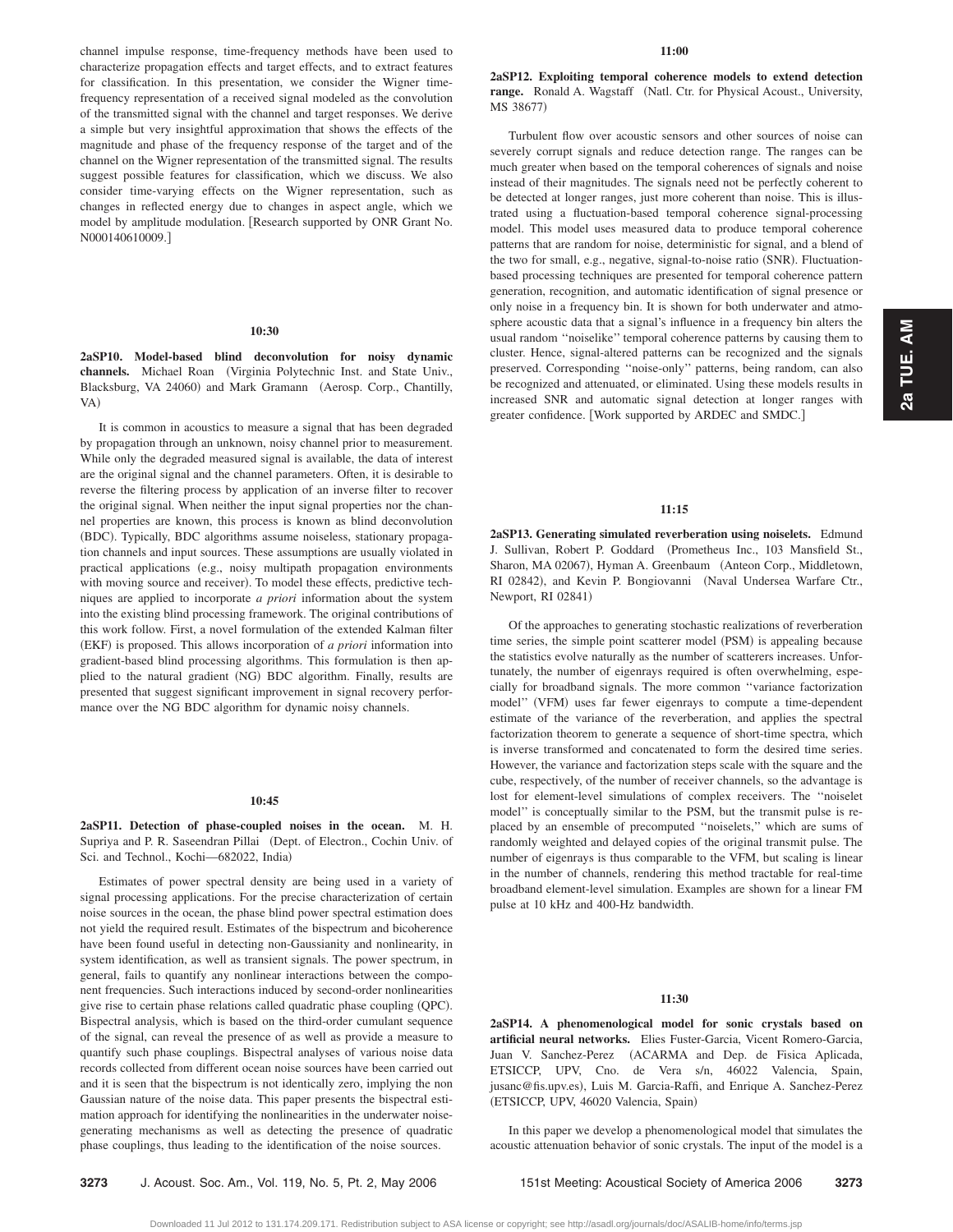channel impulse response, time-frequency methods have been used to characterize propagation effects and target effects, and to extract features for classification. In this presentation, we consider the Wigner time-frequency representation of a received signal modeled as the convolution of the transmitted signal with the channel and target responses. We derive a simple but very insightful approximation that shows the effects of the magnitude and phase of the frequency response of the target and of the channel on the Wigner representation of the transmitted signal. The results suggest possible features for classification, which we discuss. We also consider time-varying effects on the Wigner representation, such as changes in reflected energy due to changes in aspect angle, which we model by amplitude modulation. [Research supported by ONR Grant No. N000140610009.]

**10:30**

**2aSP10. Model-based blind deconvolution for noisy dynamic channels.** Michael Roan (Virginia Polytechnic Inst. and State Univ., Blacksburg, VA 24060) and Mark Gramann (Aerosp. Corp., Chantilly, VA)

It is common in acoustics to measure a signal that has been degraded by propagation through an unknown, noisy channel prior to measurement. While only the degraded measured signal is available, the data of interest are the original signal and the channel parameters. Often, it is desirable to reverse the filtering process by application of an inverse filter to recover the original signal. When neither the input signal properties nor the channel properties are known, this process is known as blind deconvolution (BDC). Typically, BDC algorithms assume noiseless, stationary propagation channels and input sources. These assumptions are usually violated in practical applications (e.g., noisy multipath propagation environments with moving source and receiver). To model these effects, predictive techniques are applied to incorporate *a priori* information about the system into the existing blind processing framework. The original contributions of this work follow. First, a novel formulation of the extended Kalman filter (EKF) is proposed. This allows incorporation of *a priori* information into gradient-based blind processing algorithms. This formulation is then applied to the natural gradient (NG) BDC algorithm. Finally, results are presented that suggest significant improvement in signal recovery performance over the NG BDC algorithm for dynamic noisy channels.

**10:45**

**2aSP11. Detection of phase-coupled noises in the ocean.** M. H. Supriya and P. R. Saseendran Pillai (Dept. of Electron., Cochin Univ. of Sci. and Technol., Kochi—682022, India)

Estimates of power spectral density are being used in a variety of signal processing applications. For the precise characterization of certain noise sources in the ocean, the phase blind power spectral estimation does not yield the required result. Estimates of the bispectrum and bicoherence have been found useful in detecting non-Gaussianity and nonlinearity, in system identification, as well as transient signals. The power spectrum, in general, fails to quantify any nonlinear interactions between the component frequencies. Such interactions induced by second-order nonlinearities give rise to certain phase relations called quadratic phase coupling (QPC). Bispectral analysis, which is based on the third-order cumulant sequence of the signal, can reveal the presence of as well as provide a measure to quantify such phase couplings. Bispectral analyses of various noise data records collected from different ocean noise sources have been carried out and it is seen that the bispectrum is not identically zero, implying the non Gaussian nature of the noise data. This paper presents the bispectral estimation approach for identifying the nonlinearities in the underwater noise-generating mechanisms as well as detecting the presence of quadratic phase couplings, thus leading to the identification of the noise sources.

**11:00**

**2aSP12. Exploiting temporal coherence models to extend detection range.** Ronald A. Wagstaff (Natl. Ctr. for Physical Acoust., University, MS 38677)

Turbulent flow over acoustic sensors and other sources of noise can severely corrupt signals and reduce detection range. The ranges can be much greater when based on the temporal coherences of signals and noise instead of their magnitudes. The signals need not be perfectly coherent to be detected at longer ranges, just more coherent than noise. This is illustrated using a fluctuation-based temporal coherence signal-processing model. This model uses measured data to produce temporal coherence patterns that are random for noise, deterministic for signal, and a blend of the two for small, e.g., negative, signal-to-noise ratio (SNR). Fluctuation-based processing techniques are presented for temporal coherence pattern generation, recognition, and automatic identification of signal presence or only noise in a frequency bin. It is shown for both underwater and atmosphere acoustic data that a signal's influence in a frequency bin alters the usual random ''noiselike'' temporal coherence patterns by causing them to cluster. Hence, signal-altered patterns can be recognized and the signals preserved. Corresponding ''noise-only'' patterns, being random, can also be recognized and attenuated, or eliminated. Using these models results in increased SNR and automatic signal detection at longer ranges with greater confidence. [Work supported by ARDEC and SMDC.]

**11:15**

**2aSP13. Generating simulated reverberation using noiselets.** Edmund J. Sullivan, Robert P. Goddard (Prometheus Inc., 103 Mansfield St., Sharon, MA 02067), Hyman A. Greenbaum (Anteon Corp., Middletown, RI 02842), and Kevin P. Bongiovanni (Naval Undersea Warfare Ctr., Newport, RI 02841)

Of the approaches to generating stochastic realizations of reverberation time series, the simple point scatterer model (PSM) is appealing because the statistics evolve naturally as the number of scatterers increases. Unfortunately, the number of eigenrays required is often overwhelming, especially for broadband signals. The more common ''variance factorization model'' (VFM) uses far fewer eigenrays to compute a time-dependent estimate of the variance of the reverberation, and applies the spectral factorization theorem to generate a sequence of short-time spectra, which is inverse transformed and concatenated to form the desired time series. However, the variance and factorization steps scale with the square and the cube, respectively, of the number of receiver channels, so the advantage is lost for element-level simulations of complex receivers. The ''noiselet model'' is conceptually similar to the PSM, but the transmit pulse is replaced by an ensemble of precomputed ''noiselets,'' which are sums of randomly weighted and delayed copies of the original transmit pulse. The number of eigenrays is thus comparable to the VFM, but scaling is linear in the number of channels, rendering this method tractable for real-time broadband element-level simulation. Examples are shown for a linear FM pulse at 10 kHz and 400-Hz bandwidth.

**11:30**

**2aSP14. A phenomenological model for sonic crystals based on artificial neural networks.** Elies Fuster-Garcia, Vicent Romero-Garcia, Juan V. Sanchez-Perez (ACARMA and Dep. de Fisica Aplicada, ETSICCP, UPV, Cno. de Vera s/n, 46022 Valencia, Spain, jusanc@fis.upv.es), Luis M. Garcia-Raffi, and Enrique A. Sanchez-Perez (ETSICCP, UPV, 46020 Valencia, Spain)

In this paper we develop a phenomenological model that simulates the acoustic attenuation behavior of sonic crystals. The input of the model is a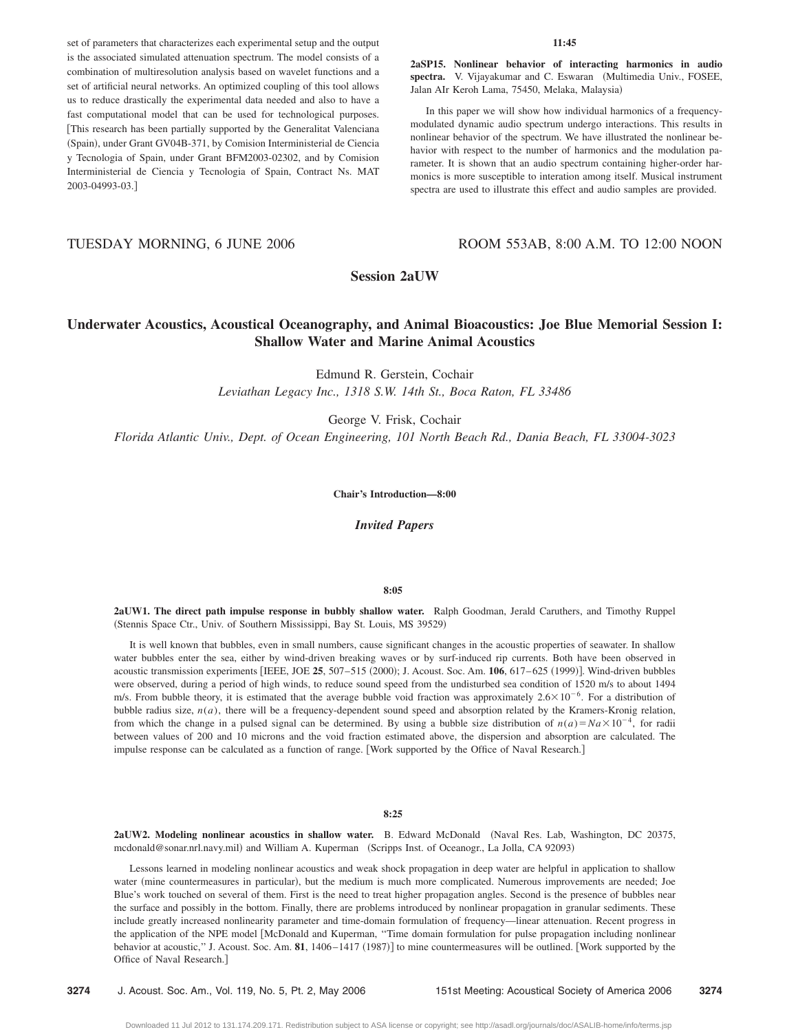set of parameters that characterizes each experimental setup and the output is the associated simulated attenuation spectrum. The model consists of a combination of multiresolution analysis based on wavelet functions and a set of artificial neural networks. An optimized coupling of this tool allows us to reduce drastically the experimental data needed and also to have a fast computational model that can be used for technological purposes. [This research has been partially supported by the Generalitat Valenciana (Spain), under Grant GV04B-371, by Comision Interministerial de Ciencia y Tecnologia of Spain, under Grant BFM2003-02302, and by Comision Interministerial de Ciencia y Tecnologia of Spain, Contract Ns. MAT 2003-04993-03.]

**11:45**

**2aSP15. Nonlinear behavior of interacting harmonics in audio spectra.** V. Vijayakumar and C. Eswaran (Multimedia Univ., FOSEE, Jalan AIr Keroh Lama, 75450, Melaka, Malaysia)

In this paper we will show how individual harmonics of a frequency-modulated dynamic audio spectrum undergo interactions. This results in nonlinear behavior of the spectrum. We have illustrated the nonlinear behavior with respect to the number of harmonics and the modulation parameter. It is shown that an audio spectrum containing higher-order harmonics is more susceptible to interation among itself. Musical instrument spectra are used to illustrate this effect and audio samples are provided.

TUESDAY MORNING, 6 JUNE 2006 ROOM 553AB, 8:00 A.M. TO 12:00 NOON

## Session 2aUW

## Underwater Acoustics, Acoustical Oceanography, and Animal Bioacoustics: Joe Blue Memorial Session I: Shallow Water and Marine Animal Acoustics

Edmund R. Gerstein, Cochair
*Leviathan Legacy Inc., 1318 S.W. 14th St., Boca Raton, FL 33486*

George V. Frisk, Cochair
*Florida Atlantic Univ., Dept. of Ocean Engineering, 101 North Beach Rd., Dania Beach, FL 33004-3023*

**Chair's Introduction—8:00**

### *Invited Papers*

**8:05**

**2aUW1. The direct path impulse response in bubbly shallow water.** Ralph Goodman, Jerald Caruthers, and Timothy Ruppel (Stennis Space Ctr., Univ. of Southern Mississippi, Bay St. Louis, MS 39529)

It is well known that bubbles, even in small numbers, cause significant changes in the acoustic properties of seawater. In shallow water bubbles enter the sea, either by wind-driven breaking waves or by surf-induced rip currents. Both have been observed in acoustic transmission experiments [IEEE, JOE **25**, 507–515 (2000); J. Acoust. Soc. Am. **106**, 617–625 (1999)]. Wind-driven bubbles were observed, during a period of high winds, to reduce sound speed from the undisturbed sea condition of 1520 m/s to about 1494 m/s. From bubble theory, it is estimated that the average bubble void fraction was approximately $2.6\times10^{-6}$. For a distribution of bubble radius size, $n(a)$, there will be a frequency-dependent sound speed and absorption related by the Kramers-Kronig relation, from which the change in a pulsed signal can be determined. By using a bubble size distribution of $n(a)=Na\times10^{-4}$, for radii between values of 200 and 10 microns and the void fraction estimated above, the dispersion and absorption are calculated. The impulse response can be calculated as a function of range. [Work supported by the Office of Naval Research.]

**8:25**

**2aUW2. Modeling nonlinear acoustics in shallow water.** B. Edward McDonald (Naval Res. Lab, Washington, DC 20375, mcdonald@sonar.nrl.navy.mil) and William A. Kuperman (Scripps Inst. of Oceanogr., La Jolla, CA 92093)

Lessons learned in modeling nonlinear acoustics and weak shock propagation in deep water are helpful in application to shallow water (mine countermeasures in particular), but the medium is much more complicated. Numerous improvements are needed; Joe Blue's work touched on several of them. First is the need to treat higher propagation angles. Second is the presence of bubbles near the surface and possibly in the bottom. Finally, there are problems introduced by nonlinear propagation in granular sediments. These include greatly increased nonlinearity parameter and time-domain formulation of frequency—linear attenuation. Recent progress in the application of the NPE model [McDonald and Kuperman, "Time domain formulation for pulse propagation including nonlinear behavior at acoustic," J. Acoust. Soc. Am. **81**, 1406–1417 (1987)] to mine countermeasures will be outlined. [Work supported by the Office of Naval Research.]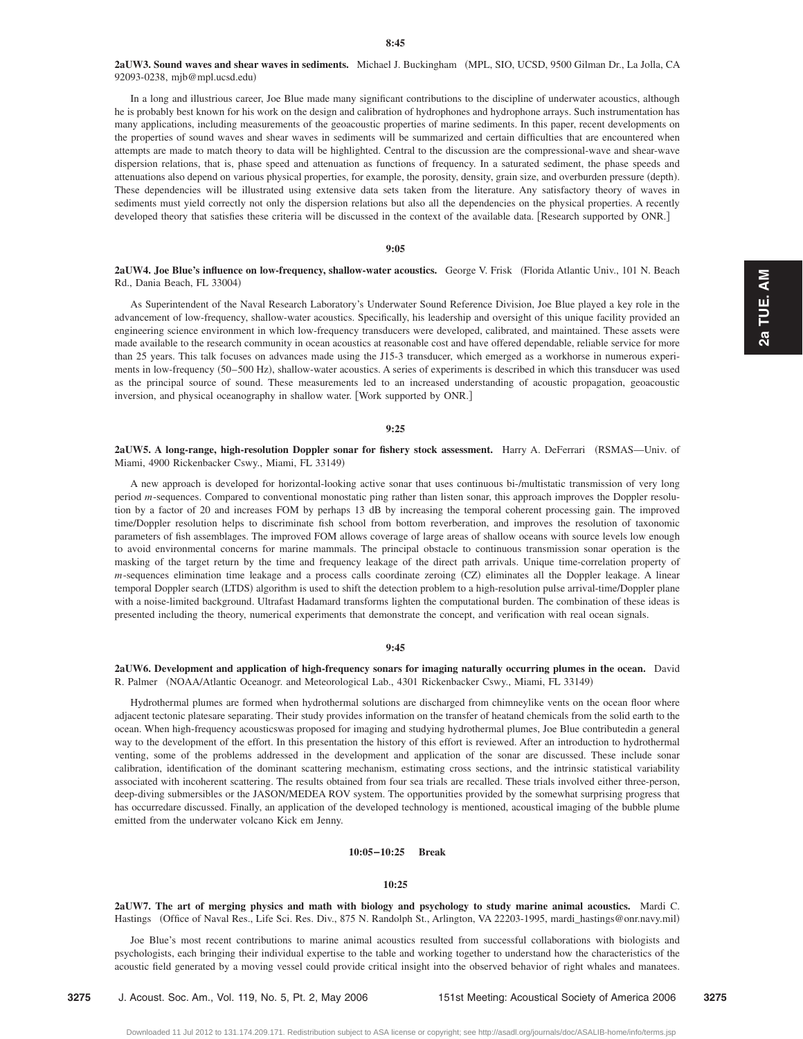**8:45**

**2aUW3. Sound waves and shear waves in sediments.** Michael J. Buckingham (MPL, SIO, UCSD, 9500 Gilman Dr., La Jolla, CA 92093-0238, mjb@mpl.ucsd.edu)

In a long and illustrious career, Joe Blue made many significant contributions to the discipline of underwater acoustics, although he is probably best known for his work on the design and calibration of hydrophones and hydrophone arrays. Such instrumentation has many applications, including measurements of the geoacoustic properties of marine sediments. In this paper, recent developments on the properties of sound waves and shear waves in sediments will be summarized and certain difficulties that are encountered when attempts are made to match theory to data will be highlighted. Central to the discussion are the compressional-wave and shear-wave dispersion relations, that is, phase speed and attenuation as functions of frequency. In a saturated sediment, the phase speeds and attenuations also depend on various physical properties, for example, the porosity, density, grain size, and overburden pressure (depth). These dependencies will be illustrated using extensive data sets taken from the literature. Any satisfactory theory of waves in sediments must yield correctly not only the dispersion relations but also all the dependencies on the physical properties. A recently developed theory that satisfies these criteria will be discussed in the context of the available data. [Research supported by ONR.]

**9:05**

**2aUW4. Joe Blue's influence on low-frequency, shallow-water acoustics.** George V. Frisk (Florida Atlantic Univ., 101 N. Beach Rd., Dania Beach, FL 33004)

As Superintendent of the Naval Research Laboratory's Underwater Sound Reference Division, Joe Blue played a key role in the advancement of low-frequency, shallow-water acoustics. Specifically, his leadership and oversight of this unique facility provided an engineering science environment in which low-frequency transducers were developed, calibrated, and maintained. These assets were made available to the research community in ocean acoustics at reasonable cost and have offered dependable, reliable service for more than 25 years. This talk focuses on advances made using the J15-3 transducer, which emerged as a workhorse in numerous experiments in low-frequency (50–500 Hz), shallow-water acoustics. A series of experiments is described in which this transducer was used as the principal source of sound. These measurements led to an increased understanding of acoustic propagation, geoacoustic inversion, and physical oceanography in shallow water. [Work supported by ONR.]

**9:25**

**2aUW5. A long-range, high-resolution Doppler sonar for fishery stock assessment.** Harry A. DeFerrari (RSMAS—Univ. of Miami, 4900 Rickenbacker Cswy., Miami, FL 33149)

A new approach is developed for horizontal-looking active sonar that uses continuous bi-/multistatic transmission of very long period *m*-sequences. Compared to conventional monostatic ping rather than listen sonar, this approach improves the Doppler resolution by a factor of 20 and increases FOM by perhaps 13 dB by increasing the temporal coherent processing gain. The improved time/Doppler resolution helps to discriminate fish school from bottom reverberation, and improves the resolution of taxonomic parameters of fish assemblages. The improved FOM allows coverage of large areas of shallow oceans with source levels low enough to avoid environmental concerns for marine mammals. The principal obstacle to continuous transmission sonar operation is the masking of the target return by the time and frequency leakage of the direct path arrivals. Unique time-correlation property of *m*-sequences elimination time leakage and a process calls coordinate zeroing (CZ) eliminates all the Doppler leakage. A linear temporal Doppler search (LTDS) algorithm is used to shift the detection problem to a high-resolution pulse arrival-time/Doppler plane with a noise-limited background. Ultrafast Hadamard transforms lighten the computational burden. The combination of these ideas is presented including the theory, numerical experiments that demonstrate the concept, and verification with real ocean signals.

**9:45**

**2aUW6. Development and application of high-frequency sonars for imaging naturally occurring plumes in the ocean.** David R. Palmer (NOAA/Atlantic Oceanogr. and Meteorological Lab., 4301 Rickenbacker Cswy., Miami, FL 33149)

Hydrothermal plumes are formed when hydrothermal solutions are discharged from chimneylike vents on the ocean floor where adjacent tectonic platesare separating. Their study provides information on the transfer of heatand chemicals from the solid earth to the ocean. When high-frequency acousticswas proposed for imaging and studying hydrothermal plumes, Joe Blue contributedin a general way to the development of the effort. In this presentation the history of this effort is reviewed. After an introduction to hydrothermal venting, some of the problems addressed in the development and application of the sonar are discussed. These include sonar calibration, identification of the dominant scattering mechanism, estimating cross sections, and the intrinsic statistical variability associated with incoherent scattering. The results obtained from four sea trials are recalled. These trials involved either three-person, deep-diving submersibles or the JASON/MEDEA ROV system. The opportunities provided by the somewhat surprising progress that has occurredare discussed. Finally, an application of the developed technology is mentioned, acoustical imaging of the bubble plume emitted from the underwater volcano Kick em Jenny.

**10:05–10:25 Break**

**10:25**

**2aUW7. The art of merging physics and math with biology and psychology to study marine animal acoustics.** Mardi C. Hastings (Office of Naval Res., Life Sci. Res. Div., 875 N. Randolph St., Arlington, VA 22203-1995, mardi_hastings@onr.navy.mil)

Joe Blue's most recent contributions to marine animal acoustics resulted from successful collaborations with biologists and psychologists, each bringing their individual expertise to the table and working together to understand how the characteristics of the acoustic field generated by a moving vessel could provide critical insight into the observed behavior of right whales and manatees.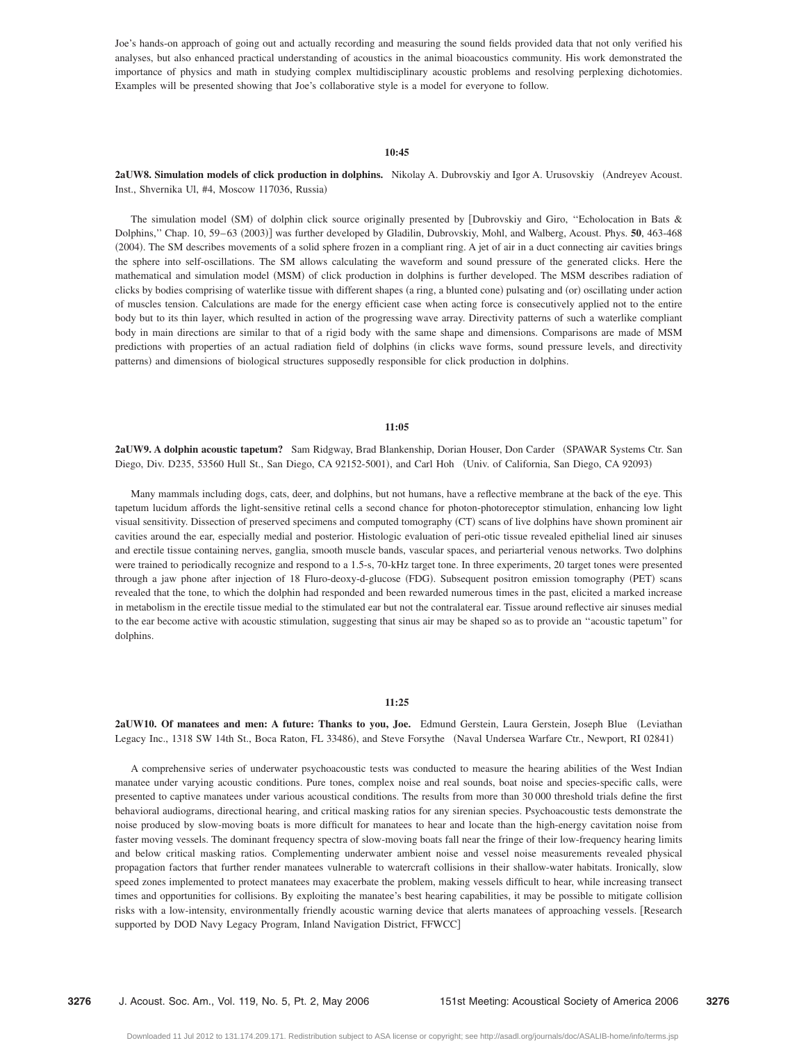Joe's hands-on approach of going out and actually recording and measuring the sound fields provided data that not only verified his analyses, but also enhanced practical understanding of acoustics in the animal bioacoustics community. His work demonstrated the importance of physics and math in studying complex multidisciplinary acoustic problems and resolving perplexing dichotomies. Examples will be presented showing that Joe's collaborative style is a model for everyone to follow.

**10:45**

**2aUW8. Simulation models of click production in dolphins.** Nikolay A. Dubrovskiy and Igor A. Urusovskiy (Andreyev Acoust. Inst., Shvernika Ul, #4, Moscow 117036, Russia)

The simulation model (SM) of dolphin click source originally presented by [Dubrovskiy and Giro, "Echolocation in Bats & Dolphins," Chap. 10, 59–63 (2003)] was further developed by Gladilin, Dubrovskiy, Mohl, and Walberg, Acoust. Phys. **50**, 463-468 (2004). The SM describes movements of a solid sphere frozen in a compliant ring. A jet of air in a duct connecting air cavities brings the sphere into self-oscillations. The SM allows calculating the waveform and sound pressure of the generated clicks. Here the mathematical and simulation model (MSM) of click production in dolphins is further developed. The MSM describes radiation of clicks by bodies comprising of waterlike tissue with different shapes (a ring, a blunted cone) pulsating and (or) oscillating under action of muscles tension. Calculations are made for the energy efficient case when acting force is consecutively applied not to the entire body but to its thin layer, which resulted in action of the progressing wave array. Directivity patterns of such a waterlike compliant body in main directions are similar to that of a rigid body with the same shape and dimensions. Comparisons are made of MSM predictions with properties of an actual radiation field of dolphins (in clicks wave forms, sound pressure levels, and directivity patterns) and dimensions of biological structures supposedly responsible for click production in dolphins.

**11:05**

**2aUW9. A dolphin acoustic tapetum?** Sam Ridgway, Brad Blankenship, Dorian Houser, Don Carder (SPAWAR Systems Ctr. San Diego, Div. D235, 53560 Hull St., San Diego, CA 92152-5001), and Carl Hoh (Univ. of California, San Diego, CA 92093)

Many mammals including dogs, cats, deer, and dolphins, but not humans, have a reflective membrane at the back of the eye. This tapetum lucidum affords the light-sensitive retinal cells a second chance for photon-photoreceptor stimulation, enhancing low light visual sensitivity. Dissection of preserved specimens and computed tomography (CT) scans of live dolphins have shown prominent air cavities around the ear, especially medial and posterior. Histologic evaluation of peri-otic tissue revealed epithelial lined air sinuses and erectile tissue containing nerves, ganglia, smooth muscle bands, vascular spaces, and periarterial venous networks. Two dolphins were trained to periodically recognize and respond to a 1.5-s, 70-kHz target tone. In three experiments, 20 target tones were presented through a jaw phone after injection of 18 Fluro-deoxy-d-glucose (FDG). Subsequent positron emission tomography (PET) scans revealed that the tone, to which the dolphin had responded and been rewarded numerous times in the past, elicited a marked increase in metabolism in the erectile tissue medial to the stimulated ear but not the contralateral ear. Tissue around reflective air sinuses medial to the ear become active with acoustic stimulation, suggesting that sinus air may be shaped so as to provide an "acoustic tapetum" for dolphins.

**11:25**

**2aUW10. Of manatees and men: A future: Thanks to you, Joe.** Edmund Gerstein, Laura Gerstein, Joseph Blue (Leviathan Legacy Inc., 1318 SW 14th St., Boca Raton, FL 33486), and Steve Forsythe (Naval Undersea Warfare Ctr., Newport, RI 02841)

A comprehensive series of underwater psychoacoustic tests was conducted to measure the hearing abilities of the West Indian manatee under varying acoustic conditions. Pure tones, complex noise and real sounds, boat noise and species-specific calls, were presented to captive manatees under various acoustical conditions. The results from more than 30 000 threshold trials define the first behavioral audiograms, directional hearing, and critical masking ratios for any sirenian species. Psychoacoustic tests demonstrate the noise produced by slow-moving boats is more difficult for manatees to hear and locate than the high-energy cavitation noise from faster moving vessels. The dominant frequency spectra of slow-moving boats fall near the fringe of their low-frequency hearing limits and below critical masking ratios. Complementing underwater ambient noise and vessel noise measurements revealed physical propagation factors that further render manatees vulnerable to watercraft collisions in their shallow-water habitats. Ironically, slow speed zones implemented to protect manatees may exacerbate the problem, making vessels difficult to hear, while increasing transect times and opportunities for collisions. By exploiting the manatee's best hearing capabilities, it may be possible to mitigate collision risks with a low-intensity, environmentally friendly acoustic warning device that alerts manatees of approaching vessels. [Research supported by DOD Navy Legacy Program, Inland Navigation District, FFWCC]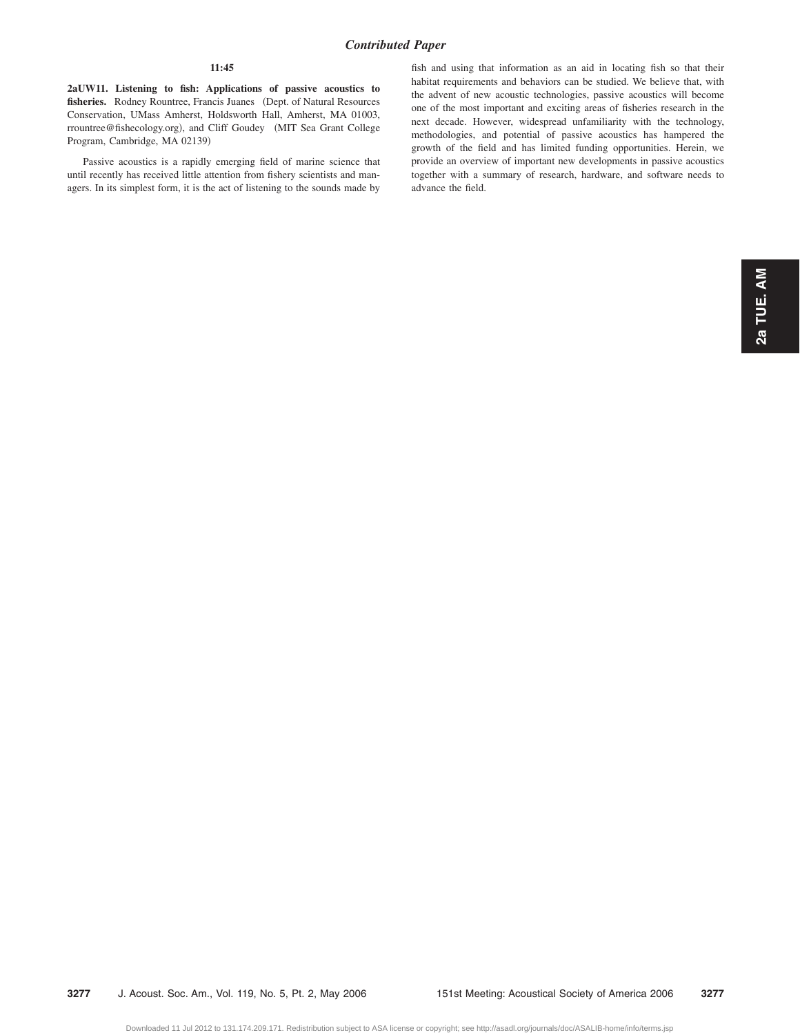## *Contributed Paper*

**11:45**

**2aUW11. Listening to fish: Applications of passive acoustics to fisheries.** Rodney Rountree, Francis Juanes (Dept. of Natural Resources Conservation, UMass Amherst, Holdsworth Hall, Amherst, MA 01003, rrountree@fishecology.org), and Cliff Goudey (MIT Sea Grant College Program, Cambridge, MA 02139)

Passive acoustics is a rapidly emerging field of marine science that until recently has received little attention from fishery scientists and managers. In its simplest form, it is the act of listening to the sounds made by fish and using that information as an aid in locating fish so that their habitat requirements and behaviors can be studied. We believe that, with the advent of new acoustic technologies, passive acoustics will become one of the most important and exciting areas of fisheries research in the next decade. However, widespread unfamiliarity with the technology, methodologies, and potential of passive acoustics has hampered the growth of the field and has limited funding opportunities. Herein, we provide an overview of important new developments in passive acoustics together with a summary of research, hardware, and software needs to advance the field.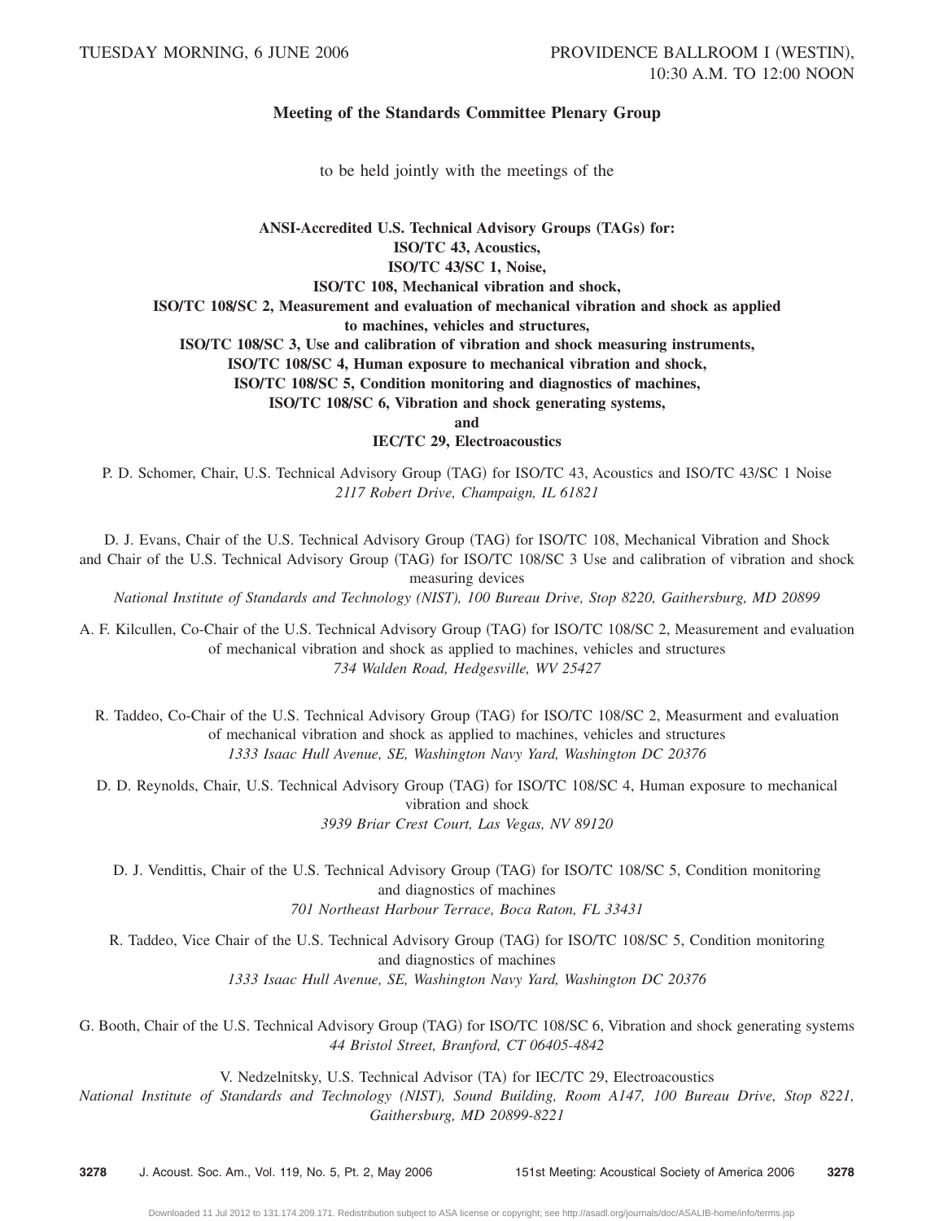TUESDAY MORNING, 6 JUNE 2006

PROVIDENCE BALLROOM I (WESTIN), 10:30 A.M. TO 12:00 NOON

## Meeting of the Standards Committee Plenary Group

to be held jointly with the meetings of the

**ANSI-Accredited U.S. Technical Advisory Groups (TAGs) for:**
**ISO/TC 43, Acoustics,**
**ISO/TC 43/SC 1, Noise,**
**ISO/TC 108, Mechanical vibration and shock,**
**ISO/TC 108/SC 2, Measurement and evaluation of mechanical vibration and shock as applied to machines, vehicles and structures,**
**ISO/TC 108/SC 3, Use and calibration of vibration and shock measuring instruments,**
**ISO/TC 108/SC 4, Human exposure to mechanical vibration and shock,**
**ISO/TC 108/SC 5, Condition monitoring and diagnostics of machines,**
**ISO/TC 108/SC 6, Vibration and shock generating systems,**
**and**
**IEC/TC 29, Electroacoustics**

P. D. Schomer, Chair, U.S. Technical Advisory Group (TAG) for ISO/TC 43, Acoustics and ISO/TC 43/SC 1 Noise
*2117 Robert Drive, Champaign, IL 61821*

D. J. Evans, Chair of the U.S. Technical Advisory Group (TAG) for ISO/TC 108, Mechanical Vibration and Shock and Chair of the U.S. Technical Advisory Group (TAG) for ISO/TC 108/SC 3 Use and calibration of vibration and shock measuring devices
*National Institute of Standards and Technology (NIST), 100 Bureau Drive, Stop 8220, Gaithersburg, MD 20899*

A. F. Kilcullen, Co-Chair of the U.S. Technical Advisory Group (TAG) for ISO/TC 108/SC 2, Measurement and evaluation of mechanical vibration and shock as applied to machines, vehicles and structures
*734 Walden Road, Hedgesville, WV 25427*

R. Taddeo, Co-Chair of the U.S. Technical Advisory Group (TAG) for ISO/TC 108/SC 2, Measurment and evaluation of mechanical vibration and shock as applied to machines, vehicles and structures
*1333 Isaac Hull Avenue, SE, Washington Navy Yard, Washington DC 20376*

D. D. Reynolds, Chair, U.S. Technical Advisory Group (TAG) for ISO/TC 108/SC 4, Human exposure to mechanical vibration and shock
*3939 Briar Crest Court, Las Vegas, NV 89120*

D. J. Vendittis, Chair of the U.S. Technical Advisory Group (TAG) for ISO/TC 108/SC 5, Condition monitoring and diagnostics of machines
*701 Northeast Harbour Terrace, Boca Raton, FL 33431*

R. Taddeo, Vice Chair of the U.S. Technical Advisory Group (TAG) for ISO/TC 108/SC 5, Condition monitoring and diagnostics of machines
*1333 Isaac Hull Avenue, SE, Washington Navy Yard, Washington DC 20376*

G. Booth, Chair of the U.S. Technical Advisory Group (TAG) for ISO/TC 108/SC 6, Vibration and shock generating systems
*44 Bristol Street, Branford, CT 06405-4842*

V. Nedzelnitsky, U.S. Technical Advisor (TA) for IEC/TC 29, Electroacoustics
*National Institute of Standards and Technology (NIST), Sound Building, Room A147, 100 Bureau Drive, Stop 8221, Gaithersburg, MD 20899-8221*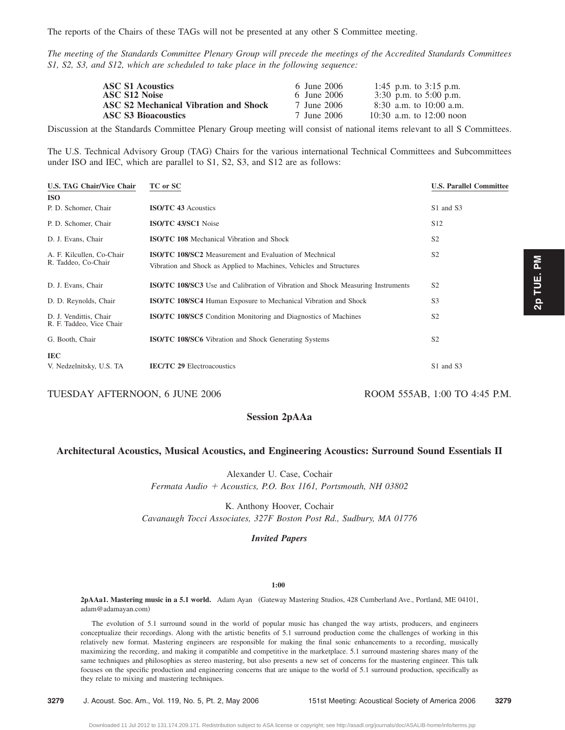The reports of the Chairs of these TAGs will not be presented at any other S Committee meeting.

*The meeting of the Standards Committee Plenary Group will precede the meetings of the Accredited Standards Committees S1, S2, S3, and S12, which are scheduled to take place in the following sequence:*

| | | |
|---|---|---|
| **ASC S1 Acoustics** | 6 June 2006 | 1:45 p.m. to 3:15 p.m. |
| **ASC S12 Noise** | 6 June 2006 | 3:30 p.m. to 5:00 p.m. |
| **ASC S2 Mechanical Vibration and Shock** | 7 June 2006 | 8:30 a.m. to 10:00 a.m. |
| **ASC S3 Bioacoustics** | 7 June 2006 | 10:30 a.m. to 12:00 noon |

Discussion at the Standards Committee Plenary Group meeting will consist of national items relevant to all S Committees.

The U.S. Technical Advisory Group (TAG) Chairs for the various international Technical Committees and Subcommittees under ISO and IEC, which are parallel to S1, S2, S3, and S12 are as follows:

| U.S. TAG Chair/Vice Chair | TC or SC | U.S. Parallel Committee |
|---|---|---|
| **ISO** | | |
| P. D. Schomer, Chair | **ISO/TC 43** Acoustics | S1 and S3 |
| P. D. Schomer, Chair | **ISO/TC 43/SC1** Noise | S12 |
| D. J. Evans, Chair | **ISO/TC 108** Mechanical Vibration and Shock | S2 |
| A. F. Kilcullen, Co-Chair<br>R. Taddeo, Co-Chair | **ISO/TC 108/SC2** Measurement and Evaluation of Mechnical Vibration and Shock as Applied to Machines, Vehicles and Structures | S2 |
| D. J. Evans, Chair | **ISO/TC 108/SC3** Use and Calibration of Vibration and Shock Measuring Instruments | S2 |
| D. D. Reynolds, Chair | **ISO/TC 108/SC4** Human Exposure to Mechanical Vibration and Shock | S3 |
| D. J. Vendittis, Chair<br>R. F. Taddeo, Vice Chair | **ISO/TC 108/SC5** Condition Monitoring and Diagnostics of Machines | S2 |
| G. Booth, Chair | **ISO/TC 108/SC6** Vibration and Shock Generating Systems | S2 |
| **IEC** | | |
| V. Nedzelnitsky, U.S. TA | **IEC/TC 29** Electroacoustics | S1 and S3 |

TUESDAY AFTERNOON, 6 JUNE 2006 — ROOM 555AB, 1:00 TO 4:45 P.M.

## Session 2pAAa

## Architectural Acoustics, Musical Acoustics, and Engineering Acoustics: Surround Sound Essentials II

Alexander U. Case, Cochair
*Fermata Audio + Acoustics, P.O. Box 1161, Portsmouth, NH 03802*

K. Anthony Hoover, Cochair
*Cavanaugh Tocci Associates, 327F Boston Post Rd., Sudbury, MA 01776*

### *Invited Papers*

**1:00**

**2pAAa1. Mastering music in a 5.1 world.** Adam Ayan (Gateway Mastering Studios, 428 Cumberland Ave., Portland, ME 04101, adam@adamayan.com)

The evolution of 5.1 surround sound in the world of popular music has changed the way artists, producers, and engineers conceptualize their recordings. Along with the artistic benefits of 5.1 surround production come the challenges of working in this relatively new format. Mastering engineers are responsible for making the final sonic enhancements to a recording, musically maximizing the recording, and making it compatible and competitive in the marketplace. 5.1 surround mastering shares many of the same techniques and philosophies as stereo mastering, but also presents a new set of concerns for the mastering engineer. This talk focuses on the specific production and engineering concerns that are unique to the world of 5.1 surround production, specifically as they relate to mixing and mastering techniques.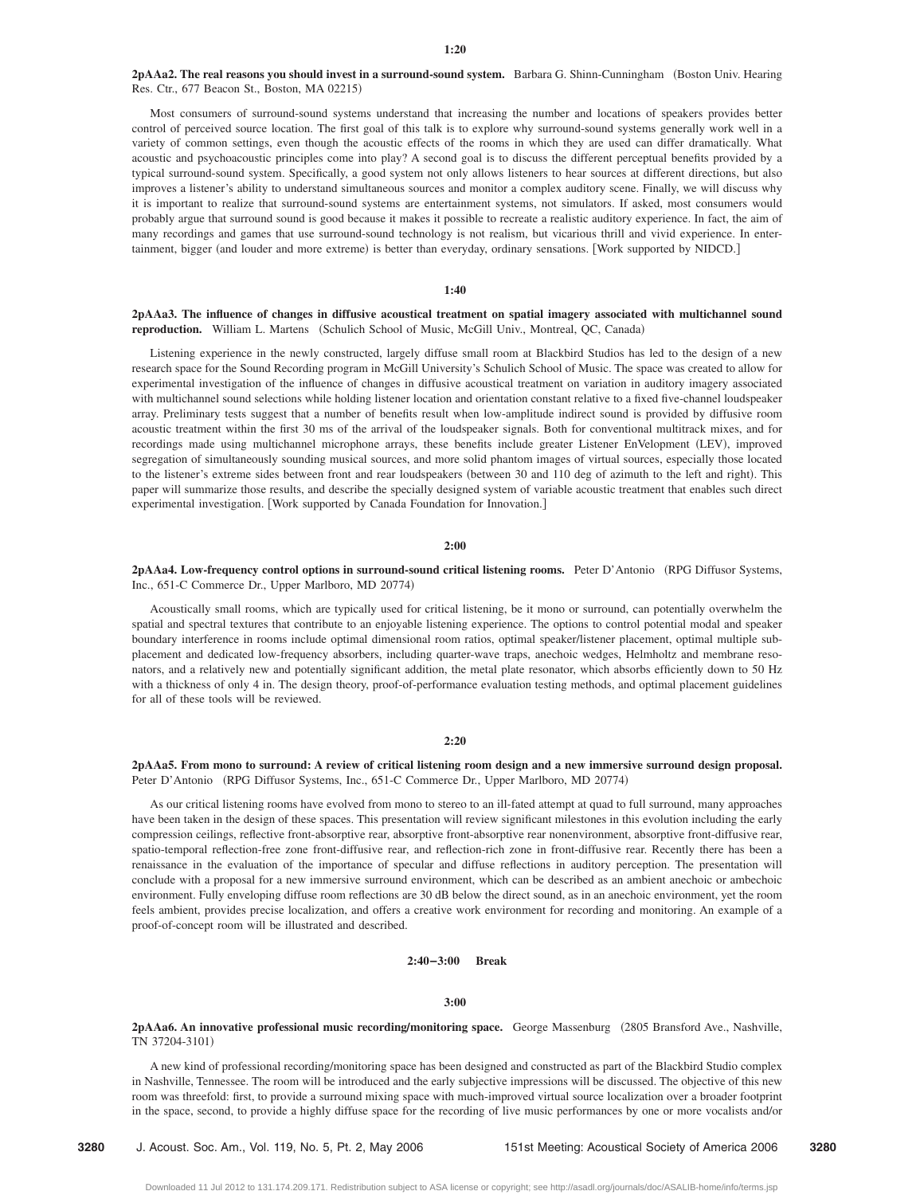**1:20**

**2pAAa2. The real reasons you should invest in a surround-sound system.** Barbara G. Shinn-Cunningham (Boston Univ. Hearing Res. Ctr., 677 Beacon St., Boston, MA 02215)

Most consumers of surround-sound systems understand that increasing the number and locations of speakers provides better control of perceived source location. The first goal of this talk is to explore why surround-sound systems generally work well in a variety of common settings, even though the acoustic effects of the rooms in which they are used can differ dramatically. What acoustic and psychoacoustic principles come into play? A second goal is to discuss the different perceptual benefits provided by a typical surround-sound system. Specifically, a good system not only allows listeners to hear sources at different directions, but also improves a listener's ability to understand simultaneous sources and monitor a complex auditory scene. Finally, we will discuss why it is important to realize that surround-sound systems are entertainment systems, not simulators. If asked, most consumers would probably argue that surround sound is good because it makes it possible to recreate a realistic auditory experience. In fact, the aim of many recordings and games that use surround-sound technology is not realism, but vicarious thrill and vivid experience. In entertainment, bigger (and louder and more extreme) is better than everyday, ordinary sensations. [Work supported by NIDCD.]

**1:40**

**2pAAa3. The influence of changes in diffusive acoustical treatment on spatial imagery associated with multichannel sound reproduction.** William L. Martens (Schulich School of Music, McGill Univ., Montreal, QC, Canada)

Listening experience in the newly constructed, largely diffuse small room at Blackbird Studios has led to the design of a new research space for the Sound Recording program in McGill University's Schulich School of Music. The space was created to allow for experimental investigation of the influence of changes in diffusive acoustical treatment on variation in auditory imagery associated with multichannel sound selections while holding listener location and orientation constant relative to a fixed five-channel loudspeaker array. Preliminary tests suggest that a number of benefits result when low-amplitude indirect sound is provided by diffusive room acoustic treatment within the first 30 ms of the arrival of the loudspeaker signals. Both for conventional multitrack mixes, and for recordings made using multichannel microphone arrays, these benefits include greater Listener EnVelopment (LEV), improved segregation of simultaneously sounding musical sources, and more solid phantom images of virtual sources, especially those located to the listener's extreme sides between front and rear loudspeakers (between 30 and 110 deg of azimuth to the left and right). This paper will summarize those results, and describe the specially designed system of variable acoustic treatment that enables such direct experimental investigation. [Work supported by Canada Foundation for Innovation.]

**2:00**

**2pAAa4. Low-frequency control options in surround-sound critical listening rooms.** Peter D'Antonio (RPG Diffusor Systems, Inc., 651-C Commerce Dr., Upper Marlboro, MD 20774)

Acoustically small rooms, which are typically used for critical listening, be it mono or surround, can potentially overwhelm the spatial and spectral textures that contribute to an enjoyable listening experience. The options to control potential modal and speaker boundary interference in rooms include optimal dimensional room ratios, optimal speaker/listener placement, optimal multiple sub-placement and dedicated low-frequency absorbers, including quarter-wave traps, anechoic wedges, Helmholtz and membrane resonators, and a relatively new and potentially significant addition, the metal plate resonator, which absorbs efficiently down to 50 Hz with a thickness of only 4 in. The design theory, proof-of-performance evaluation testing methods, and optimal placement guidelines for all of these tools will be reviewed.

**2:20**

**2pAAa5. From mono to surround: A review of critical listening room design and a new immersive surround design proposal.** Peter D'Antonio (RPG Diffusor Systems, Inc., 651-C Commerce Dr., Upper Marlboro, MD 20774)

As our critical listening rooms have evolved from mono to stereo to an ill-fated attempt at quad to full surround, many approaches have been taken in the design of these spaces. This presentation will review significant milestones in this evolution including the early compression ceilings, reflective front-absorptive rear, absorptive front-absorptive rear nonenvironment, absorptive front-diffusive rear, spatio-temporal reflection-free zone front-diffusive rear, and reflection-rich zone in front-diffusive rear. Recently there has been a renaissance in the evaluation of the importance of specular and diffuse reflections in auditory perception. The presentation will conclude with a proposal for a new immersive surround environment, which can be described as an ambient anechoic or ambechoic environment. Fully enveloping diffuse room reflections are 30 dB below the direct sound, as in an anechoic environment, yet the room feels ambient, provides precise localization, and offers a creative work environment for recording and monitoring. An example of a proof-of-concept room will be illustrated and described.

**2:40–3:00 Break**

**3:00**

**2pAAa6. An innovative professional music recording/monitoring space.** George Massenburg (2805 Bransford Ave., Nashville, TN 37204-3101)

A new kind of professional recording/monitoring space has been designed and constructed as part of the Blackbird Studio complex in Nashville, Tennessee. The room will be introduced and the early subjective impressions will be discussed. The objective of this new room was threefold: first, to provide a surround mixing space with much-improved virtual source localization over a broader footprint in the space, second, to provide a highly diffuse space for the recording of live music performances by one or more vocalists and/or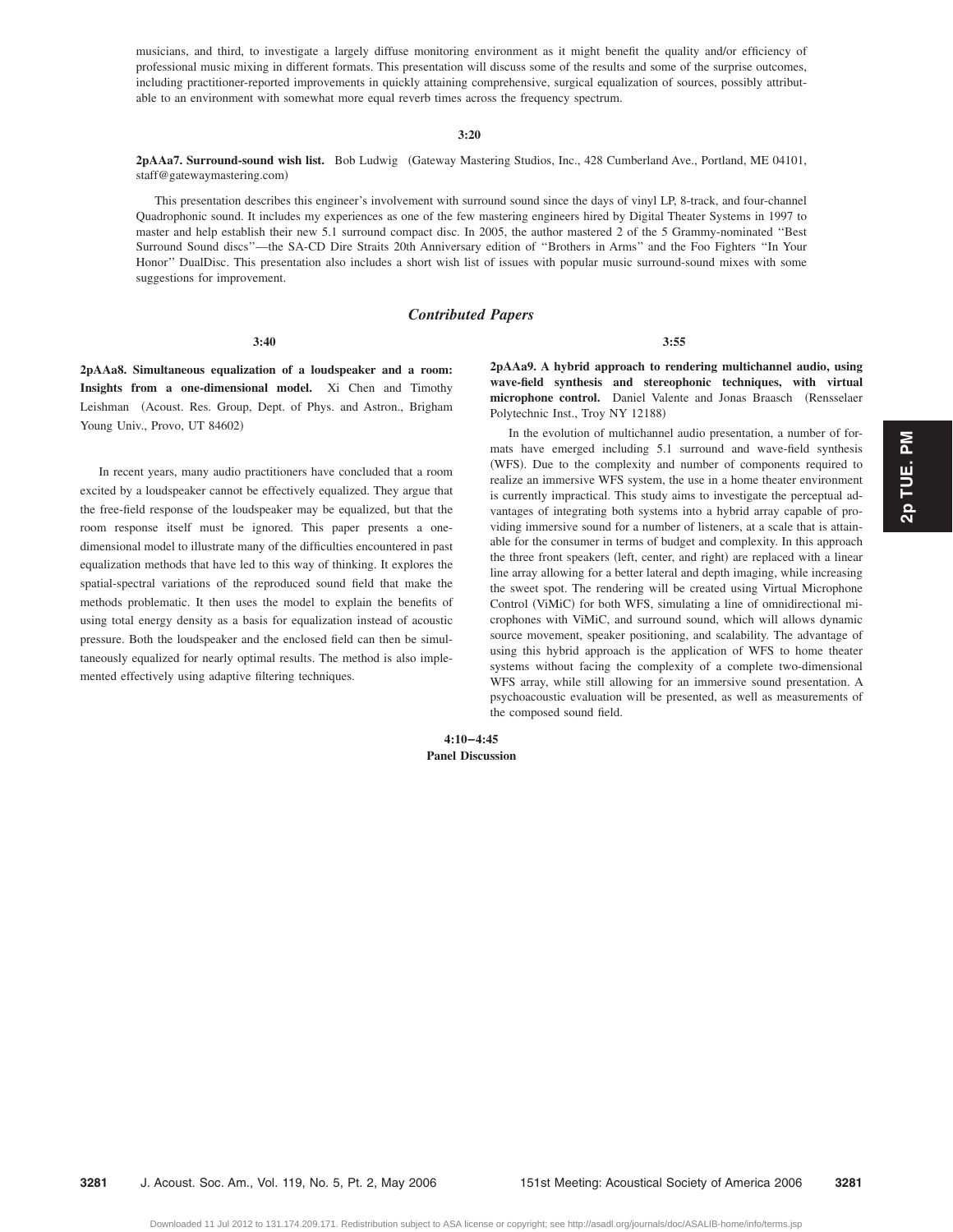musicians, and third, to investigate a largely diffuse monitoring environment as it might benefit the quality and/or efficiency of professional music mixing in different formats. This presentation will discuss some of the results and some of the surprise outcomes, including practitioner-reported improvements in quickly attaining comprehensive, surgical equalization of sources, possibly attributable to an environment with somewhat more equal reverb times across the frequency spectrum.

**3:20**

**2pAAa7. Surround-sound wish list.** Bob Ludwig (Gateway Mastering Studios, Inc., 428 Cumberland Ave., Portland, ME 04101, staff@gatewaymastering.com)

This presentation describes this engineer's involvement with surround sound since the days of vinyl LP, 8-track, and four-channel Quadrophonic sound. It includes my experiences as one of the few mastering engineers hired by Digital Theater Systems in 1997 to master and help establish their new 5.1 surround compact disc. In 2005, the author mastered 2 of the 5 Grammy-nominated "Best Surround Sound discs"—the SA-CD Dire Straits 20th Anniversary edition of "Brothers in Arms" and the Foo Fighters "In Your Honor" DualDisc. This presentation also includes a short wish list of issues with popular music surround-sound mixes with some suggestions for improvement.

## *Contributed Papers*

**3:40**

**2pAAa8. Simultaneous equalization of a loudspeaker and a room: Insights from a one-dimensional model.** Xi Chen and Timothy Leishman (Acoust. Res. Group, Dept. of Phys. and Astron., Brigham Young Univ., Provo, UT 84602)

In recent years, many audio practitioners have concluded that a room excited by a loudspeaker cannot be effectively equalized. They argue that the free-field response of the loudspeaker may be equalized, but that the room response itself must be ignored. This paper presents a one-dimensional model to illustrate many of the difficulties encountered in past equalization methods that have led to this way of thinking. It explores the spatial-spectral variations of the reproduced sound field that make the methods problematic. It then uses the model to explain the benefits of using total energy density as a basis for equalization instead of acoustic pressure. Both the loudspeaker and the enclosed field can then be simultaneously equalized for nearly optimal results. The method is also implemented effectively using adaptive filtering techniques.

**3:55**

**2pAAa9. A hybrid approach to rendering multichannel audio, using wave-field synthesis and stereophonic techniques, with virtual microphone control.** Daniel Valente and Jonas Braasch (Rensselaer Polytechnic Inst., Troy NY 12188)

In the evolution of multichannel audio presentation, a number of formats have emerged including 5.1 surround and wave-field synthesis (WFS). Due to the complexity and number of components required to realize an immersive WFS system, the use in a home theater environment is currently impractical. This study aims to investigate the perceptual advantages of integrating both systems into a hybrid array capable of providing immersive sound for a number of listeners, at a scale that is attainable for the consumer in terms of budget and complexity. In this approach the three front speakers (left, center, and right) are replaced with a linear line array allowing for a better lateral and depth imaging, while increasing the sweet spot. The rendering will be created using Virtual Microphone Control (ViMiC) for both WFS, simulating a line of omnidirectional microphones with ViMiC, and surround sound, which will allows dynamic source movement, speaker positioning, and scalability. The advantage of using this hybrid approach is the application of WFS to home theater systems without facing the complexity of a complete two-dimensional WFS array, while still allowing for an immersive sound presentation. A psychoacoustic evaluation will be presented, as well as measurements of the composed sound field.

**4:10–4:45**
**Panel Discussion**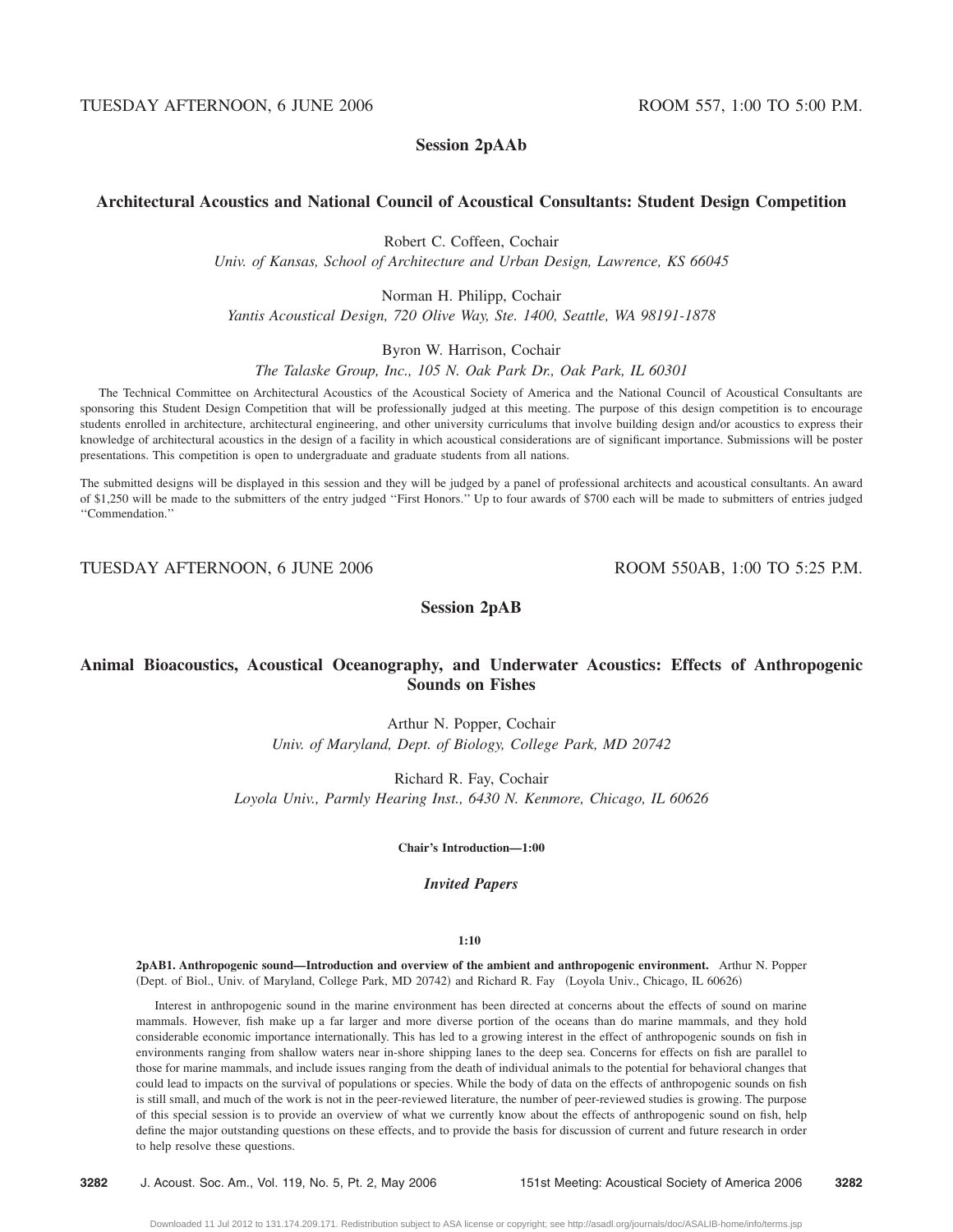TUESDAY AFTERNOON, 6 JUNE 2006 ROOM 557, 1:00 TO 5:00 P.M.

## Session 2pAAb

### Architectural Acoustics and National Council of Acoustical Consultants: Student Design Competition

Robert C. Coffeen, Cochair
*Univ. of Kansas, School of Architecture and Urban Design, Lawrence, KS 66045*

Norman H. Philipp, Cochair
*Yantis Acoustical Design, 720 Olive Way, Ste. 1400, Seattle, WA 98191-1878*

Byron W. Harrison, Cochair
*The Talaske Group, Inc., 105 N. Oak Park Dr., Oak Park, IL 60301*

The Technical Committee on Architectural Acoustics of the Acoustical Society of America and the National Council of Acoustical Consultants are sponsoring this Student Design Competition that will be professionally judged at this meeting. The purpose of this design competition is to encourage students enrolled in architecture, architectural engineering, and other university curriculums that involve building design and/or acoustics to express their knowledge of architectural acoustics in the design of a facility in which acoustical considerations are of significant importance. Submissions will be poster presentations. This competition is open to undergraduate and graduate students from all nations.

The submitted designs will be displayed in this session and they will be judged by a panel of professional architects and acoustical consultants. An award of $1,250 will be made to the submitters of the entry judged ''First Honors.'' Up to four awards of $700 each will be made to submitters of entries judged ''Commendation.''

TUESDAY AFTERNOON, 6 JUNE 2006 ROOM 550AB, 1:00 TO 5:25 P.M.

## Session 2pAB

### Animal Bioacoustics, Acoustical Oceanography, and Underwater Acoustics: Effects of Anthropogenic Sounds on Fishes

Arthur N. Popper, Cochair
*Univ. of Maryland, Dept. of Biology, College Park, MD 20742*

Richard R. Fay, Cochair
*Loyola Univ., Parmly Hearing Inst., 6430 N. Kenmore, Chicago, IL 60626*

**Chair's Introduction—1:00**

***Invited Papers***

**1:10**

**2pAB1. Anthropogenic sound—Introduction and overview of the ambient and anthropogenic environment.** Arthur N. Popper (Dept. of Biol., Univ. of Maryland, College Park, MD 20742) and Richard R. Fay (Loyola Univ., Chicago, IL 60626)

Interest in anthropogenic sound in the marine environment has been directed at concerns about the effects of sound on marine mammals. However, fish make up a far larger and more diverse portion of the oceans than do marine mammals, and they hold considerable economic importance internationally. This has led to a growing interest in the effect of anthropogenic sounds on fish in environments ranging from shallow waters near in-shore shipping lanes to the deep sea. Concerns for effects on fish are parallel to those for marine mammals, and include issues ranging from the death of individual animals to the potential for behavioral changes that could lead to impacts on the survival of populations or species. While the body of data on the effects of anthropogenic sounds on fish is still small, and much of the work is not in the peer-reviewed literature, the number of peer-reviewed studies is growing. The purpose of this special session is to provide an overview of what we currently know about the effects of anthropogenic sound on fish, help define the major outstanding questions on these effects, and to provide the basis for discussion of current and future research in order to help resolve these questions.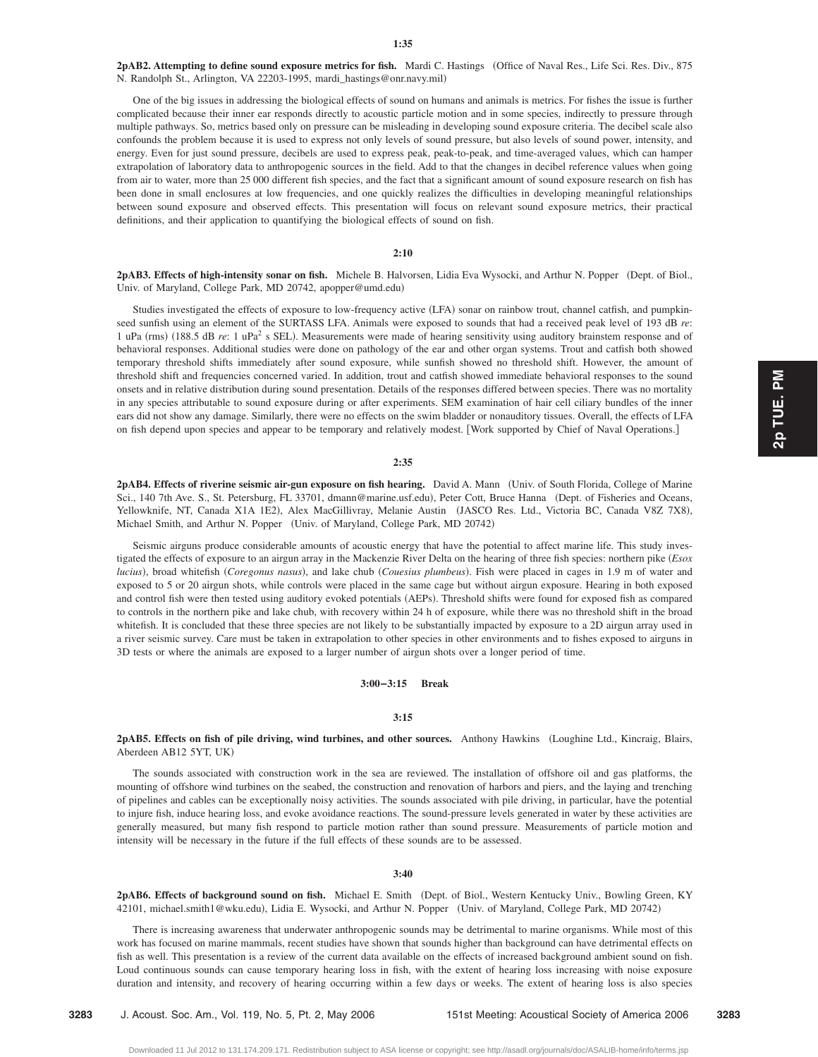**1:35**

**2pAB2. Attempting to define sound exposure metrics for fish.** Mardi C. Hastings (Office of Naval Res., Life Sci. Res. Div., 875 N. Randolph St., Arlington, VA 22203-1995, mardi_hastings@onr.navy.mil)

One of the big issues in addressing the biological effects of sound on humans and animals is metrics. For fishes the issue is further complicated because their inner ear responds directly to acoustic particle motion and in some species, indirectly to pressure through multiple pathways. So, metrics based only on pressure can be misleading in developing sound exposure criteria. The decibel scale also confounds the problem because it is used to express not only levels of sound pressure, but also levels of sound power, intensity, and energy. Even for just sound pressure, decibels are used to express peak, peak-to-peak, and time-averaged values, which can hamper extrapolation of laboratory data to anthropogenic sources in the field. Add to that the changes in decibel reference values when going from air to water, more than 25 000 different fish species, and the fact that a significant amount of sound exposure research on fish has been done in small enclosures at low frequencies, and one quickly realizes the difficulties in developing meaningful relationships between sound exposure and observed effects. This presentation will focus on relevant sound exposure metrics, their practical definitions, and their application to quantifying the biological effects of sound on fish.

**2:10**

**2pAB3. Effects of high-intensity sonar on fish.** Michele B. Halvorsen, Lidia Eva Wysocki, and Arthur N. Popper (Dept. of Biol., Univ. of Maryland, College Park, MD 20742, apopper@umd.edu)

Studies investigated the effects of exposure to low-frequency active (LFA) sonar on rainbow trout, channel catfish, and pumpkinseed sunfish using an element of the SURTASS LFA. Animals were exposed to sounds that had a received peak level of 193 dB *re*: 1 uPa (rms) (188.5 dB *re*: 1 uPa$^2$ s SEL). Measurements were made of hearing sensitivity using auditory brainstem response and of behavioral responses. Additional studies were done on pathology of the ear and other organ systems. Trout and catfish both showed temporary threshold shifts immediately after sound exposure, while sunfish showed no threshold shift. However, the amount of threshold shift and frequencies concerned varied. In addition, trout and catfish showed immediate behavioral responses to the sound onsets and in relative distribution during sound presentation. Details of the responses differed between species. There was no mortality in any species attributable to sound exposure during or after experiments. SEM examination of hair cell ciliary bundles of the inner ears did not show any damage. Similarly, there were no effects on the swim bladder or nonauditory tissues. Overall, the effects of LFA on fish depend upon species and appear to be temporary and relatively modest. [Work supported by Chief of Naval Operations.]

**2:35**

**2pAB4. Effects of riverine seismic air-gun exposure on fish hearing.** David A. Mann (Univ. of South Florida, College of Marine Sci., 140 7th Ave. S., St. Petersburg, FL 33701, dmann@marine.usf.edu), Peter Cott, Bruce Hanna (Dept. of Fisheries and Oceans, Yellowknife, NT, Canada X1A 1E2), Alex MacGillivray, Melanie Austin (JASCO Res. Ltd., Victoria BC, Canada V8Z 7X8), Michael Smith, and Arthur N. Popper (Univ. of Maryland, College Park, MD 20742)

Seismic airguns produce considerable amounts of acoustic energy that have the potential to affect marine life. This study investigated the effects of exposure to an airgun array in the Mackenzie River Delta on the hearing of three fish species: northern pike (*Esox lucius*), broad whitefish (*Coregonus nasus*), and lake chub (*Couesius plumbeus*). Fish were placed in cages in 1.9 m of water and exposed to 5 or 20 airgun shots, while controls were placed in the same cage but without airgun exposure. Hearing in both exposed and control fish were then tested using auditory evoked potentials (AEPs). Threshold shifts were found for exposed fish as compared to controls in the northern pike and lake chub, with recovery within 24 h of exposure, while there was no threshold shift in the broad whitefish. It is concluded that these three species are not likely to be substantially impacted by exposure to a 2D airgun array used in a river seismic survey. Care must be taken in extrapolation to other species in other environments and to fishes exposed to airguns in 3D tests or where the animals are exposed to a larger number of airgun shots over a longer period of time.

**3:00–3:15 Break**

**3:15**

**2pAB5. Effects on fish of pile driving, wind turbines, and other sources.** Anthony Hawkins (Loughine Ltd., Kincraig, Blairs, Aberdeen AB12 5YT, UK)

The sounds associated with construction work in the sea are reviewed. The installation of offshore oil and gas platforms, the mounting of offshore wind turbines on the seabed, the construction and renovation of harbors and piers, and the laying and trenching of pipelines and cables can be exceptionally noisy activities. The sounds associated with pile driving, in particular, have the potential to injure fish, induce hearing loss, and evoke avoidance reactions. The sound-pressure levels generated in water by these activities are generally measured, but many fish respond to particle motion rather than sound pressure. Measurements of particle motion and intensity will be necessary in the future if the full effects of these sounds are to be assessed.

**3:40**

**2pAB6. Effects of background sound on fish.** Michael E. Smith (Dept. of Biol., Western Kentucky Univ., Bowling Green, KY 42101, michael.smith1@wku.edu), Lidia E. Wysocki, and Arthur N. Popper (Univ. of Maryland, College Park, MD 20742)

There is increasing awareness that underwater anthropogenic sounds may be detrimental to marine organisms. While most of this work has focused on marine mammals, recent studies have shown that sounds higher than background can have detrimental effects on fish as well. This presentation is a review of the current data available on the effects of increased background ambient sound on fish. Loud continuous sounds can cause temporary hearing loss in fish, with the extent of hearing loss increasing with noise exposure duration and intensity, and recovery of hearing occurring within a few days or weeks. The extent of hearing loss is also species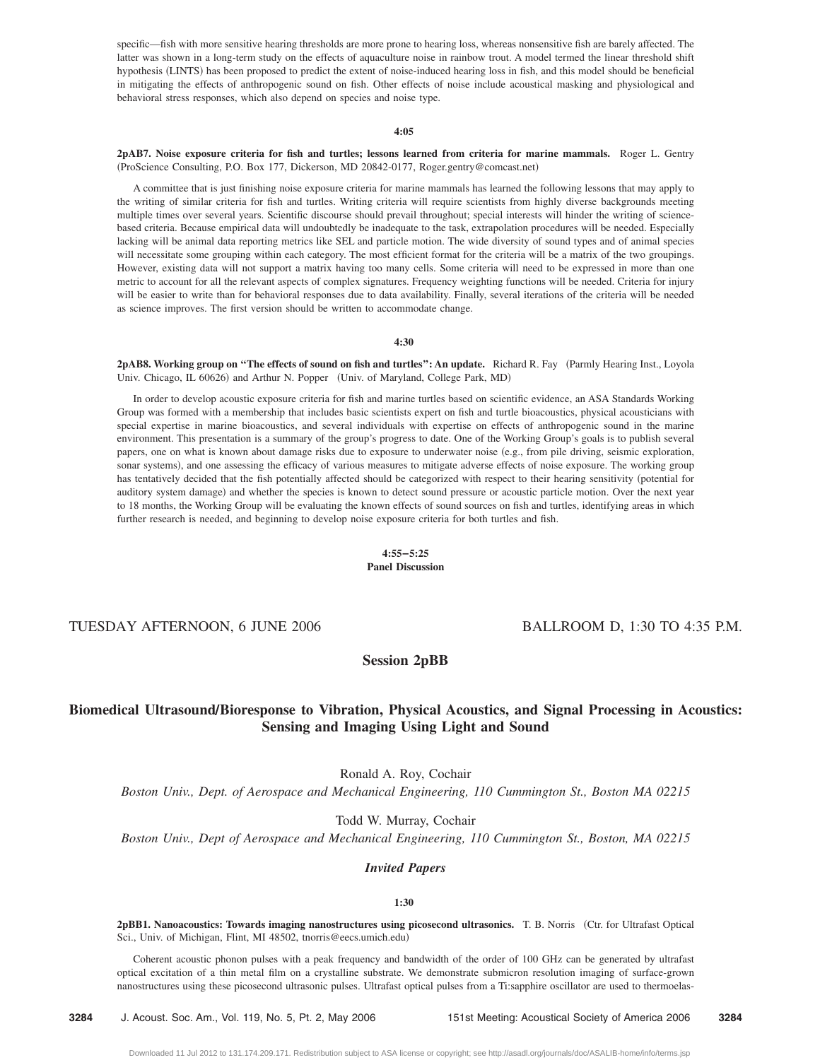specific—fish with more sensitive hearing thresholds are more prone to hearing loss, whereas nonsensitive fish are barely affected. The latter was shown in a long-term study on the effects of aquaculture noise in rainbow trout. A model termed the linear threshold shift hypothesis (LINTS) has been proposed to predict the extent of noise-induced hearing loss in fish, and this model should be beneficial in mitigating the effects of anthropogenic sound on fish. Other effects of noise include acoustical masking and physiological and behavioral stress responses, which also depend on species and noise type.

**4:05**

**2pAB7. Noise exposure criteria for fish and turtles; lessons learned from criteria for marine mammals.** Roger L. Gentry (ProScience Consulting, P.O. Box 177, Dickerson, MD 20842-0177, Roger.gentry@comcast.net)

A committee that is just finishing noise exposure criteria for marine mammals has learned the following lessons that may apply to the writing of similar criteria for fish and turtles. Writing criteria will require scientists from highly diverse backgrounds meeting multiple times over several years. Scientific discourse should prevail throughout; special interests will hinder the writing of science-based criteria. Because empirical data will undoubtedly be inadequate to the task, extrapolation procedures will be needed. Especially lacking will be animal data reporting metrics like SEL and particle motion. The wide diversity of sound types and of animal species will necessitate some grouping within each category. The most efficient format for the criteria will be a matrix of the two groupings. However, existing data will not support a matrix having too many cells. Some criteria will need to be expressed in more than one metric to account for all the relevant aspects of complex signatures. Frequency weighting functions will be needed. Criteria for injury will be easier to write than for behavioral responses due to data availability. Finally, several iterations of the criteria will be needed as science improves. The first version should be written to accommodate change.

**4:30**

**2pAB8. Working group on "The effects of sound on fish and turtles": An update.** Richard R. Fay (Parmly Hearing Inst., Loyola Univ. Chicago, IL 60626) and Arthur N. Popper (Univ. of Maryland, College Park, MD)

In order to develop acoustic exposure criteria for fish and marine turtles based on scientific evidence, an ASA Standards Working Group was formed with a membership that includes basic scientists expert on fish and turtle bioacoustics, physical acousticians with special expertise in marine bioacoustics, and several individuals with expertise on effects of anthropogenic sound in the marine environment. This presentation is a summary of the group's progress to date. One of the Working Group's goals is to publish several papers, one on what is known about damage risks due to exposure to underwater noise (e.g., from pile driving, seismic exploration, sonar systems), and one assessing the efficacy of various measures to mitigate adverse effects of noise exposure. The working group has tentatively decided that the fish potentially affected should be categorized with respect to their hearing sensitivity (potential for auditory system damage) and whether the species is known to detect sound pressure or acoustic particle motion. Over the next year to 18 months, the Working Group will be evaluating the known effects of sound sources on fish and turtles, identifying areas in which further research is needed, and beginning to develop noise exposure criteria for both turtles and fish.

**4:55–5:25**
**Panel Discussion**

TUESDAY AFTERNOON, 6 JUNE 2006 — BALLROOM D, 1:30 TO 4:35 P.M.

## Session 2pBB

## Biomedical Ultrasound/Bioresponse to Vibration, Physical Acoustics, and Signal Processing in Acoustics: Sensing and Imaging Using Light and Sound

Ronald A. Roy, Cochair
*Boston Univ., Dept. of Aerospace and Mechanical Engineering, 110 Cummington St., Boston MA 02215*

Todd W. Murray, Cochair
*Boston Univ., Dept of Aerospace and Mechanical Engineering, 110 Cummington St., Boston, MA 02215*

### *Invited Papers*

**1:30**

**2pBB1. Nanoacoustics: Towards imaging nanostructures using picosecond ultrasonics.** T. B. Norris (Ctr. for Ultrafast Optical Sci., Univ. of Michigan, Flint, MI 48502, tnorris@eecs.umich.edu)

Coherent acoustic phonon pulses with a peak frequency and bandwidth of the order of 100 GHz can be generated by ultrafast optical excitation of a thin metal film on a crystalline substrate. We demonstrate submicron resolution imaging of surface-grown nanostructures using these picosecond ultrasonic pulses. Ultrafast optical pulses from a Ti:sapphire oscillator are used to thermoelas-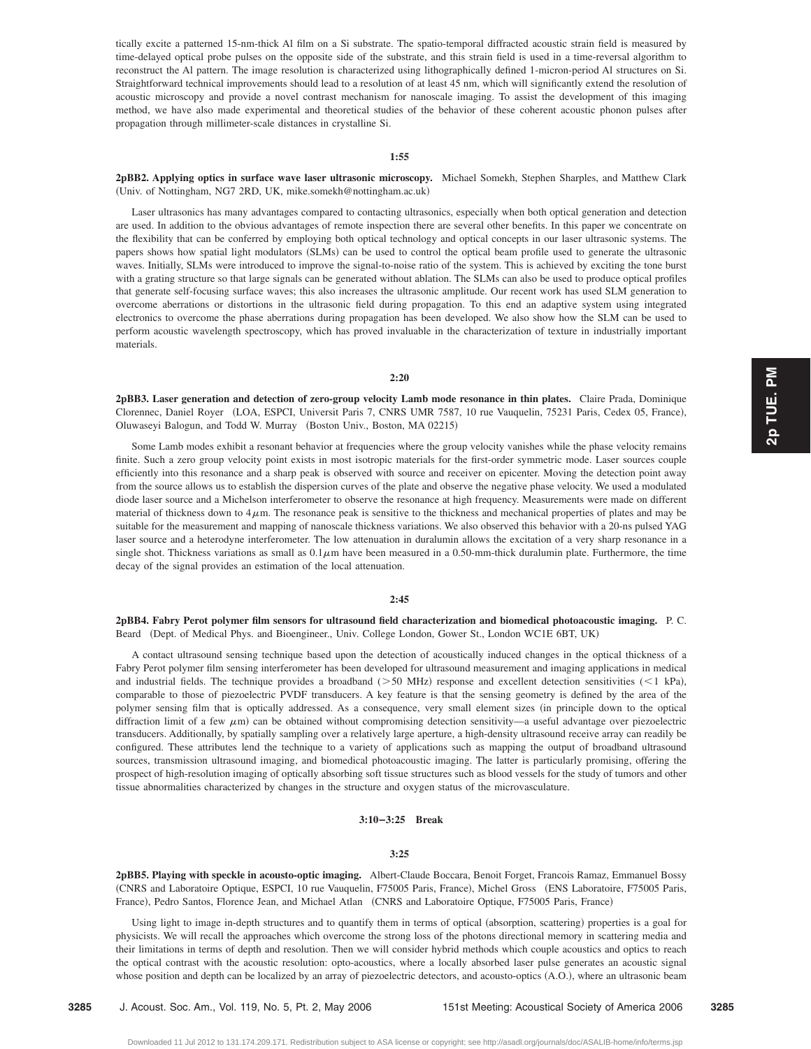tically excite a patterned 15-nm-thick Al film on a Si substrate. The spatio-temporal diffracted acoustic strain field is measured by time-delayed optical probe pulses on the opposite side of the substrate, and this strain field is used in a time-reversal algorithm to reconstruct the Al pattern. The image resolution is characterized using lithographically defined 1-micron-period Al structures on Si. Straightforward technical improvements should lead to a resolution of at least 45 nm, which will significantly extend the resolution of acoustic microscopy and provide a novel contrast mechanism for nanoscale imaging. To assist the development of this imaging method, we have also made experimental and theoretical studies of the behavior of these coherent acoustic phonon pulses after propagation through millimeter-scale distances in crystalline Si.

**1:55**

**2pBB2. Applying optics in surface wave laser ultrasonic microscopy.** Michael Somekh, Stephen Sharples, and Matthew Clark (Univ. of Nottingham, NG7 2RD, UK, mike.somekh@nottingham.ac.uk)

Laser ultrasonics has many advantages compared to contacting ultrasonics, especially when both optical generation and detection are used. In addition to the obvious advantages of remote inspection there are several other benefits. In this paper we concentrate on the flexibility that can be conferred by employing both optical technology and optical concepts in our laser ultrasonic systems. The papers shows how spatial light modulators (SLMs) can be used to control the optical beam profile used to generate the ultrasonic waves. Initially, SLMs were introduced to improve the signal-to-noise ratio of the system. This is achieved by exciting the tone burst with a grating structure so that large signals can be generated without ablation. The SLMs can also be used to produce optical profiles that generate self-focusing surface waves; this also increases the ultrasonic amplitude. Our recent work has used SLM generation to overcome aberrations or distortions in the ultrasonic field during propagation. To this end an adaptive system using integrated electronics to overcome the phase aberrations during propagation has been developed. We also show how the SLM can be used to perform acoustic wavelength spectroscopy, which has proved invaluable in the characterization of texture in industrially important materials.

**2:20**

**2pBB3. Laser generation and detection of zero-group velocity Lamb mode resonance in thin plates.** Claire Prada, Dominique Clorennec, Daniel Royer (LOA, ESPCI, Universit Paris 7, CNRS UMR 7587, 10 rue Vauquelin, 75231 Paris, Cedex 05, France), Oluwaseyi Balogun, and Todd W. Murray (Boston Univ., Boston, MA 02215)

Some Lamb modes exhibit a resonant behavior at frequencies where the group velocity vanishes while the phase velocity remains finite. Such a zero group velocity point exists in most isotropic materials for the first-order symmetric mode. Laser sources couple efficiently into this resonance and a sharp peak is observed with source and receiver on epicenter. Moving the detection point away from the source allows us to establish the dispersion curves of the plate and observe the negative phase velocity. We used a modulated diode laser source and a Michelson interferometer to observe the resonance at high frequency. Measurements were made on different material of thickness down to $4\,\mu$m. The resonance peak is sensitive to the thickness and mechanical properties of plates and may be suitable for the measurement and mapping of nanoscale thickness variations. We also observed this behavior with a 20-ns pulsed YAG laser source and a heterodyne interferometer. The low attenuation in duralumin allows the excitation of a very sharp resonance in a single shot. Thickness variations as small as $0.1\,\mu$m have been measured in a 0.50-mm-thick duralumin plate. Furthermore, the time decay of the signal provides an estimation of the local attenuation.

**2:45**

**2pBB4. Fabry Perot polymer film sensors for ultrasound field characterization and biomedical photoacoustic imaging.** P. C. Beard (Dept. of Medical Phys. and Bioengineer., Univ. College London, Gower St., London WC1E 6BT, UK)

A contact ultrasound sensing technique based upon the detection of acoustically induced changes in the optical thickness of a Fabry Perot polymer film sensing interferometer has been developed for ultrasound measurement and imaging applications in medical and industrial fields. The technique provides a broadband ($>$50 MHz) response and excellent detection sensitivities ($<$1 kPa), comparable to those of piezoelectric PVDF transducers. A key feature is that the sensing geometry is defined by the area of the polymer sensing film that is optically addressed. As a consequence, very small element sizes (in principle down to the optical diffraction limit of a few $\mu$m) can be obtained without compromising detection sensitivity—a useful advantage over piezoelectric transducers. Additionally, by spatially sampling over a relatively large aperture, a high-density ultrasound receive array can readily be configured. These attributes lend the technique to a variety of applications such as mapping the output of broadband ultrasound sources, transmission ultrasound imaging, and biomedical photoacoustic imaging. The latter is particularly promising, offering the prospect of high-resolution imaging of optically absorbing soft tissue structures such as blood vessels for the study of tumors and other tissue abnormalities characterized by changes in the structure and oxygen status of the microvasculature.

**3:10–3:25 Break**

**3:25**

**2pBB5. Playing with speckle in acousto-optic imaging.** Albert-Claude Boccara, Benoit Forget, Francois Ramaz, Emmanuel Bossy (CNRS and Laboratoire Optique, ESPCI, 10 rue Vauquelin, F75005 Paris, France), Michel Gross (ENS Laboratoire, F75005 Paris, France), Pedro Santos, Florence Jean, and Michael Atlan (CNRS and Laboratoire Optique, F75005 Paris, France)

Using light to image in-depth structures and to quantify them in terms of optical (absorption, scattering) properties is a goal for physicists. We will recall the approaches which overcome the strong loss of the photons directional memory in scattering media and their limitations in terms of depth and resolution. Then we will consider hybrid methods which couple acoustics and optics to reach the optical contrast with the acoustic resolution: opto-acoustics, where a locally absorbed laser pulse generates an acoustic signal whose position and depth can be localized by an array of piezoelectric detectors, and acousto-optics (A.O.), where an ultrasonic beam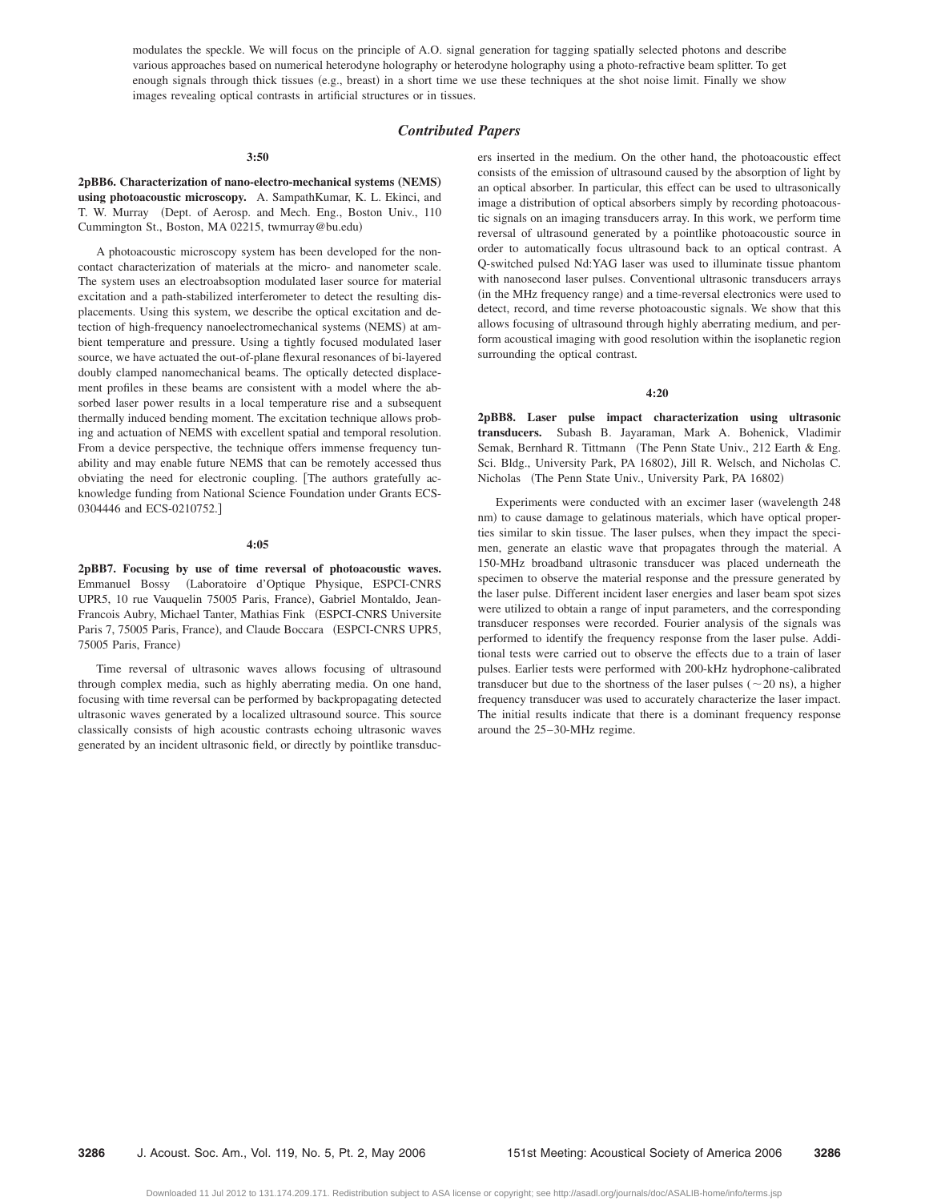modulates the speckle. We will focus on the principle of A.O. signal generation for tagging spatially selected photons and describe various approaches based on numerical heterodyne holography or heterodyne holography using a photo-refractive beam splitter. To get enough signals through thick tissues (e.g., breast) in a short time we use these techniques at the shot noise limit. Finally we show images revealing optical contrasts in artificial structures or in tissues.

## *Contributed Papers*

**3:50**

**2pBB6. Characterization of nano-electro-mechanical systems (NEMS) using photoacoustic microscopy.** A. SampathKumar, K. L. Ekinci, and T. W. Murray (Dept. of Aerosp. and Mech. Eng., Boston Univ., 110 Cummington St., Boston, MA 02215, twmurray@bu.edu)

A photoacoustic microscopy system has been developed for the noncontact characterization of materials at the micro- and nanometer scale. The system uses an electroabsoption modulated laser source for material excitation and a path-stabilized interferometer to detect the resulting displacements. Using this system, we describe the optical excitation and detection of high-frequency nanoelectromechanical systems (NEMS) at ambient temperature and pressure. Using a tightly focused modulated laser source, we have actuated the out-of-plane flexural resonances of bi-layered doubly clamped nanomechanical beams. The optically detected displacement profiles in these beams are consistent with a model where the absorbed laser power results in a local temperature rise and a subsequent thermally induced bending moment. The excitation technique allows probing and actuation of NEMS with excellent spatial and temporal resolution. From a device perspective, the technique offers immense frequency tunability and may enable future NEMS that can be remotely accessed thus obviating the need for electronic coupling. [The authors gratefully acknowledge funding from National Science Foundation under Grants ECS-0304446 and ECS-0210752.]

**4:05**

**2pBB7. Focusing by use of time reversal of photoacoustic waves.** Emmanuel Bossy (Laboratoire d'Optique Physique, ESPCI-CNRS UPR5, 10 rue Vauquelin 75005 Paris, France), Gabriel Montaldo, Jean-Francois Aubry, Michael Tanter, Mathias Fink (ESPCI-CNRS Universite Paris 7, 75005 Paris, France), and Claude Boccara (ESPCI-CNRS UPR5, 75005 Paris, France)

Time reversal of ultrasonic waves allows focusing of ultrasound through complex media, such as highly aberrating media. On one hand, focusing with time reversal can be performed by backpropagating detected ultrasonic waves generated by a localized ultrasound source. This source classically consists of high acoustic contrasts echoing ultrasonic waves generated by an incident ultrasonic field, or directly by pointlike transducers inserted in the medium. On the other hand, the photoacoustic effect consists of the emission of ultrasound caused by the absorption of light by an optical absorber. In particular, this effect can be used to ultrasonically image a distribution of optical absorbers simply by recording photoacoustic signals on an imaging transducers array. In this work, we perform time reversal of ultrasound generated by a pointlike photoacoustic source in order to automatically focus ultrasound back to an optical contrast. A Q-switched pulsed Nd:YAG laser was used to illuminate tissue phantom with nanosecond laser pulses. Conventional ultrasonic transducers arrays (in the MHz frequency range) and a time-reversal electronics were used to detect, record, and time reverse photoacoustic signals. We show that this allows focusing of ultrasound through highly aberrating medium, and perform acoustical imaging with good resolution within the isoplanetic region surrounding the optical contrast.

**4:20**

**2pBB8. Laser pulse impact characterization using ultrasonic transducers.** Subash B. Jayaraman, Mark A. Bohenick, Vladimir Semak, Bernhard R. Tittmann (The Penn State Univ., 212 Earth & Eng. Sci. Bldg., University Park, PA 16802), Jill R. Welsch, and Nicholas C. Nicholas (The Penn State Univ., University Park, PA 16802)

Experiments were conducted with an excimer laser (wavelength 248 nm) to cause damage to gelatinous materials, which have optical properties similar to skin tissue. The laser pulses, when they impact the specimen, generate an elastic wave that propagates through the material. A 150-MHz broadband ultrasonic transducer was placed underneath the specimen to observe the material response and the pressure generated by the laser pulse. Different incident laser energies and laser beam spot sizes were utilized to obtain a range of input parameters, and the corresponding transducer responses were recorded. Fourier analysis of the signals was performed to identify the frequency response from the laser pulse. Additional tests were carried out to observe the effects due to a train of laser pulses. Earlier tests were performed with 200-kHz hydrophone-calibrated transducer but due to the shortness of the laser pulses ($\sim$20 ns), a higher frequency transducer was used to accurately characterize the laser impact. The initial results indicate that there is a dominant frequency response around the 25–30-MHz regime.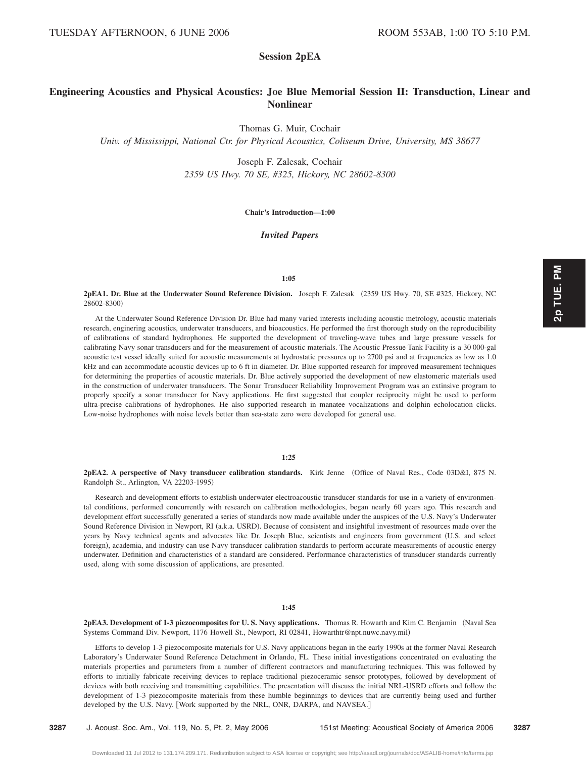TUESDAY AFTERNOON, 6 JUNE 2006 ROOM 553AB, 1:00 TO 5:10 P.M.

## Session 2pEA

## Engineering Acoustics and Physical Acoustics: Joe Blue Memorial Session II: Transduction, Linear and Nonlinear

Thomas G. Muir, Cochair
*Univ. of Mississippi, National Ctr. for Physical Acoustics, Coliseum Drive, University, MS 38677*

Joseph F. Zalesak, Cochair
*2359 US Hwy. 70 SE, #325, Hickory, NC 28602-8300*

**Chair's Introduction—1:00**

### *Invited Papers*

**1:05**

**2pEA1. Dr. Blue at the Underwater Sound Reference Division.** Joseph F. Zalesak (2359 US Hwy. 70, SE #325, Hickory, NC 28602-8300)

At the Underwater Sound Reference Division Dr. Blue had many varied interests including acoustic metrology, acoustic materials research, enginering acoustics, underwater transducers, and bioacoustics. He performed the first thorough study on the reproducibility of calibrations of standard hydrophones. He supported the development of traveling-wave tubes and large pressure vessels for calibrating Navy sonar transducers and for the measurement of acoustic materials. The Acoustic Pressue Tank Facility is a 30 000-gal acoustic test vessel ideally suited for acoustic measurements at hydrostatic pressures up to 2700 psi and at frequencies as low as 1.0 kHz and can accommodate acoustic devices up to 6 ft in diameter. Dr. Blue supported research for improved measurement techniques for determining the properties of acoustic materials. Dr. Blue actively supported the development of new elastomeric materials used in the construction of underwater transducers. The Sonar Transducer Reliability Improvement Program was an extinsive program to properly specify a sonar transducer for Navy applications. He first suggested that coupler reciprocity might be used to perform ultra-precise calibrations of hydrophones. He also supported research in manatee vocalizations and dolphin echolocation clicks. Low-noise hydrophones with noise levels better than sea-state zero were developed for general use.

**1:25**

**2pEA2. A perspective of Navy transducer calibration standards.** Kirk Jenne (Office of Naval Res., Code 03D&I, 875 N. Randolph St., Arlington, VA 22203-1995)

Research and development efforts to establish underwater electroacoustic transducer standards for use in a variety of environmental conditions, performed concurrently with research on calibration methodologies, began nearly 60 years ago. This research and development effort successfully generated a series of standards now made available under the auspices of the U.S. Navy's Underwater Sound Reference Division in Newport, RI (a.k.a. USRD). Because of consistent and insightful investment of resources made over the years by Navy technical agents and advocates like Dr. Joseph Blue, scientists and engineers from government (U.S. and select foreign), academia, and industry can use Navy transducer calibration standards to perform accurate measurements of acoustic energy underwater. Definition and characteristics of a standard are considered. Performance characteristics of transducer standards currently used, along with some discussion of applications, are presented.

**1:45**

**2pEA3. Development of 1-3 piezocomposites for U. S. Navy applications.** Thomas R. Howarth and Kim C. Benjamin (Naval Sea Systems Command Div. Newport, 1176 Howell St., Newport, RI 02841, Howarthtr@npt.nuwc.navy.mil)

Efforts to develop 1-3 piezocomposite materials for U.S. Navy applications began in the early 1990s at the former Naval Research Laboratory's Underwater Sound Reference Detachment in Orlando, FL. These initial investigations concentrated on evaluating the materials properties and parameters from a number of different contractors and manufacturing techniques. This was followed by efforts to initially fabricate receiving devices to replace traditional piezoceramic sensor prototypes, followed by development of devices with both receiving and transmitting capabilities. The presentation will discuss the initial NRL-USRD efforts and follow the development of 1-3 piezocomposite materials from these humble beginnings to devices that are currently being used and further developed by the U.S. Navy. [Work supported by the NRL, ONR, DARPA, and NAVSEA.]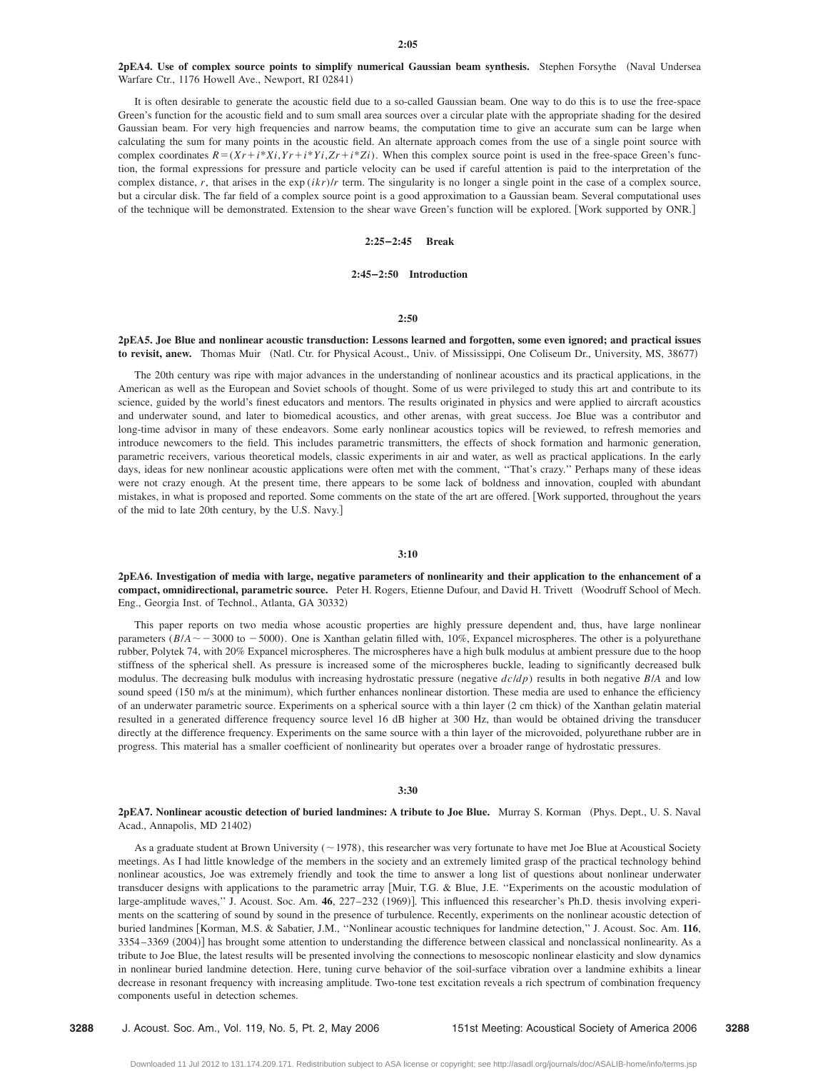**2:05**

**2pEA4. Use of complex source points to simplify numerical Gaussian beam synthesis.** Stephen Forsythe (Naval Undersea Warfare Ctr., 1176 Howell Ave., Newport, RI 02841)

It is often desirable to generate the acoustic field due to a so-called Gaussian beam. One way to do this is to use the free-space Green's function for the acoustic field and to sum small area sources over a circular plate with the appropriate shading for the desired Gaussian beam. For very high frequencies and narrow beams, the computation time to give an accurate sum can be large when calculating the sum for many points in the acoustic field. An alternate approach comes from the use of a single point source with complex coordinates $R=(Xr+i*Xi,Yr+i*Yi,Zr+i*Zi)$. When this complex source point is used in the free-space Green's function, the formal expressions for pressure and particle velocity can be used if careful attention is paid to the interpretation of the complex distance, $r$, that arises in the $\exp(ikr)/r$ term. The singularity is no longer a single point in the case of a complex source, but a circular disk. The far field of a complex source point is a good approximation to a Gaussian beam. Several computational uses of the technique will be demonstrated. Extension to the shear wave Green's function will be explored. [Work supported by ONR.]

**2:25–2:45 Break**

**2:45–2:50 Introduction**

**2:50**

**2pEA5. Joe Blue and nonlinear acoustic transduction: Lessons learned and forgotten, some even ignored; and practical issues to revisit, anew.** Thomas Muir (Natl. Ctr. for Physical Acoust., Univ. of Mississippi, One Coliseum Dr., University, MS, 38677)

The 20th century was ripe with major advances in the understanding of nonlinear acoustics and its practical applications, in the American as well as the European and Soviet schools of thought. Some of us were privileged to study this art and contribute to its science, guided by the world's finest educators and mentors. The results originated in physics and were applied to aircraft acoustics and underwater sound, and later to biomedical acoustics, and other arenas, with great success. Joe Blue was a contributor and long-time advisor in many of these endeavors. Some early nonlinear acoustics topics will be reviewed, to refresh memories and introduce newcomers to the field. This includes parametric transmitters, the effects of shock formation and harmonic generation, parametric receivers, various theoretical models, classic experiments in air and water, as well as practical applications. In the early days, ideas for new nonlinear acoustic applications were often met with the comment, ''That's crazy.'' Perhaps many of these ideas were not crazy enough. At the present time, there appears to be some lack of boldness and innovation, coupled with abundant mistakes, in what is proposed and reported. Some comments on the state of the art are offered. [Work supported, throughout the years of the mid to late 20th century, by the U.S. Navy.]

**3:10**

**2pEA6. Investigation of media with large, negative parameters of nonlinearity and their application to the enhancement of a compact, omnidirectional, parametric source.** Peter H. Rogers, Etienne Dufour, and David H. Trivett (Woodruff School of Mech. Eng., Georgia Inst. of Technol., Atlanta, GA 30332)

This paper reports on two media whose acoustic properties are highly pressure dependent and, thus, have large nonlinear parameters ($B/A \sim -3000$ to $-5000$). One is Xanthan gelatin filled with, 10%, Expancel microspheres. The other is a polyurethane rubber, Polytek 74, with 20% Expancel microspheres. The microspheres have a high bulk modulus at ambient pressure due to the hoop stiffness of the spherical shell. As pressure is increased some of the microspheres buckle, leading to significantly decreased bulk modulus. The decreasing bulk modulus with increasing hydrostatic pressure (negative $dc/dp$) results in both negative $B/A$ and low sound speed (150 m/s at the minimum), which further enhances nonlinear distortion. These media are used to enhance the efficiency of an underwater parametric source. Experiments on a spherical source with a thin layer (2 cm thick) of the Xanthan gelatin material resulted in a generated difference frequency source level 16 dB higher at 300 Hz, than would be obtained driving the transducer directly at the difference frequency. Experiments on the same source with a thin layer of the microvoided, polyurethane rubber are in progress. This material has a smaller coefficient of nonlinearity but operates over a broader range of hydrostatic pressures.

**3:30**

**2pEA7. Nonlinear acoustic detection of buried landmines: A tribute to Joe Blue.** Murray S. Korman (Phys. Dept., U. S. Naval Acad., Annapolis, MD 21402)

As a graduate student at Brown University ($\sim$1978), this researcher was very fortunate to have met Joe Blue at Acoustical Society meetings. As I had little knowledge of the members in the society and an extremely limited grasp of the practical technology behind nonlinear acoustics, Joe was extremely friendly and took the time to answer a long list of questions about nonlinear underwater transducer designs with applications to the parametric array [Muir, T.G. & Blue, J.E. ''Experiments on the acoustic modulation of large-amplitude waves,'' J. Acoust. Soc. Am. **46**, 227–232 (1969)]. This influenced this researcher's Ph.D. thesis involving experiments on the scattering of sound by sound in the presence of turbulence. Recently, experiments on the nonlinear acoustic detection of buried landmines [Korman, M.S. & Sabatier, J.M., ''Nonlinear acoustic techniques for landmine detection,'' J. Acoust. Soc. Am. **116**, 3354–3369 (2004)] has brought some attention to understanding the difference between classical and nonclassical nonlinearity. As a tribute to Joe Blue, the latest results will be presented involving the connections to mesoscopic nonlinear elasticity and slow dynamics in nonlinear buried landmine detection. Here, tuning curve behavior of the soil-surface vibration over a landmine exhibits a linear decrease in resonant frequency with increasing amplitude. Two-tone test excitation reveals a rich spectrum of combination frequency components useful in detection schemes.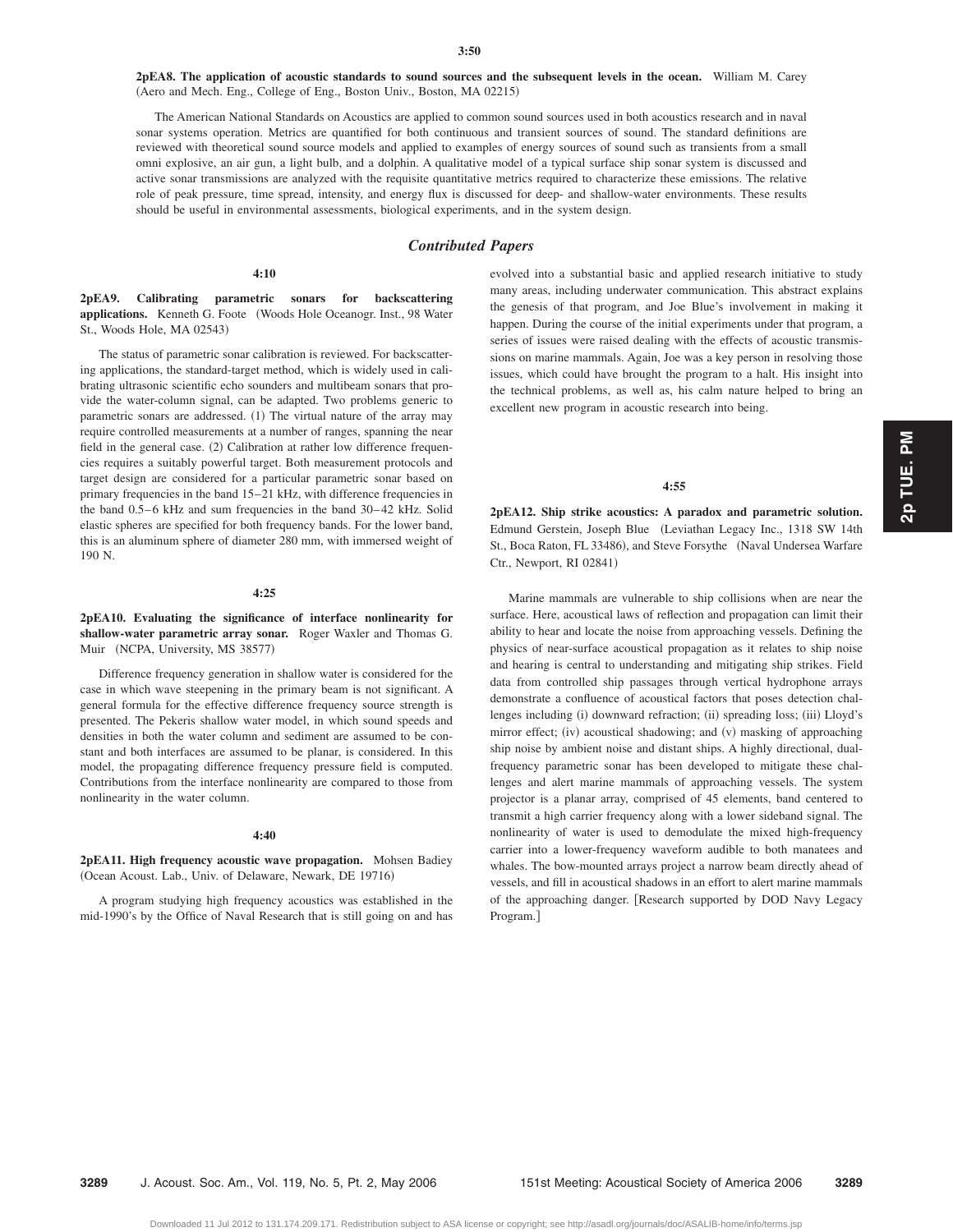**3:50**

**2pEA8. The application of acoustic standards to sound sources and the subsequent levels in the ocean.** William M. Carey (Aero and Mech. Eng., College of Eng., Boston Univ., Boston, MA 02215)

The American National Standards on Acoustics are applied to common sound sources used in both acoustics research and in naval sonar systems operation. Metrics are quantified for both continuous and transient sources of sound. The standard definitions are reviewed with theoretical sound source models and applied to examples of energy sources of sound such as transients from a small omni explosive, an air gun, a light bulb, and a dolphin. A qualitative model of a typical surface ship sonar system is discussed and active sonar transmissions are analyzed with the requisite quantitative metrics required to characterize these emissions. The relative role of peak pressure, time spread, intensity, and energy flux is discussed for deep- and shallow-water environments. These results should be useful in environmental assessments, biological experiments, and in the system design.

## *Contributed Papers*

**4:10**

**2pEA9. Calibrating parametric sonars for backscattering applications.** Kenneth G. Foote (Woods Hole Oceanogr. Inst., 98 Water St., Woods Hole, MA 02543)

The status of parametric sonar calibration is reviewed. For backscattering applications, the standard-target method, which is widely used in calibrating ultrasonic scientific echo sounders and multibeam sonars that provide the water-column signal, can be adapted. Two problems generic to parametric sonars are addressed. (1) The virtual nature of the array may require controlled measurements at a number of ranges, spanning the near field in the general case. (2) Calibration at rather low difference frequencies requires a suitably powerful target. Both measurement protocols and target design are considered for a particular parametric sonar based on primary frequencies in the band 15–21 kHz, with difference frequencies in the band 0.5–6 kHz and sum frequencies in the band 30–42 kHz. Solid elastic spheres are specified for both frequency bands. For the lower band, this is an aluminum sphere of diameter 280 mm, with immersed weight of 190 N.

**4:25**

**2pEA10. Evaluating the significance of interface nonlinearity for shallow-water parametric array sonar.** Roger Waxler and Thomas G. Muir (NCPA, University, MS 38577)

Difference frequency generation in shallow water is considered for the case in which wave steepening in the primary beam is not significant. A general formula for the effective difference frequency source strength is presented. The Pekeris shallow water model, in which sound speeds and densities in both the water column and sediment are assumed to be constant and both interfaces are assumed to be planar, is considered. In this model, the propagating difference frequency pressure field is computed. Contributions from the interface nonlinearity are compared to those from nonlinearity in the water column.

**4:40**

**2pEA11. High frequency acoustic wave propagation.** Mohsen Badiey (Ocean Acoust. Lab., Univ. of Delaware, Newark, DE 19716)

A program studying high frequency acoustics was established in the mid-1990's by the Office of Naval Research that is still going on and has evolved into a substantial basic and applied research initiative to study many areas, including underwater communication. This abstract explains the genesis of that program, and Joe Blue's involvement in making it happen. During the course of the initial experiments under that program, a series of issues were raised dealing with the effects of acoustic transmissions on marine mammals. Again, Joe was a key person in resolving those issues, which could have brought the program to a halt. His insight into the technical problems, as well as, his calm nature helped to bring an excellent new program in acoustic research into being.

**4:55**

**2pEA12. Ship strike acoustics: A paradox and parametric solution.** Edmund Gerstein, Joseph Blue (Leviathan Legacy Inc., 1318 SW 14th St., Boca Raton, FL 33486), and Steve Forsythe (Naval Undersea Warfare Ctr., Newport, RI 02841)

Marine mammals are vulnerable to ship collisions when are near the surface. Here, acoustical laws of reflection and propagation can limit their ability to hear and locate the noise from approaching vessels. Defining the physics of near-surface acoustical propagation as it relates to ship noise and hearing is central to understanding and mitigating ship strikes. Field data from controlled ship passages through vertical hydrophone arrays demonstrate a confluence of acoustical factors that poses detection challenges including (i) downward refraction; (ii) spreading loss; (iii) Lloyd's mirror effect; (iv) acoustical shadowing; and (v) masking of approaching ship noise by ambient noise and distant ships. A highly directional, dual-frequency parametric sonar has been developed to mitigate these challenges and alert marine mammals of approaching vessels. The system projector is a planar array, comprised of 45 elements, band centered to transmit a high carrier frequency along with a lower sideband signal. The nonlinearity of water is used to demodulate the mixed high-frequency carrier into a lower-frequency waveform audible to both manatees and whales. The bow-mounted arrays project a narrow beam directly ahead of vessels, and fill in acoustical shadows in an effort to alert marine mammals of the approaching danger. [Research supported by DOD Navy Legacy Program.]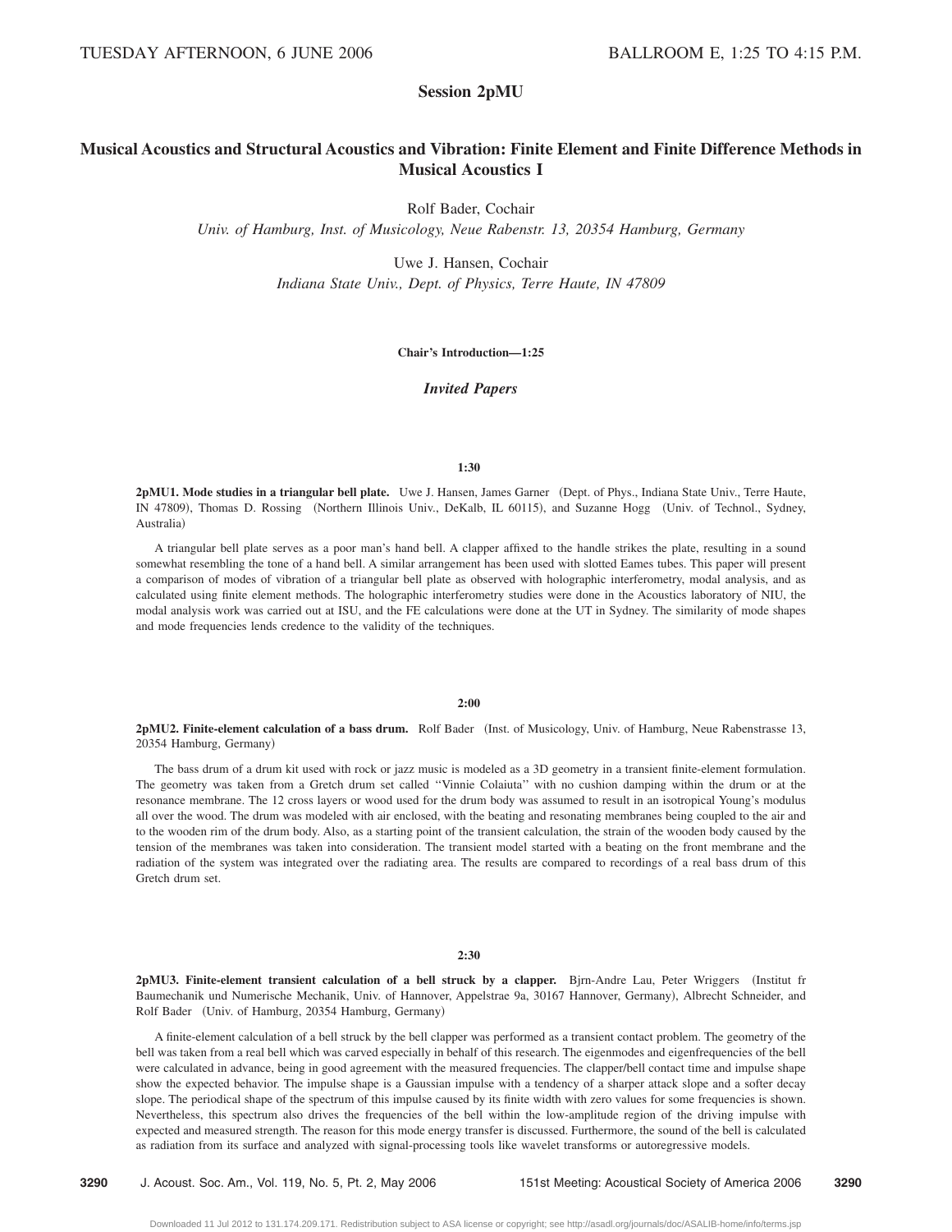TUESDAY AFTERNOON, 6 JUNE 2006 BALLROOM E, 1:25 TO 4:15 P.M.

## Session 2pMU

## Musical Acoustics and Structural Acoustics and Vibration: Finite Element and Finite Difference Methods in Musical Acoustics I

Rolf Bader, Cochair

*Univ. of Hamburg, Inst. of Musicology, Neue Rabenstr. 13, 20354 Hamburg, Germany*

Uwe J. Hansen, Cochair

*Indiana State Univ., Dept. of Physics, Terre Haute, IN 47809*

**Chair's Introduction—1:25**

### *Invited Papers*

**1:30**

**2pMU1. Mode studies in a triangular bell plate.** Uwe J. Hansen, James Garner (Dept. of Phys., Indiana State Univ., Terre Haute, IN 47809), Thomas D. Rossing (Northern Illinois Univ., DeKalb, IL 60115), and Suzanne Hogg (Univ. of Technol., Sydney, Australia)

A triangular bell plate serves as a poor man's hand bell. A clapper affixed to the handle strikes the plate, resulting in a sound somewhat resembling the tone of a hand bell. A similar arrangement has been used with slotted Eames tubes. This paper will present a comparison of modes of vibration of a triangular bell plate as observed with holographic interferometry, modal analysis, and as calculated using finite element methods. The holographic interferometry studies were done in the Acoustics laboratory of NIU, the modal analysis work was carried out at ISU, and the FE calculations were done at the UT in Sydney. The similarity of mode shapes and mode frequencies lends credence to the validity of the techniques.

**2:00**

**2pMU2. Finite-element calculation of a bass drum.** Rolf Bader (Inst. of Musicology, Univ. of Hamburg, Neue Rabenstrasse 13, 20354 Hamburg, Germany)

The bass drum of a drum kit used with rock or jazz music is modeled as a 3D geometry in a transient finite-element formulation. The geometry was taken from a Gretch drum set called "Vinnie Colaiuta" with no cushion damping within the drum or at the resonance membrane. The 12 cross layers or wood used for the drum body was assumed to result in an isotropical Young's modulus all over the wood. The drum was modeled with air enclosed, with the beating and resonating membranes being coupled to the air and to the wooden rim of the drum body. Also, as a starting point of the transient calculation, the strain of the wooden body caused by the tension of the membranes was taken into consideration. The transient model started with a beating on the front membrane and the radiation of the system was integrated over the radiating area. The results are compared to recordings of a real bass drum of this Gretch drum set.

**2:30**

**2pMU3. Finite-element transient calculation of a bell struck by a clapper.** Bjrn-Andre Lau, Peter Wriggers (Institut fr Baumechanik und Numerische Mechanik, Univ. of Hannover, Appelstrae 9a, 30167 Hannover, Germany), Albrecht Schneider, and Rolf Bader (Univ. of Hamburg, 20354 Hamburg, Germany)

A finite-element calculation of a bell struck by the bell clapper was performed as a transient contact problem. The geometry of the bell was taken from a real bell which was carved especially in behalf of this research. The eigenmodes and eigenfrequencies of the bell were calculated in advance, being in good agreement with the measured frequencies. The clapper/bell contact time and impulse shape show the expected behavior. The impulse shape is a Gaussian impulse with a tendency of a sharper attack slope and a softer decay slope. The periodical shape of the spectrum of this impulse caused by its finite width with zero values for some frequencies is shown. Nevertheless, this spectrum also drives the frequencies of the bell within the low-amplitude region of the driving impulse with expected and measured strength. The reason for this mode energy transfer is discussed. Furthermore, the sound of the bell is calculated as radiation from its surface and analyzed with signal-processing tools like wavelet transforms or autoregressive models.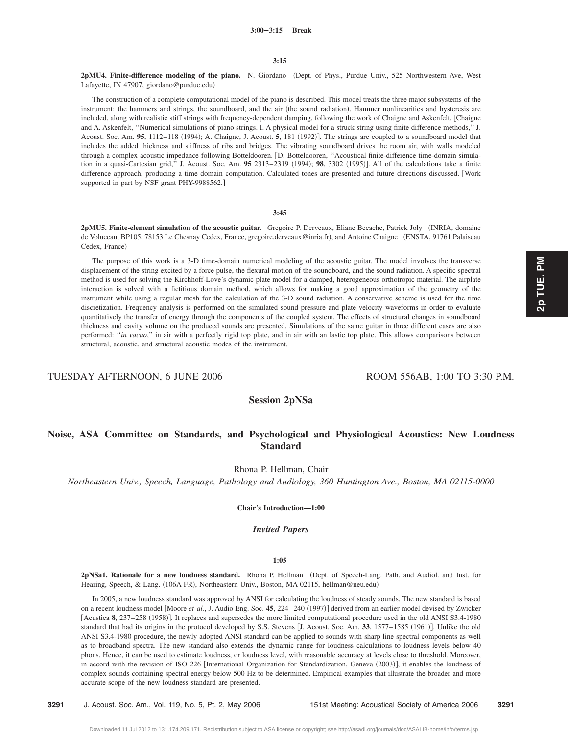**3:00–3:15 Break**

**3:15**

**2pMU4. Finite-difference modeling of the piano.** N. Giordano (Dept. of Phys., Purdue Univ., 525 Northwestern Ave, West Lafayette, IN 47907, giordano@purdue.edu)

The construction of a complete computational model of the piano is described. This model treats the three major subsystems of the instrument: the hammers and strings, the soundboard, and the air (the sound radiation). Hammer nonlinearities and hysteresis are included, along with realistic stiff strings with frequency-dependent damping, following the work of Chaigne and Askenfelt. [Chaigne and A. Askenfelt, "Numerical simulations of piano strings. I. A physical model for a struck string using finite difference methods," J. Acoust. Soc. Am. **95**, 1112–118 (1994); A. Chaigne, J. Acoust. **5**, 181 (1992)]. The strings are coupled to a soundboard model that includes the added thickness and stiffness of ribs and bridges. The vibrating soundboard drives the room air, with walls modeled through a complex acoustic impedance following Botteldooren. [D. Botteldooren, "Acoustical finite-difference time-domain simulation in a quasi-Cartesian grid," J. Acoust. Soc. Am. **95** 2313–2319 (1994); **98**, 3302 (1995)]. All of the calculations take a finite difference approach, producing a time domain computation. Calculated tones are presented and future directions discussed. [Work supported in part by NSF grant PHY-9988562.]

**3:45**

**2pMU5. Finite-element simulation of the acoustic guitar.** Gregoire P. Derveaux, Eliane Becache, Patrick Joly (INRIA, domaine de Voluceau, BP105, 78153 Le Chesnay Cedex, France, gregoire.derveaux@inria.fr), and Antoine Chaigne (ENSTA, 91761 Palaiseau Cedex, France)

The purpose of this work is a 3-D time-domain numerical modeling of the acoustic guitar. The model involves the transverse displacement of the string excited by a force pulse, the flexural motion of the soundboard, and the sound radiation. A specific spectral method is used for solving the Kirchhoff-Love's dynamic plate model for a damped, heterogeneous orthotropic material. The airplate interaction is solved with a fictitious domain method, which allows for making a good approximation of the geometry of the instrument while using a regular mesh for the calculation of the 3-D sound radiation. A conservative scheme is used for the time discretization. Frequency analysis is performed on the simulated sound pressure and plate velocity waveforms in order to evaluate quantitatively the transfer of energy through the components of the coupled system. The effects of structural changes in soundboard thickness and cavity volume on the produced sounds are presented. Simulations of the same guitar in three different cases are also performed: "*in vacuo*," in air with a perfectly rigid top plate, and in air with an lastic top plate. This allows comparisons between structural, acoustic, and structural acoustic modes of the instrument.

TUESDAY AFTERNOON, 6 JUNE 2006 — ROOM 556AB, 1:00 TO 3:30 P.M.

## Session 2pNSa

## Noise, ASA Committee on Standards, and Psychological and Physiological Acoustics: New Loudness Standard

Rhona P. Hellman, Chair

*Northeastern Univ., Speech, Language, Pathology and Audiology, 360 Huntington Ave., Boston, MA 02115-0000*

**Chair's Introduction—1:00**

### *Invited Papers*

**1:05**

**2pNSa1. Rationale for a new loudness standard.** Rhona P. Hellman (Dept. of Speech-Lang. Path. and Audiol. and Inst. for Hearing, Speech, & Lang. (106A FR), Northeastern Univ., Boston, MA 02115, hellman@neu.edu)

In 2005, a new loudness standard was approved by ANSI for calculating the loudness of steady sounds. The new standard is based on a recent loudness model [Moore *et al.*, J. Audio Eng. Soc. **45**, 224–240 (1997)] derived from an earlier model devised by Zwicker [Acustica **8**, 237–258 (1958)]. It replaces and supersedes the more limited computational procedure used in the old ANSI S3.4-1980 standard that had its origins in the protocol developed by S.S. Stevens [J. Acoust. Soc. Am. **33**, 1577–1585 (1961)]. Unlike the old ANSI S3.4-1980 procedure, the newly adopted ANSI standard can be applied to sounds with sharp line spectral components as well as to broadband spectra. The new standard also extends the dynamic range for loudness calculations to loudness levels below 40 phons. Hence, it can be used to estimate loudness, or loudness level, with reasonable accuracy at levels close to threshold. Moreover, in accord with the revision of ISO 226 [International Organization for Standardization, Geneva (2003)], it enables the loudness of complex sounds containing spectral energy below 500 Hz to be determined. Empirical examples that illustrate the broader and more accurate scope of the new loudness standard are presented.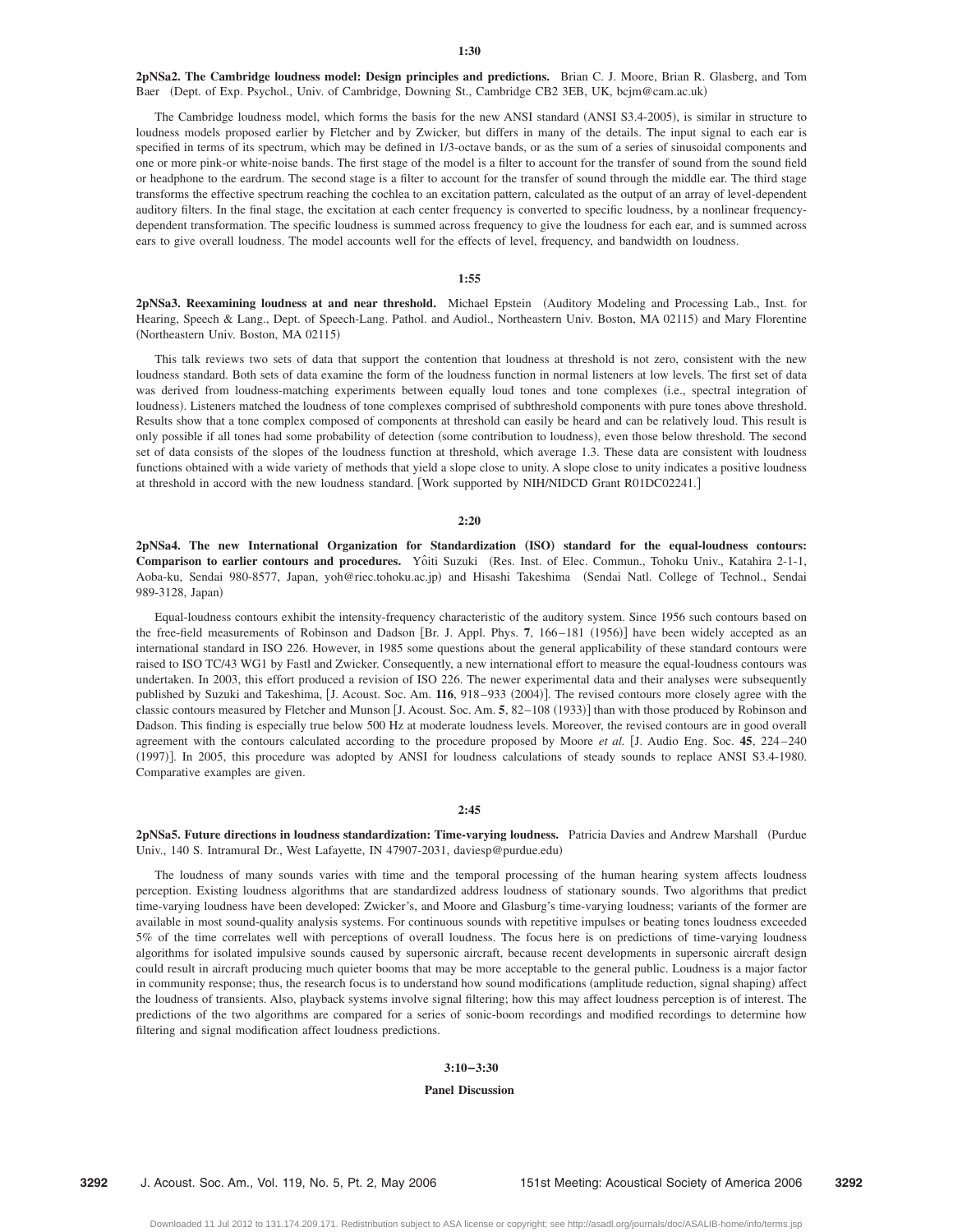**1:30**

**2pNSa2. The Cambridge loudness model: Design principles and predictions.** Brian C. J. Moore, Brian R. Glasberg, and Tom Baer (Dept. of Exp. Psychol., Univ. of Cambridge, Downing St., Cambridge CB2 3EB, UK, bcjm@cam.ac.uk)

The Cambridge loudness model, which forms the basis for the new ANSI standard (ANSI S3.4-2005), is similar in structure to loudness models proposed earlier by Fletcher and by Zwicker, but differs in many of the details. The input signal to each ear is specified in terms of its spectrum, which may be defined in 1/3-octave bands, or as the sum of a series of sinusoidal components and one or more pink-or white-noise bands. The first stage of the model is a filter to account for the transfer of sound from the sound field or headphone to the eardrum. The second stage is a filter to account for the transfer of sound through the middle ear. The third stage transforms the effective spectrum reaching the cochlea to an excitation pattern, calculated as the output of an array of level-dependent auditory filters. In the final stage, the excitation at each center frequency is converted to specific loudness, by a nonlinear frequency-dependent transformation. The specific loudness is summed across frequency to give the loudness for each ear, and is summed across ears to give overall loudness. The model accounts well for the effects of level, frequency, and bandwidth on loudness.

**1:55**

**2pNSa3. Reexamining loudness at and near threshold.** Michael Epstein (Auditory Modeling and Processing Lab., Inst. for Hearing, Speech & Lang., Dept. of Speech-Lang. Pathol. and Audiol., Northeastern Univ. Boston, MA 02115) and Mary Florentine (Northeastern Univ. Boston, MA 02115)

This talk reviews two sets of data that support the contention that loudness at threshold is not zero, consistent with the new loudness standard. Both sets of data examine the form of the loudness function in normal listeners at low levels. The first set of data was derived from loudness-matching experiments between equally loud tones and tone complexes (i.e., spectral integration of loudness). Listeners matched the loudness of tone complexes comprised of subthreshold components with pure tones above threshold. Results show that a tone complex composed of components at threshold can easily be heard and can be relatively loud. This result is only possible if all tones had some probability of detection (some contribution to loudness), even those below threshold. The second set of data consists of the slopes of the loudness function at threshold, which average 1.3. These data are consistent with loudness functions obtained with a wide variety of methods that yield a slope close to unity. A slope close to unity indicates a positive loudness at threshold in accord with the new loudness standard. [Work supported by NIH/NIDCD Grant R01DC02241.]

**2:20**

**2pNSa4. The new International Organization for Standardization (ISO) standard for the equal-loudness contours: Comparison to earlier contours and procedures.** Yôiti Suzuki (Res. Inst. of Elec. Commun., Tohoku Univ., Katahira 2-1-1, Aoba-ku, Sendai 980-8577, Japan, yoh@riec.tohoku.ac.jp) and Hisashi Takeshima (Sendai Natl. College of Technol., Sendai 989-3128, Japan)

Equal-loudness contours exhibit the intensity-frequency characteristic of the auditory system. Since 1956 such contours based on the free-field measurements of Robinson and Dadson [Br. J. Appl. Phys. **7**, 166–181 (1956)] have been widely accepted as an international standard in ISO 226. However, in 1985 some questions about the general applicability of these standard contours were raised to ISO TC/43 WG1 by Fastl and Zwicker. Consequently, a new international effort to measure the equal-loudness contours was undertaken. In 2003, this effort produced a revision of ISO 226. The newer experimental data and their analyses were subsequently published by Suzuki and Takeshima, [J. Acoust. Soc. Am. **116**, 918–933 (2004)]. The revised contours more closely agree with the classic contours measured by Fletcher and Munson [J. Acoust. Soc. Am. **5**, 82–108 (1933)] than with those produced by Robinson and Dadson. This finding is especially true below 500 Hz at moderate loudness levels. Moreover, the revised contours are in good overall agreement with the contours calculated according to the procedure proposed by Moore *et al.* [J. Audio Eng. Soc. **45**, 224–240 (1997)]. In 2005, this procedure was adopted by ANSI for loudness calculations of steady sounds to replace ANSI S3.4-1980. Comparative examples are given.

**2:45**

**2pNSa5. Future directions in loudness standardization: Time-varying loudness.** Patricia Davies and Andrew Marshall (Purdue Univ., 140 S. Intramural Dr., West Lafayette, IN 47907-2031, daviesp@purdue.edu)

The loudness of many sounds varies with time and the temporal processing of the human hearing system affects loudness perception. Existing loudness algorithms that are standardized address loudness of stationary sounds. Two algorithms that predict time-varying loudness have been developed: Zwicker's, and Moore and Glasburg's time-varying loudness; variants of the former are available in most sound-quality analysis systems. For continuous sounds with repetitive impulses or beating tones loudness exceeded 5% of the time correlates well with perceptions of overall loudness. The focus here is on predictions of time-varying loudness algorithms for isolated impulsive sounds caused by supersonic aircraft, because recent developments in supersonic aircraft design could result in aircraft producing much quieter booms that may be more acceptable to the general public. Loudness is a major factor in community response; thus, the research focus is to understand how sound modifications (amplitude reduction, signal shaping) affect the loudness of transients. Also, playback systems involve signal filtering; how this may affect loudness perception is of interest. The predictions of the two algorithms are compared for a series of sonic-boom recordings and modified recordings to determine how filtering and signal modification affect loudness predictions.

**3:10–3:30**

**Panel Discussion**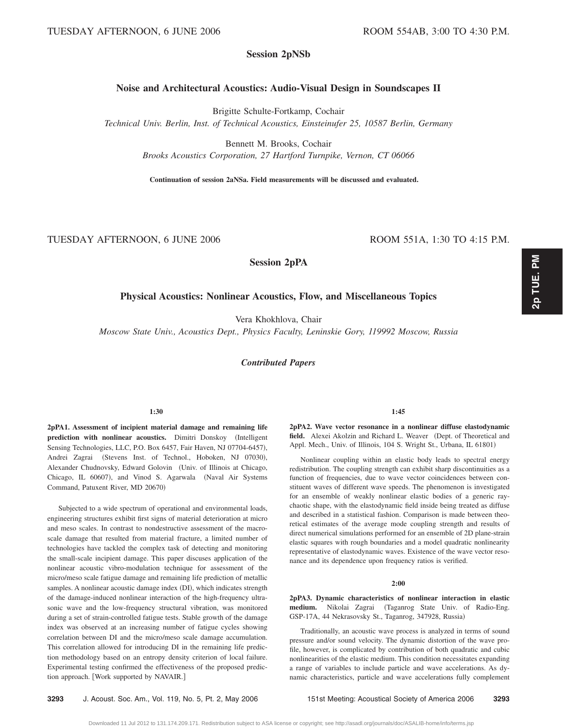TUESDAY AFTERNOON, 6 JUNE 2006 ROOM 554AB, 3:00 TO 4:30 P.M.

## Session 2pNSb

### Noise and Architectural Acoustics: Audio-Visual Design in Soundscapes II

Brigitte Schulte-Fortkamp, Cochair
*Technical Univ. Berlin, Inst. of Technical Acoustics, Einsteinufer 25, 10587 Berlin, Germany*

Bennett M. Brooks, Cochair
*Brooks Acoustics Corporation, 27 Hartford Turnpike, Vernon, CT 06066*

**Continuation of session 2aNSa. Field measurements will be discussed and evaluated.**

TUESDAY AFTERNOON, 6 JUNE 2006 ROOM 551A, 1:30 TO 4:15 P.M.

## Session 2pPA

### Physical Acoustics: Nonlinear Acoustics, Flow, and Miscellaneous Topics

Vera Khokhlova, Chair
*Moscow State Univ., Acoustics Dept., Physics Faculty, Leninskie Gory, 119992 Moscow, Russia*

***Contributed Papers***

**1:30**

**2pPA1. Assessment of incipient material damage and remaining life prediction with nonlinear acoustics.** Dimitri Donskoy (Intelligent Sensing Technologies, LLC, P.O. Box 6457, Fair Haven, NJ 07704-6457), Andrei Zagrai (Stevens Inst. of Technol., Hoboken, NJ 07030), Alexander Chudnovsky, Edward Golovin (Univ. of Illinois at Chicago, Chicago, IL 60607), and Vinod S. Agarwala (Naval Air Systems Command, Patuxent River, MD 20670)

Subjected to a wide spectrum of operational and environmental loads, engineering structures exhibit first signs of material deterioration at micro and meso scales. In contrast to nondestructive assessment of the macroscale damage that resulted from material fracture, a limited number of technologies have tackled the complex task of detecting and monitoring the small-scale incipient damage. This paper discuses application of the nonlinear acoustic vibro-modulation technique for assessment of the micro/meso scale fatigue damage and remaining life prediction of metallic samples. A nonlinear acoustic damage index (DI), which indicates strength of the damage-induced nonlinear interaction of the high-frequency ultrasonic wave and the low-frequency structural vibration, was monitored during a set of strain-controlled fatigue tests. Stable growth of the damage index was observed at an increasing number of fatigue cycles showing correlation between DI and the micro/meso scale damage accumulation. This correlation allowed for introducing DI in the remaining life prediction methodology based on an entropy density criterion of local failure. Experimental testing confirmed the effectiveness of the proposed prediction approach. [Work supported by NAVAIR.]

**1:45**

**2pPA2. Wave vector resonance in a nonlinear diffuse elastodynamic field.** Alexei Akolzin and Richard L. Weaver (Dept. of Theoretical and Appl. Mech., Univ. of Illinois, 104 S. Wright St., Urbana, IL 61801)

Nonlinear coupling within an elastic body leads to spectral energy redistribution. The coupling strength can exhibit sharp discontinuities as a function of frequencies, due to wave vector coincidences between constituent waves of different wave speeds. The phenomenon is investigated for an ensemble of weakly nonlinear elastic bodies of a generic ray-chaotic shape, with the elastodynamic field inside being treated as diffuse and described in a statistical fashion. Comparison is made between theoretical estimates of the average mode coupling strength and results of direct numerical simulations performed for an ensemble of 2D plane-strain elastic squares with rough boundaries and a model quadratic nonlinearity representative of elastodynamic waves. Existence of the wave vector resonance and its dependence upon frequency ratios is verified.

**2:00**

**2pPA3. Dynamic characteristics of nonlinear interaction in elastic medium.** Nikolai Zagrai (Taganrog State Univ. of Radio-Eng. GSP-17A, 44 Nekrasovsky St., Taganrog, 347928, Russia)

Traditionally, an acoustic wave process is analyzed in terms of sound pressure and/or sound velocity. The dynamic distortion of the wave profile, however, is complicated by contribution of both quadratic and cubic nonlinearities of the elastic medium. This condition necessitates expanding a range of variables to include particle and wave accelerations. As dynamic characteristics, particle and wave accelerations fully complement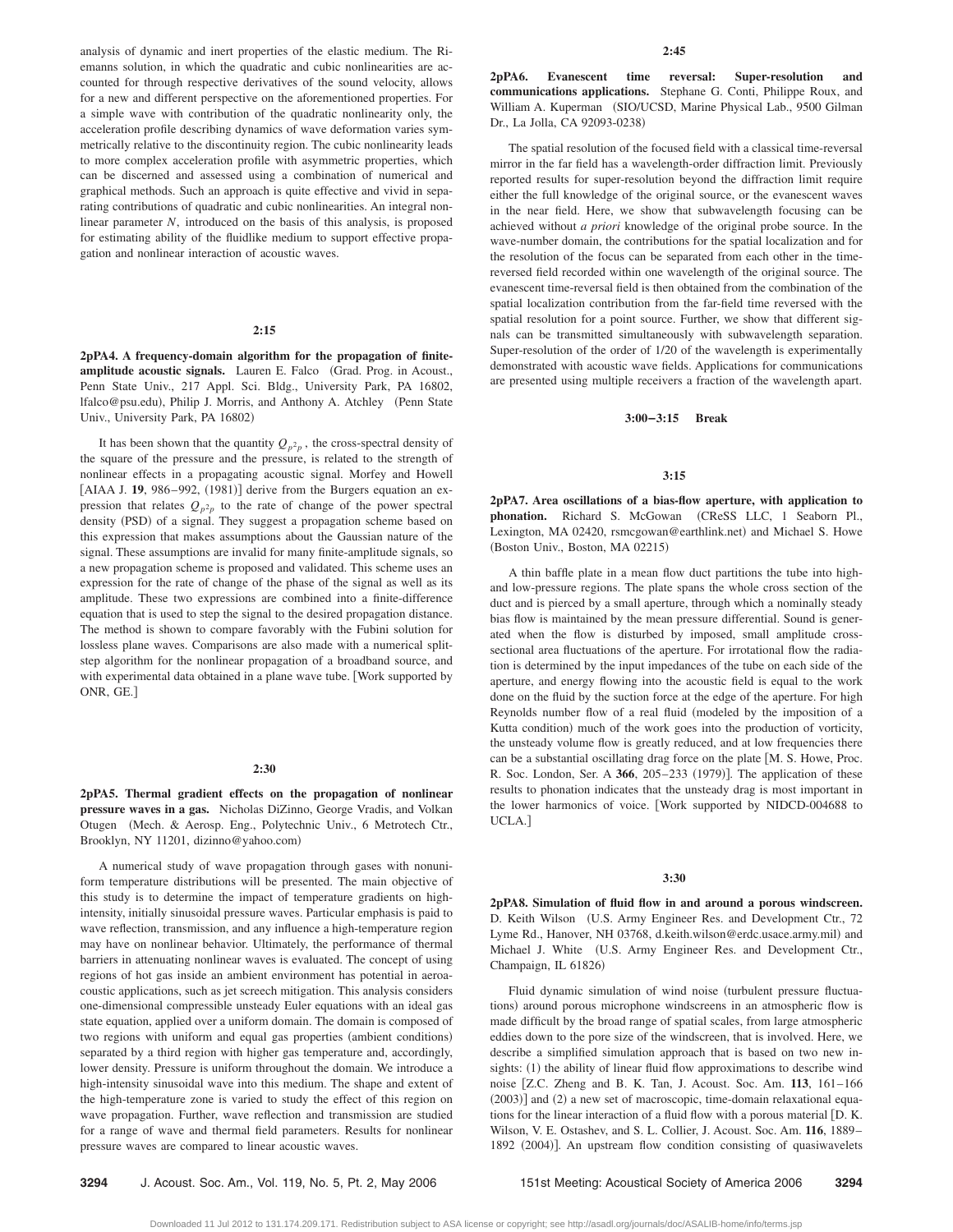analysis of dynamic and inert properties of the elastic medium. The Riemanns solution, in which the quadratic and cubic nonlinearities are accounted for through respective derivatives of the sound velocity, allows for a new and different perspective on the aforementioned properties. For a simple wave with contribution of the quadratic nonlinearity only, the acceleration profile describing dynamics of wave deformation varies symmetrically relative to the discontinuity region. The cubic nonlinearity leads to more complex acceleration profile with asymmetric properties, which can be discerned and assessed using a combination of numerical and graphical methods. Such an approach is quite effective and vivid in separating contributions of quadratic and cubic nonlinearities. An integral nonlinear parameter $N$, introduced on the basis of this analysis, is proposed for estimating ability of the fluidlike medium to support effective propagation and nonlinear interaction of acoustic waves.

**2:15**

**2pPA4. A frequency-domain algorithm for the propagation of finite-amplitude acoustic signals.** Lauren E. Falco (Grad. Prog. in Acoust., Penn State Univ., 217 Appl. Sci. Bldg., University Park, PA 16802, lfalco@psu.edu), Philip J. Morris, and Anthony A. Atchley (Penn State Univ., University Park, PA 16802)

It has been shown that the quantity $Q_{p^2p}$, the cross-spectral density of the square of the pressure and the pressure, is related to the strength of nonlinear effects in a propagating acoustic signal. Morfey and Howell [AIAA J. **19**, 986–992, (1981)] derive from the Burgers equation an expression that relates $Q_{p^2p}$ to the rate of change of the power spectral density (PSD) of a signal. They suggest a propagation scheme based on this expression that makes assumptions about the Gaussian nature of the signal. These assumptions are invalid for many finite-amplitude signals, so a new propagation scheme is proposed and validated. This scheme uses an expression for the rate of change of the phase of the signal as well as its amplitude. These two expressions are combined into a finite-difference equation that is used to step the signal to the desired propagation distance. The method is shown to compare favorably with the Fubini solution for lossless plane waves. Comparisons are also made with a numerical split-step algorithm for the nonlinear propagation of a broadband source, and with experimental data obtained in a plane wave tube. [Work supported by ONR, GE.]

**2:30**

**2pPA5. Thermal gradient effects on the propagation of nonlinear pressure waves in a gas.** Nicholas DiZinno, George Vradis, and Volkan Otugen (Mech. & Aerosp. Eng., Polytechnic Univ., 6 Metrotech Ctr., Brooklyn, NY 11201, dizinno@yahoo.com)

A numerical study of wave propagation through gases with nonuniform temperature distributions will be presented. The main objective of this study is to determine the impact of temperature gradients on high-intensity, initially sinusoidal pressure waves. Particular emphasis is paid to wave reflection, transmission, and any influence a high-temperature region may have on nonlinear behavior. Ultimately, the performance of thermal barriers in attenuating nonlinear waves is evaluated. The concept of using regions of hot gas inside an ambient environment has potential in aeroacoustic applications, such as jet screech mitigation. This analysis considers one-dimensional compressible unsteady Euler equations with an ideal gas state equation, applied over a uniform domain. The domain is composed of two regions with uniform and equal gas properties (ambient conditions) separated by a third region with higher gas temperature and, accordingly, lower density. Pressure is uniform throughout the domain. We introduce a high-intensity sinusoidal wave into this medium. The shape and extent of the high-temperature zone is varied to study the effect of this region on wave propagation. Further, wave reflection and transmission are studied for a range of wave and thermal field parameters. Results for nonlinear pressure waves are compared to linear acoustic waves.

**2:45**

**2pPA6. Evanescent time reversal: Super-resolution and communications applications.** Stephane G. Conti, Philippe Roux, and William A. Kuperman (SIO/UCSD, Marine Physical Lab., 9500 Gilman Dr., La Jolla, CA 92093-0238)

The spatial resolution of the focused field with a classical time-reversal mirror in the far field has a wavelength-order diffraction limit. Previously reported results for super-resolution beyond the diffraction limit require either the full knowledge of the original source, or the evanescent waves in the near field. Here, we show that subwavelength focusing can be achieved without *a priori* knowledge of the original probe source. In the wave-number domain, the contributions for the spatial localization and for the resolution of the focus can be separated from each other in the time-reversed field recorded within one wavelength of the original source. The evanescent time-reversal field is then obtained from the combination of the spatial localization contribution from the far-field time reversed with the spatial resolution for a point source. Further, we show that different signals can be transmitted simultaneously with subwavelength separation. Super-resolution of the order of 1/20 of the wavelength is experimentally demonstrated with acoustic wave fields. Applications for communications are presented using multiple receivers a fraction of the wavelength apart.

**3:00–3:15 Break**

**3:15**

**2pPA7. Area oscillations of a bias-flow aperture, with application to phonation.** Richard S. McGowan (CReSS LLC, 1 Seaborn Pl., Lexington, MA 02420, rsmcgowan@earthlink.net) and Michael S. Howe (Boston Univ., Boston, MA 02215)

A thin baffle plate in a mean flow duct partitions the tube into high- and low-pressure regions. The plate spans the whole cross section of the duct and is pierced by a small aperture, through which a nominally steady bias flow is maintained by the mean pressure differential. Sound is generated when the flow is disturbed by imposed, small amplitude cross-sectional area fluctuations of the aperture. For irrotational flow the radiation is determined by the input impedances of the tube on each side of the aperture, and energy flowing into the acoustic field is equal to the work done on the fluid by the suction force at the edge of the aperture. For high Reynolds number flow of a real fluid (modeled by the imposition of a Kutta condition) much of the work goes into the production of vorticity, the unsteady volume flow is greatly reduced, and at low frequencies there can be a substantial oscillating drag force on the plate [M. S. Howe, Proc. R. Soc. London, Ser. A **366**, 205–233 (1979)]. The application of these results to phonation indicates that the unsteady drag is most important in the lower harmonics of voice. [Work supported by NIDCD-004688 to UCLA.]

**3:30**

**2pPA8. Simulation of fluid flow in and around a porous windscreen.** D. Keith Wilson (U.S. Army Engineer Res. and Development Ctr., 72 Lyme Rd., Hanover, NH 03768, d.keith.wilson@erdc.usace.army.mil) and Michael J. White (U.S. Army Engineer Res. and Development Ctr., Champaign, IL 61826)

Fluid dynamic simulation of wind noise (turbulent pressure fluctuations) around porous microphone windscreens in an atmospheric flow is made difficult by the broad range of spatial scales, from large atmospheric eddies down to the pore size of the windscreen, that is involved. Here, we describe a simplified simulation approach that is based on two new insights: (1) the ability of linear fluid flow approximations to describe wind noise [Z.C. Zheng and B. K. Tan, J. Acoust. Soc. Am. **113**, 161–166 (2003)] and (2) a new set of macroscopic, time-domain relaxational equations for the linear interaction of a fluid flow with a porous material [D. K. Wilson, V. E. Ostashev, and S. L. Collier, J. Acoust. Soc. Am. **116**, 1889–1892 (2004)]. An upstream flow condition consisting of quasiwavelets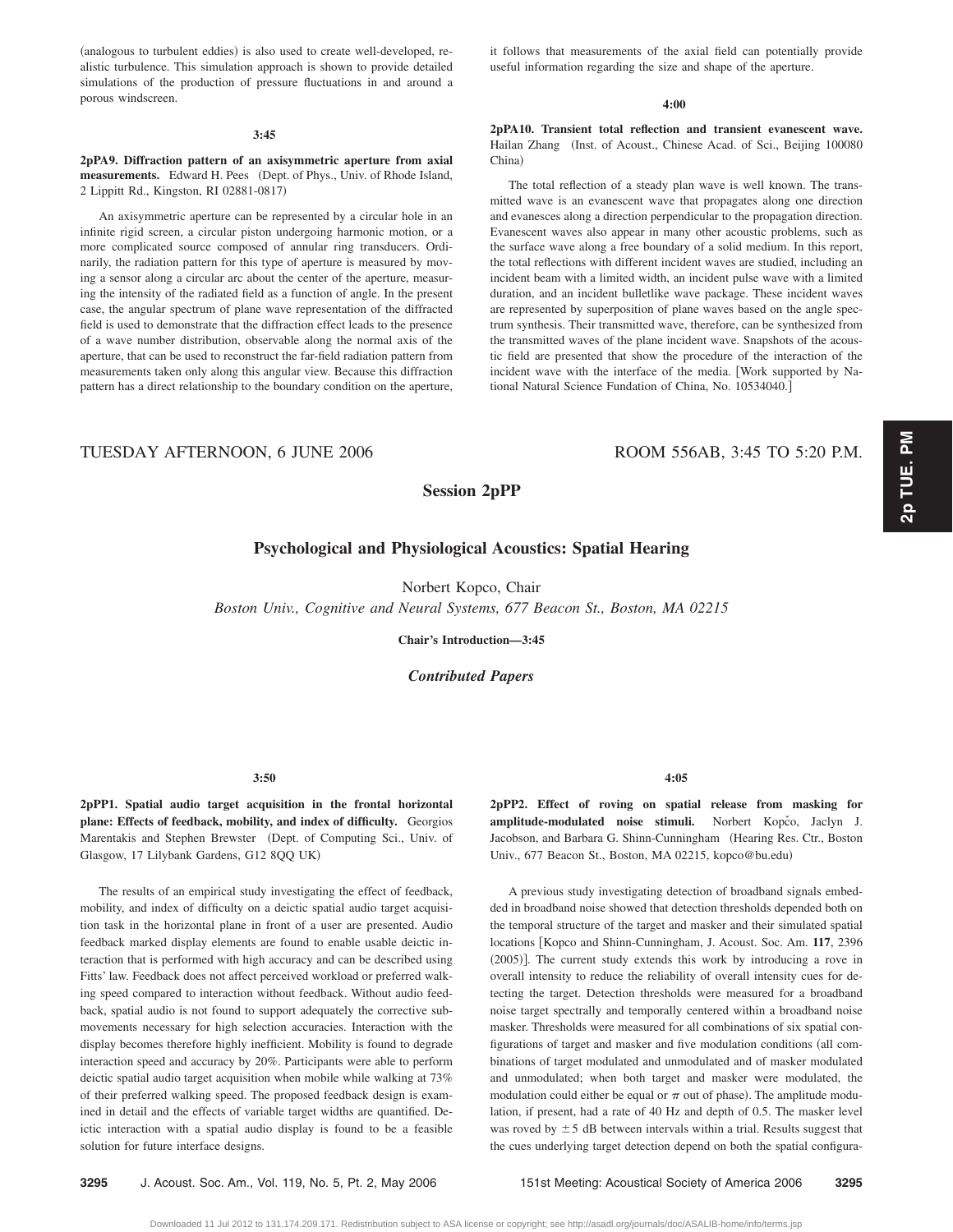(analogous to turbulent eddies) is also used to create well-developed, realistic turbulence. This simulation approach is shown to provide detailed simulations of the production of pressure fluctuations in and around a porous windscreen.

**3:45**

**2pPA9. Diffraction pattern of an axisymmetric aperture from axial measurements.** Edward H. Pees (Dept. of Phys., Univ. of Rhode Island, 2 Lippitt Rd., Kingston, RI 02881-0817)

An axisymmetric aperture can be represented by a circular hole in an infinite rigid screen, a circular piston undergoing harmonic motion, or a more complicated source composed of annular ring transducers. Ordinarily, the radiation pattern for this type of aperture is measured by moving a sensor along a circular arc about the center of the aperture, measuring the intensity of the radiated field as a function of angle. In the present case, the angular spectrum of plane wave representation of the diffracted field is used to demonstrate that the diffraction effect leads to the presence of a wave number distribution, observable along the normal axis of the aperture, that can be used to reconstruct the far-field radiation pattern from measurements taken only along this angular view. Because this diffraction pattern has a direct relationship to the boundary condition on the aperture, it follows that measurements of the axial field can potentially provide useful information regarding the size and shape of the aperture.

**4:00**

**2pPA10. Transient total reflection and transient evanescent wave.** Hailan Zhang (Inst. of Acoust., Chinese Acad. of Sci., Beijing 100080 China)

The total reflection of a steady plan wave is well known. The transmitted wave is an evanescent wave that propagates along one direction and evanesces along a direction perpendicular to the propagation direction. Evanescent waves also appear in many other acoustic problems, such as the surface wave along a free boundary of a solid medium. In this report, the total reflections with different incident waves are studied, including an incident beam with a limited width, an incident pulse wave with a limited duration, and an incident bulletlike wave package. These incident waves are represented by superposition of plane waves based on the angle spectrum synthesis. Their transmitted wave, therefore, can be synthesized from the transmitted waves of the plane incident wave. Snapshots of the acoustic field are presented that show the procedure of the interaction of the incident wave with the interface of the media. [Work supported by National Natural Science Fundation of China, No. 10534040.]

TUESDAY AFTERNOON, 6 JUNE 2006 — ROOM 556AB, 3:45 TO 5:20 P.M.

## Session 2pPP

## Psychological and Physiological Acoustics: Spatial Hearing

Norbert Kopco, Chair

*Boston Univ., Cognitive and Neural Systems, 677 Beacon St., Boston, MA 02215*

**Chair's Introduction—3:45**

### *Contributed Papers*

**3:50**

**2pPP1. Spatial audio target acquisition in the frontal horizontal plane: Effects of feedback, mobility, and index of difficulty.** Georgios Marentakis and Stephen Brewster (Dept. of Computing Sci., Univ. of Glasgow, 17 Lilybank Gardens, G12 8QQ UK)

The results of an empirical study investigating the effect of feedback, mobility, and index of difficulty on a deictic spatial audio target acquisition task in the horizontal plane in front of a user are presented. Audio feedback marked display elements are found to enable usable deictic interaction that is performed with high accuracy and can be described using Fitts' law. Feedback does not affect perceived workload or preferred walking speed compared to interaction without feedback. Without audio feedback, spatial audio is not found to support adequately the corrective submovements necessary for high selection accuracies. Interaction with the display becomes therefore highly inefficient. Mobility is found to degrade interaction speed and accuracy by 20%. Participants were able to perform deictic spatial audio target acquisition when mobile while walking at 73% of their preferred walking speed. The proposed feedback design is examined in detail and the effects of variable target widths are quantified. Deictic interaction with a spatial audio display is found to be a feasible solution for future interface designs.

**4:05**

**2pPP2. Effect of roving on spatial release from masking for amplitude-modulated noise stimuli.** Norbert Kopčo, Jaclyn J. Jacobson, and Barbara G. Shinn-Cunningham (Hearing Res. Ctr., Boston Univ., 677 Beacon St., Boston, MA 02215, kopco@bu.edu)

A previous study investigating detection of broadband signals embedded in broadband noise showed that detection thresholds depended both on the temporal structure of the target and masker and their simulated spatial locations [Kopco and Shinn-Cunningham, J. Acoust. Soc. Am. **117**, 2396 (2005)]. The current study extends this work by introducing a rove in overall intensity to reduce the reliability of overall intensity cues for detecting the target. Detection thresholds were measured for a broadband noise target spectrally and temporally centered within a broadband noise masker. Thresholds were measured for all combinations of six spatial configurations of target and masker and five modulation conditions (all combinations of target modulated and unmodulated and of masker modulated and unmodulated; when both target and masker were modulated, the modulation could either be equal or $\pi$ out of phase). The amplitude modulation, if present, had a rate of 40 Hz and depth of 0.5. The masker level was roved by $\pm 5$ dB between intervals within a trial. Results suggest that the cues underlying target detection depend on both the spatial configura-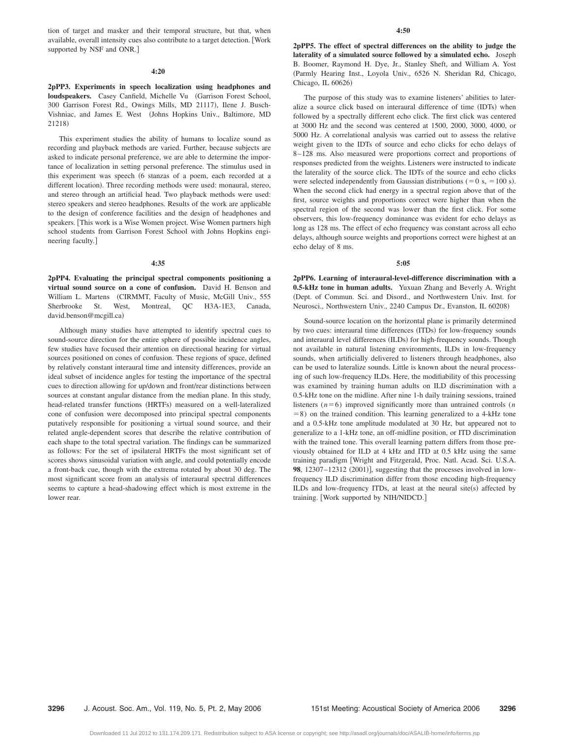tion of target and masker and their temporal structure, but that, when available, overall intensity cues also contribute to a target detection. [Work supported by NSF and ONR.]

**4:20**

**2pPP3. Experiments in speech localization using headphones and loudspeakers.** Casey Canfield, Michelle Vu (Garrison Forest School, 300 Garrison Forest Rd., Owings Mills, MD 21117), Ilene J. Busch-Vishniac, and James E. West (Johns Hopkins Univ., Baltimore, MD 21218)

This experiment studies the ability of humans to localize sound as recording and playback methods are varied. Further, because subjects are asked to indicate personal preference, we are able to determine the importance of localization in setting personal preference. The stimulus used in this experiment was speech (6 stanzas of a poem, each recorded at a different location). Three recording methods were used: monaural, stereo, and stereo through an artificial head. Two playback methods were used: stereo speakers and stereo headphones. Results of the work are applicable to the design of conference facilities and the design of headphones and speakers. [This work is a Wise Women project. Wise Women partners high school students from Garrison Forest School with Johns Hopkins engineering faculty.]

**4:35**

**2pPP4. Evaluating the principal spectral components positioning a virtual sound source on a cone of confusion.** David H. Benson and William L. Martens (CIRMMT, Faculty of Music, McGill Univ., 555 Sherbrooke St. West, Montreal, QC H3A-1E3, Canada, david.benson@mcgill.ca)

Although many studies have attempted to identify spectral cues to sound-source direction for the entire sphere of possible incidence angles, few studies have focused their attention on directional hearing for virtual sources positioned on cones of confusion. These regions of space, defined by relatively constant interaural time and intensity differences, provide an ideal subset of incidence angles for testing the importance of the spectral cues to direction allowing for up/down and front/rear distinctions between sources at constant angular distance from the median plane. In this study, head-related transfer functions (HRTFs) measured on a well-lateralized cone of confusion were decomposed into principal spectral components putatively responsible for positioning a virtual sound source, and their related angle-dependent scores that describe the relative contribution of each shape to the total spectral variation. The findings can be summarized as follows: For the set of ipsilateral HRTFs the most significant set of scores shows sinusoidal variation with angle, and could potentially encode a front-back cue, though with the extrema rotated by about 30 deg. The most significant score from an analysis of interaural spectral differences seems to capture a head-shadowing effect which is most extreme in the lower rear.

**4:50**

**2pPP5. The effect of spectral differences on the ability to judge the laterality of a simulated source followed by a simulated echo.** Joseph B. Boomer, Raymond H. Dye, Jr., Stanley Sheft, and William A. Yost (Parmly Hearing Inst., Loyola Univ., 6526 N. Sheridan Rd, Chicago, Chicago, IL 60626)

The purpose of this study was to examine listeners' abilities to lateralize a source click based on interaural difference of time (IDTs) when followed by a spectrally different echo click. The first click was centered at 3000 Hz and the second was centered at 1500, 2000, 3000, 4000, or 5000 Hz. A correlational analysis was carried out to assess the relative weight given to the IDTs of source and echo clicks for echo delays of 8–128 ms. Also measured were proportions correct and proportions of responses predicted from the weights. Listeners were instructed to indicate the laterality of the source click. The IDTs of the source and echo clicks were selected independently from Gaussian distributions (=0 s, =100 s). When the second click had energy in a spectral region above that of the first, source weights and proportions correct were higher than when the spectral region of the second was lower than the first click. For some observers, this low-frequency dominance was evident for echo delays as long as 128 ms. The effect of echo frequency was constant across all echo delays, although source weights and proportions correct were highest at an echo delay of 8 ms.

**5:05**

**2pPP6. Learning of interaural-level-difference discrimination with a 0.5-kHz tone in human adults.** Yuxuan Zhang and Beverly A. Wright (Dept. of Commun. Sci. and Disord., and Northwestern Univ. Inst. for Neurosci., Northwestern Univ., 2240 Campus Dr., Evanston, IL 60208)

Sound-source location on the horizontal plane is primarily determined by two cues: interaural time differences (ITDs) for low-frequency sounds and interaural level differences (ILDs) for high-frequency sounds. Though not available in natural listening environments, ILDs in low-frequency sounds, when artificially delivered to listeners through headphones, also can be used to lateralize sounds. Little is known about the neural processing of such low-frequency ILDs. Here, the modifiability of this processing was examined by training human adults on ILD discrimination with a 0.5-kHz tone on the midline. After nine 1-h daily training sessions, trained listeners ($n=6$) improved significantly more than untrained controls ($n=8$) on the trained condition. This learning generalized to a 4-kHz tone and a 0.5-kHz tone amplitude modulated at 30 Hz, but appeared not to generalize to a 1-kHz tone, an off-midline position, or ITD discrimination with the trained tone. This overall learning pattern differs from those previously obtained for ILD at 4 kHz and ITD at 0.5 kHz using the same training paradigm [Wright and Fitzgerald, Proc. Natl. Acad. Sci. U.S.A. **98**, 12307–12312 (2001)], suggesting that the processes involved in low-frequency ILD discrimination differ from those encoding high-frequency ILDs and low-frequency ITDs, at least at the neural site(s) affected by training. [Work supported by NIH/NIDCD.]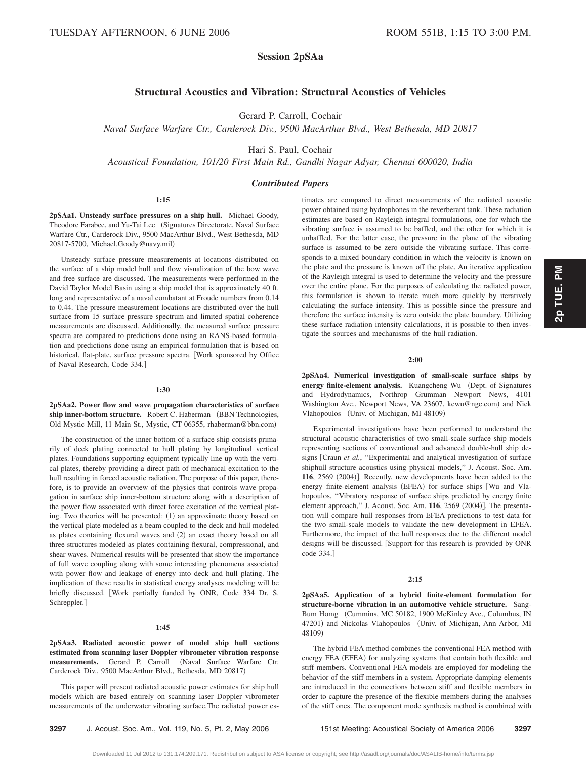# Session 2pSAa

## Structural Acoustics and Vibration: Structural Acoustics of Vehicles

Gerard P. Carroll, Cochair

*Naval Surface Warfare Ctr., Carderock Div., 9500 MacArthur Blvd., West Bethesda, MD 20817*

Hari S. Paul, Cochair

*Acoustical Foundation, 101/20 First Main Rd., Gandhi Nagar Adyar, Chennai 600020, India*

### *Contributed Papers*

**1:15**

**2pSAa1. Unsteady surface pressures on a ship hull.** Michael Goody, Theodore Farabee, and Yu-Tai Lee (Signatures Directorate, Naval Surface Warfare Ctr., Carderock Div., 9500 MacArthur Blvd., West Bethesda, MD 20817-5700, Michael.Goody@navy.mil)

Unsteady surface pressure measurements at locations distributed on the surface of a ship model hull and flow visualization of the bow wave and free surface are discussed. The measurements were performed in the David Taylor Model Basin using a ship model that is approximately 40 ft. long and representative of a naval combatant at Froude numbers from 0.14 to 0.44. The pressure measurement locations are distributed over the hull surface from 15 surface pressure spectrum and limited spatial coherence measurements are discussed. Additionally, the measured surface pressure spectra are compared to predictions done using an RANS-based formulation and predictions done using an empirical formulation that is based on historical, flat-plate, surface pressure spectra. [Work sponsored by Office of Naval Research, Code 334.]

**1:30**

**2pSAa2. Power flow and wave propagation characteristics of surface ship inner-bottom structure.** Robert C. Haberman (BBN Technologies, Old Mystic Mill, 11 Main St., Mystic, CT 06355, rhaberman@bbn.com)

The construction of the inner bottom of a surface ship consists primarily of deck plating connected to hull plating by longitudinal vertical plates. Foundations supporting equipment typically line up with the vertical plates, thereby providing a direct path of mechanical excitation to the hull resulting in forced acoustic radiation. The purpose of this paper, therefore, is to provide an overview of the physics that controls wave propagation in surface ship inner-bottom structure along with a description of the power flow associated with direct force excitation of the vertical plating. Two theories will be presented: (1) an approximate theory based on the vertical plate modeled as a beam coupled to the deck and hull modeled as plates containing flexural waves and (2) an exact theory based on all three structures modeled as plates containing flexural, compressional, and shear waves. Numerical results will be presented that show the importance of full wave coupling along with some interesting phenomena associated with power flow and leakage of energy into deck and hull plating. The implication of these results in statistical energy analyses modeling will be briefly discussed. [Work partially funded by ONR, Code 334 Dr. S. Schreppler.]

**1:45**

**2pSAa3. Radiated acoustic power of model ship hull sections estimated from scanning laser Doppler vibrometer vibration response measurements.** Gerard P. Carroll (Naval Surface Warfare Ctr. Carderock Div., 9500 MacArthur Blvd., Bethesda, MD 20817)

This paper will present radiated acoustic power estimates for ship hull models which are based entirely on scanning laser Doppler vibrometer measurements of the underwater vibrating surface. The radiated power estimates are compared to direct measurements of the radiated acoustic power obtained using hydrophones in the reverberant tank. These radiation estimates are based on Rayleigh integral formulations, one for which the vibrating surface is assumed to be baffled, and the other for which it is unbaffled. For the latter case, the pressure in the plane of the vibrating surface is assumed to be zero outside the vibrating surface. This corresponds to a mixed boundary condition in which the velocity is known on the plate and the pressure is known off the plate. An iterative application of the Rayleigh integral is used to determine the velocity and the pressure over the entire plane. For the purposes of calculating the radiated power, this formulation is shown to iterate much more quickly by iteratively calculating the surface intensity. This is possible since the pressure and therefore the surface intensity is zero outside the plate boundary. Utilizing these surface radiation intensity calculations, it is possible to then investigate the sources and mechanisms of the hull radiation.

**2:00**

**2pSAa4. Numerical investigation of small-scale surface ships by energy finite-element analysis.** Kuangcheng Wu (Dept. of Signatures and Hydrodynamics, Northrop Grumman Newport News, 4101 Washington Ave., Newport News, VA 23607, kcwu@ngc.com) and Nick Vlahopoulos (Univ. of Michigan, MI 48109)

Experimental investigations have been performed to understand the structural acoustic characteristics of two small-scale surface ship models representing sections of conventional and advanced double-hull ship designs [Craun *et al.*, "Experimental and analytical investigation of surface shiphull structure acoustics using physical models," J. Acoust. Soc. Am. **116**, 2569 (2004)]. Recently, new developments have been added to the energy finite-element analysis (EFEA) for surface ships [Wu and Vlahopoulos, "Vibratory response of surface ships predicted by energy finite element approach," J. Acoust. Soc. Am. **116**, 2569 (2004)]. The presentation will compare hull responses from EFEA predictions to test data for the two small-scale models to validate the new development in EFEA. Furthermore, the impact of the hull responses due to the different model designs will be discussed. [Support for this research is provided by ONR code 334.]

**2:15**

**2pSAa5. Application of a hybrid finite-element formulation for structure-borne vibration in an automotive vehicle structure.** Sang-Bum Homg (Cummins, MC 50182, 1900 McKinley Ave., Columbus, IN 47201) and Nickolas Vlahopoulos (Univ. of Michigan, Ann Arbor, MI 48109)

The hybrid FEA method combines the conventional FEA method with energy FEA (EFEA) for analyzing systems that contain both flexible and stiff members. Conventional FEA models are employed for modeling the behavior of the stiff members in a system. Appropriate damping elements are introduced in the connections between stiff and flexible members in order to capture the presence of the flexible members during the analyses of the stiff ones. The component mode synthesis method is combined with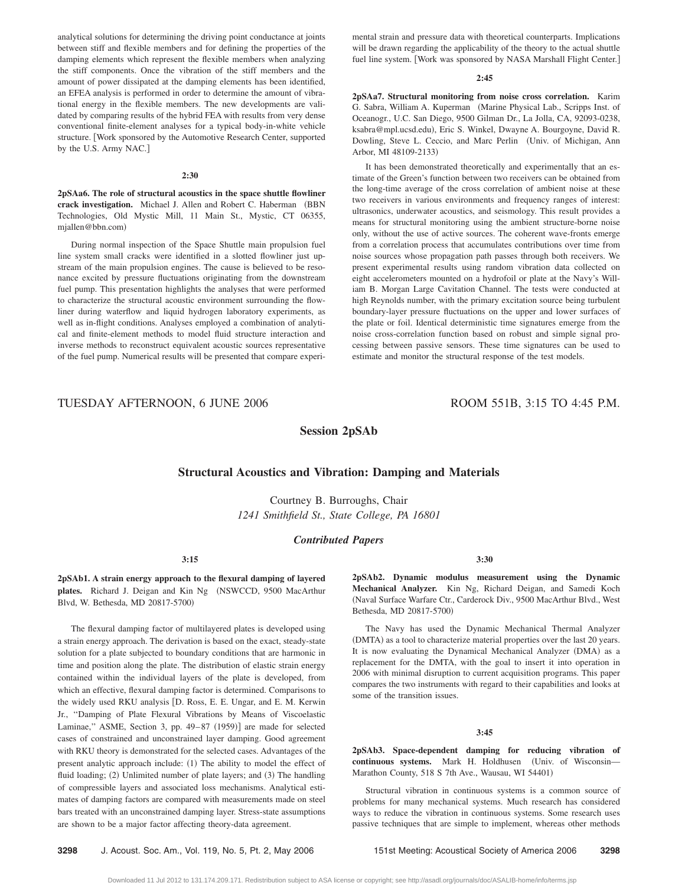analytical solutions for determining the driving point conductance at joints between stiff and flexible members and for defining the properties of the damping elements which represent the flexible members when analyzing the stiff components. Once the vibration of the stiff members and the amount of power dissipated at the damping elements has been identified, an EFEA analysis is performed in order to determine the amount of vibrational energy in the flexible members. The new developments are validated by comparing results of the hybrid FEA with results from very dense conventional finite-element analyses for a typical body-in-white vehicle structure. [Work sponsored by the Automotive Research Center, supported by the U.S. Army NAC.]

**2:30**

**2pSAa6. The role of structural acoustics in the space shuttle flowliner crack investigation.** Michael J. Allen and Robert C. Haberman (BBN Technologies, Old Mystic Mill, 11 Main St., Mystic, CT 06355, mjallen@bbn.com)

During normal inspection of the Space Shuttle main propulsion fuel line system small cracks were identified in a slotted flowliner just upstream of the main propulsion engines. The cause is believed to be resonance excited by pressure fluctuations originating from the downstream fuel pump. This presentation highlights the analyses that were performed to characterize the structural acoustic environment surrounding the flowliner during waterflow and liquid hydrogen laboratory experiments, as well as in-flight conditions. Analyses employed a combination of analytical and finite-element methods to model fluid structure interaction and inverse methods to reconstruct equivalent acoustic sources representative of the fuel pump. Numerical results will be presented that compare experimental strain and pressure data with theoretical counterparts. Implications will be drawn regarding the applicability of the theory to the actual shuttle fuel line system. [Work was sponsored by NASA Marshall Flight Center.]

**2:45**

**2pSAa7. Structural monitoring from noise cross correlation.** Karim G. Sabra, William A. Kuperman (Marine Physical Lab., Scripps Inst. of Oceanogr., U.C. San Diego, 9500 Gilman Dr., La Jolla, CA, 92093-0238, ksabra@mpl.ucsd.edu), Eric S. Winkel, Dwayne A. Bourgoyne, David R. Dowling, Steve L. Ceccio, and Marc Perlin (Univ. of Michigan, Ann Arbor, MI 48109-2133)

It has been demonstrated theoretically and experimentally that an estimate of the Green's function between two receivers can be obtained from the long-time average of the cross correlation of ambient noise at these two receivers in various environments and frequency ranges of interest: ultrasonics, underwater acoustics, and seismology. This result provides a means for structural monitoring using the ambient structure-borne noise only, without the use of active sources. The coherent wave-fronts emerge from a correlation process that accumulates contributions over time from noise sources whose propagation path passes through both receivers. We present experimental results using random vibration data collected on eight accelerometers mounted on a hydrofoil or plate at the Navy's William B. Morgan Large Cavitation Channel. The tests were conducted at high Reynolds number, with the primary excitation source being turbulent boundary-layer pressure fluctuations on the upper and lower surfaces of the plate or foil. Identical deterministic time signatures emerge from the noise cross-correlation function based on robust and simple signal processing between passive sensors. These time signatures can be used to estimate and monitor the structural response of the test models.

TUESDAY AFTERNOON, 6 JUNE 2006 — ROOM 551B, 3:15 TO 4:45 P.M.

# Session 2pSAb

## Structural Acoustics and Vibration: Damping and Materials

Courtney B. Burroughs, Chair
*1241 Smithfield St., State College, PA 16801*

### *Contributed Papers*

**3:15**

**2pSAb1. A strain energy approach to the flexural damping of layered plates.** Richard J. Deigan and Kin Ng (NSWCCD, 9500 MacArthur Blvd, W. Bethesda, MD 20817-5700)

The flexural damping factor of multilayered plates is developed using a strain energy approach. The derivation is based on the exact, steady-state solution for a plate subjected to boundary conditions that are harmonic in time and position along the plate. The distribution of elastic strain energy contained within the individual layers of the plate is developed, from which an effective, flexural damping factor is determined. Comparisons to the widely used RKU analysis [D. Ross, E. E. Ungar, and E. M. Kerwin Jr., "Damping of Plate Flexural Vibrations by Means of Viscoelastic Laminae," ASME, Section 3, pp. 49–87 (1959)] are made for selected cases of constrained and unconstrained layer damping. Good agreement with RKU theory is demonstrated for the selected cases. Advantages of the present analytic approach include: (1) The ability to model the effect of fluid loading; (2) Unlimited number of plate layers; and (3) The handling of compressible layers and associated loss mechanisms. Analytical estimates of damping factors are compared with measurements made on steel bars treated with an unconstrained damping layer. Stress-state assumptions are shown to be a major factor affecting theory-data agreement.

**3:30**

**2pSAb2. Dynamic modulus measurement using the Dynamic Mechanical Analyzer.** Kin Ng, Richard Deigan, and Samedi Koch (Naval Surface Warfare Ctr., Carderock Div., 9500 MacArthur Blvd., West Bethesda, MD 20817-5700)

The Navy has used the Dynamic Mechanical Thermal Analyzer (DMTA) as a tool to characterize material properties over the last 20 years. It is now evaluating the Dynamical Mechanical Analyzer (DMA) as a replacement for the DMTA, with the goal to insert it into operation in 2006 with minimal disruption to current acquisition programs. This paper compares the two instruments with regard to their capabilities and looks at some of the transition issues.

**3:45**

**2pSAb3. Space-dependent damping for reducing vibration of continuous systems.** Mark H. Holdhusen (Univ. of Wisconsin—Marathon County, 518 S 7th Ave., Wausau, WI 54401)

Structural vibration in continuous systems is a common source of problems for many mechanical systems. Much research has considered ways to reduce the vibration in continuous systems. Some research uses passive techniques that are simple to implement, whereas other methods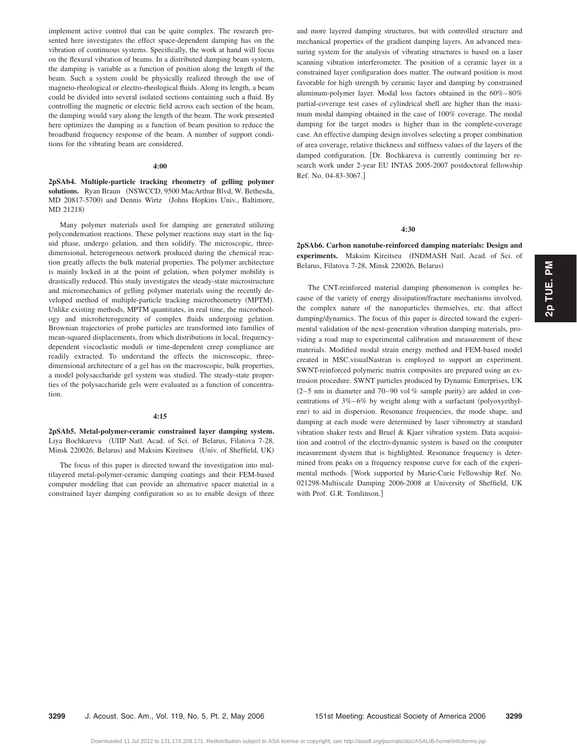implement active control that can be quite complex. The research presented here investigates the effect space-dependent damping has on the vibration of continuous systems. Specifically, the work at hand will focus on the flexural vibration of beams. In a distributed damping beam system, the damping is variable as a function of position along the length of the beam. Such a system could be physically realized through the use of magneto-rheological or electro-rheological fluids. Along its length, a beam could be divided into several isolated sections containing such a fluid. By controlling the magnetic or electric field across each section of the beam, the damping would vary along the length of the beam. The work presented here optimizes the damping as a function of beam position to reduce the broadband frequency response of the beam. A number of support conditions for the vibrating beam are considered.

**4:00**

**2pSAb4. Multiple-particle tracking rheometry of gelling polymer solutions.** Ryan Braun (NSWCCD, 9500 MacArthur Blvd, W. Bethesda, MD 20817-5700) and Dennis Wirtz (Johns Hopkins Univ., Baltimore, MD 21218)

Many polymer materials used for damping are generated utilizing polycondensation reactions. These polymer reactions may start in the liquid phase, undergo gelation, and then solidify. The microscopic, three-dimensional, heterogeneous network produced during the chemical reaction greatly affects the bulk material properties. The polymer architecture is mainly locked in at the point of gelation, when polymer mobility is drastically reduced. This study investigates the steady-state microstructure and micromechanics of gelling polymer materials using the recently developed method of multiple-particle tracking microrheometry (MPTM). Unlike existing methods, MPTM quantitates, in real time, the microrheology and microheterogeneity of complex fluids undergoing gelation. Brownian trajectories of probe particles are transformed into families of mean-squared displacements, from which distributions in local, frequency-dependent viscoelastic moduli or time-dependent creep compliance are readily extracted. To understand the effects the microscopic, three-dimensional architecture of a gel has on the macroscopic, bulk properties, a model polysaccharide gel system was studied. The steady-state properties of the polysaccharide gels were evaluated as a function of concentration.

**4:15**

**2pSAb5. Metal-polymer-ceramic constrained layer damping system.** Liya Bochkareva (UIIP Natl. Acad. of Sci. of Belarus, Filatova 7-28, Minsk 220026, Belarus) and Maksim Kireitseu (Univ. of Sheffield, UK)

The focus of this paper is directed toward the investigation into multilayered metal-polymer-ceramic damping coatings and their FEM-based computer modeling that can provide an alternative spacer material in a constrained layer damping configuration so as to enable design of three and more layered damping structures, but with controlled structure and mechanical properties of the gradient damping layers. An advanced measuring system for the analysis of vibrating structures is based on a laser scanning vibration interferometer. The position of a ceramic layer in a constrained layer configuration does matter. The outward position is most favorable for high strength by ceramic layer and damping by constrained aluminum-polymer layer. Modal loss factors obtained in the 60%–80% partial-coverage test cases of cylindrical shell are higher than the maximum modal damping obtained in the case of 100% coverage. The modal damping for the target modes is higher than in the complete-coverage case. An effective damping design involves selecting a proper combination of area coverage, relative thickness and stiffness values of the layers of the damped configuration. [Dr. Bochkareva is currently continuing her research work under 2-year EU INTAS 2005-2007 postdoctoral fellowship Ref. No. 04-83-3067.]

**4:30**

**2pSAb6. Carbon nanotube-reinforced damping materials: Design and experiments.** Maksim Kireitseu (INDMASH Natl. Acad. of Sci. of Belarus, Filatova 7-28, Minsk 220026, Belarus)

The CNT-reinforced material damping phenomenon is complex because of the variety of energy dissipation/fracture mechanisms involved, the complex nature of the nanoparticles themselves, etc. that affect damping/dynamics. The focus of this paper is directed toward the experimental validation of the next-generation vibration damping materials, providing a road map to experimental calibration and measurement of these materials. Modified modal strain energy method and FEM-based model created in MSC.visualNastran is employed to support an experiment. SWNT-reinforced polymeric matrix composites are prepared using an extrusion procedure. SWNT particles produced by Dynamic Enterprises, UK (2–5 nm in diameter and 70–90 vol % sample purity) are added in concentrations of 3%–6% by weight along with a surfactant (polyoxyethylene) to aid in dispersion. Resonance frequencies, the mode shape, and damping at each mode were determined by laser vibrometry at standard vibration shaker tests and Bruel & Kjaer vibration system. Data acquisition and control of the electro-dynamic system is based on the computer measurement dystem that is highlighted. Resonance frequency is determined from peaks on a frequency response curve for each of the experimental methods. [Work supported by Marie-Curie Fellowship Ref. No. 021298-Multiscale Damping 2006-2008 at University of Sheffield, UK with Prof. G.R. Tomlinson.]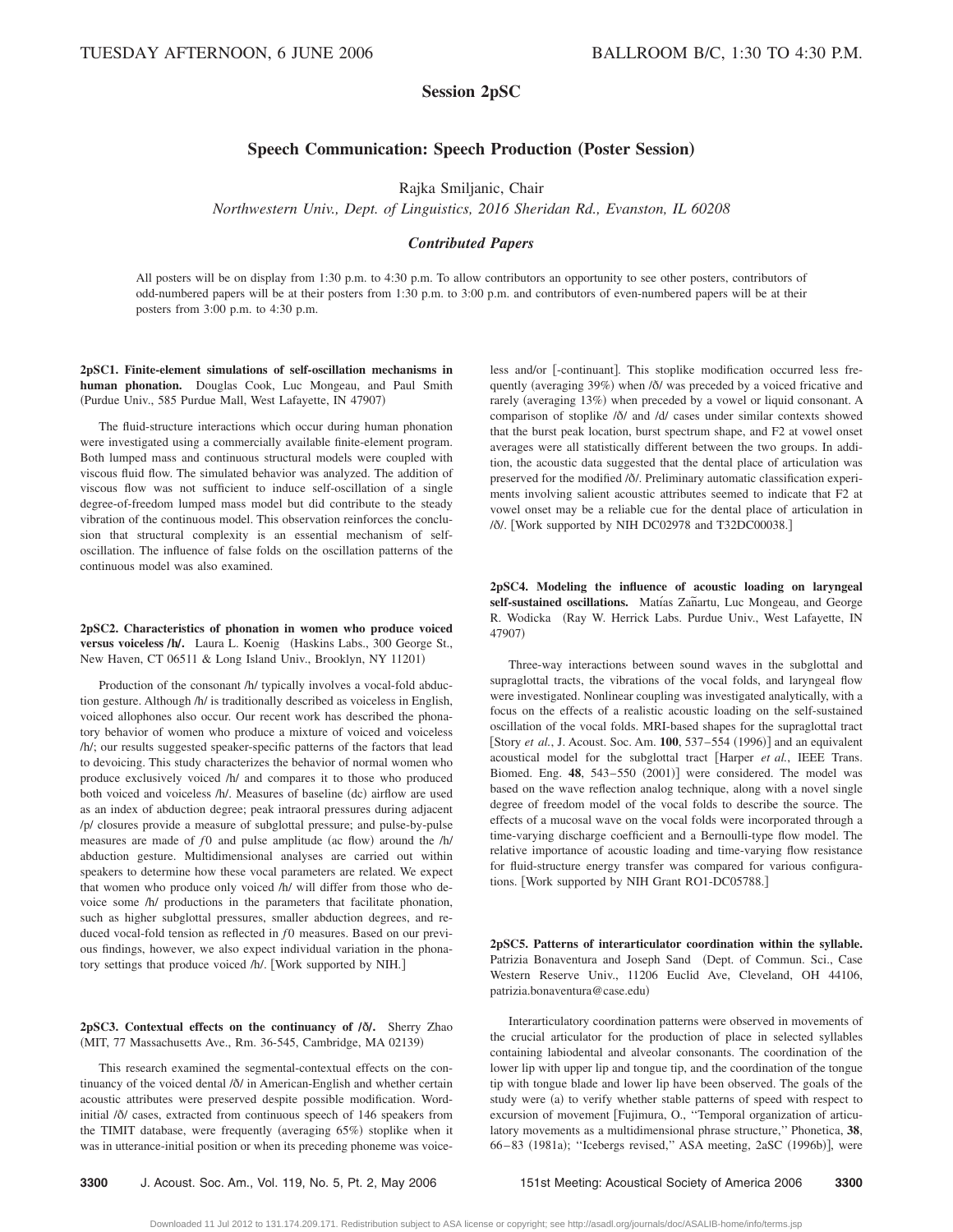TUESDAY AFTERNOON, 6 JUNE 2006 BALLROOM B/C, 1:30 TO 4:30 P.M.

# Session 2pSC

## Speech Communication: Speech Production (Poster Session)

Rajka Smiljanic, Chair

*Northwestern Univ., Dept. of Linguistics, 2016 Sheridan Rd., Evanston, IL 60208*

### *Contributed Papers*

All posters will be on display from 1:30 p.m. to 4:30 p.m. To allow contributors an opportunity to see other posters, contributors of odd-numbered papers will be at their posters from 1:30 p.m. to 3:00 p.m. and contributors of even-numbered papers will be at their posters from 3:00 p.m. to 4:30 p.m.

**2pSC1. Finite-element simulations of self-oscillation mechanisms in human phonation.** Douglas Cook, Luc Mongeau, and Paul Smith (Purdue Univ., 585 Purdue Mall, West Lafayette, IN 47907)

The fluid-structure interactions which occur during human phonation were investigated using a commercially available finite-element program. Both lumped mass and continuous structural models were coupled with viscous fluid flow. The simulated behavior was analyzed. The addition of viscous flow was not sufficient to induce self-oscillation of a single degree-of-freedom lumped mass model but did contribute to the steady vibration of the continuous model. This observation reinforces the conclusion that structural complexity is an essential mechanism of self-oscillation. The influence of false folds on the oscillation patterns of the continuous model was also examined.

**2pSC2. Characteristics of phonation in women who produce voiced versus voiceless /h/.** Laura L. Koenig (Haskins Labs., 300 George St., New Haven, CT 06511 & Long Island Univ., Brooklyn, NY 11201)

Production of the consonant /h/ typically involves a vocal-fold abduction gesture. Although /h/ is traditionally described as voiceless in English, voiced allophones also occur. Our recent work has described the phonatory behavior of women who produce a mixture of voiced and voiceless /h/; our results suggested speaker-specific patterns of the factors that lead to devoicing. This study characterizes the behavior of normal women who produce exclusively voiced /h/ and compares it to those who produced both voiced and voiceless /h/. Measures of baseline (dc) airflow are used as an index of abduction degree; peak intraoral pressures during adjacent /p/ closures provide a measure of subglottal pressure; and pulse-by-pulse measures are made of $f0$ and pulse amplitude (ac flow) around the /h/ abduction gesture. Multidimensional analyses are carried out within speakers to determine how these vocal parameters are related. We expect that women who produce only voiced /h/ will differ from those who devoice some /h/ productions in the parameters that facilitate phonation, such as higher subglottal pressures, smaller abduction degrees, and reduced vocal-fold tension as reflected in $f0$ measures. Based on our previous findings, however, we also expect individual variation in the phonatory settings that produce voiced /h/. [Work supported by NIH.]

**2pSC3. Contextual effects on the continuancy of /ð/.** Sherry Zhao (MIT, 77 Massachusetts Ave., Rm. 36-545, Cambridge, MA 02139)

This research examined the segmental-contextual effects on the continuancy of the voiced dental /ð/ in American-English and whether certain acoustic attributes were preserved despite possible modification. Word-initial /ð/ cases, extracted from continuous speech of 146 speakers from the TIMIT database, were frequently (averaging 65%) stoplike when it was in utterance-initial position or when its preceding phoneme was voiceless and/or [-continuant]. This stoplike modification occurred less frequently (averaging 39%) when /ð/ was preceded by a voiced fricative and rarely (averaging 13%) when preceded by a vowel or liquid consonant. A comparison of stoplike /ð/ and /d/ cases under similar contexts showed that the burst peak location, burst spectrum shape, and F2 at vowel onset averages were all statistically different between the two groups. In addition, the acoustic data suggested that the dental place of articulation was preserved for the modified /ð/. Preliminary automatic classification experiments involving salient acoustic attributes seemed to indicate that F2 at vowel onset may be a reliable cue for the dental place of articulation in /ð/. [Work supported by NIH DC02978 and T32DC00038.]

**2pSC4. Modeling the influence of acoustic loading on laryngeal self-sustained oscillations.** Matías Zañartu, Luc Mongeau, and George R. Wodicka (Ray W. Herrick Labs. Purdue Univ., West Lafayette, IN 47907)

Three-way interactions between sound waves in the subglottal and supraglottal tracts, the vibrations of the vocal folds, and laryngeal flow were investigated. Nonlinear coupling was investigated analytically, with a focus on the effects of a realistic acoustic loading on the self-sustained oscillation of the vocal folds. MRI-based shapes for the supraglottal tract [Story *et al.*, J. Acoust. Soc. Am. **100**, 537–554 (1996)] and an equivalent acoustical model for the subglottal tract [Harper *et al.*, IEEE Trans. Biomed. Eng. **48**, 543–550 (2001)] were considered. The model was based on the wave reflection analog technique, along with a novel single degree of freedom model of the vocal folds to describe the source. The effects of a mucosal wave on the vocal folds were incorporated through a time-varying discharge coefficient and a Bernoulli-type flow model. The relative importance of acoustic loading and time-varying flow resistance for fluid-structure energy transfer was compared for various configurations. [Work supported by NIH Grant RO1-DC05788.]

**2pSC5. Patterns of interarticulator coordination within the syllable.** Patrizia Bonaventura and Joseph Sand (Dept. of Commun. Sci., Case Western Reserve Univ., 11206 Euclid Ave, Cleveland, OH 44106, patrizia.bonaventura@case.edu)

Interarticulatory coordination patterns were observed in movements of the crucial articulator for the production of place in selected syllables containing labiodental and alveolar consonants. The coordination of the lower lip with upper lip and tongue tip, and the coordination of the tongue tip with tongue blade and lower lip have been observed. The goals of the study were (a) to verify whether stable patterns of speed with respect to excursion of movement [Fujimura, O., "Temporal organization of articulatory movements as a multidimensional phrase structure," Phonetica, **38**, 66–83 (1981a); "Icebergs revised," ASA meeting, 2aSC (1996b)], were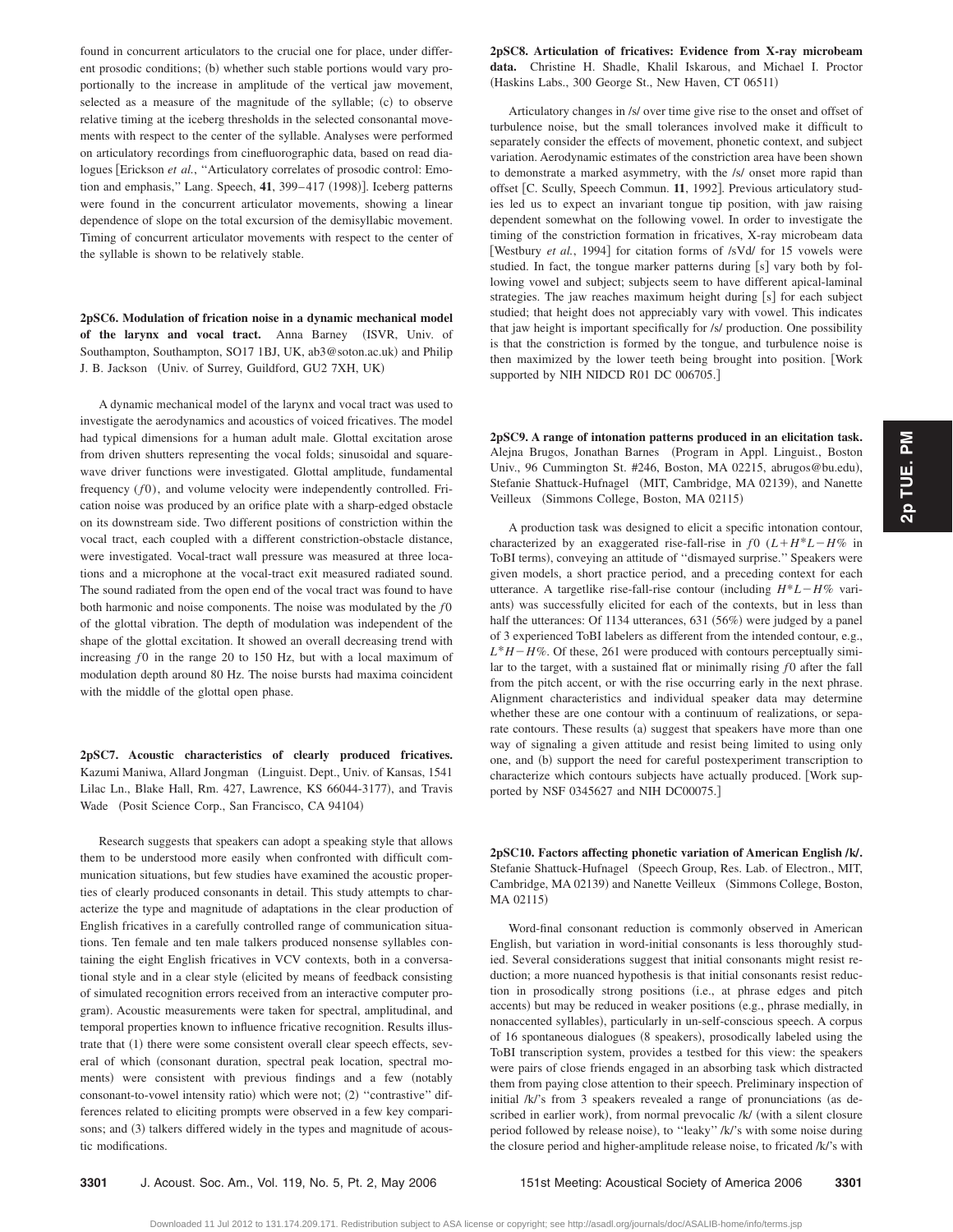found in concurrent articulators to the crucial one for place, under different prosodic conditions; (b) whether such stable portions would vary proportionally to the increase in amplitude of the vertical jaw movement, selected as a measure of the magnitude of the syllable; (c) to observe relative timing at the iceberg thresholds in the selected consonantal movements with respect to the center of the syllable. Analyses were performed on articulatory recordings from cinefluorographic data, based on read dialogues [Erickson *et al.*, "Articulatory correlates of prosodic control: Emotion and emphasis," Lang. Speech, **41**, 399–417 (1998)]. Iceberg patterns were found in the concurrent articulator movements, showing a linear dependence of slope on the total excursion of the demisyllabic movement. Timing of concurrent articulator movements with respect to the center of the syllable is shown to be relatively stable.

**2pSC6. Modulation of frication noise in a dynamic mechanical model of the larynx and vocal tract.** Anna Barney (ISVR, Univ. of Southampton, Southampton, SO17 1BJ, UK, ab3@soton.ac.uk) and Philip J. B. Jackson (Univ. of Surrey, Guildford, GU2 7XH, UK)

A dynamic mechanical model of the larynx and vocal tract was used to investigate the aerodynamics and acoustics of voiced fricatives. The model had typical dimensions for a human adult male. Glottal excitation arose from driven shutters representing the vocal folds; sinusoidal and square-wave driver functions were investigated. Glottal amplitude, fundamental frequency ($f0$), and volume velocity were independently controlled. Frication noise was produced by an orifice plate with a sharp-edged obstacle on its downstream side. Two different positions of constriction within the vocal tract, each coupled with a different constriction-obstacle distance, were investigated. Vocal-tract wall pressure was measured at three locations and a microphone at the vocal-tract exit measured radiated sound. The sound radiated from the open end of the vocal tract was found to have both harmonic and noise components. The noise was modulated by the $f0$ of the glottal vibration. The depth of modulation was independent of the shape of the glottal excitation. It showed an overall decreasing trend with increasing $f0$ in the range 20 to 150 Hz, but with a local maximum of modulation depth around 80 Hz. The noise bursts had maxima coincident with the middle of the glottal open phase.

**2pSC7. Acoustic characteristics of clearly produced fricatives.** Kazumi Maniwa, Allard Jongman (Linguist. Dept., Univ. of Kansas, 1541 Lilac Ln., Blake Hall, Rm. 427, Lawrence, KS 66044-3177), and Travis Wade (Posit Science Corp., San Francisco, CA 94104)

Research suggests that speakers can adopt a speaking style that allows them to be understood more easily when confronted with difficult communication situations, but few studies have examined the acoustic properties of clearly produced consonants in detail. This study attempts to characterize the type and magnitude of adaptations in the clear production of English fricatives in a carefully controlled range of communication situations. Ten female and ten male talkers produced nonsense syllables containing the eight English fricatives in VCV contexts, both in a conversational style and in a clear style (elicited by means of feedback consisting of simulated recognition errors received from an interactive computer program). Acoustic measurements were taken for spectral, amplitudinal, and temporal properties known to influence fricative recognition. Results illustrate that (1) there were some consistent overall clear speech effects, several of which (consonant duration, spectral peak location, spectral moments) were consistent with previous findings and a few (notably consonant-to-vowel intensity ratio) which were not; (2) "contrastive" differences related to eliciting prompts were observed in a few key comparisons; and (3) talkers differed widely in the types and magnitude of acoustic modifications.

**2pSC8. Articulation of fricatives: Evidence from X-ray microbeam data.** Christine H. Shadle, Khalil Iskarous, and Michael I. Proctor (Haskins Labs., 300 George St., New Haven, CT 06511)

Articulatory changes in /s/ over time give rise to the onset and offset of turbulence noise, but the small tolerances involved make it difficult to separately consider the effects of movement, phonetic context, and subject variation. Aerodynamic estimates of the constriction area have been shown to demonstrate a marked asymmetry, with the /s/ onset more rapid than offset [C. Scully, Speech Commun. **11**, 1992]. Previous articulatory studies led us to expect an invariant tongue tip position, with jaw raising dependent somewhat on the following vowel. In order to investigate the timing of the constriction formation in fricatives, X-ray microbeam data [Westbury *et al.*, 1994] for citation forms of /sVd/ for 15 vowels were studied. In fact, the tongue marker patterns during [s] vary both by following vowel and subject; subjects seem to have different apical-laminal strategies. The jaw reaches maximum height during [s] for each subject studied; that height does not appreciably vary with vowel. This indicates that jaw height is important specifically for /s/ production. One possibility is that the constriction is formed by the tongue, and turbulence noise is then maximized by the lower teeth being brought into position. [Work supported by NIH NIDCD R01 DC 006705.]

**2pSC9. A range of intonation patterns produced in an elicitation task.** Alejna Brugos, Jonathan Barnes (Program in Appl. Linguist., Boston Univ., 96 Cummington St. #246, Boston, MA 02215, abrugos@bu.edu), Stefanie Shattuck-Hufnagel (MIT, Cambridge, MA 02139), and Nanette Veilleux (Simmons College, Boston, MA 02115)

A production task was designed to elicit a specific intonation contour, characterized by an exaggerated rise-fall-rise in $f0$ ($L+H^{*}L-H\%$ in ToBI terms), conveying an attitude of "dismayed surprise." Speakers were given models, a short practice period, and a preceding context for each utterance. A targetlike rise-fall-rise contour (including $H^{*}L-H\%$ variants) was successfully elicited for each of the contexts, but in less than half the utterances: Of 1134 utterances, 631 (56%) were judged by a panel of 3 experienced ToBI labelers as different from the intended contour, e.g., $L^{*}H-H\%$. Of these, 261 were produced with contours perceptually similar to the target, with a sustained flat or minimally rising $f0$ after the fall from the pitch accent, or with the rise occurring early in the next phrase. Alignment characteristics and individual speaker data may determine whether these are one contour with a continuum of realizations, or separate contours. These results (a) suggest that speakers have more than one way of signaling a given attitude and resist being limited to using only one, and (b) support the need for careful postexperiment transcription to characterize which contours subjects have actually produced. [Work supported by NSF 0345627 and NIH DC00075.]

**2pSC10. Factors affecting phonetic variation of American English /k/.** Stefanie Shattuck-Hufnagel (Speech Group, Res. Lab. of Electron., MIT, Cambridge, MA 02139) and Nanette Veilleux (Simmons College, Boston, MA 02115)

Word-final consonant reduction is commonly observed in American English, but variation in word-initial consonants is less thoroughly studied. Several considerations suggest that initial consonants might resist reduction; a more nuanced hypothesis is that initial consonants resist reduction in prosodically strong positions (i.e., at phrase edges and pitch accents) but may be reduced in weaker positions (e.g., phrase medially, in nonaccented syllables), particularly in un-self-conscious speech. A corpus of 16 spontaneous dialogues (8 speakers), prosodically labeled using the ToBI transcription system, provides a testbed for this view: the speakers were pairs of close friends engaged in an absorbing task which distracted them from paying close attention to their speech. Preliminary inspection of initial /k/'s from 3 speakers revealed a range of pronunciations (as described in earlier work), from normal prevocalic /k/ (with a silent closure period followed by release noise), to "leaky" /k/'s with some noise during the closure period and higher-amplitude release noise, to fricated /k/'s with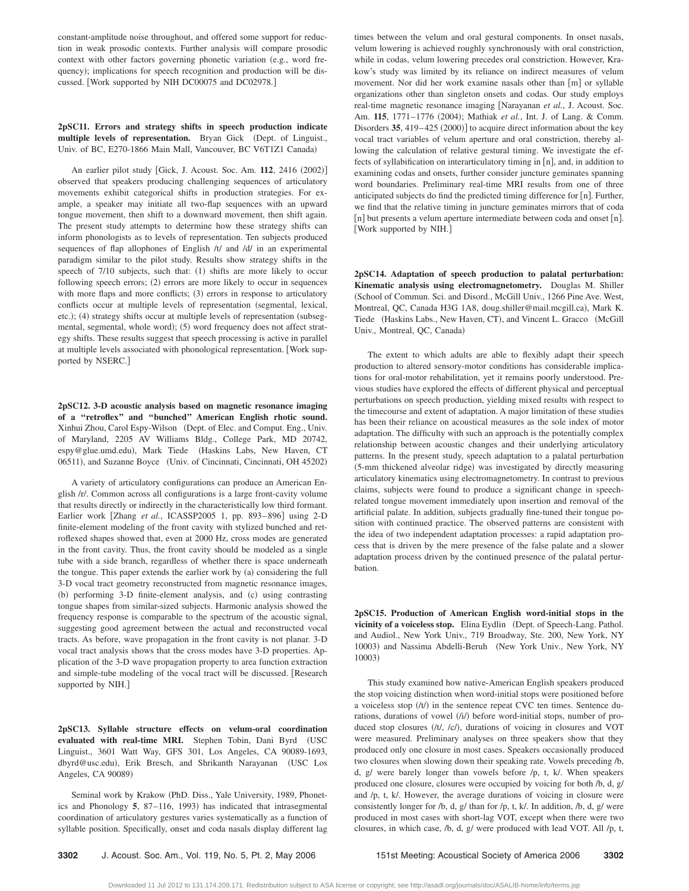constant-amplitude noise throughout, and offered some support for reduction in weak prosodic contexts. Further analysis will compare prosodic context with other factors governing phonetic variation (e.g., word frequency); implications for speech recognition and production will be discussed. [Work supported by NIH DC00075 and DC02978.]

**2pSC11. Errors and strategy shifts in speech production indicate multiple levels of representation.** Bryan Gick (Dept. of Linguist., Univ. of BC, E270-1866 Main Mall, Vancouver, BC V6T1Z1 Canada)

An earlier pilot study [Gick, J. Acoust. Soc. Am. **112**, 2416 (2002)] observed that speakers producing challenging sequences of articulatory movements exhibit categorical shifts in production strategies. For example, a speaker may initiate all two-flap sequences with an upward tongue movement, then shift to a downward movement, then shift again. The present study attempts to determine how these strategy shifts can inform phonologists as to levels of representation. Ten subjects produced sequences of flap allophones of English /t/ and /d/ in an experimental paradigm similar to the pilot study. Results show strategy shifts in the speech of 7/10 subjects, such that: (1) shifts are more likely to occur following speech errors; (2) errors are more likely to occur in sequences with more flaps and more conflicts; (3) errors in response to articulatory conflicts occur at multiple levels of representation (segmental, lexical, etc.); (4) strategy shifts occur at multiple levels of representation (subsegmental, segmental, whole word); (5) word frequency does not affect strategy shifts. These results suggest that speech processing is active in parallel at multiple levels associated with phonological representation. [Work supported by NSERC.]

**2pSC12. 3-D acoustic analysis based on magnetic resonance imaging of a "retroflex" and "bunched" American English rhotic sound.** Xinhui Zhou, Carol Espy-Wilson (Dept. of Elec. and Comput. Eng., Univ. of Maryland, 2205 AV Williams Bldg., College Park, MD 20742, espy@glue.umd.edu), Mark Tiede (Haskins Labs, New Haven, CT 06511), and Suzanne Boyce (Univ. of Cincinnati, Cincinnati, OH 45202)

A variety of articulatory configurations can produce an American English /r/. Common across all configurations is a large front-cavity volume that results directly or indirectly in the characteristically low third formant. Earlier work [Zhang *et al.*, ICASSP2005 1, pp. 893–896] using 2-D finite-element modeling of the front cavity with stylized bunched and retroflexed shapes showed that, even at 2000 Hz, cross modes are generated in the front cavity. Thus, the front cavity should be modeled as a single tube with a side branch, regardless of whether there is space underneath the tongue. This paper extends the earlier work by (a) considering the full 3-D vocal tract geometry reconstructed from magnetic resonance images, (b) performing 3-D finite-element analysis, and (c) using contrasting tongue shapes from similar-sized subjects. Harmonic analysis showed the frequency response is comparable to the spectrum of the acoustic signal, suggesting good agreement between the actual and reconstructed vocal tracts. As before, wave propagation in the front cavity is not planar. 3-D vocal tract analysis shows that the cross modes have 3-D properties. Application of the 3-D wave propagation property to area function extraction and simple-tube modeling of the vocal tract will be discussed. [Research supported by NIH.]

**2pSC13. Syllable structure effects on velum-oral coordination evaluated with real-time MRI.** Stephen Tobin, Dani Byrd (USC Linguist., 3601 Watt Way, GFS 301, Los Angeles, CA 90089-1693, dbyrd@usc.edu), Erik Bresch, and Shrikanth Narayanan (USC Los Angeles, CA 90089)

Seminal work by Krakow (PhD. Diss., Yale University, 1989, Phonetics and Phonology **5**, 87–116, 1993) has indicated that intrasegmental coordination of articulatory gestures varies systematically as a function of syllable position. Specifically, onset and coda nasals display different lag times between the velum and oral gestural components. In onset nasals, velum lowering is achieved roughly synchronously with oral constriction, while in codas, velum lowering precedes oral constriction. However, Krakow's study was limited by its reliance on indirect measures of velum movement. Nor did her work examine nasals other than [m] or syllable organizations other than singleton onsets and codas. Our study employs real-time magnetic resonance imaging [Narayanan *et al.*, J. Acoust. Soc. Am. **115**, 1771–1776 (2004); Mathiak *et al.*, Int. J. of Lang. & Comm. Disorders **35**, 419–425 (2000)] to acquire direct information about the key vocal tract variables of velum aperture and oral constriction, thereby allowing the calculation of relative gestural timing. We investigate the effects of syllabification on interarticulatory timing in [n], and, in addition to examining codas and onsets, further consider juncture geminates spanning word boundaries. Preliminary real-time MRI results from one of three anticipated subjects do find the predicted timing difference for [n]. Further, we find that the relative timing in juncture geminates mirrors that of coda [n] but presents a velum aperture intermediate between coda and onset [n]. [Work supported by NIH.]

**2pSC14. Adaptation of speech production to palatal perturbation: Kinematic analysis using electromagnetometry.** Douglas M. Shiller (School of Commun. Sci. and Disord., McGill Univ., 1266 Pine Ave. West, Montreal, QC, Canada H3G 1A8, doug.shiller@mail.mcgill.ca), Mark K. Tiede (Haskins Labs., New Haven, CT), and Vincent L. Gracco (McGill Univ., Montreal, QC, Canada)

The extent to which adults are able to flexibly adapt their speech production to altered sensory-motor conditions has considerable implications for oral-motor rehabilitation, yet it remains poorly understood. Previous studies have explored the effects of different physical and perceptual perturbations on speech production, yielding mixed results with respect to the timecourse and extent of adaptation. A major limitation of these studies has been their reliance on acoustical measures as the sole index of motor adaptation. The difficulty with such an approach is the potentially complex relationship between acoustic changes and their underlying articulatory patterns. In the present study, speech adaptation to a palatal perturbation (5-mm thickened alveolar ridge) was investigated by directly measuring articulatory kinematics using electromagnetometry. In contrast to previous claims, subjects were found to produce a significant change in speech-related tongue movement immediately upon insertion and removal of the artificial palate. In addition, subjects gradually fine-tuned their tongue position with continued practice. The observed patterns are consistent with the idea of two independent adaptation processes: a rapid adaptation process that is driven by the mere presence of the false palate and a slower adaptation process driven by the continued presence of the palatal perturbation.

**2pSC15. Production of American English word-initial stops in the vicinity of a voiceless stop.** Elina Eydlin (Dept. of Speech-Lang. Pathol. and Audiol., New York Univ., 719 Broadway, Ste. 200, New York, NY 10003) and Nassima Abdelli-Beruh (New York Univ., New York, NY 10003)

This study examined how native-American English speakers produced the stop voicing distinction when word-initial stops were positioned before a voiceless stop (/t/) in the sentence repeat CVC ten times. Sentence durations, durations of vowel (/i/) before word-initial stops, number of produced stop closures (/t/, /c/), durations of voicing in closures and VOT were measured. Preliminary analyses on three speakers show that they produced only one closure in most cases. Speakers occasionally produced two closures when slowing down their speaking rate. Vowels preceding /b, d, g/ were barely longer than vowels before /p, t, k/. When speakers produced one closure, closures were occupied by voicing for both /b, d, g/ and /p, t, k/. However, the average durations of voicing in closure were consistently longer for /b, d, g/ than for /p, t, k/. In addition, /b, d, g/ were produced in most cases with short-lag VOT, except when there were two closures, in which case, /b, d, g/ were produced with lead VOT. All /p, t,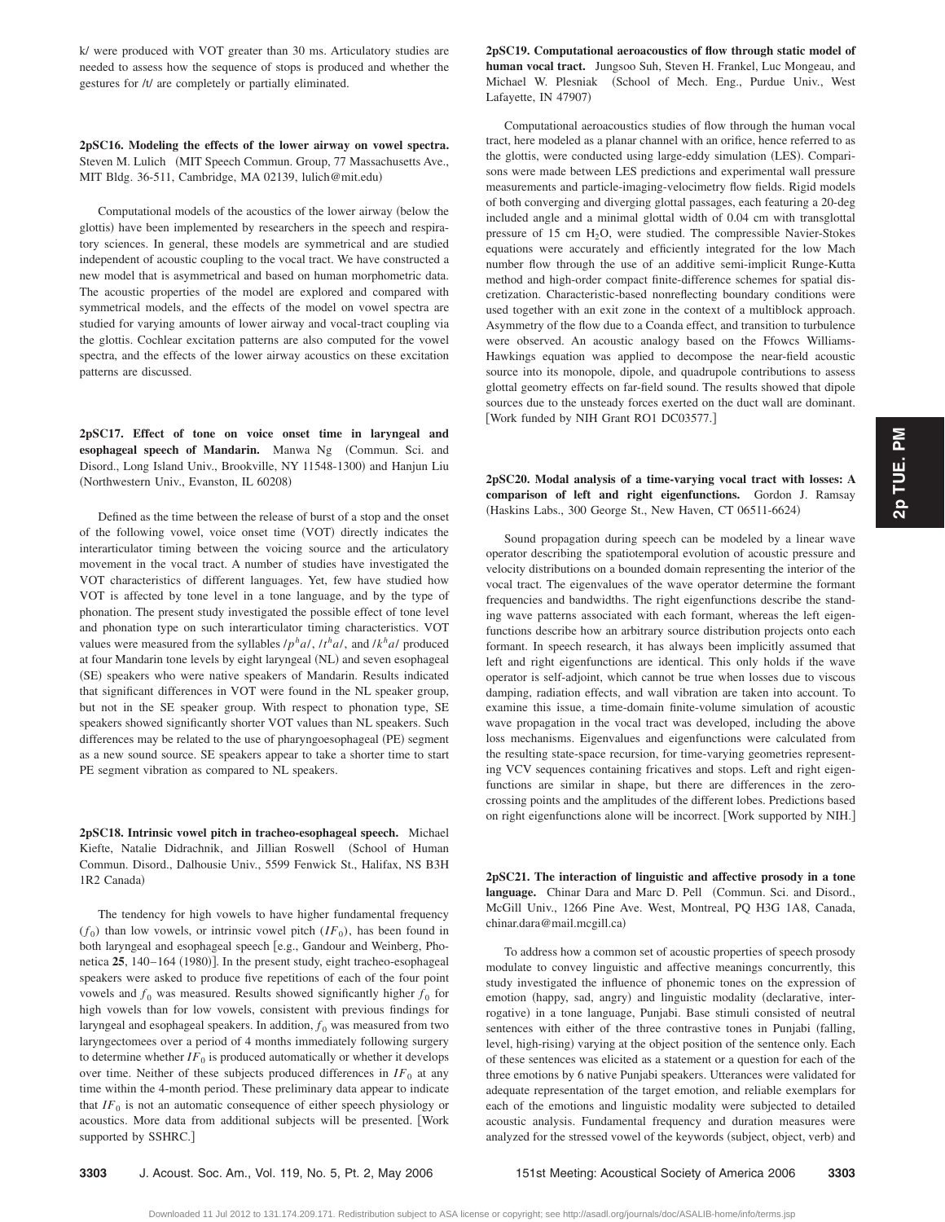k/ were produced with VOT greater than 30 ms. Articulatory studies are needed to assess how the sequence of stops is produced and whether the gestures for /t/ are completely or partially eliminated.

**2pSC16. Modeling the effects of the lower airway on vowel spectra.** Steven M. Lulich (MIT Speech Commun. Group, 77 Massachusetts Ave., MIT Bldg. 36-511, Cambridge, MA 02139, lulich@mit.edu)

Computational models of the acoustics of the lower airway (below the glottis) have been implemented by researchers in the speech and respiratory sciences. In general, these models are symmetrical and are studied independent of acoustic coupling to the vocal tract. We have constructed a new model that is asymmetrical and based on human morphometric data. The acoustic properties of the model are explored and compared with symmetrical models, and the effects of the model on vowel spectra are studied for varying amounts of lower airway and vocal-tract coupling via the glottis. Cochlear excitation patterns are also computed for the vowel spectra, and the effects of the lower airway acoustics on these excitation patterns are discussed.

**2pSC17. Effect of tone on voice onset time in laryngeal and esophageal speech of Mandarin.** Manwa Ng (Commun. Sci. and Disord., Long Island Univ., Brookville, NY 11548-1300) and Hanjun Liu (Northwestern Univ., Evanston, IL 60208)

Defined as the time between the release of burst of a stop and the onset of the following vowel, voice onset time (VOT) directly indicates the interarticulator timing between the voicing source and the articulatory movement in the vocal tract. A number of studies have investigated the VOT characteristics of different languages. Yet, few have studied how VOT is affected by tone level in a tone language, and by the type of phonation. The present study investigated the possible effect of tone level and phonation type on such interarticulator timing characteristics. VOT values were measured from the syllables $/p^h a/$, $/t^h a/$, and $/k^h a/$ produced at four Mandarin tone levels by eight laryngeal (NL) and seven esophageal (SE) speakers who were native speakers of Mandarin. Results indicated that significant differences in VOT were found in the NL speaker group, but not in the SE speaker group. With respect to phonation type, SE speakers showed significantly shorter VOT values than NL speakers. Such differences may be related to the use of pharyngoesophageal (PE) segment as a new sound source. SE speakers appear to take a shorter time to start PE segment vibration as compared to NL speakers.

**2pSC18. Intrinsic vowel pitch in tracheo-esophageal speech.** Michael Kiefte, Natalie Didrachnik, and Jillian Roswell (School of Human Commun. Disord., Dalhousie Univ., 5599 Fenwick St., Halifax, NS B3H 1R2 Canada)

The tendency for high vowels to have higher fundamental frequency ($f_0$) than low vowels, or intrinsic vowel pitch ($IF_0$), has been found in both laryngeal and esophageal speech [e.g., Gandour and Weinberg, Phonetica **25**, 140–164 (1980)]. In the present study, eight tracheo-esophageal speakers were asked to produce five repetitions of each of the four point vowels and $f_0$ was measured. Results showed significantly higher $f_0$ for high vowels than for low vowels, consistent with previous findings for laryngeal and esophageal speakers. In addition, $f_0$ was measured from two laryngectomees over a period of 4 months immediately following surgery to determine whether $IF_0$ is produced automatically or whether it develops over time. Neither of these subjects produced differences in $IF_0$ at any time within the 4-month period. These preliminary data appear to indicate that $IF_0$ is not an automatic consequence of either speech physiology or acoustics. More data from additional subjects will be presented. [Work supported by SSHRC.]

**2pSC19. Computational aeroacoustics of flow through static model of human vocal tract.** Jungsoo Suh, Steven H. Frankel, Luc Mongeau, and Michael W. Plesniak (School of Mech. Eng., Purdue Univ., West Lafayette, IN 47907)

Computational aeroacoustics studies of flow through the human vocal tract, here modeled as a planar channel with an orifice, hence referred to as the glottis, were conducted using large-eddy simulation (LES). Comparisons were made between LES predictions and experimental wall pressure measurements and particle-imaging-velocimetry flow fields. Rigid models of both converging and diverging glottal passages, each featuring a 20-deg included angle and a minimal glottal width of 0.04 cm with transglottal pressure of 15 cm $H_2O$, were studied. The compressible Navier-Stokes equations were accurately and efficiently integrated for the low Mach number flow through the use of an additive semi-implicit Runge-Kutta method and high-order compact finite-difference schemes for spatial discretization. Characteristic-based nonreflecting boundary conditions were used together with an exit zone in the context of a multiblock approach. Asymmetry of the flow due to a Coanda effect, and transition to turbulence were observed. An acoustic analogy based on the Ffowcs Williams-Hawkings equation was applied to decompose the near-field acoustic source into its monopole, dipole, and quadrupole contributions to assess glottal geometry effects on far-field sound. The results showed that dipole sources due to the unsteady forces exerted on the duct wall are dominant. [Work funded by NIH Grant RO1 DC03577.]

**2pSC20. Modal analysis of a time-varying vocal tract with losses: A comparison of left and right eigenfunctions.** Gordon J. Ramsay (Haskins Labs., 300 George St., New Haven, CT 06511-6624)

Sound propagation during speech can be modeled by a linear wave operator describing the spatiotemporal evolution of acoustic pressure and velocity distributions on a bounded domain representing the interior of the vocal tract. The eigenvalues of the wave operator determine the formant frequencies and bandwidths. The right eigenfunctions describe the standing wave patterns associated with each formant, whereas the left eigenfunctions describe how an arbitrary source distribution projects onto each formant. In speech research, it has always been implicitly assumed that left and right eigenfunctions are identical. This only holds if the wave operator is self-adjoint, which cannot be true when losses due to viscous damping, radiation effects, and wall vibration are taken into account. To examine this issue, a time-domain finite-volume simulation of acoustic wave propagation in the vocal tract was developed, including the above loss mechanisms. Eigenvalues and eigenfunctions were calculated from the resulting state-space recursion, for time-varying geometries representing VCV sequences containing fricatives and stops. Left and right eigenfunctions are similar in shape, but there are differences in the zero-crossing points and the amplitudes of the different lobes. Predictions based on right eigenfunctions alone will be incorrect. [Work supported by NIH.]

**2pSC21. The interaction of linguistic and affective prosody in a tone language.** Chinar Dara and Marc D. Pell (Commun. Sci. and Disord., McGill Univ., 1266 Pine Ave. West, Montreal, PQ H3G 1A8, Canada, chinar.dara@mail.mcgill.ca)

To address how a common set of acoustic properties of speech prosody modulate to convey linguistic and affective meanings concurrently, this study investigated the influence of phonemic tones on the expression of emotion (happy, sad, angry) and linguistic modality (declarative, interrogative) in a tone language, Punjabi. Base stimuli consisted of neutral sentences with either of the three contrastive tones in Punjabi (falling, level, high-rising) varying at the object position of the sentence only. Each of these sentences was elicited as a statement or a question for each of the three emotions by 6 native Punjabi speakers. Utterances were validated for adequate representation of the target emotion, and reliable exemplars for each of the emotions and linguistic modality were subjected to detailed acoustic analysis. Fundamental frequency and duration measures were analyzed for the stressed vowel of the keywords (subject, object, verb) and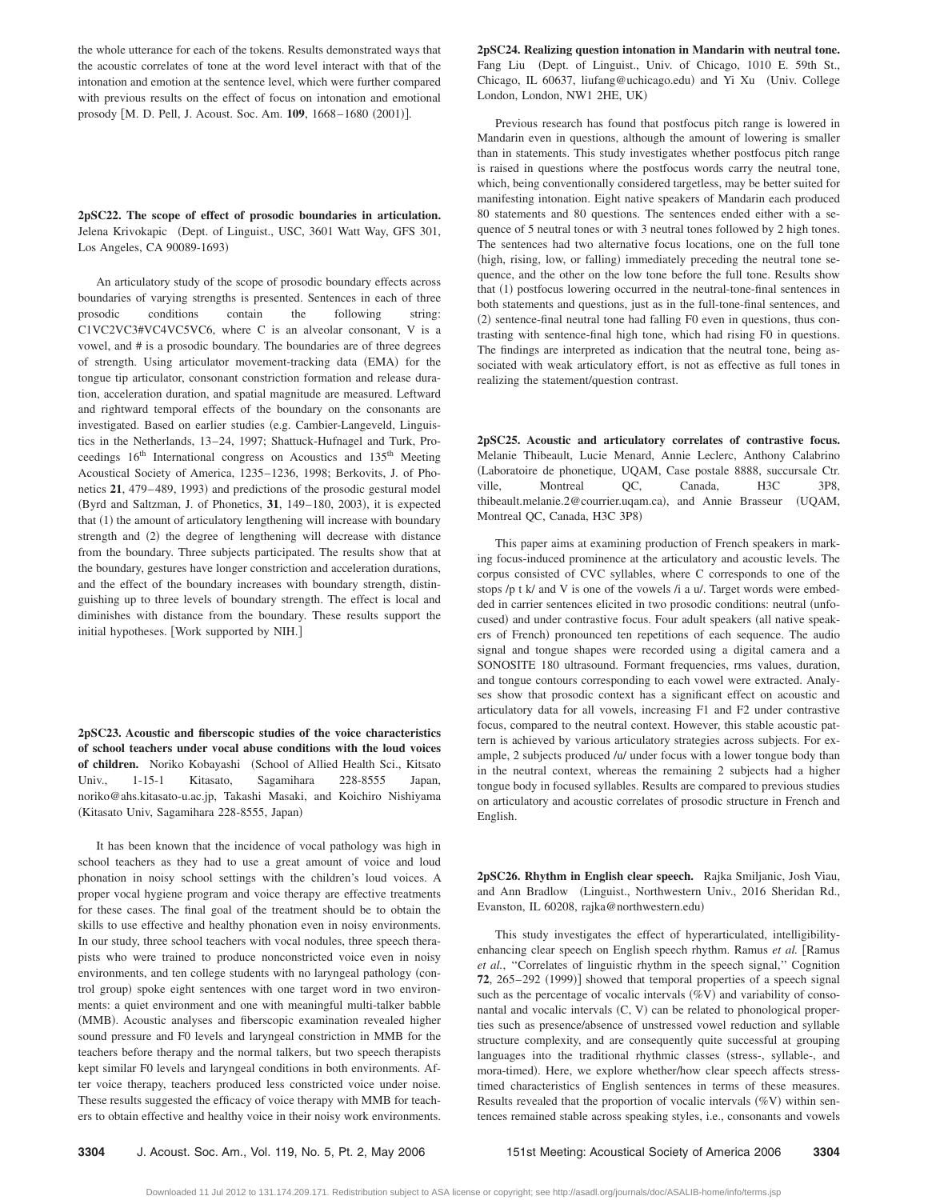the whole utterance for each of the tokens. Results demonstrated ways that the acoustic correlates of tone at the word level interact with that of the intonation and emotion at the sentence level, which were further compared with previous results on the effect of focus on intonation and emotional prosody [M. D. Pell, J. Acoust. Soc. Am. **109**, 1668–1680 (2001)].

**2pSC22. The scope of effect of prosodic boundaries in articulation.** Jelena Krivokapic (Dept. of Linguist., USC, 3601 Watt Way, GFS 301, Los Angeles, CA 90089-1693)

An articulatory study of the scope of prosodic boundary effects across boundaries of varying strengths is presented. Sentences in each of three prosodic conditions contain the following string: C1VC2VC3#VC4VC5VC6, where C is an alveolar consonant, V is a vowel, and # is a prosodic boundary. The boundaries are of three degrees of strength. Using articulator movement-tracking data (EMA) for the tongue tip articulator, consonant constriction formation and release duration, acceleration duration, and spatial magnitude are measured. Leftward and rightward temporal effects of the boundary on the consonants are investigated. Based on earlier studies (e.g. Cambier-Langeveld, Linguistics in the Netherlands, 13–24, 1997; Shattuck-Hufnagel and Turk, Proceedings 16th International congress on Acoustics and 135th Meeting Acoustical Society of America, 1235–1236, 1998; Berkovits, J. of Phonetics **21**, 479–489, 1993) and predictions of the prosodic gestural model (Byrd and Saltzman, J. of Phonetics, **31**, 149–180, 2003), it is expected that (1) the amount of articulatory lengthening will increase with boundary strength and (2) the degree of lengthening will decrease with distance from the boundary. Three subjects participated. The results show that at the boundary, gestures have longer constriction and acceleration durations, and the effect of the boundary increases with boundary strength, distinguishing up to three levels of boundary strength. The effect is local and diminishes with distance from the boundary. These results support the initial hypotheses. [Work supported by NIH.]

**2pSC23. Acoustic and fiberscopic studies of the voice characteristics of school teachers under vocal abuse conditions with the loud voices of children.** Noriko Kobayashi (School of Allied Health Sci., Kitsato Univ., 1-15-1 Kitasato, Sagamihara 228-8555 Japan, noriko@ahs.kitasato-u.ac.jp, Takashi Masaki, and Koichiro Nishiyama (Kitasato Univ, Sagamihara 228-8555, Japan)

It has been known that the incidence of vocal pathology was high in school teachers as they had to use a great amount of voice and loud phonation in noisy school settings with the children's loud voices. A proper vocal hygiene program and voice therapy are effective treatments for these cases. The final goal of the treatment should be to obtain the skills to use effective and healthy phonation even in noisy environments. In our study, three school teachers with vocal nodules, three speech therapists who were trained to produce nonconstricted voice even in noisy environments, and ten college students with no laryngeal pathology (control group) spoke eight sentences with one target word in two environments: a quiet environment and one with meaningful multi-talker babble (MMB). Acoustic analyses and fiberscopic examination revealed higher sound pressure and F0 levels and laryngeal constriction in MMB for the teachers before therapy and the normal talkers, but two speech therapists kept similar F0 levels and laryngeal conditions in both environments. After voice therapy, teachers produced less constricted voice under noise. These results suggested the efficacy of voice therapy with MMB for teachers to obtain effective and healthy voice in their noisy work environments.

**2pSC24. Realizing question intonation in Mandarin with neutral tone.** Fang Liu (Dept. of Linguist., Univ. of Chicago, 1010 E. 59th St., Chicago, IL 60637, liufang@uchicago.edu) and Yi Xu (Univ. College London, London, NW1 2HE, UK)

Previous research has found that postfocus pitch range is lowered in Mandarin even in questions, although the amount of lowering is smaller than in statements. This study investigates whether postfocus pitch range is raised in questions where the postfocus words carry the neutral tone, which, being conventionally considered targetless, may be better suited for manifesting intonation. Eight native speakers of Mandarin each produced 80 statements and 80 questions. The sentences ended either with a sequence of 5 neutral tones or with 3 neutral tones followed by 2 high tones. The sentences had two alternative focus locations, one on the full tone (high, rising, low, or falling) immediately preceding the neutral tone sequence, and the other on the low tone before the full tone. Results show that (1) postfocus lowering occurred in the neutral-tone-final sentences in both statements and questions, just as in the full-tone-final sentences, and (2) sentence-final neutral tone had falling F0 even in questions, thus contrasting with sentence-final high tone, which had rising F0 in questions. The findings are interpreted as indication that the neutral tone, being associated with weak articulatory effort, is not as effective as full tones in realizing the statement/question contrast.

**2pSC25. Acoustic and articulatory correlates of contrastive focus.** Melanie Thibeault, Lucie Menard, Annie Leclerc, Anthony Calabrino (Laboratoire de phonetique, UQAM, Case postale 8888, succursale Ctr. ville, Montreal QC, Canada, H3C 3P8, thibeault.melanie.2@courrier.uqam.ca), and Annie Brasseur (UQAM, Montreal QC, Canada, H3C 3P8)

This paper aims at examining production of French speakers in marking focus-induced prominence at the articulatory and acoustic levels. The corpus consisted of CVC syllables, where C corresponds to one of the stops /p t k/ and V is one of the vowels /i a u/. Target words were embedded in carrier sentences elicited in two prosodic conditions: neutral (unfocused) and under contrastive focus. Four adult speakers (all native speakers of French) pronounced ten repetitions of each sequence. The audio signal and tongue shapes were recorded using a digital camera and a SONOSITE 180 ultrasound. Formant frequencies, rms values, duration, and tongue contours corresponding to each vowel were extracted. Analyses show that prosodic context has a significant effect on acoustic and articulatory data for all vowels, increasing F1 and F2 under contrastive focus, compared to the neutral context. However, this stable acoustic pattern is achieved by various articulatory strategies across subjects. For example, 2 subjects produced /u/ under focus with a lower tongue body than in the neutral context, whereas the remaining 2 subjects had a higher tongue body in focused syllables. Results are compared to previous studies on articulatory and acoustic correlates of prosodic structure in French and English.

**2pSC26. Rhythm in English clear speech.** Rajka Smiljanic, Josh Viau, and Ann Bradlow (Linguist., Northwestern Univ., 2016 Sheridan Rd., Evanston, IL 60208, rajka@northwestern.edu)

This study investigates the effect of hyperarticulated, intelligibility-enhancing clear speech on English speech rhythm. Ramus *et al.* [Ramus *et al.*, "Correlates of linguistic rhythm in the speech signal," Cognition **72**, 265–292 (1999)] showed that temporal properties of a speech signal such as the percentage of vocalic intervals (%V) and variability of consonantal and vocalic intervals (C, V) can be related to phonological properties such as presence/absence of unstressed vowel reduction and syllable structure complexity, and are consequently quite successful at grouping languages into the traditional rhythmic classes (stress-, syllable-, and mora-timed). Here, we explore whether/how clear speech affects stress-timed characteristics of English sentences in terms of these measures. Results revealed that the proportion of vocalic intervals (%V) within sentences remained stable across speaking styles, i.e., consonants and vowels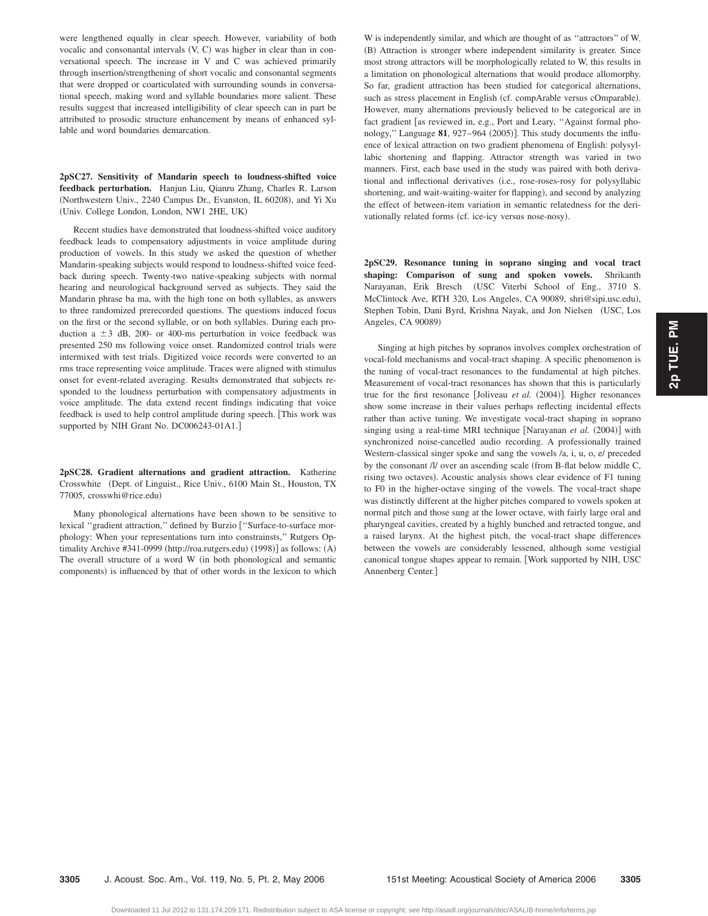were lengthened equally in clear speech. However, variability of both vocalic and consonantal intervals (V, C) was higher in clear than in conversational speech. The increase in V and C was achieved primarily through insertion/strengthening of short vocalic and consonantal segments that were dropped or coarticulated with surrounding sounds in conversational speech, making word and syllable boundaries more salient. These results suggest that increased intelligibility of clear speech can in part be attributed to prosodic structure enhancement by means of enhanced syllable and word boundaries demarcation.

**2pSC27. Sensitivity of Mandarin speech to loudness-shifted voice feedback perturbation.** Hanjun Liu, Qianru Zhang, Charles R. Larson (Northwestern Univ., 2240 Campus Dr., Evanston, IL 60208), and Yi Xu (Univ. College London, London, NW1 2HE, UK)

Recent studies have demonstrated that loudness-shifted voice auditory feedback leads to compensatory adjustments in voice amplitude during production of vowels. In this study we asked the question of whether Mandarin-speaking subjects would respond to loudness-shifted voice feedback during speech. Twenty-two native-speaking subjects with normal hearing and neurological background served as subjects. They said the Mandarin phrase ba ma, with the high tone on both syllables, as answers to three randomized prerecorded questions. The questions induced focus on the first or the second syllable, or on both syllables. During each production a $\pm 3$ dB, 200- or 400-ms perturbation in voice feedback was presented 250 ms following voice onset. Randomized control trials were intermixed with test trials. Digitized voice records were converted to an rms trace representing voice amplitude. Traces were aligned with stimulus onset for event-related averaging. Results demonstrated that subjects responded to the loudness perturbation with compensatory adjustments in voice amplitude. The data extend recent findings indicating that voice feedback is used to help control amplitude during speech. [This work was supported by NIH Grant No. DC006243-01A1.]

**2pSC28. Gradient alternations and gradient attraction.** Katherine Crosswhite (Dept. of Linguist., Rice Univ., 6100 Main St., Houston, TX 77005, crosswhi@rice.edu)

Many phonological alternations have been shown to be sensitive to lexical ''gradient attraction,'' defined by Burzio [''Surface-to-surface morphology: When your representations turn into constraints,'' Rutgers Optimality Archive #341-0999 (http://roa.rutgers.edu) (1998)] as follows: (A) The overall structure of a word W (in both phonological and semantic components) is influenced by that of other words in the lexicon to which W is independently similar, and which are thought of as ''attractors'' of W. (B) Attraction is stronger where independent similarity is greater. Since most strong attractors will be morphologically related to W, this results in a limitation on phonological alternations that would produce allomorphy. So far, gradient attraction has been studied for categorical alternations, such as stress placement in English (cf. compArable versus cOmparable). However, many alternations previously believed to be categorical are in fact gradient [as reviewed in, e.g., Port and Leary, ''Against formal phonology,'' Language **81**, 927–964 (2005)]. This study documents the influence of lexical attraction on two gradient phenomena of English: polysyllabic shortening and flapping. Attractor strength was varied in two manners. First, each base used in the study was paired with both derivational and inflectional derivatives (i.e., rose-roses-rosy for polysyllabic shortening, and wait-waiting-waiter for flapping), and second by analyzing the effect of between-item variation in semantic relatedness for the derivationally related forms (cf. ice-icy versus nose-nosy).

**2pSC29. Resonance tuning in soprano singing and vocal tract shaping: Comparison of sung and spoken vowels.** Shrikanth Narayanan, Erik Bresch (USC Viterbi School of Eng., 3710 S. McClintock Ave, RTH 320, Los Angeles, CA 90089, shri@sipi.usc.edu), Stephen Tobin, Dani Byrd, Krishna Nayak, and Jon Nielsen (USC, Los Angeles, CA 90089)

Singing at high pitches by sopranos involves complex orchestration of vocal-fold mechanisms and vocal-tract shaping. A specific phenomenon is the tuning of vocal-tract resonances to the fundamental at high pitches. Measurement of vocal-tract resonances has shown that this is particularly true for the first resonance [Joliveau *et al.* (2004)]. Higher resonances show some increase in their values perhaps reflecting incidental effects rather than active tuning. We investigate vocal-tract shaping in soprano singing using a real-time MRI technique [Narayanan *et al.* (2004)] with synchronized noise-cancelled audio recording. A professionally trained Western-classical singer spoke and sang the vowels /a, i, u, o, e/ preceded by the consonant /l/ over an ascending scale (from B-flat below middle C, rising two octaves). Acoustic analysis shows clear evidence of F1 tuning to F0 in the higher-octave singing of the vowels. The vocal-tract shape was distinctly different at the higher pitches compared to vowels spoken at normal pitch and those sung at the lower octave, with fairly large oral and pharyngeal cavities, created by a highly bunched and retracted tongue, and a raised larynx. At the highest pitch, the vocal-tract shape differences between the vowels are considerably lessened, although some vestigial canonical tongue shapes appear to remain. [Work supported by NIH, USC Annenberg Center.]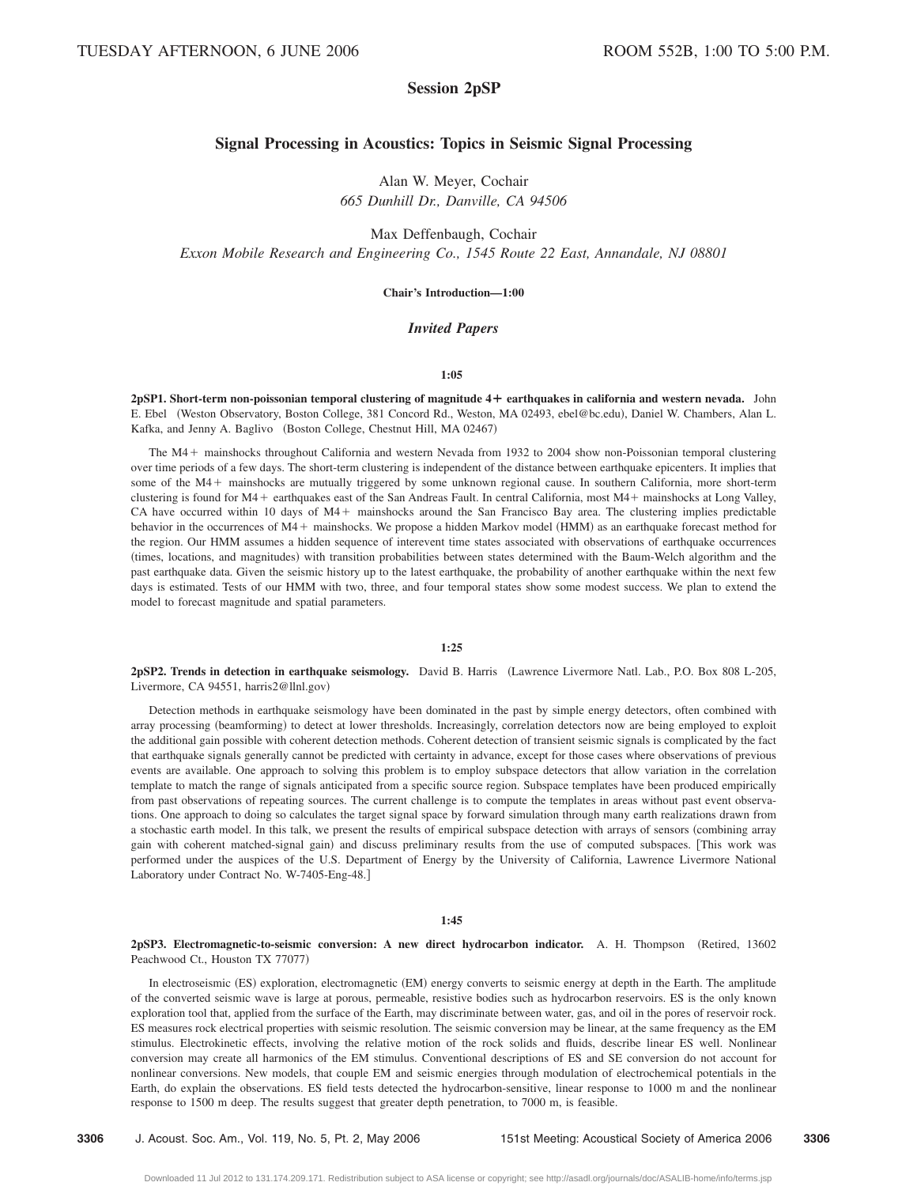# Session 2pSP

## Signal Processing in Acoustics: Topics in Seismic Signal Processing

Alan W. Meyer, Cochair
*665 Dunhill Dr., Danville, CA 94506*

Max Deffenbaugh, Cochair
*Exxon Mobile Research and Engineering Co., 1545 Route 22 East, Annandale, NJ 08801*

**Chair's Introduction—1:00**

### *Invited Papers*

**1:05**

**2pSP1. Short-term non-poissonian temporal clustering of magnitude 4+ earthquakes in california and western nevada.** John E. Ebel (Weston Observatory, Boston College, 381 Concord Rd., Weston, MA 02493, ebel@bc.edu), Daniel W. Chambers, Alan L. Kafka, and Jenny A. Baglivo (Boston College, Chestnut Hill, MA 02467)

The M4+ mainshocks throughout California and western Nevada from 1932 to 2004 show non-Poissonian temporal clustering over time periods of a few days. The short-term clustering is independent of the distance between earthquake epicenters. It implies that some of the M4+ mainshocks are mutually triggered by some unknown regional cause. In southern California, more short-term clustering is found for M4+ earthquakes east of the San Andreas Fault. In central California, most M4+ mainshocks at Long Valley, CA have occurred within 10 days of M4+ mainshocks around the San Francisco Bay area. The clustering implies predictable behavior in the occurrences of M4+ mainshocks. We propose a hidden Markov model (HMM) as an earthquake forecast method for the region. Our HMM assumes a hidden sequence of interevent time states associated with observations of earthquake occurrences (times, locations, and magnitudes) with transition probabilities between states determined with the Baum-Welch algorithm and the past earthquake data. Given the seismic history up to the latest earthquake, the probability of another earthquake within the next few days is estimated. Tests of our HMM with two, three, and four temporal states show some modest success. We plan to extend the model to forecast magnitude and spatial parameters.

**1:25**

**2pSP2. Trends in detection in earthquake seismology.** David B. Harris (Lawrence Livermore Natl. Lab., P.O. Box 808 L-205, Livermore, CA 94551, harris2@llnl.gov)

Detection methods in earthquake seismology have been dominated in the past by simple energy detectors, often combined with array processing (beamforming) to detect at lower thresholds. Increasingly, correlation detectors now are being employed to exploit the additional gain possible with coherent detection methods. Coherent detection of transient seismic signals is complicated by the fact that earthquake signals generally cannot be predicted with certainty in advance, except for those cases where observations of previous events are available. One approach to solving this problem is to employ subspace detectors that allow variation in the correlation template to match the range of signals anticipated from a specific source region. Subspace templates have been produced empirically from past observations of repeating sources. The current challenge is to compute the templates in areas without past event observations. One approach to doing so calculates the target signal space by forward simulation through many earth realizations drawn from a stochastic earth model. In this talk, we present the results of empirical subspace detection with arrays of sensors (combining array gain with coherent matched-signal gain) and discuss preliminary results from the use of computed subspaces. [This work was performed under the auspices of the U.S. Department of Energy by the University of California, Lawrence Livermore National Laboratory under Contract No. W-7405-Eng-48.]

**1:45**

**2pSP3. Electromagnetic-to-seismic conversion: A new direct hydrocarbon indicator.** A. H. Thompson (Retired, 13602 Peachwood Ct., Houston TX 77077)

In electroseismic (ES) exploration, electromagnetic (EM) energy converts to seismic energy at depth in the Earth. The amplitude of the converted seismic wave is large at porous, permeable, resistive bodies such as hydrocarbon reservoirs. ES is the only known exploration tool that, applied from the surface of the Earth, may discriminate between water, gas, and oil in the pores of reservoir rock. ES measures rock electrical properties with seismic resolution. The seismic conversion may be linear, at the same frequency as the EM stimulus. Electrokinetic effects, involving the relative motion of the rock solids and fluids, describe linear ES well. Nonlinear conversion may create all harmonics of the EM stimulus. Conventional descriptions of ES and SE conversion do not account for nonlinear conversions. New models, that couple EM and seismic energies through modulation of electrochemical potentials in the Earth, do explain the observations. ES field tests detected the hydrocarbon-sensitive, linear response to 1000 m and the nonlinear response to 1500 m deep. The results suggest that greater depth penetration, to 7000 m, is feasible.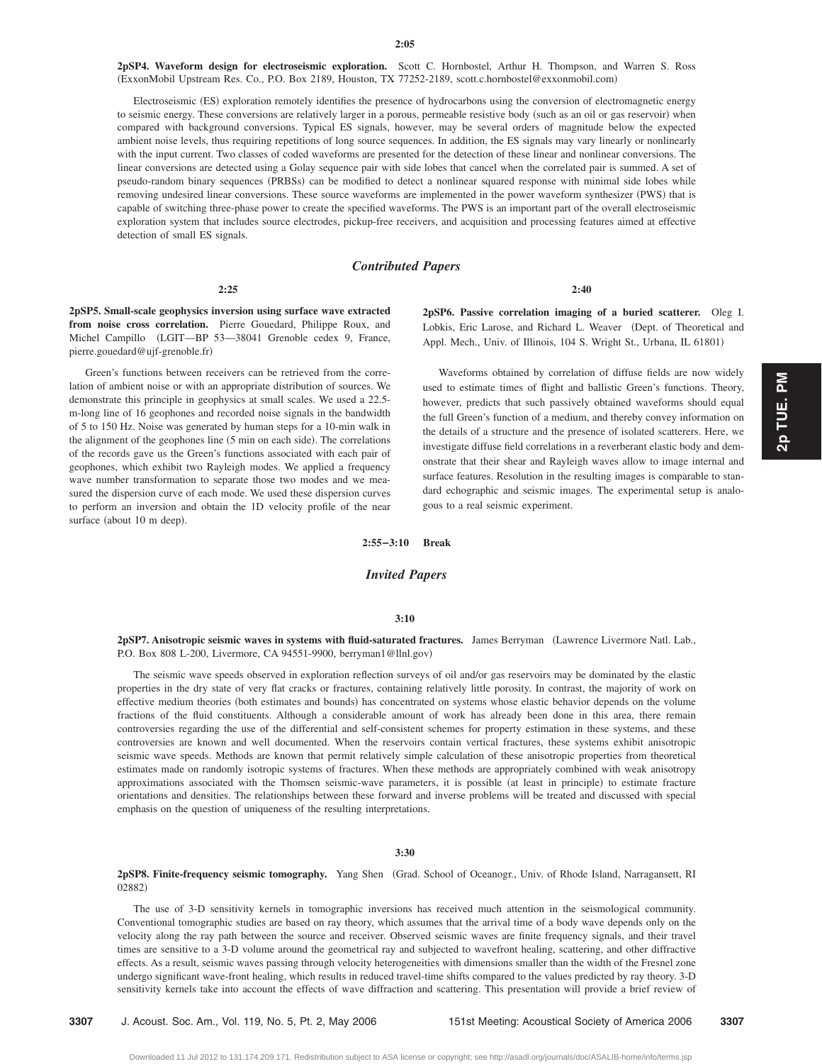**2:05**

**2pSP4. Waveform design for electroseismic exploration.** Scott C. Hornbostel, Arthur H. Thompson, and Warren S. Ross (ExxonMobil Upstream Res. Co., P.O. Box 2189, Houston, TX 77252-2189, scott.c.hornbostel@exxonmobil.com)

Electroseismic (ES) exploration remotely identifies the presence of hydrocarbons using the conversion of electromagnetic energy to seismic energy. These conversions are relatively larger in a porous, permeable resistive body (such as an oil or gas reservoir) when compared with background conversions. Typical ES signals, however, may be several orders of magnitude below the expected ambient noise levels, thus requiring repetitions of long source sequences. In addition, the ES signals may vary linearly or nonlinearly with the input current. Two classes of coded waveforms are presented for the detection of these linear and nonlinear conversions. The linear conversions are detected using a Golay sequence pair with side lobes that cancel when the correlated pair is summed. A set of pseudo-random binary sequences (PRBSs) can be modified to detect a nonlinear squared response with minimal side lobes while removing undesired linear conversions. These source waveforms are implemented in the power waveform synthesizer (PWS) that is capable of switching three-phase power to create the specified waveforms. The PWS is an important part of the overall electroseismic exploration system that includes source electrodes, pickup-free receivers, and acquisition and processing features aimed at effective detection of small ES signals.

## *Contributed Papers*

**2:25**

**2pSP5. Small-scale geophysics inversion using surface wave extracted from noise cross correlation.** Pierre Gouedard, Philippe Roux, and Michel Campillo (LGIT—BP 53—38041 Grenoble cedex 9, France, pierre.gouedard@ujf-grenoble.fr)

Green's functions between receivers can be retrieved from the correlation of ambient noise or with an appropriate distribution of sources. We demonstrate this principle in geophysics at small scales. We used a 22.5-m-long line of 16 geophones and recorded noise signals in the bandwidth of 5 to 150 Hz. Noise was generated by human steps for a 10-min walk in the alignment of the geophones line (5 min on each side). The correlations of the records gave us the Green's functions associated with each pair of geophones, which exhibit two Rayleigh modes. We applied a frequency wave number transformation to separate those two modes and we measured the dispersion curve of each mode. We used these dispersion curves to perform an inversion and obtain the 1D velocity profile of the near surface (about 10 m deep).

**2:40**

**2pSP6. Passive correlation imaging of a buried scatterer.** Oleg I. Lobkis, Eric Larose, and Richard L. Weaver (Dept. of Theoretical and Appl. Mech., Univ. of Illinois, 104 S. Wright St., Urbana, IL 61801)

Waveforms obtained by correlation of diffuse fields are now widely used to estimate times of flight and ballistic Green's functions. Theory, however, predicts that such passively obtained waveforms should equal the full Green's function of a medium, and thereby convey information on the details of a structure and the presence of isolated scatterers. Here, we investigate diffuse field correlations in a reverberant elastic body and demonstrate that their shear and Rayleigh waves allow to image internal and surface features. Resolution in the resulting images is comparable to standard echographic and seismic images. The experimental setup is analogous to a real seismic experiment.

**2:55–3:10 Break**

## *Invited Papers*

**3:10**

**2pSP7. Anisotropic seismic waves in systems with fluid-saturated fractures.** James Berryman (Lawrence Livermore Natl. Lab., P.O. Box 808 L-200, Livermore, CA 94551-9900, berryman1@llnl.gov)

The seismic wave speeds observed in exploration reflection surveys of oil and/or gas reservoirs may be dominated by the elastic properties in the dry state of very flat cracks or fractures, containing relatively little porosity. In contrast, the majority of work on effective medium theories (both estimates and bounds) has concentrated on systems whose elastic behavior depends on the volume fractions of the fluid constituents. Although a considerable amount of work has already been done in this area, there remain controversies regarding the use of the differential and self-consistent schemes for property estimation in these systems, and these controversies are known and well documented. When the reservoirs contain vertical fractures, these systems exhibit anisotropic seismic wave speeds. Methods are known that permit relatively simple calculation of these anisotropic properties from theoretical estimates made on randomly isotropic systems of fractures. When these methods are appropriately combined with weak anisotropy approximations associated with the Thomsen seismic-wave parameters, it is possible (at least in principle) to estimate fracture orientations and densities. The relationships between these forward and inverse problems will be treated and discussed with special emphasis on the question of uniqueness of the resulting interpretations.

**3:30**

**2pSP8. Finite-frequency seismic tomography.** Yang Shen (Grad. School of Oceanogr., Univ. of Rhode Island, Narragansett, RI 02882)

The use of 3-D sensitivity kernels in tomographic inversions has received much attention in the seismological community. Conventional tomographic studies are based on ray theory, which assumes that the arrival time of a body wave depends only on the velocity along the ray path between the source and receiver. Observed seismic waves are finite frequency signals, and their travel times are sensitive to a 3-D volume around the geometrical ray and subjected to wavefront healing, scattering, and other diffractive effects. As a result, seismic waves passing through velocity heterogeneities with dimensions smaller than the width of the Fresnel zone undergo significant wave-front healing, which results in reduced travel-time shifts compared to the values predicted by ray theory. 3-D sensitivity kernels take into account the effects of wave diffraction and scattering. This presentation will provide a brief review of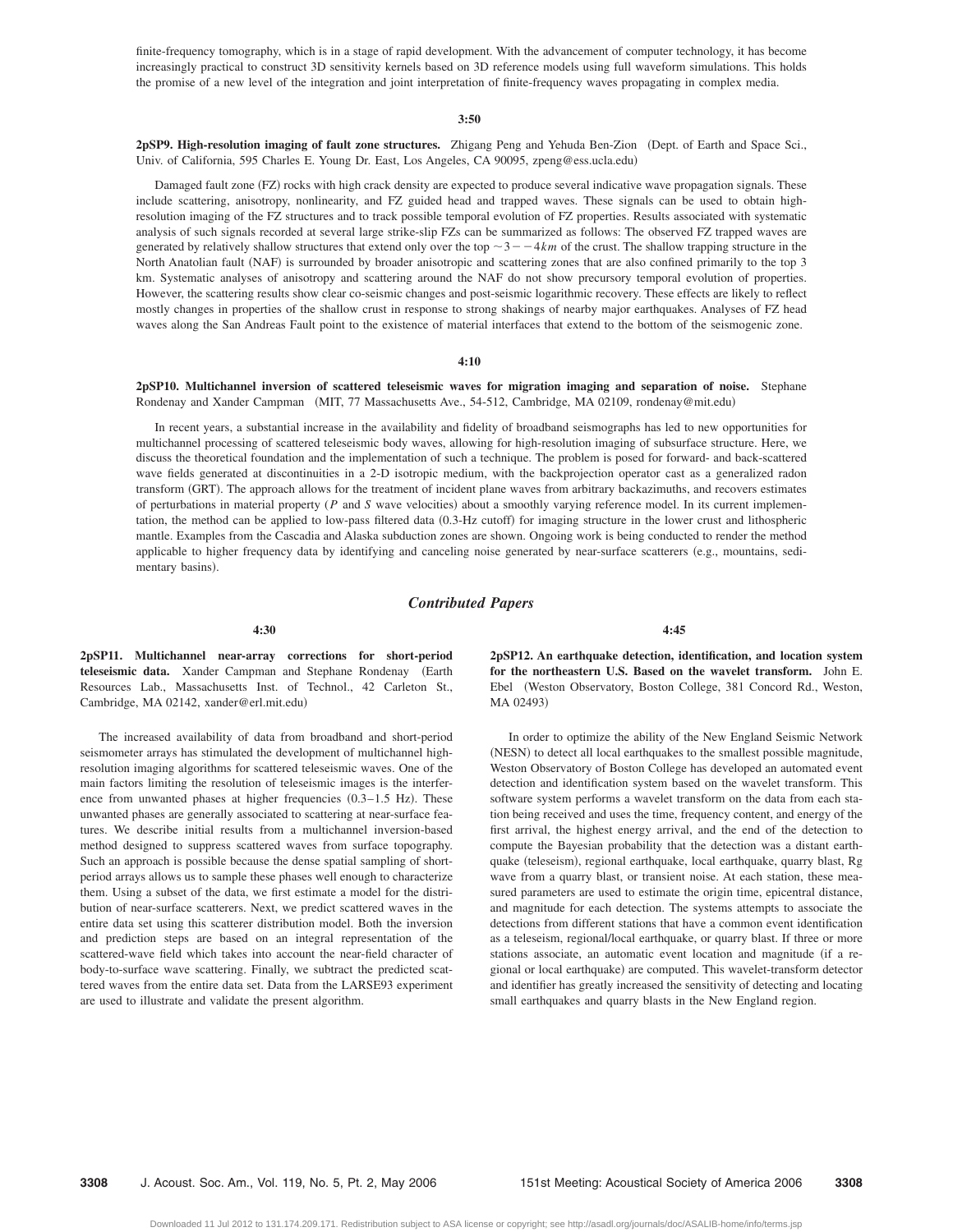finite-frequency tomography, which is in a stage of rapid development. With the advancement of computer technology, it has become increasingly practical to construct 3D sensitivity kernels based on 3D reference models using full waveform simulations. This holds the promise of a new level of the integration and joint interpretation of finite-frequency waves propagating in complex media.

**3:50**

**2pSP9. High-resolution imaging of fault zone structures.** Zhigang Peng and Yehuda Ben-Zion (Dept. of Earth and Space Sci., Univ. of California, 595 Charles E. Young Dr. East, Los Angeles, CA 90095, zpeng@ess.ucla.edu)

Damaged fault zone (FZ) rocks with high crack density are expected to produce several indicative wave propagation signals. These include scattering, anisotropy, nonlinearity, and FZ guided head and trapped waves. These signals can be used to obtain high-resolution imaging of the FZ structures and to track possible temporal evolution of FZ properties. Results associated with systematic analysis of such signals recorded at several large strike-slip FZs can be summarized as follows: The observed FZ trapped waves are generated by relatively shallow structures that extend only over the top $\sim 3 - -4 km$ of the crust. The shallow trapping structure in the North Anatolian fault (NAF) is surrounded by broader anisotropic and scattering zones that are also confined primarily to the top 3 km. Systematic analyses of anisotropy and scattering around the NAF do not show precursory temporal evolution of properties. However, the scattering results show clear co-seismic changes and post-seismic logarithmic recovery. These effects are likely to reflect mostly changes in properties of the shallow crust in response to strong shakings of nearby major earthquakes. Analyses of FZ head waves along the San Andreas Fault point to the existence of material interfaces that extend to the bottom of the seismogenic zone.

**4:10**

**2pSP10. Multichannel inversion of scattered teleseismic waves for migration imaging and separation of noise.** Stephane Rondenay and Xander Campman (MIT, 77 Massachusetts Ave., 54-512, Cambridge, MA 02109, rondenay@mit.edu)

In recent years, a substantial increase in the availability and fidelity of broadband seismographs has led to new opportunities for multichannel processing of scattered teleseismic body waves, allowing for high-resolution imaging of subsurface structure. Here, we discuss the theoretical foundation and the implementation of such a technique. The problem is posed for forward- and back-scattered wave fields generated at discontinuities in a 2-D isotropic medium, with the backprojection operator cast as a generalized radon transform (GRT). The approach allows for the treatment of incident plane waves from arbitrary backazimuths, and recovers estimates of perturbations in material property ($P$ and $S$ wave velocities) about a smoothly varying reference model. In its current implementation, the method can be applied to low-pass filtered data (0.3-Hz cutoff) for imaging structure in the lower crust and lithospheric mantle. Examples from the Cascadia and Alaska subduction zones are shown. Ongoing work is being conducted to render the method applicable to higher frequency data by identifying and canceling noise generated by near-surface scatterers (e.g., mountains, sedimentary basins).

## *Contributed Papers*

**4:30**

**2pSP11. Multichannel near-array corrections for short-period teleseismic data.** Xander Campman and Stephane Rondenay (Earth Resources Lab., Massachusetts Inst. of Technol., 42 Carleton St., Cambridge, MA 02142, xander@erl.mit.edu)

The increased availability of data from broadband and short-period seismometer arrays has stimulated the development of multichannel high-resolution imaging algorithms for scattered teleseismic waves. One of the main factors limiting the resolution of teleseismic images is the interference from unwanted phases at higher frequencies (0.3–1.5 Hz). These unwanted phases are generally associated to scattering at near-surface features. We describe initial results from a multichannel inversion-based method designed to suppress scattered waves from surface topography. Such an approach is possible because the dense spatial sampling of short-period arrays allows us to sample these phases well enough to characterize them. Using a subset of the data, we first estimate a model for the distribution of near-surface scatterers. Next, we predict scattered waves in the entire data set using this scatterer distribution model. Both the inversion and prediction steps are based on an integral representation of the scattered-wave field which takes into account the near-field character of body-to-surface wave scattering. Finally, we subtract the predicted scattered waves from the entire data set. Data from the LARSE93 experiment are used to illustrate and validate the present algorithm.

**4:45**

**2pSP12. An earthquake detection, identification, and location system for the northeastern U.S. Based on the wavelet transform.** John E. Ebel (Weston Observatory, Boston College, 381 Concord Rd., Weston, MA 02493)

In order to optimize the ability of the New England Seismic Network (NESN) to detect all local earthquakes to the smallest possible magnitude, Weston Observatory of Boston College has developed an automated event detection and identification system based on the wavelet transform. This software system performs a wavelet transform on the data from each station being received and uses the time, frequency content, and energy of the first arrival, the highest energy arrival, and the end of the detection to compute the Bayesian probability that the detection was a distant earthquake (teleseism), regional earthquake, local earthquake, quarry blast, Rg wave from a quarry blast, or transient noise. At each station, these measured parameters are used to estimate the origin time, epicentral distance, and magnitude for each detection. The systems attempts to associate the detections from different stations that have a common event identification as a teleseism, regional/local earthquake, or quarry blast. If three or more stations associate, an automatic event location and magnitude (if a regional or local earthquake) are computed. This wavelet-transform detector and identifier has greatly increased the sensitivity of detecting and locating small earthquakes and quarry blasts in the New England region.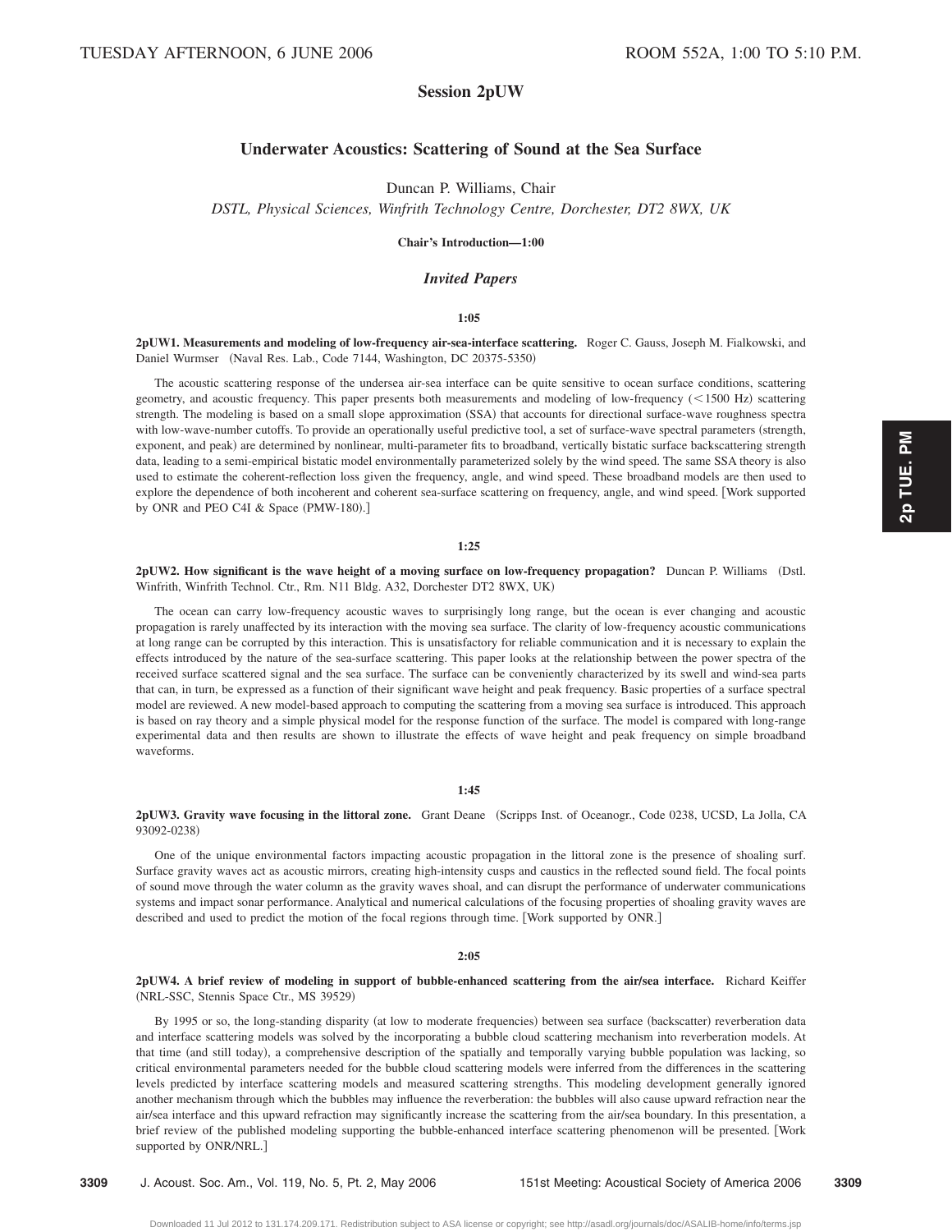# Session 2pUW

## Underwater Acoustics: Scattering of Sound at the Sea Surface

Duncan P. Williams, Chair

*DSTL, Physical Sciences, Winfrith Technology Centre, Dorchester, DT2 8WX, UK*

**Chair's Introduction—1:00**

### *Invited Papers*

**1:05**

**2pUW1. Measurements and modeling of low-frequency air-sea-interface scattering.** Roger C. Gauss, Joseph M. Fialkowski, and Daniel Wurmser (Naval Res. Lab., Code 7144, Washington, DC 20375-5350)

The acoustic scattering response of the undersea air-sea interface can be quite sensitive to ocean surface conditions, scattering geometry, and acoustic frequency. This paper presents both measurements and modeling of low-frequency ($<1500$ Hz) scattering strength. The modeling is based on a small slope approximation (SSA) that accounts for directional surface-wave roughness spectra with low-wave-number cutoffs. To provide an operationally useful predictive tool, a set of surface-wave spectral parameters (strength, exponent, and peak) are determined by nonlinear, multi-parameter fits to broadband, vertically bistatic surface backscattering strength data, leading to a semi-empirical bistatic model environmentally parameterized solely by the wind speed. The same SSA theory is also used to estimate the coherent-reflection loss given the frequency, angle, and wind speed. These broadband models are then used to explore the dependence of both incoherent and coherent sea-surface scattering on frequency, angle, and wind speed. [Work supported by ONR and PEO C4I & Space (PMW-180).]

**1:25**

**2pUW2. How significant is the wave height of a moving surface on low-frequency propagation?** Duncan P. Williams (Dstl. Winfrith, Winfrith Technol. Ctr., Rm. N11 Bldg. A32, Dorchester DT2 8WX, UK)

The ocean can carry low-frequency acoustic waves to surprisingly long range, but the ocean is ever changing and acoustic propagation is rarely unaffected by its interaction with the moving sea surface. The clarity of low-frequency acoustic communications at long range can be corrupted by this interaction. This is unsatisfactory for reliable communication and it is necessary to explain the effects introduced by the nature of the sea-surface scattering. This paper looks at the relationship between the power spectra of the received surface scattered signal and the sea surface. The surface can be conveniently characterized by its swell and wind-sea parts that can, in turn, be expressed as a function of their significant wave height and peak frequency. Basic properties of a surface spectral model are reviewed. A new model-based approach to computing the scattering from a moving sea surface is introduced. This approach is based on ray theory and a simple physical model for the response function of the surface. The model is compared with long-range experimental data and then results are shown to illustrate the effects of wave height and peak frequency on simple broadband waveforms.

**1:45**

**2pUW3. Gravity wave focusing in the littoral zone.** Grant Deane (Scripps Inst. of Oceanogr., Code 0238, UCSD, La Jolla, CA 93092-0238)

One of the unique environmental factors impacting acoustic propagation in the littoral zone is the presence of shoaling surf. Surface gravity waves act as acoustic mirrors, creating high-intensity cusps and caustics in the reflected sound field. The focal points of sound move through the water column as the gravity waves shoal, and can disrupt the performance of underwater communications systems and impact sonar performance. Analytical and numerical calculations of the focusing properties of shoaling gravity waves are described and used to predict the motion of the focal regions through time. [Work supported by ONR.]

**2:05**

**2pUW4. A brief review of modeling in support of bubble-enhanced scattering from the air/sea interface.** Richard Keiffer (NRL-SSC, Stennis Space Ctr., MS 39529)

By 1995 or so, the long-standing disparity (at low to moderate frequencies) between sea surface (backscatter) reverberation data and interface scattering models was solved by the incorporating a bubble cloud scattering mechanism into reverberation models. At that time (and still today), a comprehensive description of the spatially and temporally varying bubble population was lacking, so critical environmental parameters needed for the bubble cloud scattering models were inferred from the differences in the scattering levels predicted by interface scattering models and measured scattering strengths. This modeling development generally ignored another mechanism through which the bubbles may influence the reverberation: the bubbles will also cause upward refraction near the air/sea interface and this upward refraction may significantly increase the scattering from the air/sea boundary. In this presentation, a brief review of the published modeling supporting the bubble-enhanced interface scattering phenomenon will be presented. [Work supported by ONR/NRL.]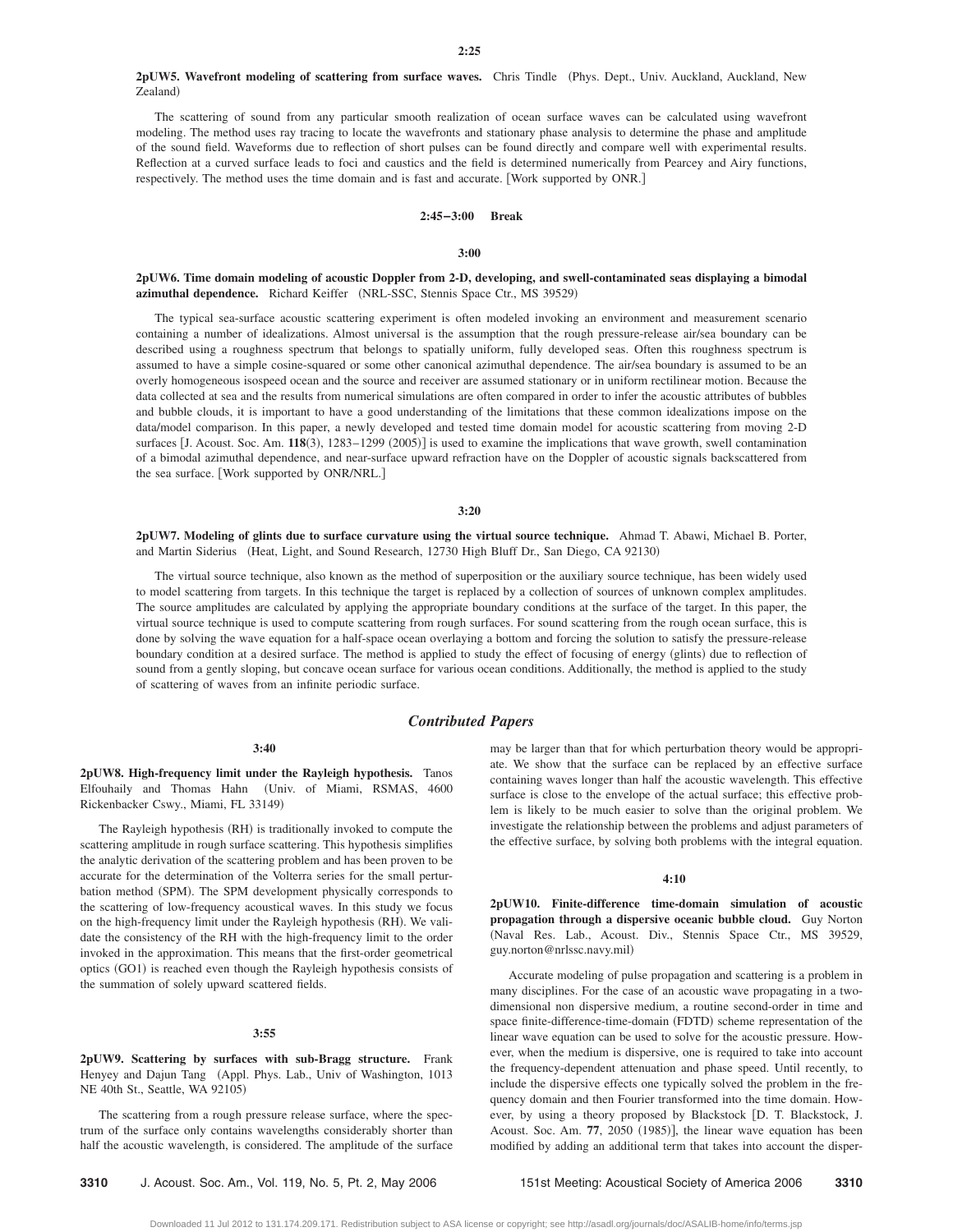**2:25**

**2pUW5. Wavefront modeling of scattering from surface waves.** Chris Tindle (Phys. Dept., Univ. Auckland, Auckland, New Zealand)

The scattering of sound from any particular smooth realization of ocean surface waves can be calculated using wavefront modeling. The method uses ray tracing to locate the wavefronts and stationary phase analysis to determine the phase and amplitude of the sound field. Waveforms due to reflection of short pulses can be found directly and compare well with experimental results. Reflection at a curved surface leads to foci and caustics and the field is determined numerically from Pearcey and Airy functions, respectively. The method uses the time domain and is fast and accurate. [Work supported by ONR.]

**2:45–3:00 Break**

**3:00**

**2pUW6. Time domain modeling of acoustic Doppler from 2-D, developing, and swell-contaminated seas displaying a bimodal azimuthal dependence.** Richard Keiffer (NRL-SSC, Stennis Space Ctr., MS 39529)

The typical sea-surface acoustic scattering experiment is often modeled invoking an environment and measurement scenario containing a number of idealizations. Almost universal is the assumption that the rough pressure-release air/sea boundary can be described using a roughness spectrum that belongs to spatially uniform, fully developed seas. Often this roughness spectrum is assumed to have a simple cosine-squared or some other canonical azimuthal dependence. The air/sea boundary is assumed to be an overly homogeneous isospeed ocean and the source and receiver are assumed stationary or in uniform rectilinear motion. Because the data collected at sea and the results from numerical simulations are often compared in order to infer the acoustic attributes of bubbles and bubble clouds, it is important to have a good understanding of the limitations that these common idealizations impose on the data/model comparison. In this paper, a newly developed and tested time domain model for acoustic scattering from moving 2-D surfaces [J. Acoust. Soc. Am. **118**(3), 1283–1299 (2005)] is used to examine the implications that wave growth, swell contamination of a bimodal azimuthal dependence, and near-surface upward refraction have on the Doppler of acoustic signals backscattered from the sea surface. [Work supported by ONR/NRL.]

**3:20**

**2pUW7. Modeling of glints due to surface curvature using the virtual source technique.** Ahmad T. Abawi, Michael B. Porter, and Martin Siderius (Heat, Light, and Sound Research, 12730 High Bluff Dr., San Diego, CA 92130)

The virtual source technique, also known as the method of superposition or the auxiliary source technique, has been widely used to model scattering from targets. In this technique the target is replaced by a collection of sources of unknown complex amplitudes. The source amplitudes are calculated by applying the appropriate boundary conditions at the surface of the target. In this paper, the virtual source technique is used to compute scattering from rough surfaces. For sound scattering from the rough ocean surface, this is done by solving the wave equation for a half-space ocean overlaying a bottom and forcing the solution to satisfy the pressure-release boundary condition at a desired surface. The method is applied to study the effect of focusing of energy (glints) due to reflection of sound from a gently sloping, but concave ocean surface for various ocean conditions. Additionally, the method is applied to the study of scattering of waves from an infinite periodic surface.

## *Contributed Papers*

**3:40**

**2pUW8. High-frequency limit under the Rayleigh hypothesis.** Tanos Elfouhaily and Thomas Hahn (Univ. of Miami, RSMAS, 4600 Rickenbacker Cswy., Miami, FL 33149)

The Rayleigh hypothesis (RH) is traditionally invoked to compute the scattering amplitude in rough surface scattering. This hypothesis simplifies the analytic derivation of the scattering problem and has been proven to be accurate for the determination of the Volterra series for the small perturbation method (SPM). The SPM development physically corresponds to the scattering of low-frequency acoustical waves. In this study we focus on the high-frequency limit under the Rayleigh hypothesis (RH). We validate the consistency of the RH with the high-frequency limit to the order invoked in the approximation. This means that the first-order geometrical optics (GO1) is reached even though the Rayleigh hypothesis consists of the summation of solely upward scattered fields.

**3:55**

**2pUW9. Scattering by surfaces with sub-Bragg structure.** Frank Henyey and Dajun Tang (Appl. Phys. Lab., Univ of Washington, 1013 NE 40th St., Seattle, WA 92105)

The scattering from a rough pressure release surface, where the spectrum of the surface only contains wavelengths considerably shorter than half the acoustic wavelength, is considered. The amplitude of the surface may be larger than that for which perturbation theory would be appropriate. We show that the surface can be replaced by an effective surface containing waves longer than half the acoustic wavelength. This effective surface is close to the envelope of the actual surface; this effective problem is likely to be much easier to solve than the original problem. We investigate the relationship between the problems and adjust parameters of the effective surface, by solving both problems with the integral equation.

**4:10**

**2pUW10. Finite-difference time-domain simulation of acoustic propagation through a dispersive oceanic bubble cloud.** Guy Norton (Naval Res. Lab., Acoust. Div., Stennis Space Ctr., MS 39529, guy.norton@nrlssc.navy.mil)

Accurate modeling of pulse propagation and scattering is a problem in many disciplines. For the case of an acoustic wave propagating in a two-dimensional non dispersive medium, a routine second-order in time and space finite-difference-time-domain (FDTD) scheme representation of the linear wave equation can be used to solve for the acoustic pressure. However, when the medium is dispersive, one is required to take into account the frequency-dependent attenuation and phase speed. Until recently, to include the dispersive effects one typically solved the problem in the frequency domain and then Fourier transformed into the time domain. However, by using a theory proposed by Blackstock [D. T. Blackstock, J. Acoust. Soc. Am. **77**, 2050 (1985)], the linear wave equation has been modified by adding an additional term that takes into account the disper-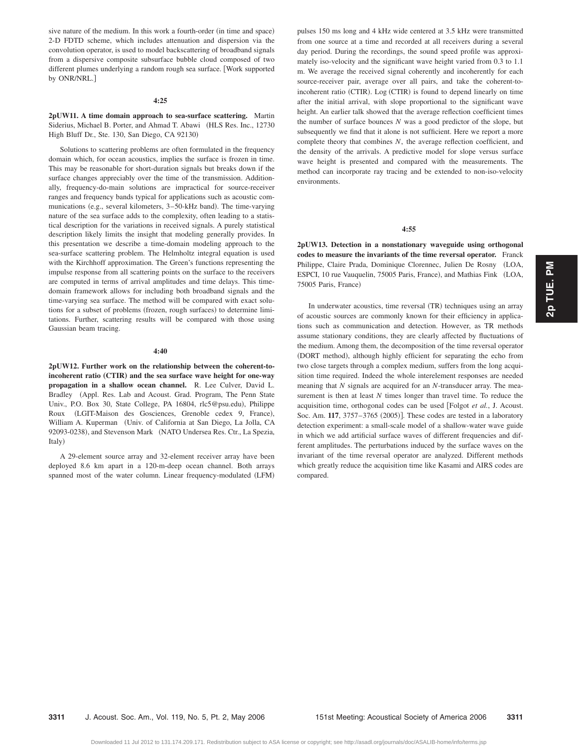sive nature of the medium. In this work a fourth-order (in time and space) 2-D FDTD scheme, which includes attenuation and dispersion via the convolution operator, is used to model backscattering of broadband signals from a dispersive composite subsurface bubble cloud composed of two different plumes underlying a random rough sea surface. [Work supported by ONR/NRL.]

**4:25**

**2pUW11. A time domain approach to sea-surface scattering.** Martin Siderius, Michael B. Porter, and Ahmad T. Abawi (HLS Res. Inc., 12730 High Bluff Dr., Ste. 130, San Diego, CA 92130)

Solutions to scattering problems are often formulated in the frequency domain which, for ocean acoustics, implies the surface is frozen in time. This may be reasonable for short-duration signals but breaks down if the surface changes appreciably over the time of the transmission. Additionally, frequency-do-main solutions are impractical for source-receiver ranges and frequency bands typical for applications such as acoustic communications (e.g., several kilometers, 3–50-kHz band). The time-varying nature of the sea surface adds to the complexity, often leading to a statistical description for the variations in received signals. A purely statistical description likely limits the insight that modeling generally provides. In this presentation we describe a time-domain modeling approach to the sea-surface scattering problem. The Helmholtz integral equation is used with the Kirchhoff approximation. The Green's functions representing the impulse response from all scattering points on the surface to the receivers are computed in terms of arrival amplitudes and time delays. This time-domain framework allows for including both broadband signals and the time-varying sea surface. The method will be compared with exact solutions for a subset of problems (frozen, rough surfaces) to determine limitations. Further, scattering results will be compared with those using Gaussian beam tracing.

**4:40**

**2pUW12. Further work on the relationship between the coherent-to-incoherent ratio (CTIR) and the sea surface wave height for one-way propagation in a shallow ocean channel.** R. Lee Culver, David L. Bradley (Appl. Res. Lab and Acoust. Grad. Program, The Penn State Univ., P.O. Box 30, State College, PA 16804, rlc5@psu.edu), Philippe Roux (LGIT-Maison des Gosciences, Grenoble cedex 9, France), William A. Kuperman (Univ. of California at San Diego, La Jolla, CA 92093-0238), and Stevenson Mark (NATO Undersea Res. Ctr., La Spezia, Italy)

A 29-element source array and 32-element receiver array have been deployed 8.6 km apart in a 120-m-deep ocean channel. Both arrays spanned most of the water column. Linear frequency-modulated (LFM) pulses 150 ms long and 4 kHz wide centered at 3.5 kHz were transmitted from one source at a time and recorded at all receivers during a several day period. During the recordings, the sound speed profile was approximately iso-velocity and the significant wave height varied from 0.3 to 1.1 m. We average the received signal coherently and incoherently for each source-receiver pair, average over all pairs, and take the coherent-to-incoherent ratio (CTIR). Log (CTIR) is found to depend linearly on time after the initial arrival, with slope proportional to the significant wave height. An earlier talk showed that the average reflection coefficient times the number of surface bounces $N$ was a good predictor of the slope, but subsequently we find that it alone is not sufficient. Here we report a more complete theory that combines $N$, the average reflection coefficient, and the density of the arrivals. A predictive model for slope versus surface wave height is presented and compared with the measurements. The method can incorporate ray tracing and be extended to non-iso-velocity environments.

**4:55**

**2pUW13. Detection in a nonstationary waveguide using orthogonal codes to measure the invariants of the time reversal operator.** Franck Philippe, Claire Prada, Dominique Clorennec, Julien De Rosny (LOA, ESPCI, 10 rue Vauquelin, 75005 Paris, France), and Mathias Fink (LOA, 75005 Paris, France)

In underwater acoustics, time reversal (TR) techniques using an array of acoustic sources are commonly known for their efficiency in applications such as communication and detection. However, as TR methods assume stationary conditions, they are clearly affected by fluctuations of the medium. Among them, the decomposition of the time reversal operator (DORT method), although highly efficient for separating the echo from two close targets through a complex medium, suffers from the long acquisition time required. Indeed the whole interelement responses are needed meaning that $N$ signals are acquired for an $N$-transducer array. The measurement is then at least $N$ times longer than travel time. To reduce the acquisition time, orthogonal codes can be used [Folgot *et al.*, J. Acoust. Soc. Am. **117**, 3757–3765 (2005)]. These codes are tested in a laboratory detection experiment: a small-scale model of a shallow-water wave guide in which we add artificial surface waves of different frequencies and different amplitudes. The perturbations induced by the surface waves on the invariant of the time reversal operator are analyzed. Different methods which greatly reduce the acquisition time like Kasami and AIRS codes are compared.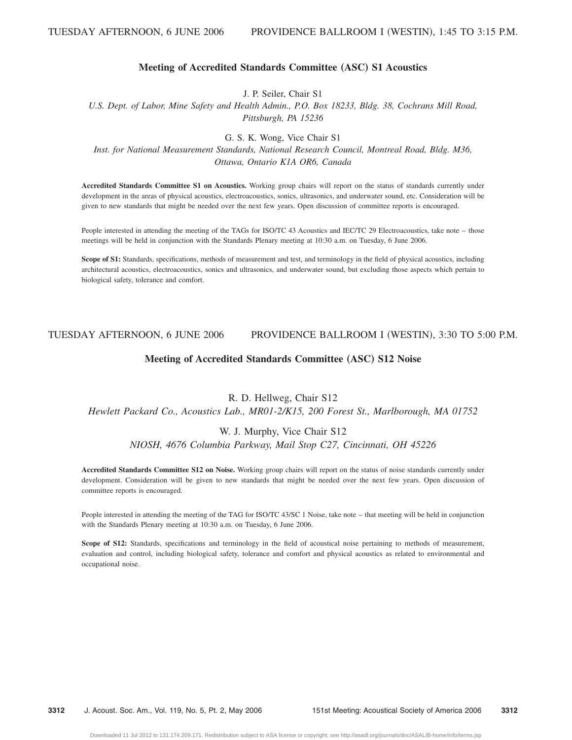TUESDAY AFTERNOON, 6 JUNE 2006 PROVIDENCE BALLROOM I (WESTIN), 1:45 TO 3:15 P.M.

## Meeting of Accredited Standards Committee (ASC) S1 Acoustics

J. P. Seiler, Chair S1

*U.S. Dept. of Labor, Mine Safety and Health Admin., P.O. Box 18233, Bldg. 38, Cochrans Mill Road, Pittsburgh, PA 15236*

G. S. K. Wong, Vice Chair S1

*Inst. for National Measurement Standards, National Research Council, Montreal Road, Bldg. M36, Ottawa, Ontario K1A OR6, Canada*

**Accredited Standards Committee S1 on Acoustics.** Working group chairs will report on the status of standards currently under development in the areas of physical acoustics, electroacoustics, sonics, ultrasonics, and underwater sound, etc. Consideration will be given to new standards that might be needed over the next few years. Open discussion of committee reports is encouraged.

People interested in attending the meeting of the TAGs for ISO/TC 43 Acoustics and IEC/TC 29 Electroacoustics, take note – those meetings will be held in conjunction with the Standards Plenary meeting at 10:30 a.m. on Tuesday, 6 June 2006.

**Scope of S1:** Standards, specifications, methods of measurement and test, and terminology in the field of physical acoustics, including architectural acoustics, electroacoustics, sonics and ultrasonics, and underwater sound, but excluding those aspects which pertain to biological safety, tolerance and comfort.

TUESDAY AFTERNOON, 6 JUNE 2006 PROVIDENCE BALLROOM I (WESTIN), 3:30 TO 5:00 P.M.

## Meeting of Accredited Standards Committee (ASC) S12 Noise

R. D. Hellweg, Chair S12

*Hewlett Packard Co., Acoustics Lab., MR01-2/K15, 200 Forest St., Marlborough, MA 01752*

W. J. Murphy, Vice Chair S12

*NIOSH, 4676 Columbia Parkway, Mail Stop C27, Cincinnati, OH 45226*

**Accredited Standards Committee S12 on Noise.** Working group chairs will report on the status of noise standards currently under development. Consideration will be given to new standards that might be needed over the next few years. Open discussion of committee reports is encouraged.

People interested in attending the meeting of the TAG for ISO/TC 43/SC 1 Noise, take note – that meeting will be held in conjunction with the Standards Plenary meeting at 10:30 a.m. on Tuesday, 6 June 2006.

**Scope of S12:** Standards, specifications and terminology in the field of acoustical noise pertaining to methods of measurement, evaluation and control, including biological safety, tolerance and comfort and physical acoustics as related to environmental and occupational noise.